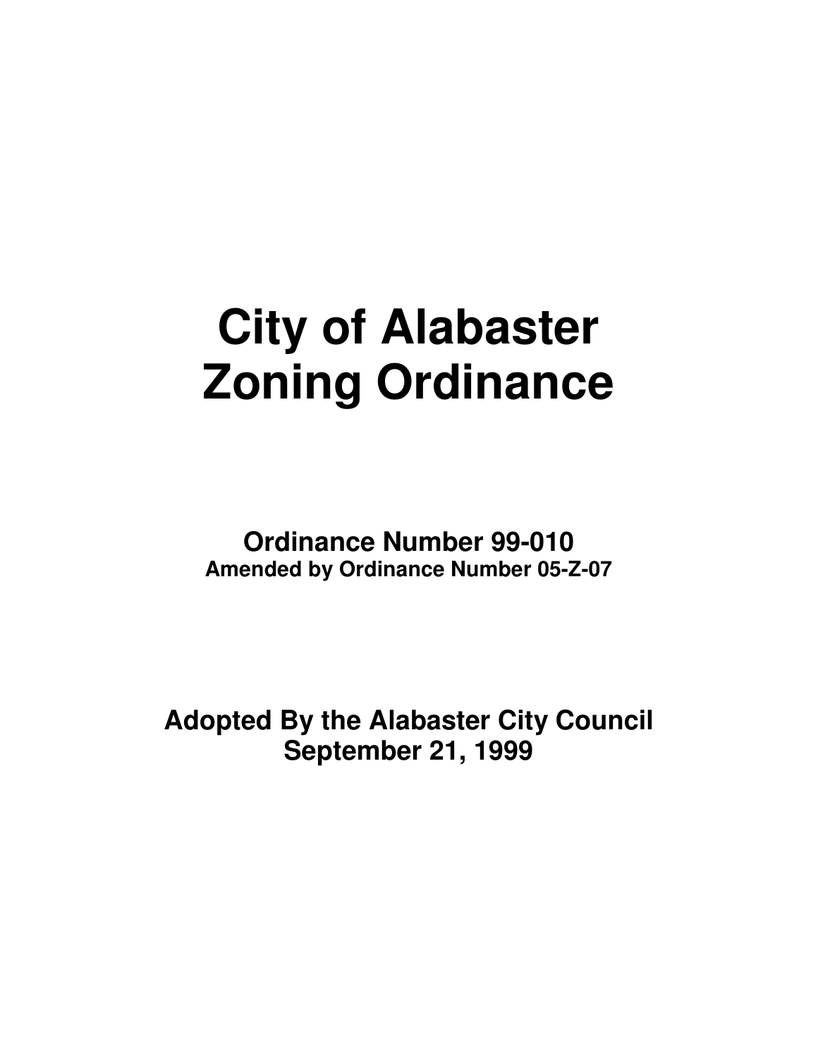# City of Alabaster Zoning Ordinance

**Ordinance Number 99-010**
**Amended by Ordinance Number 05-Z-07**

**Adopted By the Alabaster City Council**
**September 21, 1999**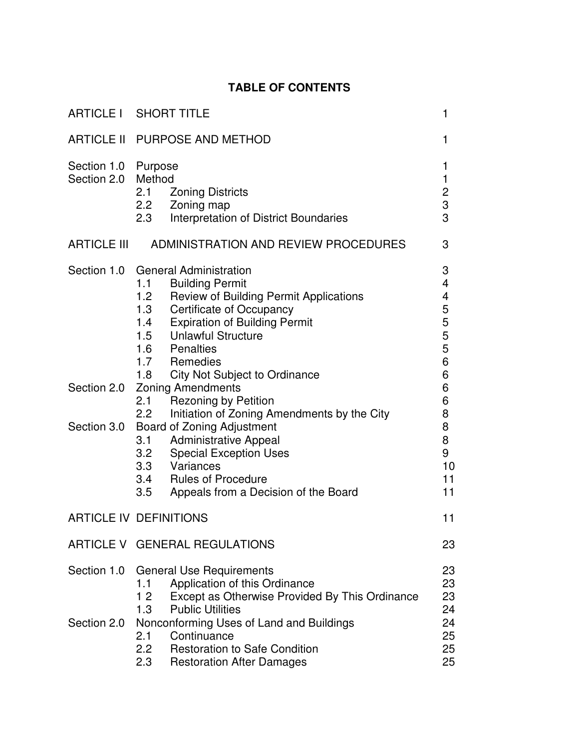## TABLE OF CONTENTS

| | | |
|---|---|---|
| ARTICLE I | SHORT TITLE | 1 |
| ARTICLE II | PURPOSE AND METHOD | 1 |
| Section 1.0 | Purpose | 1 |
| Section 2.0 | Method | 1 |
| | 2.1 Zoning Districts | 2 |
| | 2.2 Zoning map | 3 |
| | 2.3 Interpretation of District Boundaries | 3 |
| ARTICLE III | ADMINISTRATION AND REVIEW PROCEDURES | 3 |
| Section 1.0 | General Administration | 3 |
| | 1.1 Building Permit | 4 |
| | 1.2 Review of Building Permit Applications | 4 |
| | 1.3 Certificate of Occupancy | 5 |
| | 1.4 Expiration of Building Permit | 5 |
| | 1.5 Unlawful Structure | 5 |
| | 1.6 Penalties | 5 |
| | 1.7 Remedies | 6 |
| | 1.8 City Not Subject to Ordinance | 6 |
| Section 2.0 | Zoning Amendments | 6 |
| | 2.1 Rezoning by Petition | 6 |
| | 2.2 Initiation of Zoning Amendments by the City | 8 |
| Section 3.0 | Board of Zoning Adjustment | 8 |
| | 3.1 Administrative Appeal | 8 |
| | 3.2 Special Exception Uses | 9 |
| | 3.3 Variances | 10 |
| | 3.4 Rules of Procedure | 11 |
| | 3.5 Appeals from a Decision of the Board | 11 |
| ARTICLE IV | DEFINITIONS | 11 |
| ARTICLE V | GENERAL REGULATIONS | 23 |
| Section 1.0 | General Use Requirements | 23 |
| | 1.1 Application of this Ordinance | 23 |
| | 1 2 Except as Otherwise Provided By This Ordinance | 23 |
| | 1.3 Public Utilities | 24 |
| Section 2.0 | Nonconforming Uses of Land and Buildings | 24 |
| | 2.1 Continuance | 25 |
| | 2.2 Restoration to Safe Condition | 25 |
| | 2.3 Restoration After Damages | 25 |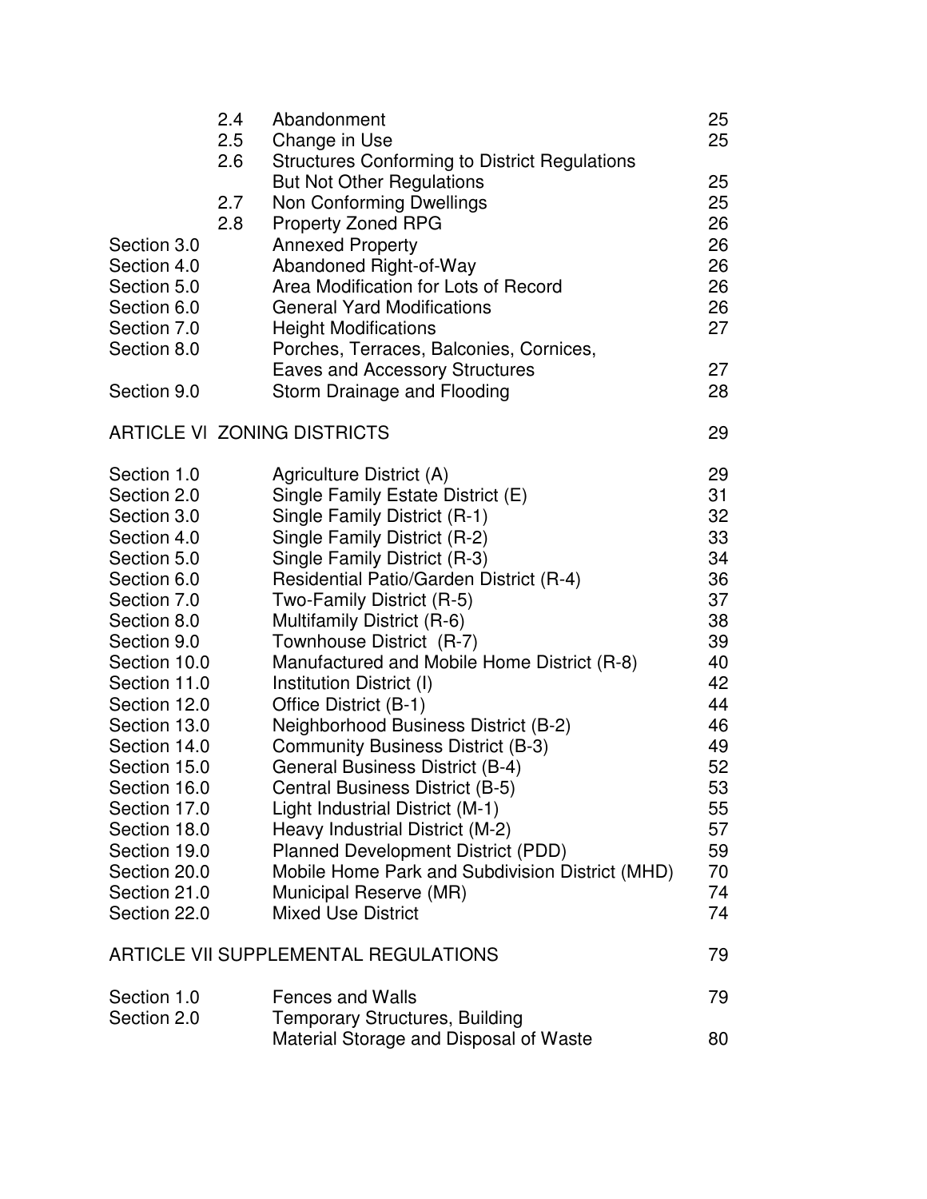| | | | |
|---|---|---|---|
| | 2.4 | Abandonment | 25 |
| | 2.5 | Change in Use | 25 |
| | 2.6 | Structures Conforming to District Regulations But Not Other Regulations | 25 |
| | 2.7 | Non Conforming Dwellings | 25 |
| | 2.8 | Property Zoned RPG | 26 |
| Section 3.0 | | Annexed Property | 26 |
| Section 4.0 | | Abandoned Right-of-Way | 26 |
| Section 5.0 | | Area Modification for Lots of Record | 26 |
| Section 6.0 | | General Yard Modifications | 26 |
| Section 7.0 | | Height Modifications | 27 |
| Section 8.0 | | Porches, Terraces, Balconies, Cornices, Eaves and Accessory Structures | 27 |
| Section 9.0 | | Storm Drainage and Flooding | 28 |

ARTICLE VI ZONING DISTRICTS 29

| | | |
|---|---|---|
| Section 1.0 | Agriculture District (A) | 29 |
| Section 2.0 | Single Family Estate District (E) | 31 |
| Section 3.0 | Single Family District (R-1) | 32 |
| Section 4.0 | Single Family District (R-2) | 33 |
| Section 5.0 | Single Family District (R-3) | 34 |
| Section 6.0 | Residential Patio/Garden District (R-4) | 36 |
| Section 7.0 | Two-Family District (R-5) | 37 |
| Section 8.0 | Multifamily District (R-6) | 38 |
| Section 9.0 | Townhouse District (R-7) | 39 |
| Section 10.0 | Manufactured and Mobile Home District (R-8) | 40 |
| Section 11.0 | Institution District (I) | 42 |
| Section 12.0 | Office District (B-1) | 44 |
| Section 13.0 | Neighborhood Business District (B-2) | 46 |
| Section 14.0 | Community Business District (B-3) | 49 |
| Section 15.0 | General Business District (B-4) | 52 |
| Section 16.0 | Central Business District (B-5) | 53 |
| Section 17.0 | Light Industrial District (M-1) | 55 |
| Section 18.0 | Heavy Industrial District (M-2) | 57 |
| Section 19.0 | Planned Development District (PDD) | 59 |
| Section 20.0 | Mobile Home Park and Subdivision District (MHD) | 70 |
| Section 21.0 | Municipal Reserve (MR) | 74 |
| Section 22.0 | Mixed Use District | 74 |

ARTICLE VII SUPPLEMENTAL REGULATIONS 79

| | | |
|---|---|---|
| Section 1.0 | Fences and Walls | 79 |
| Section 2.0 | Temporary Structures, Building Material Storage and Disposal of Waste | 80 |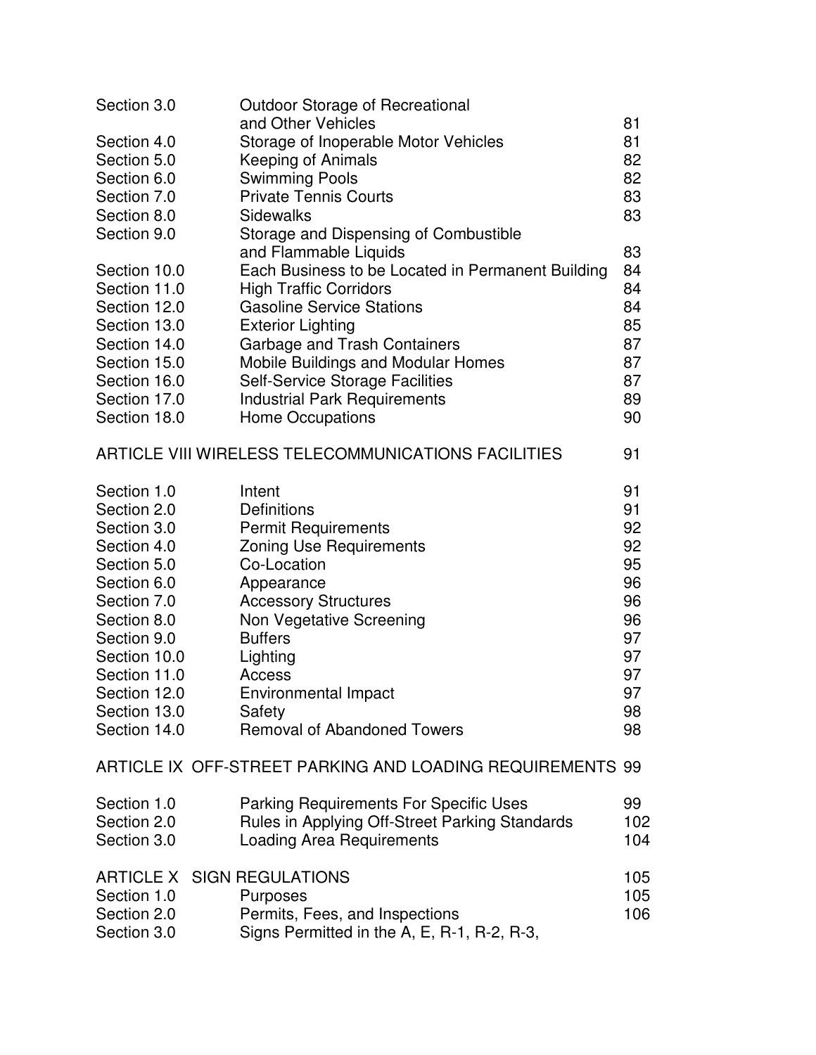| | | |
|---|---|---|
| Section 3.0 | Outdoor Storage of Recreational and Other Vehicles | 81 |
| Section 4.0 | Storage of Inoperable Motor Vehicles | 81 |
| Section 5.0 | Keeping of Animals | 82 |
| Section 6.0 | Swimming Pools | 82 |
| Section 7.0 | Private Tennis Courts | 83 |
| Section 8.0 | Sidewalks | 83 |
| Section 9.0 | Storage and Dispensing of Combustible and Flammable Liquids | 83 |
| Section 10.0 | Each Business to be Located in Permanent Building | 84 |
| Section 11.0 | High Traffic Corridors | 84 |
| Section 12.0 | Gasoline Service Stations | 84 |
| Section 13.0 | Exterior Lighting | 85 |
| Section 14.0 | Garbage and Trash Containers | 87 |
| Section 15.0 | Mobile Buildings and Modular Homes | 87 |
| Section 16.0 | Self-Service Storage Facilities | 87 |
| Section 17.0 | Industrial Park Requirements | 89 |
| Section 18.0 | Home Occupations | 90 |

ARTICLE VIII WIRELESS TELECOMMUNICATIONS FACILITIES 91

| | | |
|---|---|---|
| Section 1.0 | Intent | 91 |
| Section 2.0 | Definitions | 91 |
| Section 3.0 | Permit Requirements | 92 |
| Section 4.0 | Zoning Use Requirements | 92 |
| Section 5.0 | Co-Location | 95 |
| Section 6.0 | Appearance | 96 |
| Section 7.0 | Accessory Structures | 96 |
| Section 8.0 | Non Vegetative Screening | 96 |
| Section 9.0 | Buffers | 97 |
| Section 10.0 | Lighting | 97 |
| Section 11.0 | Access | 97 |
| Section 12.0 | Environmental Impact | 97 |
| Section 13.0 | Safety | 98 |
| Section 14.0 | Removal of Abandoned Towers | 98 |

ARTICLE IX OFF-STREET PARKING AND LOADING REQUIREMENTS 99

| | | |
|---|---|---|
| Section 1.0 | Parking Requirements For Specific Uses | 99 |
| Section 2.0 | Rules in Applying Off-Street Parking Standards | 102 |
| Section 3.0 | Loading Area Requirements | 104 |

ARTICLE X SIGN REGULATIONS 105

| | | |
|---|---|---|
| Section 1.0 | Purposes | 105 |
| Section 2.0 | Permits, Fees, and Inspections | 106 |
| Section 3.0 | Signs Permitted in the A, E, R-1, R-2, R-3, | |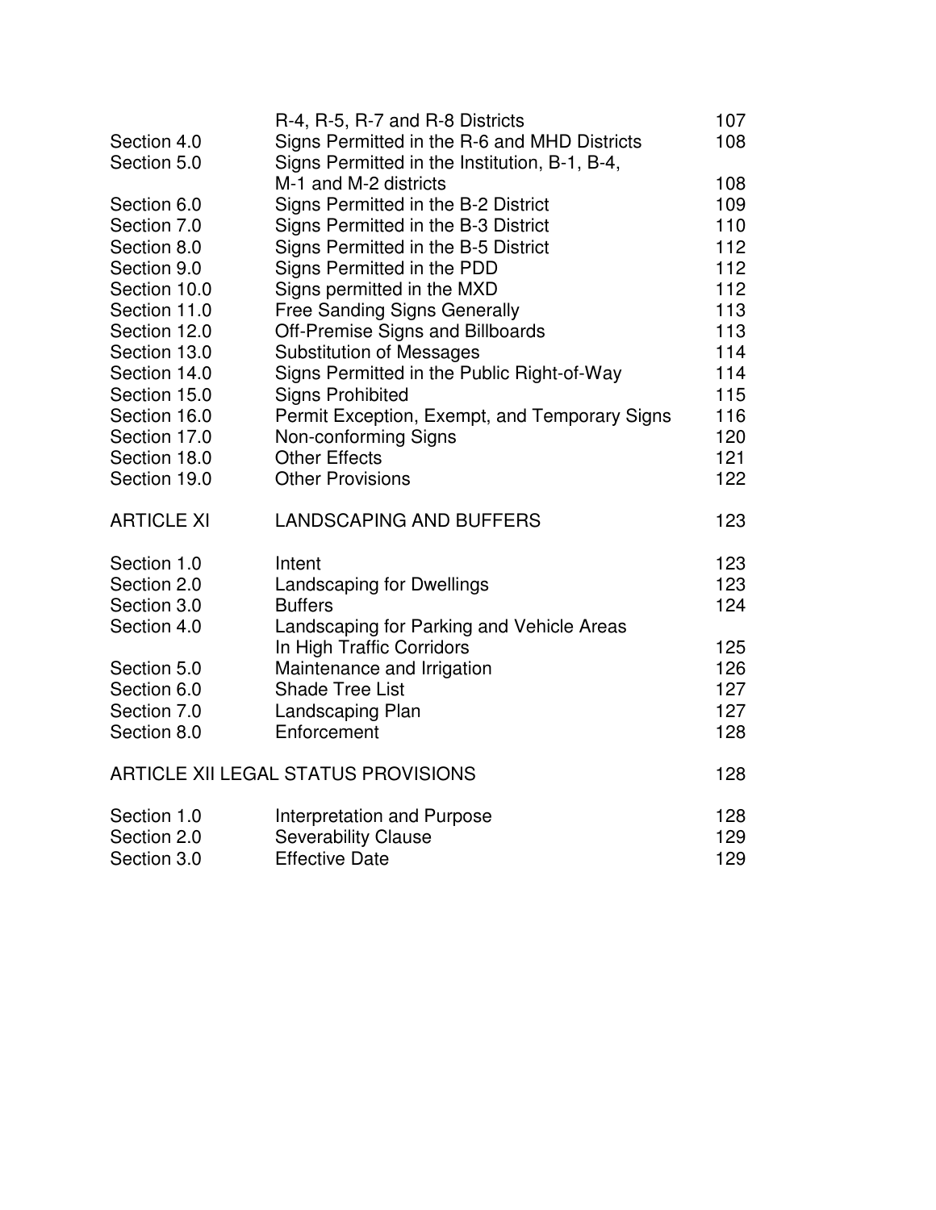| | | |
|---|---|---|
| | R-4, R-5, R-7 and R-8 Districts | 107 |
| Section 4.0 | Signs Permitted in the R-6 and MHD Districts | 108 |
| Section 5.0 | Signs Permitted in the Institution, B-1, B-4, M-1 and M-2 districts | 108 |
| Section 6.0 | Signs Permitted in the B-2 District | 109 |
| Section 7.0 | Signs Permitted in the B-3 District | 110 |
| Section 8.0 | Signs Permitted in the B-5 District | 112 |
| Section 9.0 | Signs Permitted in the PDD | 112 |
| Section 10.0 | Signs permitted in the MXD | 112 |
| Section 11.0 | Free Sanding Signs Generally | 113 |
| Section 12.0 | Off-Premise Signs and Billboards | 113 |
| Section 13.0 | Substitution of Messages | 114 |
| Section 14.0 | Signs Permitted in the Public Right-of-Way | 114 |
| Section 15.0 | Signs Prohibited | 115 |
| Section 16.0 | Permit Exception, Exempt, and Temporary Signs | 116 |
| Section 17.0 | Non-conforming Signs | 120 |
| Section 18.0 | Other Effects | 121 |
| Section 19.0 | Other Provisions | 122 |

| | | |
|---|---|---|
| ARTICLE XI | LANDSCAPING AND BUFFERS | 123 |
| Section 1.0 | Intent | 123 |
| Section 2.0 | Landscaping for Dwellings | 123 |
| Section 3.0 | Buffers | 124 |
| Section 4.0 | Landscaping for Parking and Vehicle Areas In High Traffic Corridors | 125 |
| Section 5.0 | Maintenance and Irrigation | 126 |
| Section 6.0 | Shade Tree List | 127 |
| Section 7.0 | Landscaping Plan | 127 |
| Section 8.0 | Enforcement | 128 |

| | | |
|---|---|---|
| ARTICLE XII | LEGAL STATUS PROVISIONS | 128 |
| Section 1.0 | Interpretation and Purpose | 128 |
| Section 2.0 | Severability Clause | 129 |
| Section 3.0 | Effective Date | 129 |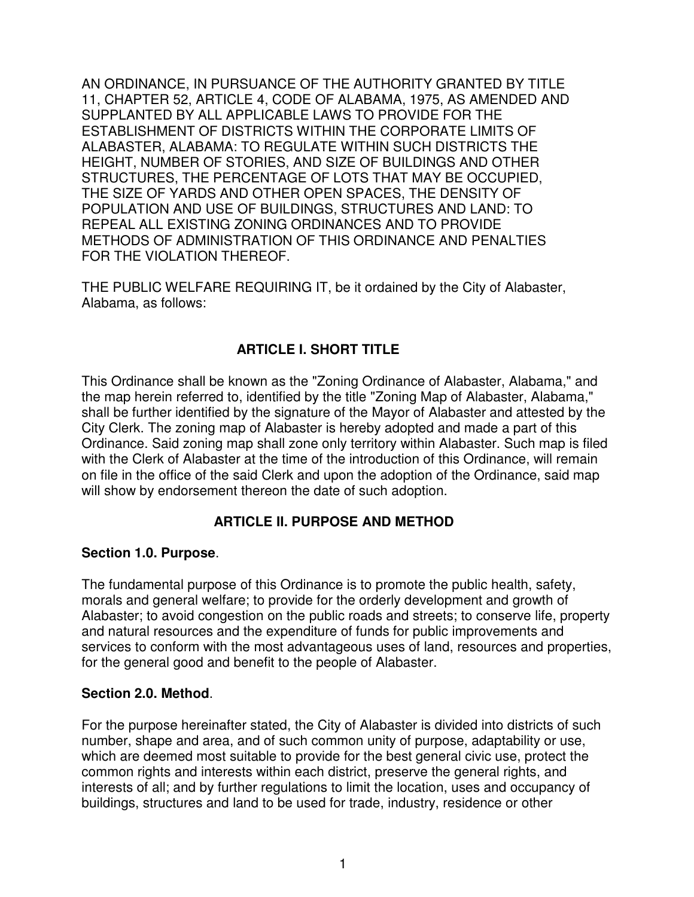AN ORDINANCE, IN PURSUANCE OF THE AUTHORITY GRANTED BY TITLE 11, CHAPTER 52, ARTICLE 4, CODE OF ALABAMA, 1975, AS AMENDED AND SUPPLANTED BY ALL APPLICABLE LAWS TO PROVIDE FOR THE ESTABLISHMENT OF DISTRICTS WITHIN THE CORPORATE LIMITS OF ALABASTER, ALABAMA: TO REGULATE WITHIN SUCH DISTRICTS THE HEIGHT, NUMBER OF STORIES, AND SIZE OF BUILDINGS AND OTHER STRUCTURES, THE PERCENTAGE OF LOTS THAT MAY BE OCCUPIED, THE SIZE OF YARDS AND OTHER OPEN SPACES, THE DENSITY OF POPULATION AND USE OF BUILDINGS, STRUCTURES AND LAND: TO REPEAL ALL EXISTING ZONING ORDINANCES AND TO PROVIDE METHODS OF ADMINISTRATION OF THIS ORDINANCE AND PENALTIES FOR THE VIOLATION THEREOF.

THE PUBLIC WELFARE REQUIRING IT, be it ordained by the City of Alabaster, Alabama, as follows:

## ARTICLE I. SHORT TITLE

This Ordinance shall be known as the "Zoning Ordinance of Alabaster, Alabama," and the map herein referred to, identified by the title "Zoning Map of Alabaster, Alabama," shall be further identified by the signature of the Mayor of Alabaster and attested by the City Clerk. The zoning map of Alabaster is hereby adopted and made a part of this Ordinance. Said zoning map shall zone only territory within Alabaster. Such map is filed with the Clerk of Alabaster at the time of the introduction of this Ordinance, will remain on file in the office of the said Clerk and upon the adoption of the Ordinance, said map will show by endorsement thereon the date of such adoption.

## ARTICLE II. PURPOSE AND METHOD

### Section 1.0. Purpose.

The fundamental purpose of this Ordinance is to promote the public health, safety, morals and general welfare; to provide for the orderly development and growth of Alabaster; to avoid congestion on the public roads and streets; to conserve life, property and natural resources and the expenditure of funds for public improvements and services to conform with the most advantageous uses of land, resources and properties, for the general good and benefit to the people of Alabaster.

### Section 2.0. Method.

For the purpose hereinafter stated, the City of Alabaster is divided into districts of such number, shape and area, and of such common unity of purpose, adaptability or use, which are deemed most suitable to provide for the best general civic use, protect the common rights and interests within each district, preserve the general rights, and interests of all; and by further regulations to limit the location, uses and occupancy of buildings, structures and land to be used for trade, industry, residence or other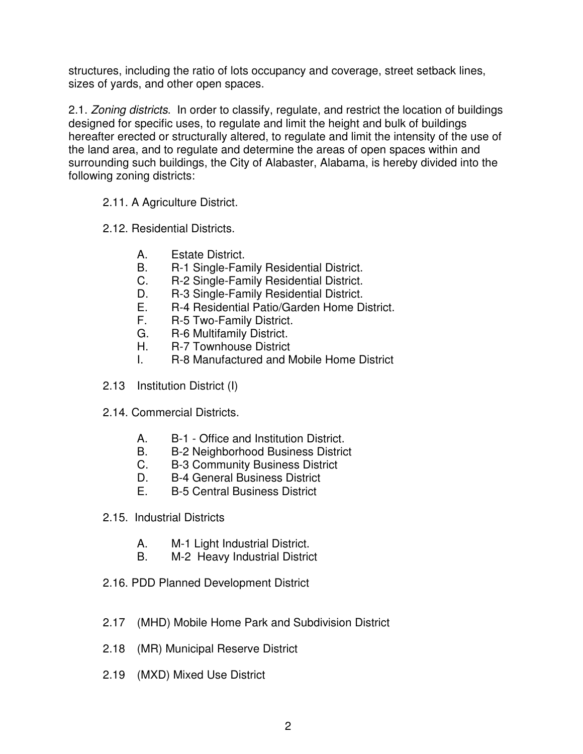structures, including the ratio of lots occupancy and coverage, street setback lines, sizes of yards, and other open spaces.

2.1. *Zoning districts*. In order to classify, regulate, and restrict the location of buildings designed for specific uses, to regulate and limit the height and bulk of buildings hereafter erected or structurally altered, to regulate and limit the intensity of the use of the land area, and to regulate and determine the areas of open spaces within and surrounding such buildings, the City of Alabaster, Alabama, is hereby divided into the following zoning districts:

2.11. A Agriculture District.

2.12. Residential Districts.

A. Estate District.
B. R-1 Single-Family Residential District.
C. R-2 Single-Family Residential District.
D. R-3 Single-Family Residential District.
E. R-4 Residential Patio/Garden Home District.
F. R-5 Two-Family District.
G. R-6 Multifamily District.
H. R-7 Townhouse District
I. R-8 Manufactured and Mobile Home District

2.13 Institution District (I)

2.14. Commercial Districts.

A. B-1 - Office and Institution District.
B. B-2 Neighborhood Business District
C. B-3 Community Business District
D. B-4 General Business District
E. B-5 Central Business District

2.15. Industrial Districts

A. M-1 Light Industrial District.
B. M-2 Heavy Industrial District

2.16. PDD Planned Development District

2.17 (MHD) Mobile Home Park and Subdivision District

2.18 (MR) Municipal Reserve District

2.19 (MXD) Mixed Use District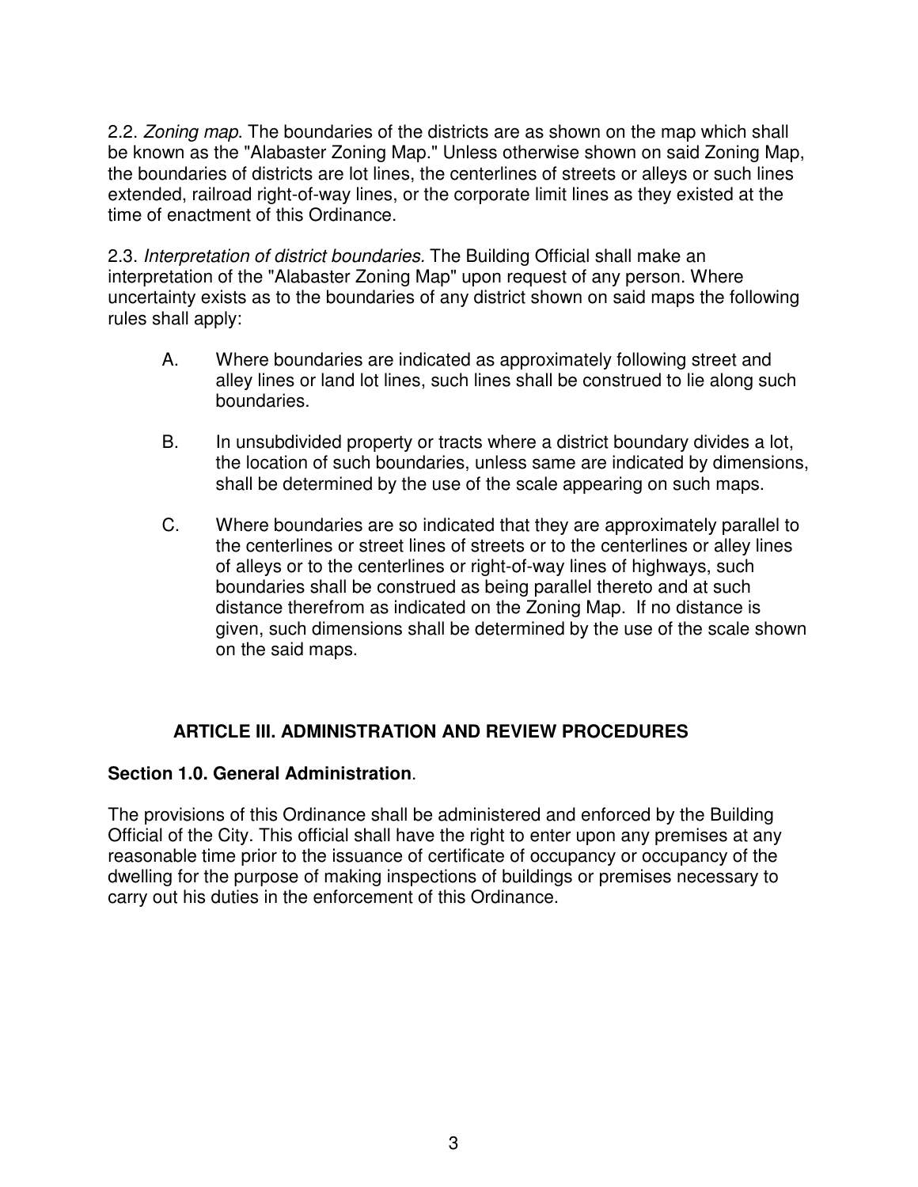2.2. *Zoning map*. The boundaries of the districts are as shown on the map which shall be known as the "Alabaster Zoning Map." Unless otherwise shown on said Zoning Map, the boundaries of districts are lot lines, the centerlines of streets or alleys or such lines extended, railroad right-of-way lines, or the corporate limit lines as they existed at the time of enactment of this Ordinance.

2.3. *Interpretation of district boundaries.* The Building Official shall make an interpretation of the "Alabaster Zoning Map" upon request of any person. Where uncertainty exists as to the boundaries of any district shown on said maps the following rules shall apply:

A. Where boundaries are indicated as approximately following street and alley lines or land lot lines, such lines shall be construed to lie along such boundaries.

B. In unsubdivided property or tracts where a district boundary divides a lot, the location of such boundaries, unless same are indicated by dimensions, shall be determined by the use of the scale appearing on such maps.

C. Where boundaries are so indicated that they are approximately parallel to the centerlines or street lines of streets or to the centerlines or alley lines of alleys or to the centerlines or right-of-way lines of highways, such boundaries shall be construed as being parallel thereto and at such distance therefrom as indicated on the Zoning Map. If no distance is given, such dimensions shall be determined by the use of the scale shown on the said maps.

## ARTICLE III. ADMINISTRATION AND REVIEW PROCEDURES

**Section 1.0. General Administration**.

The provisions of this Ordinance shall be administered and enforced by the Building Official of the City. This official shall have the right to enter upon any premises at any reasonable time prior to the issuance of certificate of occupancy or occupancy of the dwelling for the purpose of making inspections of buildings or premises necessary to carry out his duties in the enforcement of this Ordinance.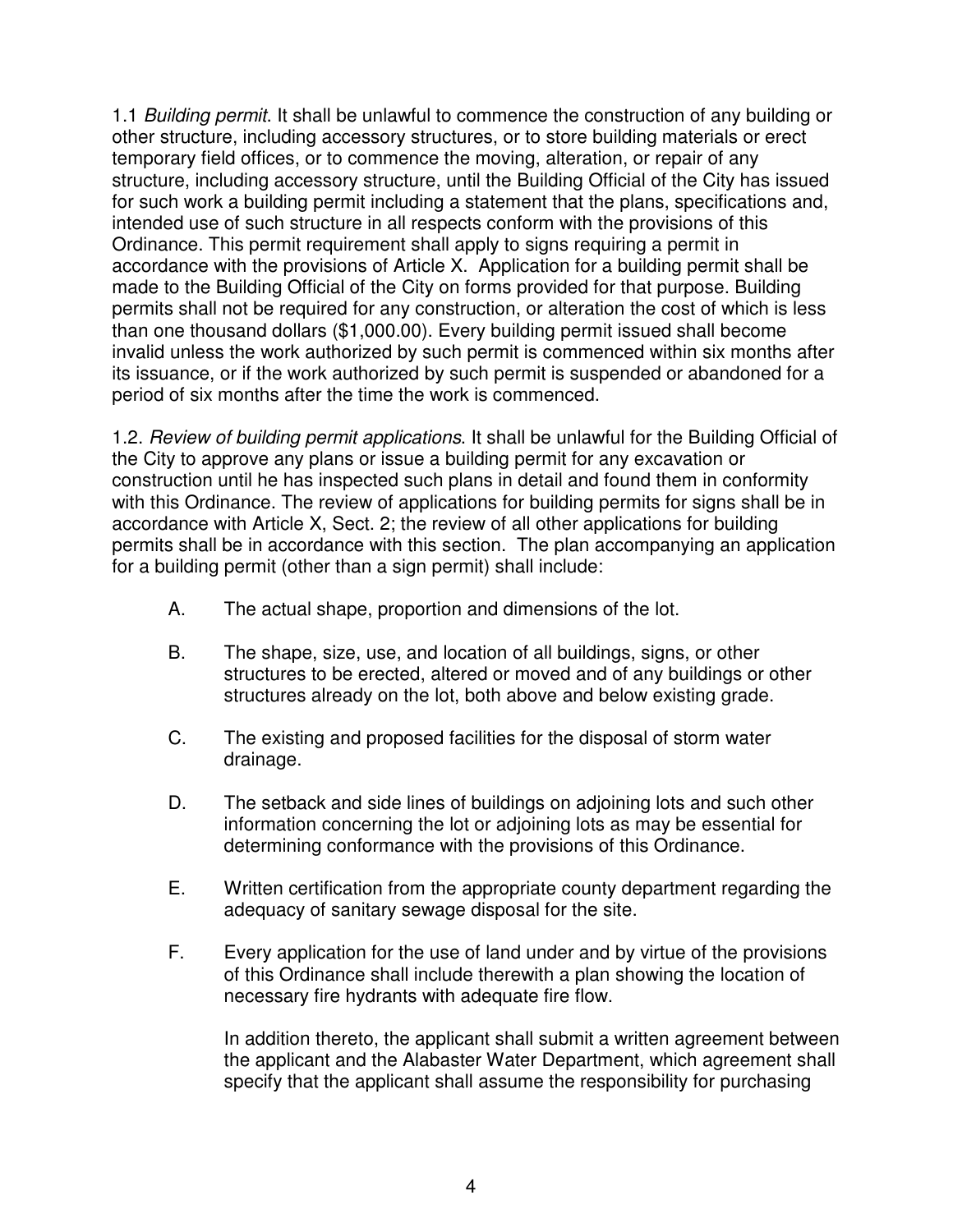1.1 *Building permit*. It shall be unlawful to commence the construction of any building or other structure, including accessory structures, or to store building materials or erect temporary field offices, or to commence the moving, alteration, or repair of any structure, including accessory structure, until the Building Official of the City has issued for such work a building permit including a statement that the plans, specifications and, intended use of such structure in all respects conform with the provisions of this Ordinance. This permit requirement shall apply to signs requiring a permit in accordance with the provisions of Article X. Application for a building permit shall be made to the Building Official of the City on forms provided for that purpose. Building permits shall not be required for any construction, or alteration the cost of which is less than one thousand dollars ($1,000.00). Every building permit issued shall become invalid unless the work authorized by such permit is commenced within six months after its issuance, or if the work authorized by such permit is suspended or abandoned for a period of six months after the time the work is commenced.

1.2. *Review of building permit applications*. It shall be unlawful for the Building Official of the City to approve any plans or issue a building permit for any excavation or construction until he has inspected such plans in detail and found them in conformity with this Ordinance. The review of applications for building permits for signs shall be in accordance with Article X, Sect. 2; the review of all other applications for building permits shall be in accordance with this section. The plan accompanying an application for a building permit (other than a sign permit) shall include:

A. The actual shape, proportion and dimensions of the lot.

B. The shape, size, use, and location of all buildings, signs, or other structures to be erected, altered or moved and of any buildings or other structures already on the lot, both above and below existing grade.

C. The existing and proposed facilities for the disposal of storm water drainage.

D. The setback and side lines of buildings on adjoining lots and such other information concerning the lot or adjoining lots as may be essential for determining conformance with the provisions of this Ordinance.

E. Written certification from the appropriate county department regarding the adequacy of sanitary sewage disposal for the site.

F. Every application for the use of land under and by virtue of the provisions of this Ordinance shall include therewith a plan showing the location of necessary fire hydrants with adequate fire flow.

   In addition thereto, the applicant shall submit a written agreement between the applicant and the Alabaster Water Department, which agreement shall specify that the applicant shall assume the responsibility for purchasing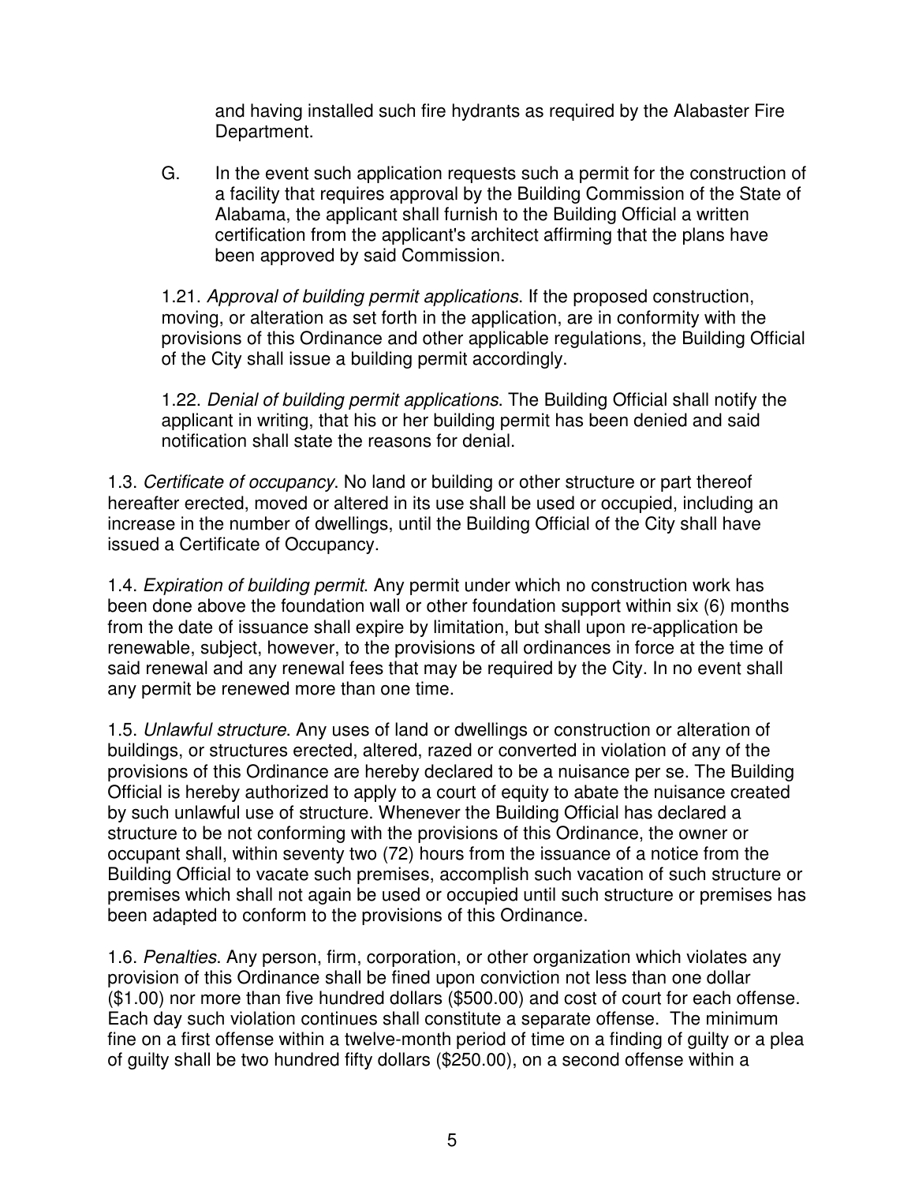and having installed such fire hydrants as required by the Alabaster Fire Department.

G. In the event such application requests such a permit for the construction of a facility that requires approval by the Building Commission of the State of Alabama, the applicant shall furnish to the Building Official a written certification from the applicant's architect affirming that the plans have been approved by said Commission.

1.21. *Approval of building permit applications*. If the proposed construction, moving, or alteration as set forth in the application, are in conformity with the provisions of this Ordinance and other applicable regulations, the Building Official of the City shall issue a building permit accordingly.

1.22. *Denial of building permit applications*. The Building Official shall notify the applicant in writing, that his or her building permit has been denied and said notification shall state the reasons for denial.

1.3. *Certificate of occupancy*. No land or building or other structure or part thereof hereafter erected, moved or altered in its use shall be used or occupied, including an increase in the number of dwellings, until the Building Official of the City shall have issued a Certificate of Occupancy.

1.4. *Expiration of building permit*. Any permit under which no construction work has been done above the foundation wall or other foundation support within six (6) months from the date of issuance shall expire by limitation, but shall upon re-application be renewable, subject, however, to the provisions of all ordinances in force at the time of said renewal and any renewal fees that may be required by the City. In no event shall any permit be renewed more than one time.

1.5. *Unlawful structure*. Any uses of land or dwellings or construction or alteration of buildings, or structures erected, altered, razed or converted in violation of any of the provisions of this Ordinance are hereby declared to be a nuisance per se. The Building Official is hereby authorized to apply to a court of equity to abate the nuisance created by such unlawful use of structure. Whenever the Building Official has declared a structure to be not conforming with the provisions of this Ordinance, the owner or occupant shall, within seventy two (72) hours from the issuance of a notice from the Building Official to vacate such premises, accomplish such vacation of such structure or premises which shall not again be used or occupied until such structure or premises has been adapted to conform to the provisions of this Ordinance.

1.6. *Penalties*. Any person, firm, corporation, or other organization which violates any provision of this Ordinance shall be fined upon conviction not less than one dollar ($1.00) nor more than five hundred dollars ($500.00) and cost of court for each offense. Each day such violation continues shall constitute a separate offense. The minimum fine on a first offense within a twelve-month period of time on a finding of guilty or a plea of guilty shall be two hundred fifty dollars ($250.00), on a second offense within a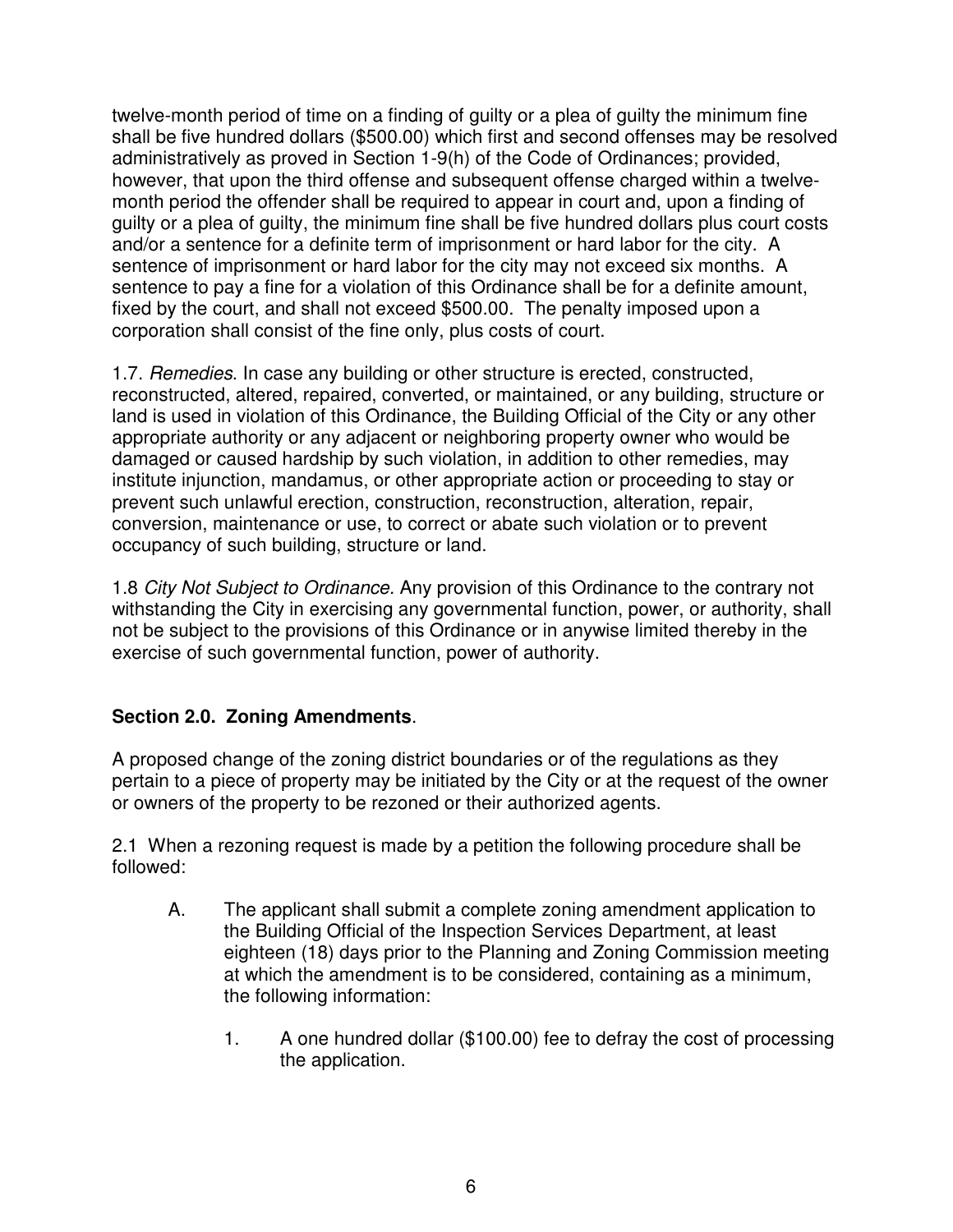twelve-month period of time on a finding of guilty or a plea of guilty the minimum fine shall be five hundred dollars ($500.00) which first and second offenses may be resolved administratively as proved in Section 1-9(h) of the Code of Ordinances; provided, however, that upon the third offense and subsequent offense charged within a twelve-month period the offender shall be required to appear in court and, upon a finding of guilty or a plea of guilty, the minimum fine shall be five hundred dollars plus court costs and/or a sentence for a definite term of imprisonment or hard labor for the city. A sentence of imprisonment or hard labor for the city may not exceed six months. A sentence to pay a fine for a violation of this Ordinance shall be for a definite amount, fixed by the court, and shall not exceed $500.00. The penalty imposed upon a corporation shall consist of the fine only, plus costs of court.

1.7. *Remedies*. In case any building or other structure is erected, constructed, reconstructed, altered, repaired, converted, or maintained, or any building, structure or land is used in violation of this Ordinance, the Building Official of the City or any other appropriate authority or any adjacent or neighboring property owner who would be damaged or caused hardship by such violation, in addition to other remedies, may institute injunction, mandamus, or other appropriate action or proceeding to stay or prevent such unlawful erection, construction, reconstruction, alteration, repair, conversion, maintenance or use, to correct or abate such violation or to prevent occupancy of such building, structure or land.

1.8 *City Not Subject to Ordinance.* Any provision of this Ordinance to the contrary not withstanding the City in exercising any governmental function, power, or authority, shall not be subject to the provisions of this Ordinance or in anywise limited thereby in the exercise of such governmental function, power of authority.

## Section 2.0. Zoning Amendments.

A proposed change of the zoning district boundaries or of the regulations as they pertain to a piece of property may be initiated by the City or at the request of the owner or owners of the property to be rezoned or their authorized agents.

2.1 When a rezoning request is made by a petition the following procedure shall be followed:

A. The applicant shall submit a complete zoning amendment application to the Building Official of the Inspection Services Department, at least eighteen (18) days prior to the Planning and Zoning Commission meeting at which the amendment is to be considered, containing as a minimum, the following information:

1. A one hundred dollar ($100.00) fee to defray the cost of processing the application.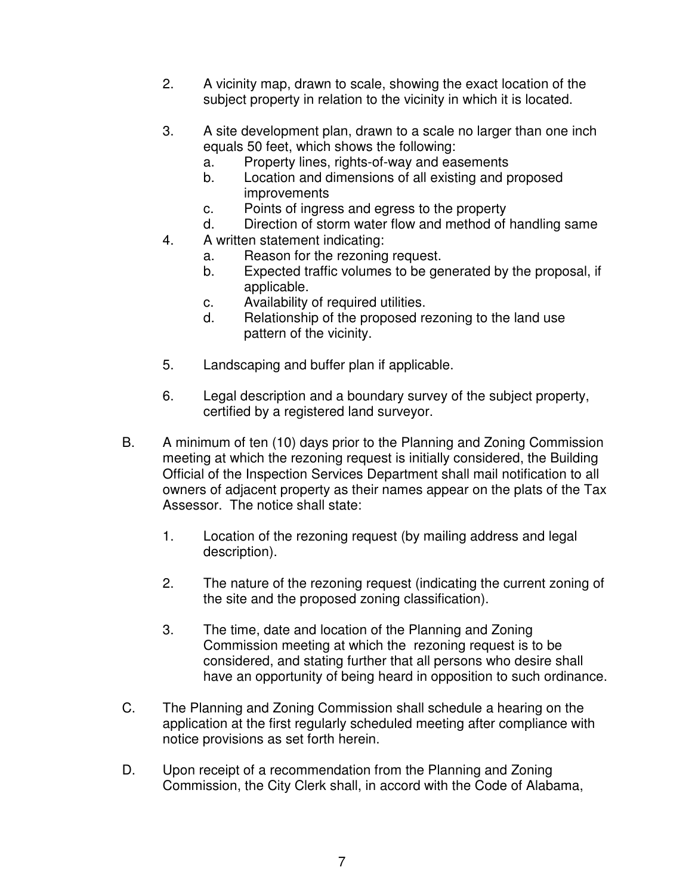2. A vicinity map, drawn to scale, showing the exact location of the subject property in relation to the vicinity in which it is located.

3. A site development plan, drawn to a scale no larger than one inch equals 50 feet, which shows the following:
   a. Property lines, rights-of-way and easements
   b. Location and dimensions of all existing and proposed improvements
   c. Points of ingress and egress to the property
   d. Direction of storm water flow and method of handling same

4. A written statement indicating:
   a. Reason for the rezoning request.
   b. Expected traffic volumes to be generated by the proposal, if applicable.
   c. Availability of required utilities.
   d. Relationship of the proposed rezoning to the land use pattern of the vicinity.

5. Landscaping and buffer plan if applicable.

6. Legal description and a boundary survey of the subject property, certified by a registered land surveyor.

B. A minimum of ten (10) days prior to the Planning and Zoning Commission meeting at which the rezoning request is initially considered, the Building Official of the Inspection Services Department shall mail notification to all owners of adjacent property as their names appear on the plats of the Tax Assessor. The notice shall state:

   1. Location of the rezoning request (by mailing address and legal description).

   2. The nature of the rezoning request (indicating the current zoning of the site and the proposed zoning classification).

   3. The time, date and location of the Planning and Zoning Commission meeting at which the rezoning request is to be considered, and stating further that all persons who desire shall have an opportunity of being heard in opposition to such ordinance.

C. The Planning and Zoning Commission shall schedule a hearing on the application at the first regularly scheduled meeting after compliance with notice provisions as set forth herein.

D. Upon receipt of a recommendation from the Planning and Zoning Commission, the City Clerk shall, in accord with the Code of Alabama,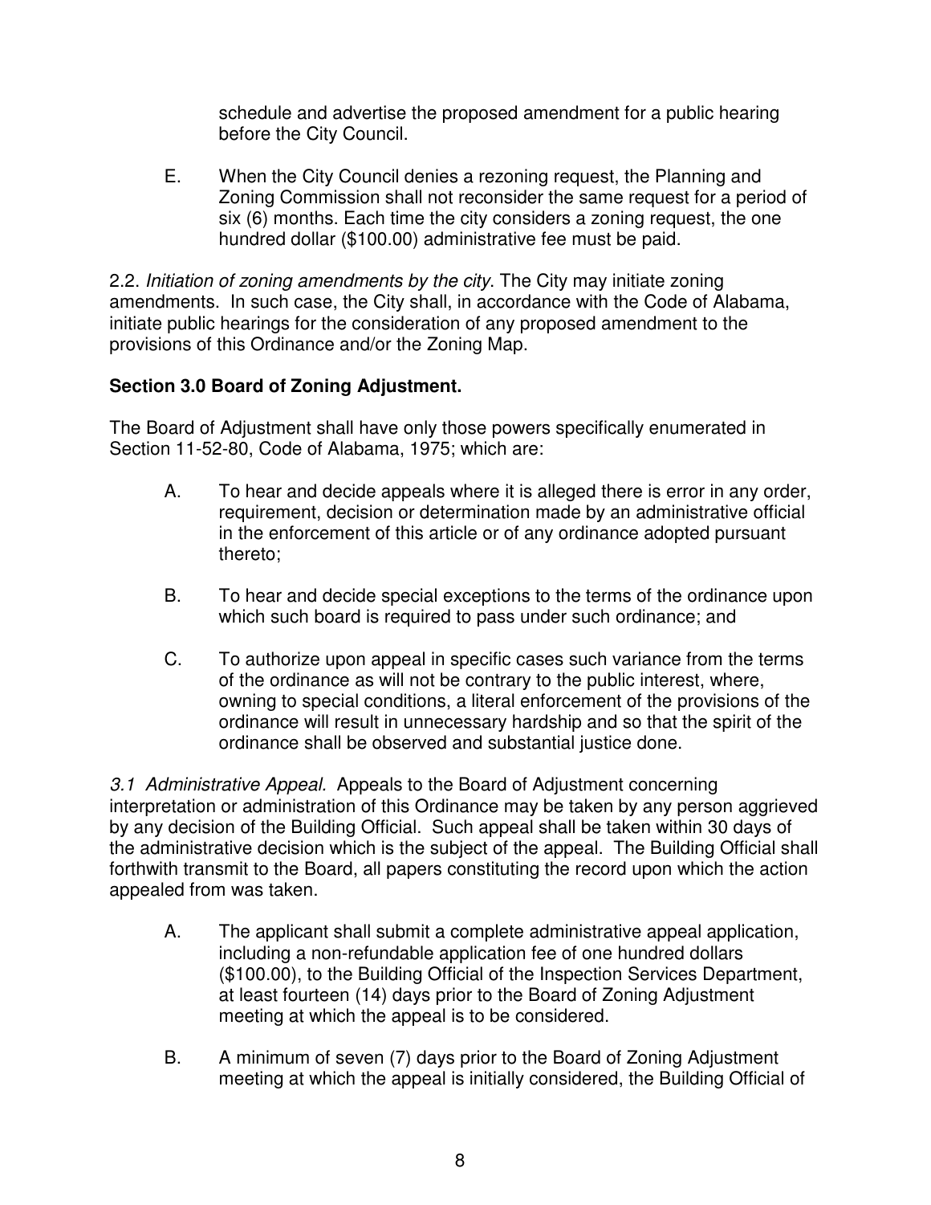schedule and advertise the proposed amendment for a public hearing before the City Council.

E. When the City Council denies a rezoning request, the Planning and Zoning Commission shall not reconsider the same request for a period of six (6) months. Each time the city considers a zoning request, the one hundred dollar ($100.00) administrative fee must be paid.

2.2. *Initiation of zoning amendments by the city*. The City may initiate zoning amendments. In such case, the City shall, in accordance with the Code of Alabama, initiate public hearings for the consideration of any proposed amendment to the provisions of this Ordinance and/or the Zoning Map.

**Section 3.0 Board of Zoning Adjustment.**

The Board of Adjustment shall have only those powers specifically enumerated in Section 11-52-80, Code of Alabama, 1975; which are:

A. To hear and decide appeals where it is alleged there is error in any order, requirement, decision or determination made by an administrative official in the enforcement of this article or of any ordinance adopted pursuant thereto;

B. To hear and decide special exceptions to the terms of the ordinance upon which such board is required to pass under such ordinance; and

C. To authorize upon appeal in specific cases such variance from the terms of the ordinance as will not be contrary to the public interest, where, owning to special conditions, a literal enforcement of the provisions of the ordinance will result in unnecessary hardship and so that the spirit of the ordinance shall be observed and substantial justice done.

*3.1 Administrative Appeal.* Appeals to the Board of Adjustment concerning interpretation or administration of this Ordinance may be taken by any person aggrieved by any decision of the Building Official. Such appeal shall be taken within 30 days of the administrative decision which is the subject of the appeal. The Building Official shall forthwith transmit to the Board, all papers constituting the record upon which the action appealed from was taken.

A. The applicant shall submit a complete administrative appeal application, including a non-refundable application fee of one hundred dollars ($100.00), to the Building Official of the Inspection Services Department, at least fourteen (14) days prior to the Board of Zoning Adjustment meeting at which the appeal is to be considered.

B. A minimum of seven (7) days prior to the Board of Zoning Adjustment meeting at which the appeal is initially considered, the Building Official of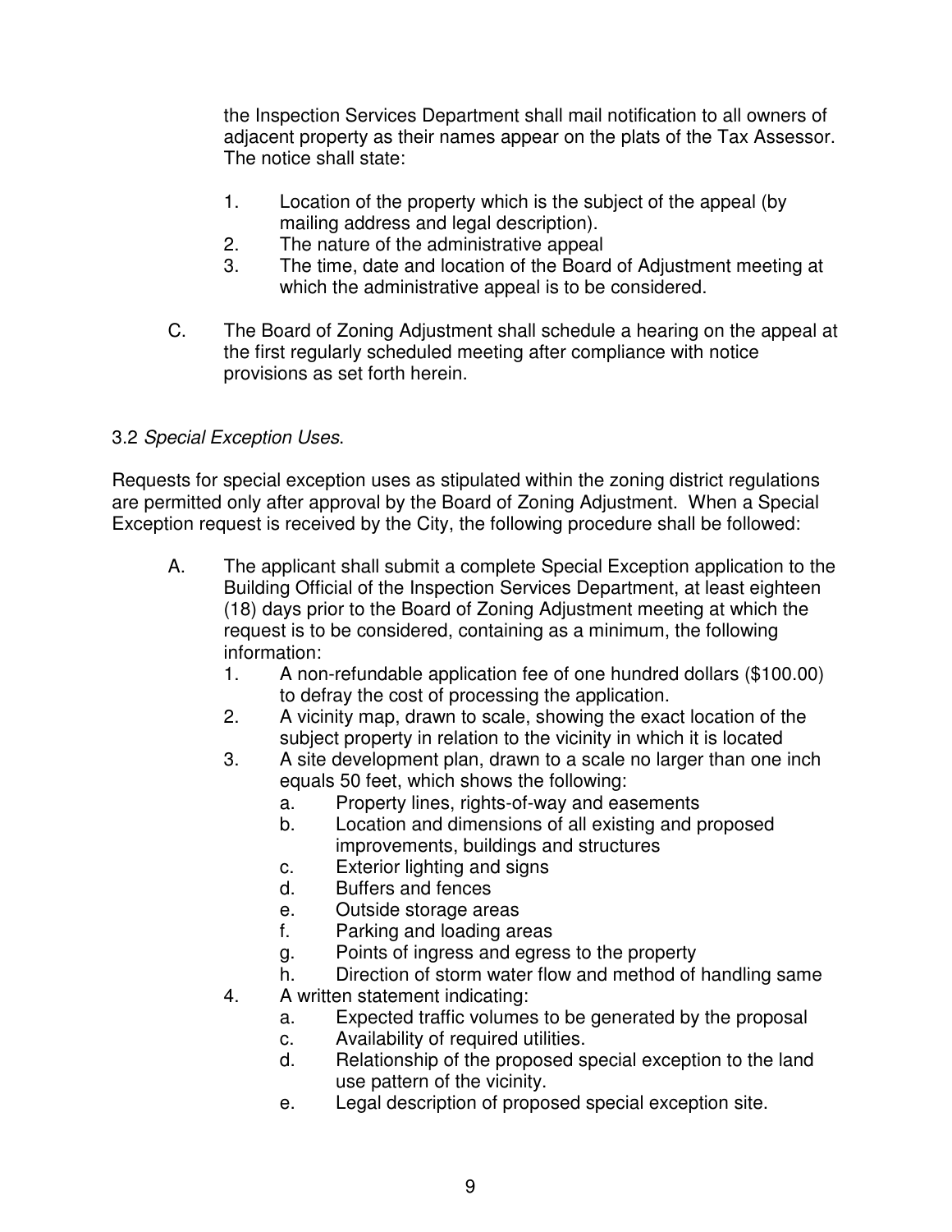the Inspection Services Department shall mail notification to all owners of adjacent property as their names appear on the plats of the Tax Assessor. The notice shall state:

1. Location of the property which is the subject of the appeal (by mailing address and legal description).
2. The nature of the administrative appeal
3. The time, date and location of the Board of Adjustment meeting at which the administrative appeal is to be considered.

C. The Board of Zoning Adjustment shall schedule a hearing on the appeal at the first regularly scheduled meeting after compliance with notice provisions as set forth herein.

3.2 *Special Exception Uses*.

Requests for special exception uses as stipulated within the zoning district regulations are permitted only after approval by the Board of Zoning Adjustment. When a Special Exception request is received by the City, the following procedure shall be followed:

A. The applicant shall submit a complete Special Exception application to the Building Official of the Inspection Services Department, at least eighteen (18) days prior to the Board of Zoning Adjustment meeting at which the request is to be considered, containing as a minimum, the following information:
   1. A non-refundable application fee of one hundred dollars ($100.00) to defray the cost of processing the application.
   2. A vicinity map, drawn to scale, showing the exact location of the subject property in relation to the vicinity in which it is located
   3. A site development plan, drawn to a scale no larger than one inch equals 50 feet, which shows the following:
      a. Property lines, rights-of-way and easements
      b. Location and dimensions of all existing and proposed improvements, buildings and structures
      c. Exterior lighting and signs
      d. Buffers and fences
      e. Outside storage areas
      f. Parking and loading areas
      g. Points of ingress and egress to the property
      h. Direction of storm water flow and method of handling same
   4. A written statement indicating:
      a. Expected traffic volumes to be generated by the proposal
      c. Availability of required utilities.
      d. Relationship of the proposed special exception to the land use pattern of the vicinity.
      e. Legal description of proposed special exception site.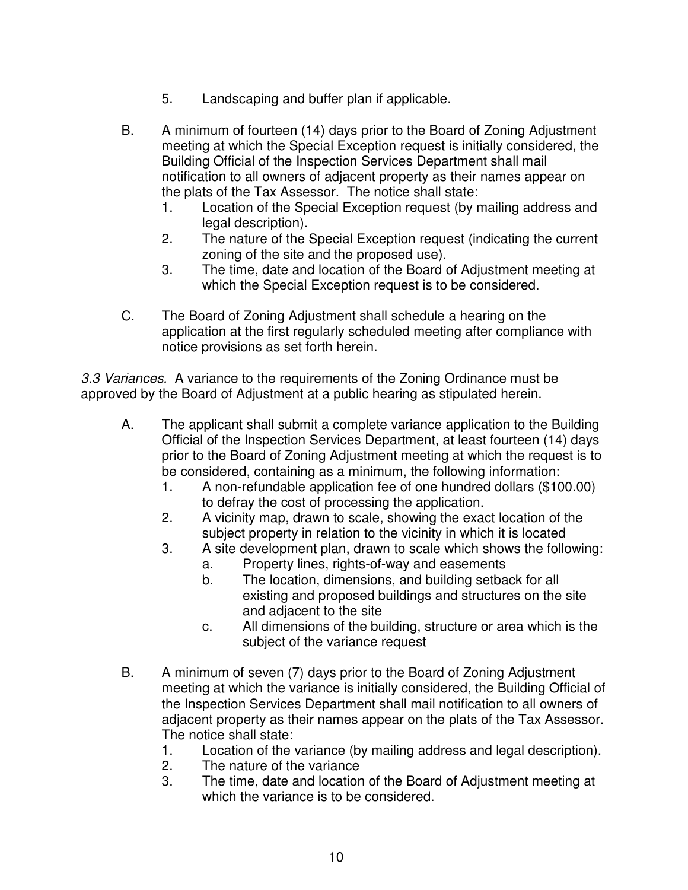5. Landscaping and buffer plan if applicable.

B. A minimum of fourteen (14) days prior to the Board of Zoning Adjustment meeting at which the Special Exception request is initially considered, the Building Official of the Inspection Services Department shall mail notification to all owners of adjacent property as their names appear on the plats of the Tax Assessor. The notice shall state:
   1. Location of the Special Exception request (by mailing address and legal description).
   2. The nature of the Special Exception request (indicating the current zoning of the site and the proposed use).
   3. The time, date and location of the Board of Adjustment meeting at which the Special Exception request is to be considered.

C. The Board of Zoning Adjustment shall schedule a hearing on the application at the first regularly scheduled meeting after compliance with notice provisions as set forth herein.

*3.3 Variances.* A variance to the requirements of the Zoning Ordinance must be approved by the Board of Adjustment at a public hearing as stipulated herein.

A. The applicant shall submit a complete variance application to the Building Official of the Inspection Services Department, at least fourteen (14) days prior to the Board of Zoning Adjustment meeting at which the request is to be considered, containing as a minimum, the following information:
   1. A non-refundable application fee of one hundred dollars ($100.00) to defray the cost of processing the application.
   2. A vicinity map, drawn to scale, showing the exact location of the subject property in relation to the vicinity in which it is located
   3. A site development plan, drawn to scale which shows the following:
      a. Property lines, rights-of-way and easements
      b. The location, dimensions, and building setback for all existing and proposed buildings and structures on the site and adjacent to the site
      c. All dimensions of the building, structure or area which is the subject of the variance request

B. A minimum of seven (7) days prior to the Board of Zoning Adjustment meeting at which the variance is initially considered, the Building Official of the Inspection Services Department shall mail notification to all owners of adjacent property as their names appear on the plats of the Tax Assessor. The notice shall state:
   1. Location of the variance (by mailing address and legal description).
   2. The nature of the variance
   3. The time, date and location of the Board of Adjustment meeting at which the variance is to be considered.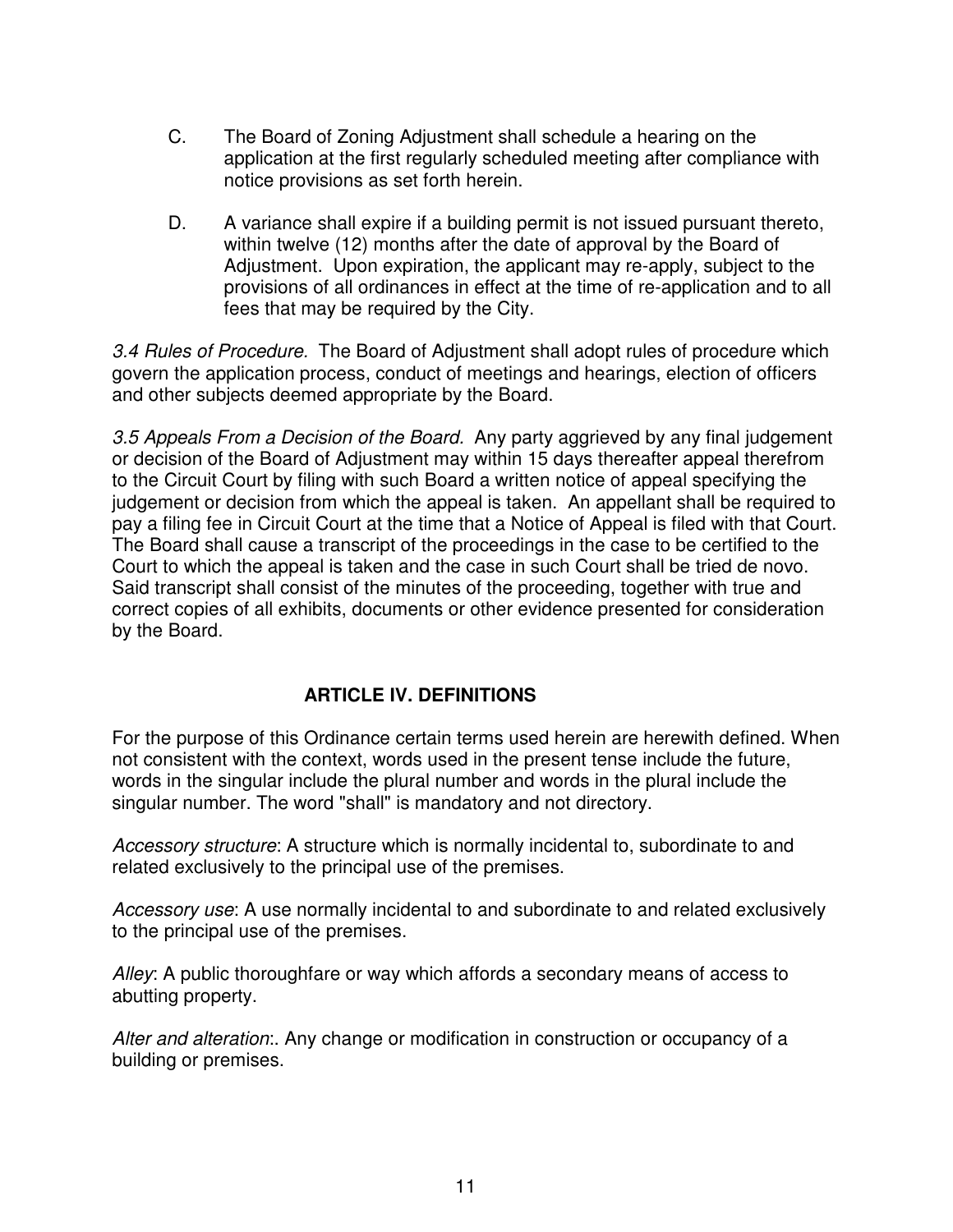C. The Board of Zoning Adjustment shall schedule a hearing on the application at the first regularly scheduled meeting after compliance with notice provisions as set forth herein.

D. A variance shall expire if a building permit is not issued pursuant thereto, within twelve (12) months after the date of approval by the Board of Adjustment. Upon expiration, the applicant may re-apply, subject to the provisions of all ordinances in effect at the time of re-application and to all fees that may be required by the City.

*3.4 Rules of Procedure.* The Board of Adjustment shall adopt rules of procedure which govern the application process, conduct of meetings and hearings, election of officers and other subjects deemed appropriate by the Board.

*3.5 Appeals From a Decision of the Board.* Any party aggrieved by any final judgement or decision of the Board of Adjustment may within 15 days thereafter appeal therefrom to the Circuit Court by filing with such Board a written notice of appeal specifying the judgement or decision from which the appeal is taken. An appellant shall be required to pay a filing fee in Circuit Court at the time that a Notice of Appeal is filed with that Court. The Board shall cause a transcript of the proceedings in the case to be certified to the Court to which the appeal is taken and the case in such Court shall be tried de novo. Said transcript shall consist of the minutes of the proceeding, together with true and correct copies of all exhibits, documents or other evidence presented for consideration by the Board.

## ARTICLE IV. DEFINITIONS

For the purpose of this Ordinance certain terms used herein are herewith defined. When not consistent with the context, words used in the present tense include the future, words in the singular include the plural number and words in the plural include the singular number. The word "shall" is mandatory and not directory.

*Accessory structure*: A structure which is normally incidental to, subordinate to and related exclusively to the principal use of the premises.

*Accessory use*: A use normally incidental to and subordinate to and related exclusively to the principal use of the premises.

*Alley*: A public thoroughfare or way which affords a secondary means of access to abutting property.

*Alter and alteration*:. Any change or modification in construction or occupancy of a building or premises.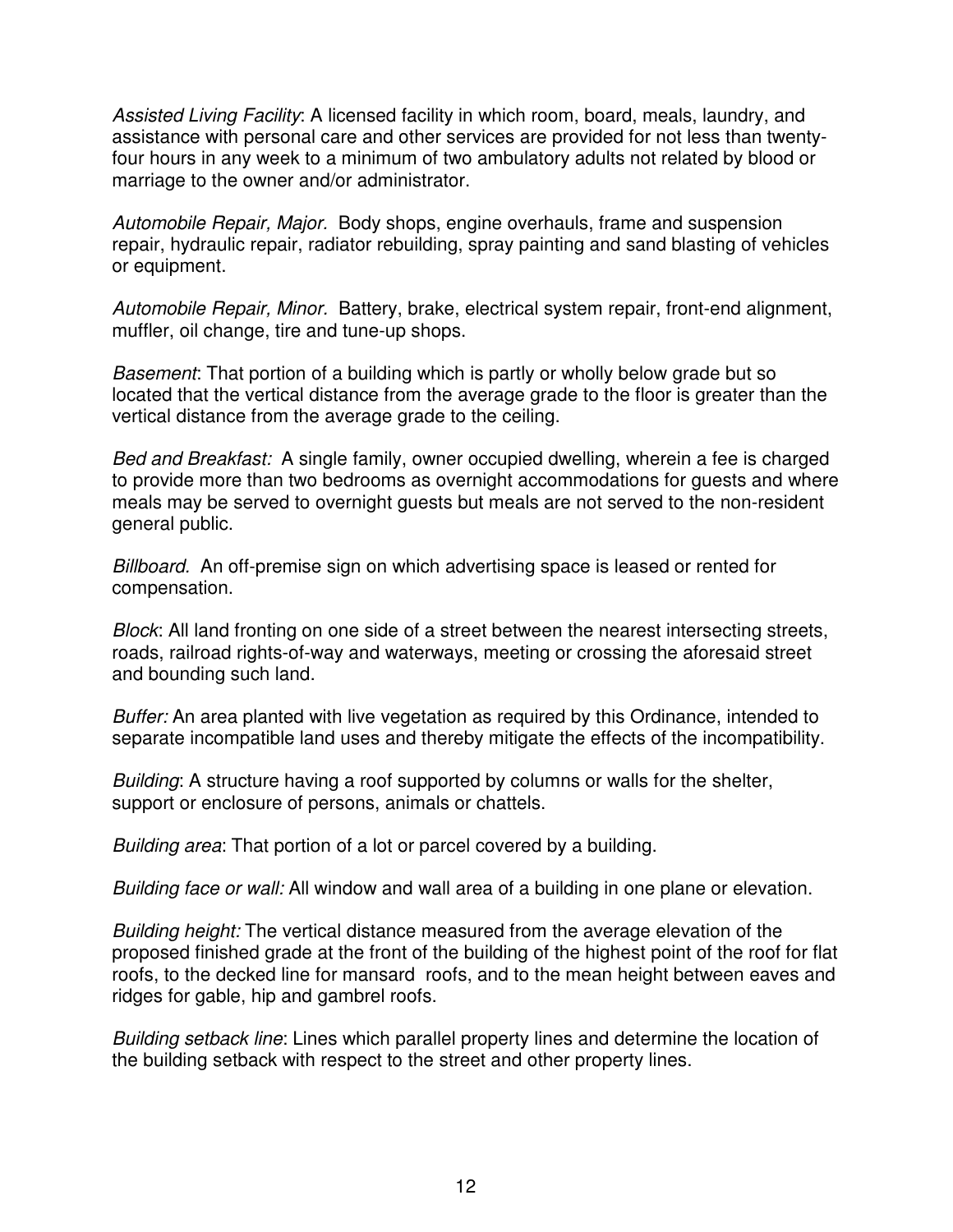*Assisted Living Facility*: A licensed facility in which room, board, meals, laundry, and assistance with personal care and other services are provided for not less than twenty-four hours in any week to a minimum of two ambulatory adults not related by blood or marriage to the owner and/or administrator.

*Automobile Repair, Major.* Body shops, engine overhauls, frame and suspension repair, hydraulic repair, radiator rebuilding, spray painting and sand blasting of vehicles or equipment.

*Automobile Repair, Minor.* Battery, brake, electrical system repair, front-end alignment, muffler, oil change, tire and tune-up shops.

*Basement*: That portion of a building which is partly or wholly below grade but so located that the vertical distance from the average grade to the floor is greater than the vertical distance from the average grade to the ceiling.

*Bed and Breakfast:* A single family, owner occupied dwelling, wherein a fee is charged to provide more than two bedrooms as overnight accommodations for guests and where meals may be served to overnight guests but meals are not served to the non-resident general public.

*Billboard.* An off-premise sign on which advertising space is leased or rented for compensation.

*Block*: All land fronting on one side of a street between the nearest intersecting streets, roads, railroad rights-of-way and waterways, meeting or crossing the aforesaid street and bounding such land.

*Buffer:* An area planted with live vegetation as required by this Ordinance, intended to separate incompatible land uses and thereby mitigate the effects of the incompatibility.

*Building*: A structure having a roof supported by columns or walls for the shelter, support or enclosure of persons, animals or chattels.

*Building area*: That portion of a lot or parcel covered by a building.

*Building face or wall:* All window and wall area of a building in one plane or elevation.

*Building height:* The vertical distance measured from the average elevation of the proposed finished grade at the front of the building of the highest point of the roof for flat roofs, to the decked line for mansard roofs, and to the mean height between eaves and ridges for gable, hip and gambrel roofs.

*Building setback line*: Lines which parallel property lines and determine the location of the building setback with respect to the street and other property lines.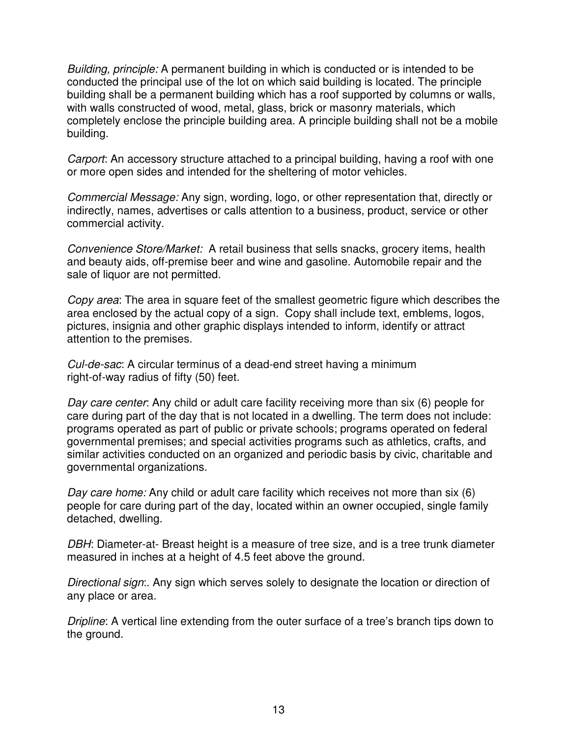*Building, principle:* A permanent building in which is conducted or is intended to be conducted the principal use of the lot on which said building is located. The principle building shall be a permanent building which has a roof supported by columns or walls, with walls constructed of wood, metal, glass, brick or masonry materials, which completely enclose the principle building area. A principle building shall not be a mobile building.

*Carport*: An accessory structure attached to a principal building, having a roof with one or more open sides and intended for the sheltering of motor vehicles.

*Commercial Message:* Any sign, wording, logo, or other representation that, directly or indirectly, names, advertises or calls attention to a business, product, service or other commercial activity.

*Convenience Store/Market:* A retail business that sells snacks, grocery items, health and beauty aids, off-premise beer and wine and gasoline. Automobile repair and the sale of liquor are not permitted.

*Copy area*: The area in square feet of the smallest geometric figure which describes the area enclosed by the actual copy of a sign. Copy shall include text, emblems, logos, pictures, insignia and other graphic displays intended to inform, identify or attract attention to the premises.

*Cul-de-sac*: A circular terminus of a dead-end street having a minimum right-of-way radius of fifty (50) feet.

*Day care center*: Any child or adult care facility receiving more than six (6) people for care during part of the day that is not located in a dwelling. The term does not include: programs operated as part of public or private schools; programs operated on federal governmental premises; and special activities programs such as athletics, crafts, and similar activities conducted on an organized and periodic basis by civic, charitable and governmental organizations.

*Day care home:* Any child or adult care facility which receives not more than six (6) people for care during part of the day, located within an owner occupied, single family detached, dwelling.

*DBH*: Diameter-at- Breast height is a measure of tree size, and is a tree trunk diameter measured in inches at a height of 4.5 feet above the ground.

*Directional sign*:. Any sign which serves solely to designate the location or direction of any place or area.

*Dripline*: A vertical line extending from the outer surface of a tree's branch tips down to the ground.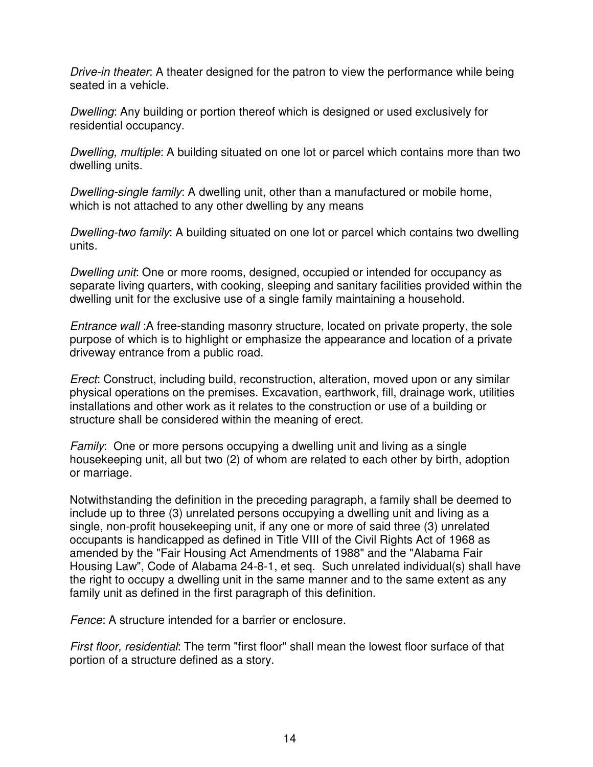*Drive-in theater*: A theater designed for the patron to view the performance while being seated in a vehicle.

*Dwelling*: Any building or portion thereof which is designed or used exclusively for residential occupancy.

*Dwelling, multiple*: A building situated on one lot or parcel which contains more than two dwelling units.

*Dwelling-single family*: A dwelling unit, other than a manufactured or mobile home, which is not attached to any other dwelling by any means

*Dwelling-two family*: A building situated on one lot or parcel which contains two dwelling units.

*Dwelling unit*: One or more rooms, designed, occupied or intended for occupancy as separate living quarters, with cooking, sleeping and sanitary facilities provided within the dwelling unit for the exclusive use of a single family maintaining a household.

*Entrance wall* :A free-standing masonry structure, located on private property, the sole purpose of which is to highlight or emphasize the appearance and location of a private driveway entrance from a public road.

*Erect*: Construct, including build, reconstruction, alteration, moved upon or any similar physical operations on the premises. Excavation, earthwork, fill, drainage work, utilities installations and other work as it relates to the construction or use of a building or structure shall be considered within the meaning of erect.

*Family*: One or more persons occupying a dwelling unit and living as a single housekeeping unit, all but two (2) of whom are related to each other by birth, adoption or marriage.

Notwithstanding the definition in the preceding paragraph, a family shall be deemed to include up to three (3) unrelated persons occupying a dwelling unit and living as a single, non-profit housekeeping unit, if any one or more of said three (3) unrelated occupants is handicapped as defined in Title VIII of the Civil Rights Act of 1968 as amended by the "Fair Housing Act Amendments of 1988" and the "Alabama Fair Housing Law", Code of Alabama 24-8-1, et seq. Such unrelated individual(s) shall have the right to occupy a dwelling unit in the same manner and to the same extent as any family unit as defined in the first paragraph of this definition.

*Fence*: A structure intended for a barrier or enclosure.

*First floor, residential*: The term "first floor" shall mean the lowest floor surface of that portion of a structure defined as a story.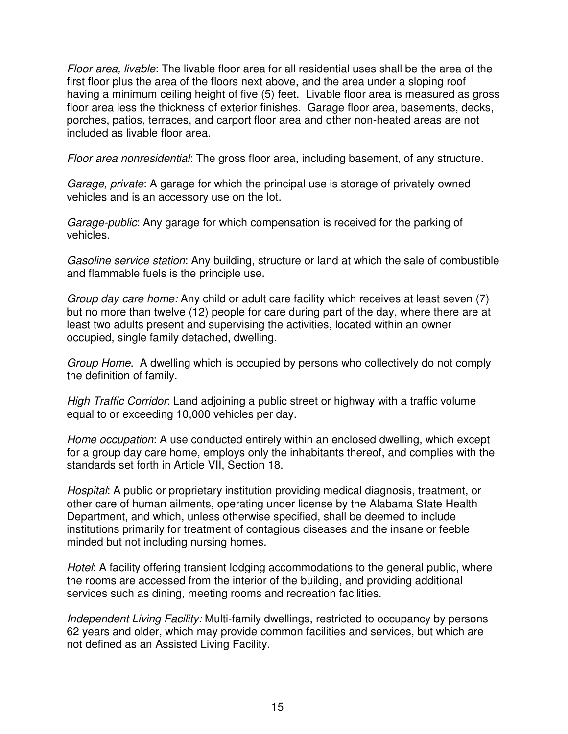*Floor area, livable*: The livable floor area for all residential uses shall be the area of the first floor plus the area of the floors next above, and the area under a sloping roof having a minimum ceiling height of five (5) feet. Livable floor area is measured as gross floor area less the thickness of exterior finishes. Garage floor area, basements, decks, porches, patios, terraces, and carport floor area and other non-heated areas are not included as livable floor area.

*Floor area nonresidential*: The gross floor area, including basement, of any structure.

*Garage, private*: A garage for which the principal use is storage of privately owned vehicles and is an accessory use on the lot.

*Garage-public*: Any garage for which compensation is received for the parking of vehicles.

*Gasoline service station*: Any building, structure or land at which the sale of combustible and flammable fuels is the principle use.

*Group day care home:* Any child or adult care facility which receives at least seven (7) but no more than twelve (12) people for care during part of the day, where there are at least two adults present and supervising the activities, located within an owner occupied, single family detached, dwelling.

*Group Home*. A dwelling which is occupied by persons who collectively do not comply the definition of family.

*High Traffic Corridor*: Land adjoining a public street or highway with a traffic volume equal to or exceeding 10,000 vehicles per day.

*Home occupation*: A use conducted entirely within an enclosed dwelling, which except for a group day care home, employs only the inhabitants thereof, and complies with the standards set forth in Article VII, Section 18.

*Hospital*: A public or proprietary institution providing medical diagnosis, treatment, or other care of human ailments, operating under license by the Alabama State Health Department, and which, unless otherwise specified, shall be deemed to include institutions primarily for treatment of contagious diseases and the insane or feeble minded but not including nursing homes.

*Hotel*: A facility offering transient lodging accommodations to the general public, where the rooms are accessed from the interior of the building, and providing additional services such as dining, meeting rooms and recreation facilities.

*Independent Living Facility:* Multi-family dwellings, restricted to occupancy by persons 62 years and older, which may provide common facilities and services, but which are not defined as an Assisted Living Facility.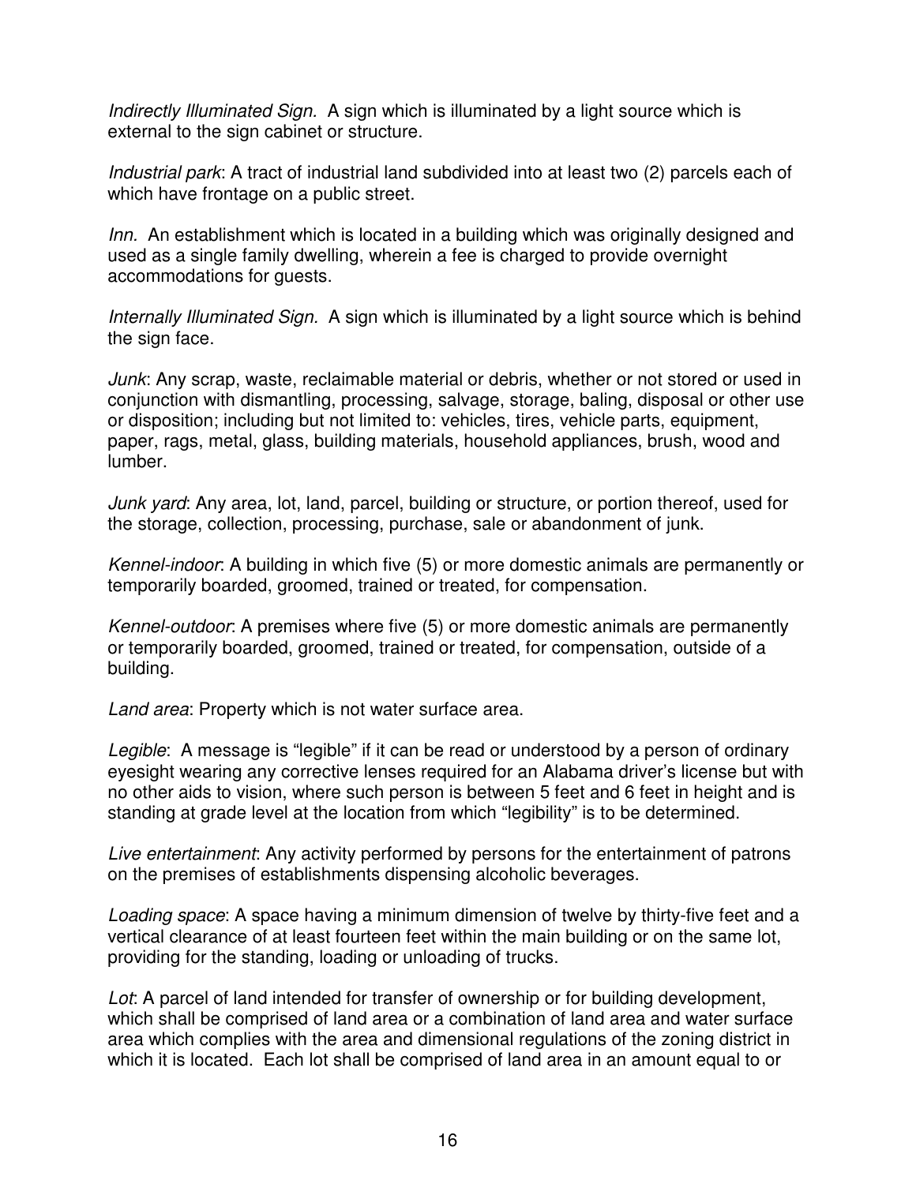*Indirectly Illuminated Sign.* A sign which is illuminated by a light source which is external to the sign cabinet or structure.

*Industrial park*: A tract of industrial land subdivided into at least two (2) parcels each of which have frontage on a public street.

*Inn.* An establishment which is located in a building which was originally designed and used as a single family dwelling, wherein a fee is charged to provide overnight accommodations for guests.

*Internally Illuminated Sign.* A sign which is illuminated by a light source which is behind the sign face.

*Junk*: Any scrap, waste, reclaimable material or debris, whether or not stored or used in conjunction with dismantling, processing, salvage, storage, baling, disposal or other use or disposition; including but not limited to: vehicles, tires, vehicle parts, equipment, paper, rags, metal, glass, building materials, household appliances, brush, wood and lumber.

*Junk yard*: Any area, lot, land, parcel, building or structure, or portion thereof, used for the storage, collection, processing, purchase, sale or abandonment of junk.

*Kennel-indoor*: A building in which five (5) or more domestic animals are permanently or temporarily boarded, groomed, trained or treated, for compensation.

*Kennel-outdoor*: A premises where five (5) or more domestic animals are permanently or temporarily boarded, groomed, trained or treated, for compensation, outside of a building.

*Land area*: Property which is not water surface area.

*Legible*: A message is "legible" if it can be read or understood by a person of ordinary eyesight wearing any corrective lenses required for an Alabama driver's license but with no other aids to vision, where such person is between 5 feet and 6 feet in height and is standing at grade level at the location from which "legibility" is to be determined.

*Live entertainment*: Any activity performed by persons for the entertainment of patrons on the premises of establishments dispensing alcoholic beverages.

*Loading space*: A space having a minimum dimension of twelve by thirty-five feet and a vertical clearance of at least fourteen feet within the main building or on the same lot, providing for the standing, loading or unloading of trucks.

*Lot*: A parcel of land intended for transfer of ownership or for building development, which shall be comprised of land area or a combination of land area and water surface area which complies with the area and dimensional regulations of the zoning district in which it is located. Each lot shall be comprised of land area in an amount equal to or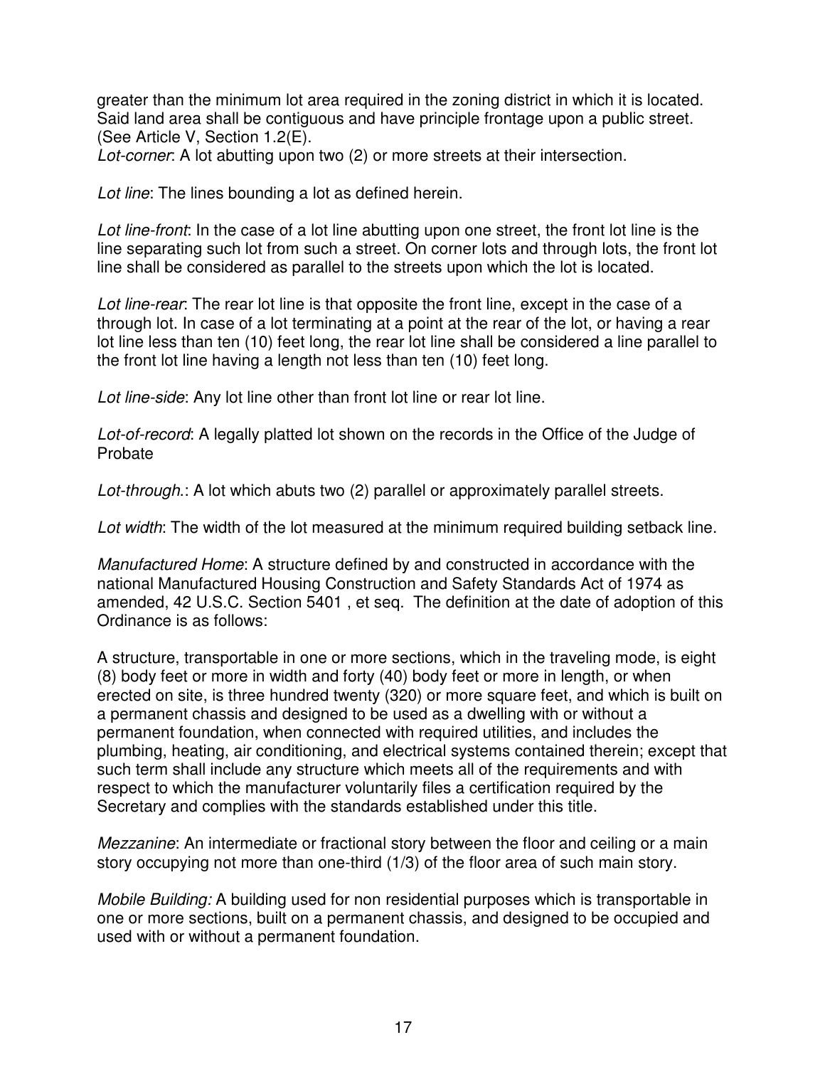greater than the minimum lot area required in the zoning district in which it is located. Said land area shall be contiguous and have principle frontage upon a public street. (See Article V, Section 1.2(E).

*Lot-corner*: A lot abutting upon two (2) or more streets at their intersection.

*Lot line*: The lines bounding a lot as defined herein.

*Lot line-front*: In the case of a lot line abutting upon one street, the front lot line is the line separating such lot from such a street. On corner lots and through lots, the front lot line shall be considered as parallel to the streets upon which the lot is located.

*Lot line-rear*: The rear lot line is that opposite the front line, except in the case of a through lot. In case of a lot terminating at a point at the rear of the lot, or having a rear lot line less than ten (10) feet long, the rear lot line shall be considered a line parallel to the front lot line having a length not less than ten (10) feet long.

*Lot line-side*: Any lot line other than front lot line or rear lot line.

*Lot-of-record*: A legally platted lot shown on the records in the Office of the Judge of Probate

*Lot-through.*: A lot which abuts two (2) parallel or approximately parallel streets.

*Lot width*: The width of the lot measured at the minimum required building setback line.

*Manufactured Home*: A structure defined by and constructed in accordance with the national Manufactured Housing Construction and Safety Standards Act of 1974 as amended, 42 U.S.C. Section 5401 , et seq. The definition at the date of adoption of this Ordinance is as follows:

A structure, transportable in one or more sections, which in the traveling mode, is eight (8) body feet or more in width and forty (40) body feet or more in length, or when erected on site, is three hundred twenty (320) or more square feet, and which is built on a permanent chassis and designed to be used as a dwelling with or without a permanent foundation, when connected with required utilities, and includes the plumbing, heating, air conditioning, and electrical systems contained therein; except that such term shall include any structure which meets all of the requirements and with respect to which the manufacturer voluntarily files a certification required by the Secretary and complies with the standards established under this title.

*Mezzanine*: An intermediate or fractional story between the floor and ceiling or a main story occupying not more than one-third (1/3) of the floor area of such main story.

*Mobile Building:* A building used for non residential purposes which is transportable in one or more sections, built on a permanent chassis, and designed to be occupied and used with or without a permanent foundation.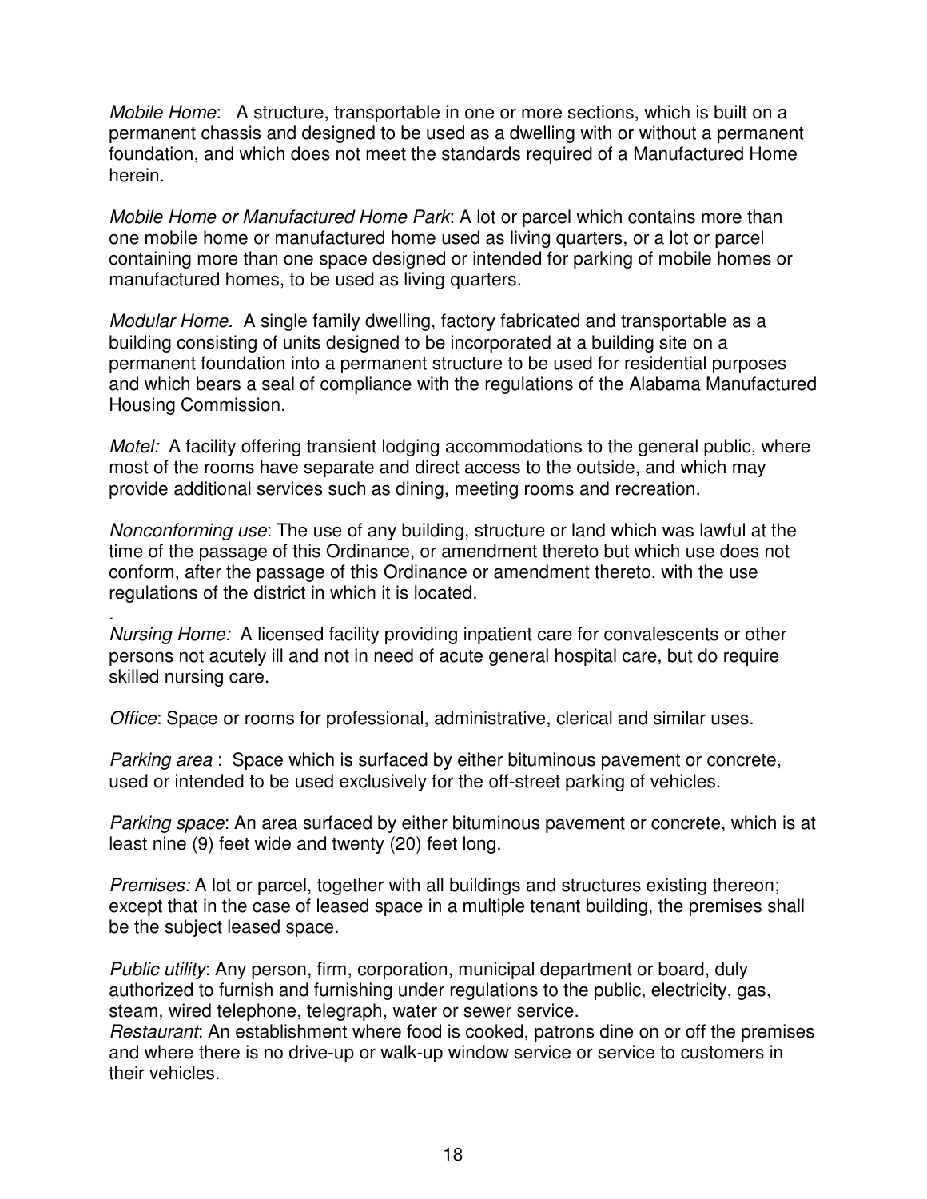*Mobile Home*: A structure, transportable in one or more sections, which is built on a permanent chassis and designed to be used as a dwelling with or without a permanent foundation, and which does not meet the standards required of a Manufactured Home herein.

*Mobile Home or Manufactured Home Park*: A lot or parcel which contains more than one mobile home or manufactured home used as living quarters, or a lot or parcel containing more than one space designed or intended for parking of mobile homes or manufactured homes, to be used as living quarters.

*Modular Home.* A single family dwelling, factory fabricated and transportable as a building consisting of units designed to be incorporated at a building site on a permanent foundation into a permanent structure to be used for residential purposes and which bears a seal of compliance with the regulations of the Alabama Manufactured Housing Commission.

*Motel:* A facility offering transient lodging accommodations to the general public, where most of the rooms have separate and direct access to the outside, and which may provide additional services such as dining, meeting rooms and recreation.

*Nonconforming use*: The use of any building, structure or land which was lawful at the time of the passage of this Ordinance, or amendment thereto but which use does not conform, after the passage of this Ordinance or amendment thereto, with the use regulations of the district in which it is located.

.
*Nursing Home:* A licensed facility providing inpatient care for convalescents or other persons not acutely ill and not in need of acute general hospital care, but do require skilled nursing care.

*Office*: Space or rooms for professional, administrative, clerical and similar uses.

*Parking area* : Space which is surfaced by either bituminous pavement or concrete, used or intended to be used exclusively for the off-street parking of vehicles.

*Parking space*: An area surfaced by either bituminous pavement or concrete, which is at least nine (9) feet wide and twenty (20) feet long.

*Premises:* A lot or parcel, together with all buildings and structures existing thereon; except that in the case of leased space in a multiple tenant building, the premises shall be the subject leased space.

*Public utility*: Any person, firm, corporation, municipal department or board, duly authorized to furnish and furnishing under regulations to the public, electricity, gas, steam, wired telephone, telegraph, water or sewer service.
*Restaurant*: An establishment where food is cooked, patrons dine on or off the premises and where there is no drive-up or walk-up window service or service to customers in their vehicles.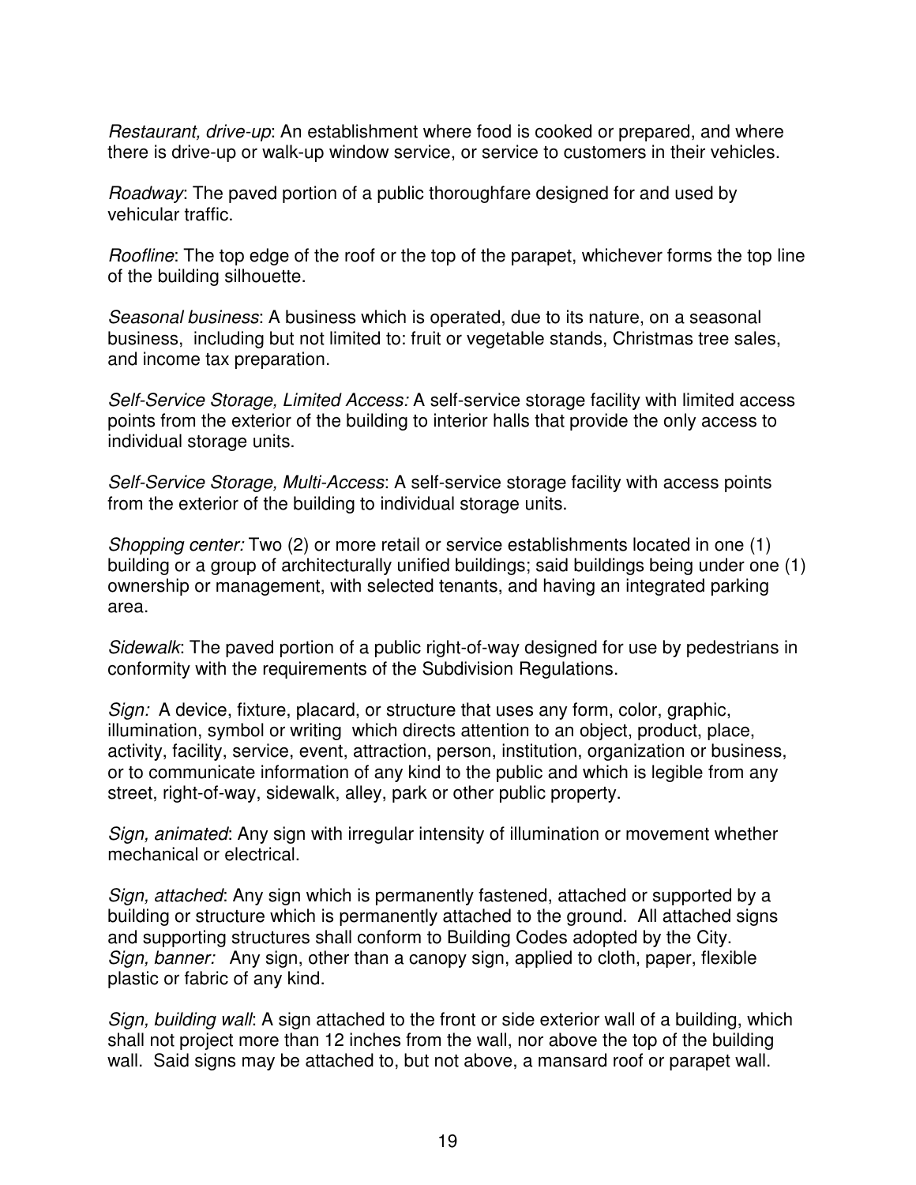*Restaurant, drive-up*: An establishment where food is cooked or prepared, and where there is drive-up or walk-up window service, or service to customers in their vehicles.

*Roadway*: The paved portion of a public thoroughfare designed for and used by vehicular traffic.

*Roofline*: The top edge of the roof or the top of the parapet, whichever forms the top line of the building silhouette.

*Seasonal business*: A business which is operated, due to its nature, on a seasonal business, including but not limited to: fruit or vegetable stands, Christmas tree sales, and income tax preparation.

*Self-Service Storage, Limited Access:* A self-service storage facility with limited access points from the exterior of the building to interior halls that provide the only access to individual storage units.

*Self-Service Storage, Multi-Access*: A self-service storage facility with access points from the exterior of the building to individual storage units.

*Shopping center:* Two (2) or more retail or service establishments located in one (1) building or a group of architecturally unified buildings; said buildings being under one (1) ownership or management, with selected tenants, and having an integrated parking area.

*Sidewalk*: The paved portion of a public right-of-way designed for use by pedestrians in conformity with the requirements of the Subdivision Regulations.

*Sign:* A device, fixture, placard, or structure that uses any form, color, graphic, illumination, symbol or writing which directs attention to an object, product, place, activity, facility, service, event, attraction, person, institution, organization or business, or to communicate information of any kind to the public and which is legible from any street, right-of-way, sidewalk, alley, park or other public property.

*Sign, animated*: Any sign with irregular intensity of illumination or movement whether mechanical or electrical.

*Sign, attached*: Any sign which is permanently fastened, attached or supported by a building or structure which is permanently attached to the ground. All attached signs and supporting structures shall conform to Building Codes adopted by the City.
*Sign, banner:* Any sign, other than a canopy sign, applied to cloth, paper, flexible plastic or fabric of any kind.

*Sign, building wall*: A sign attached to the front or side exterior wall of a building, which shall not project more than 12 inches from the wall, nor above the top of the building wall. Said signs may be attached to, but not above, a mansard roof or parapet wall.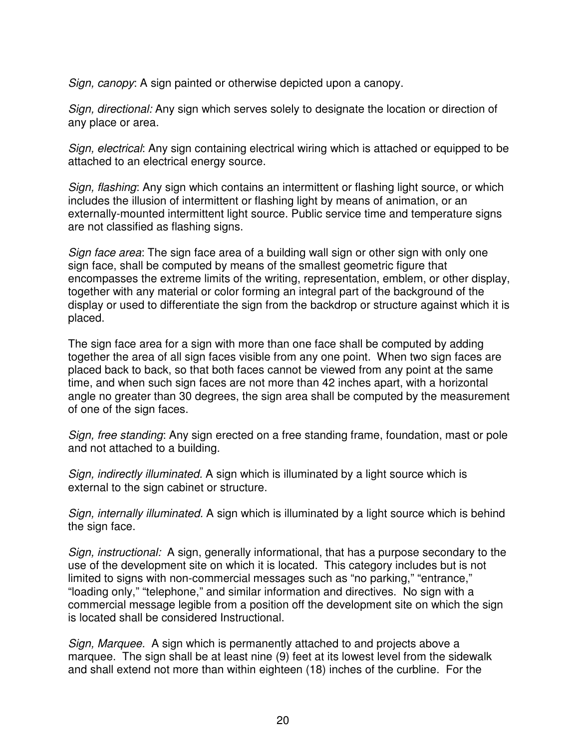*Sign, canopy*: A sign painted or otherwise depicted upon a canopy.

*Sign, directional:* Any sign which serves solely to designate the location or direction of any place or area.

*Sign, electrical*: Any sign containing electrical wiring which is attached or equipped to be attached to an electrical energy source.

*Sign, flashing*: Any sign which contains an intermittent or flashing light source, or which includes the illusion of intermittent or flashing light by means of animation, or an externally-mounted intermittent light source. Public service time and temperature signs are not classified as flashing signs.

*Sign face area*: The sign face area of a building wall sign or other sign with only one sign face, shall be computed by means of the smallest geometric figure that encompasses the extreme limits of the writing, representation, emblem, or other display, together with any material or color forming an integral part of the background of the display or used to differentiate the sign from the backdrop or structure against which it is placed.

The sign face area for a sign with more than one face shall be computed by adding together the area of all sign faces visible from any one point. When two sign faces are placed back to back, so that both faces cannot be viewed from any point at the same time, and when such sign faces are not more than 42 inches apart, with a horizontal angle no greater than 30 degrees, the sign area shall be computed by the measurement of one of the sign faces.

*Sign, free standing*: Any sign erected on a free standing frame, foundation, mast or pole and not attached to a building.

*Sign, indirectly illuminated.* A sign which is illuminated by a light source which is external to the sign cabinet or structure.

*Sign, internally illuminated.* A sign which is illuminated by a light source which is behind the sign face.

*Sign, instructional:* A sign, generally informational, that has a purpose secondary to the use of the development site on which it is located. This category includes but is not limited to signs with non-commercial messages such as "no parking," "entrance," "loading only," "telephone," and similar information and directives. No sign with a commercial message legible from a position off the development site on which the sign is located shall be considered Instructional.

*Sign, Marquee.* A sign which is permanently attached to and projects above a marquee. The sign shall be at least nine (9) feet at its lowest level from the sidewalk and shall extend not more than within eighteen (18) inches of the curbline. For the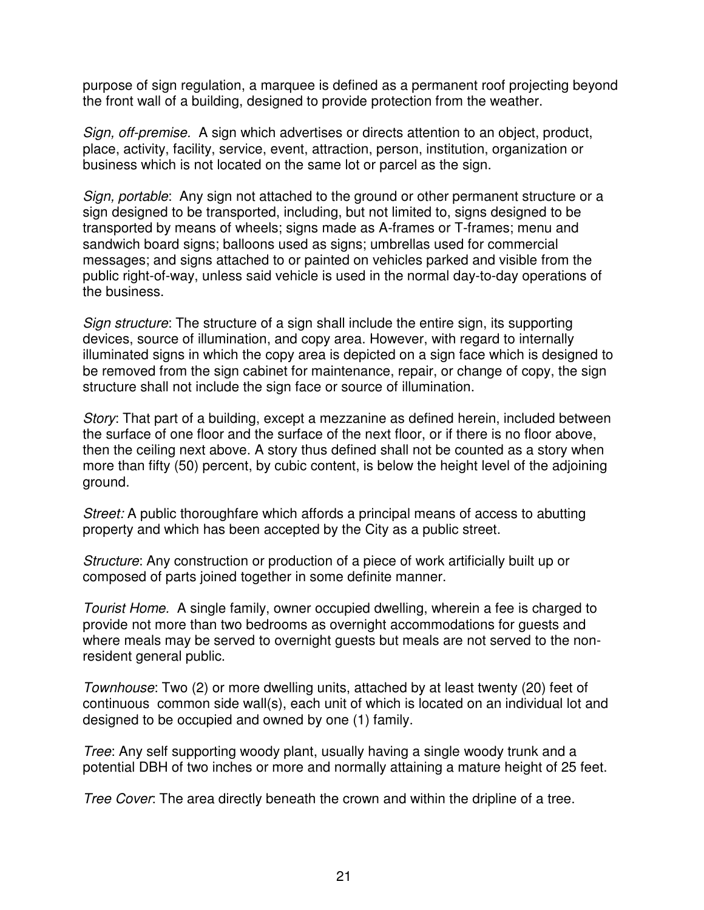purpose of sign regulation, a marquee is defined as a permanent roof projecting beyond the front wall of a building, designed to provide protection from the weather.

*Sign, off-premise.* A sign which advertises or directs attention to an object, product, place, activity, facility, service, event, attraction, person, institution, organization or business which is not located on the same lot or parcel as the sign.

*Sign, portable*: Any sign not attached to the ground or other permanent structure or a sign designed to be transported, including, but not limited to, signs designed to be transported by means of wheels; signs made as A-frames or T-frames; menu and sandwich board signs; balloons used as signs; umbrellas used for commercial messages; and signs attached to or painted on vehicles parked and visible from the public right-of-way, unless said vehicle is used in the normal day-to-day operations of the business.

*Sign structure*: The structure of a sign shall include the entire sign, its supporting devices, source of illumination, and copy area. However, with regard to internally illuminated signs in which the copy area is depicted on a sign face which is designed to be removed from the sign cabinet for maintenance, repair, or change of copy, the sign structure shall not include the sign face or source of illumination.

*Story*: That part of a building, except a mezzanine as defined herein, included between the surface of one floor and the surface of the next floor, or if there is no floor above, then the ceiling next above. A story thus defined shall not be counted as a story when more than fifty (50) percent, by cubic content, is below the height level of the adjoining ground.

*Street:* A public thoroughfare which affords a principal means of access to abutting property and which has been accepted by the City as a public street.

*Structure*: Any construction or production of a piece of work artificially built up or composed of parts joined together in some definite manner.

*Tourist Home.* A single family, owner occupied dwelling, wherein a fee is charged to provide not more than two bedrooms as overnight accommodations for guests and where meals may be served to overnight guests but meals are not served to the non-resident general public.

*Townhouse*: Two (2) or more dwelling units, attached by at least twenty (20) feet of continuous common side wall(s), each unit of which is located on an individual lot and designed to be occupied and owned by one (1) family.

*Tree*: Any self supporting woody plant, usually having a single woody trunk and a potential DBH of two inches or more and normally attaining a mature height of 25 feet.

*Tree Cover*: The area directly beneath the crown and within the dripline of a tree.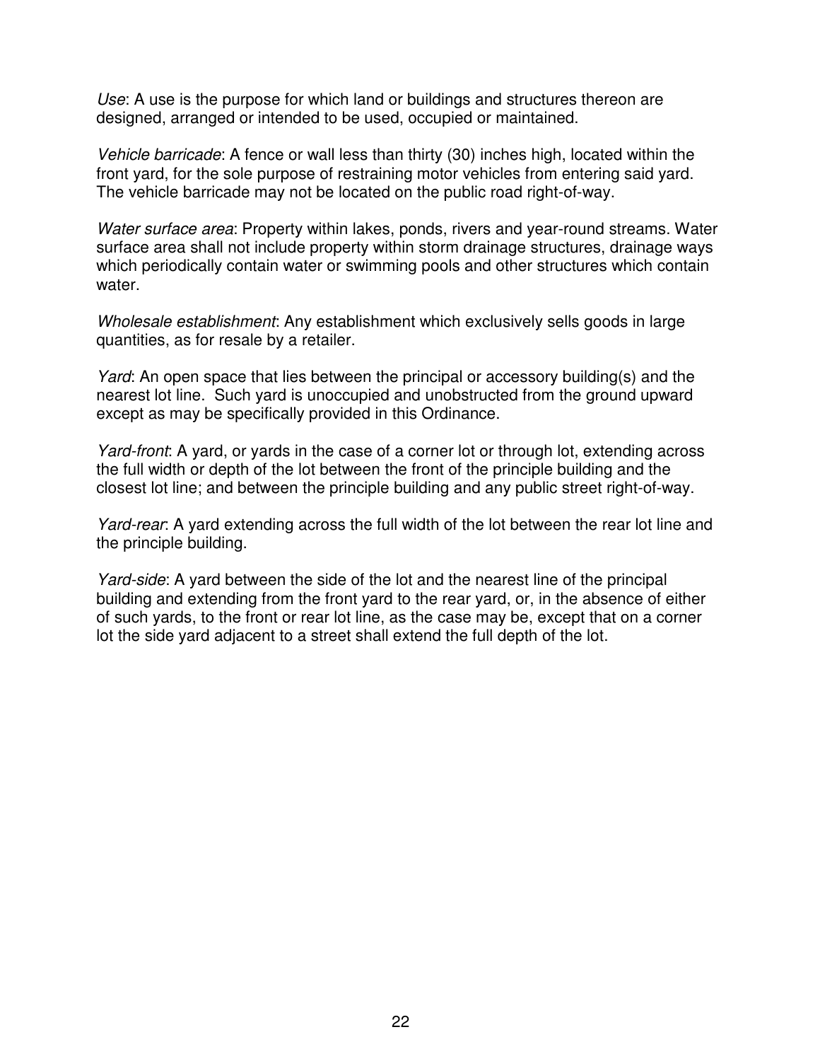*Use*: A use is the purpose for which land or buildings and structures thereon are designed, arranged or intended to be used, occupied or maintained.

*Vehicle barricade*: A fence or wall less than thirty (30) inches high, located within the front yard, for the sole purpose of restraining motor vehicles from entering said yard. The vehicle barricade may not be located on the public road right-of-way.

*Water surface area*: Property within lakes, ponds, rivers and year-round streams. Water surface area shall not include property within storm drainage structures, drainage ways which periodically contain water or swimming pools and other structures which contain water.

*Wholesale establishment*: Any establishment which exclusively sells goods in large quantities, as for resale by a retailer.

*Yard*: An open space that lies between the principal or accessory building(s) and the nearest lot line. Such yard is unoccupied and unobstructed from the ground upward except as may be specifically provided in this Ordinance.

*Yard-front*: A yard, or yards in the case of a corner lot or through lot, extending across the full width or depth of the lot between the front of the principle building and the closest lot line; and between the principle building and any public street right-of-way.

*Yard-rear*: A yard extending across the full width of the lot between the rear lot line and the principle building.

*Yard-side*: A yard between the side of the lot and the nearest line of the principal building and extending from the front yard to the rear yard, or, in the absence of either of such yards, to the front or rear lot line, as the case may be, except that on a corner lot the side yard adjacent to a street shall extend the full depth of the lot.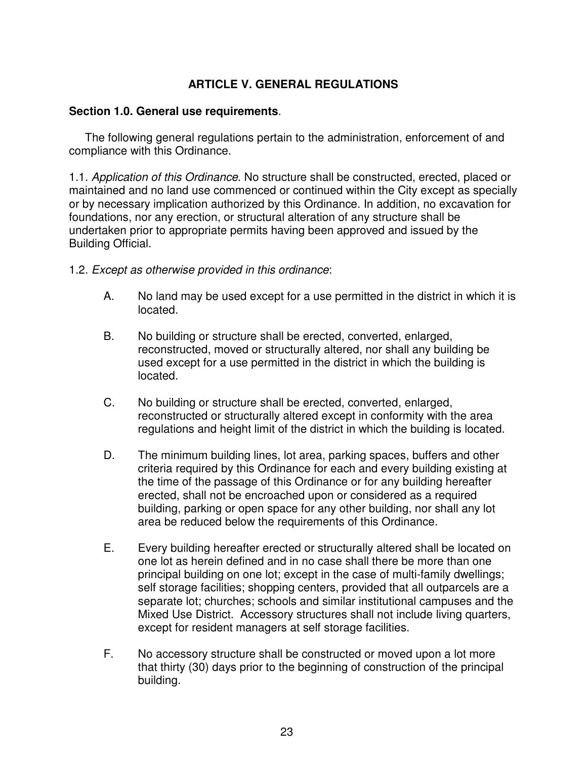# ARTICLE V. GENERAL REGULATIONS

**Section 1.0. General use requirements**.

The following general regulations pertain to the administration, enforcement of and compliance with this Ordinance.

1.1. *Application of this Ordinance*. No structure shall be constructed, erected, placed or maintained and no land use commenced or continued within the City except as specially or by necessary implication authorized by this Ordinance. In addition, no excavation for foundations, nor any erection, or structural alteration of any structure shall be undertaken prior to appropriate permits having been approved and issued by the Building Official.

1.2. *Except as otherwise provided in this ordinance*:

A. No land may be used except for a use permitted in the district in which it is located.

B. No building or structure shall be erected, converted, enlarged, reconstructed, moved or structurally altered, nor shall any building be used except for a use permitted in the district in which the building is located.

C. No building or structure shall be erected, converted, enlarged, reconstructed or structurally altered except in conformity with the area regulations and height limit of the district in which the building is located.

D. The minimum building lines, lot area, parking spaces, buffers and other criteria required by this Ordinance for each and every building existing at the time of the passage of this Ordinance or for any building hereafter erected, shall not be encroached upon or considered as a required building, parking or open space for any other building, nor shall any lot area be reduced below the requirements of this Ordinance.

E. Every building hereafter erected or structurally altered shall be located on one lot as herein defined and in no case shall there be more than one principal building on one lot; except in the case of multi-family dwellings; self storage facilities; shopping centers, provided that all outparcels are a separate lot; churches; schools and similar institutional campuses and the Mixed Use District. Accessory structures shall not include living quarters, except for resident managers at self storage facilities.

F. No accessory structure shall be constructed or moved upon a lot more that thirty (30) days prior to the beginning of construction of the principal building.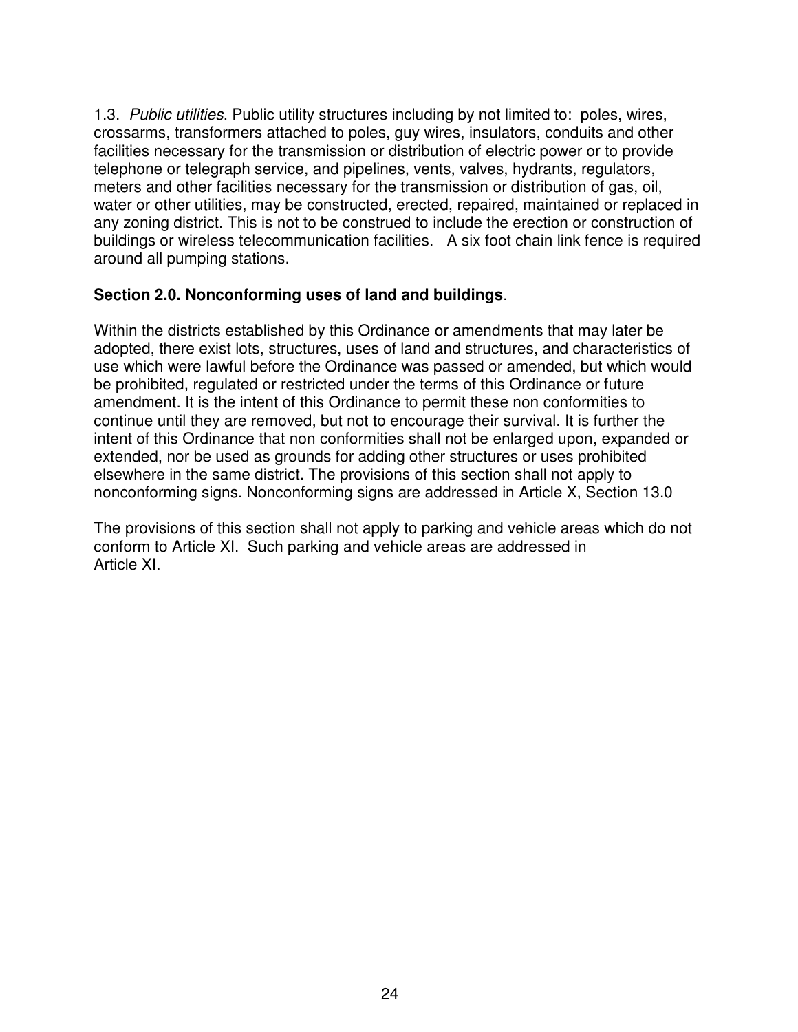1.3. *Public utilities*. Public utility structures including by not limited to: poles, wires, crossarms, transformers attached to poles, guy wires, insulators, conduits and other facilities necessary for the transmission or distribution of electric power or to provide telephone or telegraph service, and pipelines, vents, valves, hydrants, regulators, meters and other facilities necessary for the transmission or distribution of gas, oil, water or other utilities, may be constructed, erected, repaired, maintained or replaced in any zoning district. This is not to be construed to include the erection or construction of buildings or wireless telecommunication facilities. A six foot chain link fence is required around all pumping stations.

**Section 2.0. Nonconforming uses of land and buildings**.

Within the districts established by this Ordinance or amendments that may later be adopted, there exist lots, structures, uses of land and structures, and characteristics of use which were lawful before the Ordinance was passed or amended, but which would be prohibited, regulated or restricted under the terms of this Ordinance or future amendment. It is the intent of this Ordinance to permit these non conformities to continue until they are removed, but not to encourage their survival. It is further the intent of this Ordinance that non conformities shall not be enlarged upon, expanded or extended, nor be used as grounds for adding other structures or uses prohibited elsewhere in the same district. The provisions of this section shall not apply to nonconforming signs. Nonconforming signs are addressed in Article X, Section 13.0

The provisions of this section shall not apply to parking and vehicle areas which do not conform to Article XI. Such parking and vehicle areas are addressed in Article XI.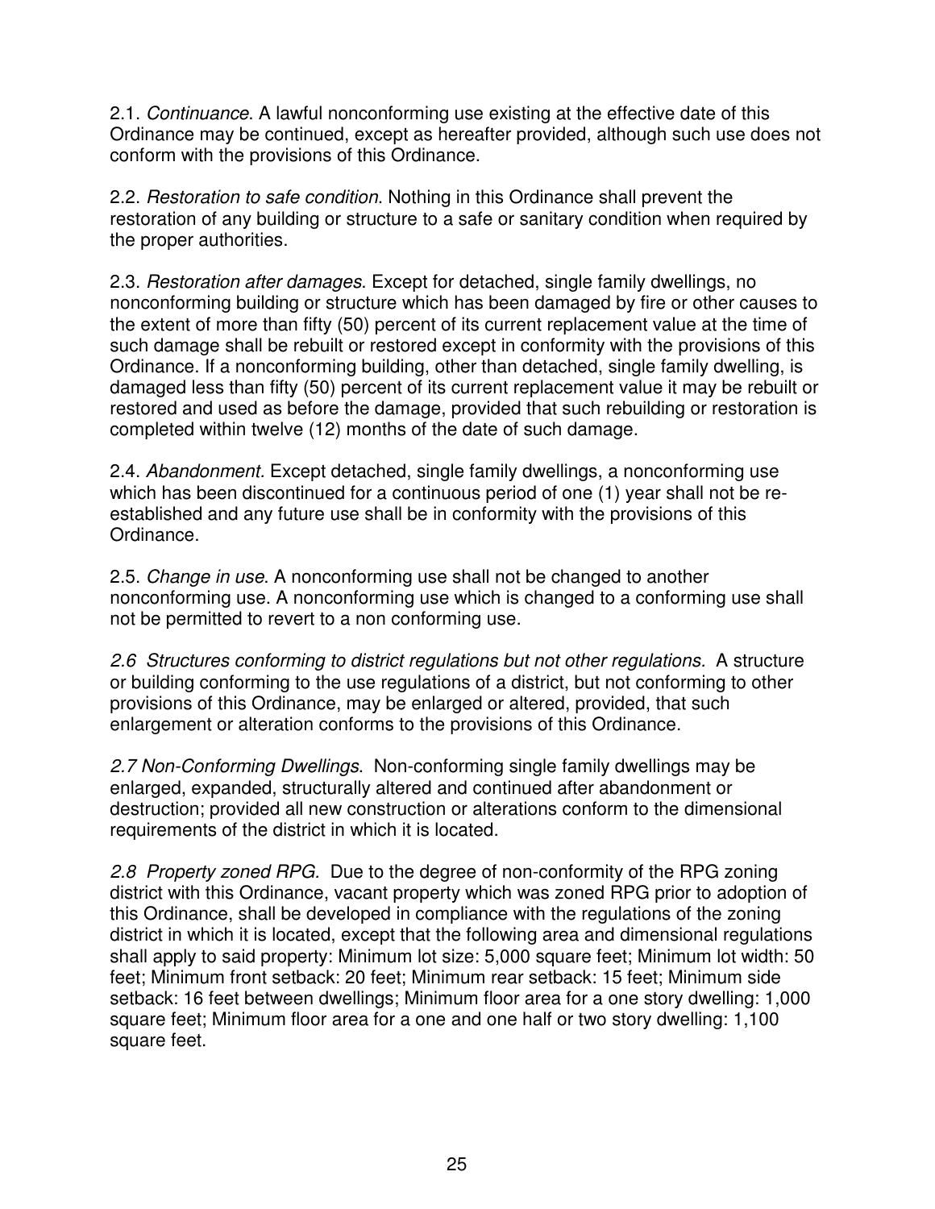2.1. *Continuance*. A lawful nonconforming use existing at the effective date of this Ordinance may be continued, except as hereafter provided, although such use does not conform with the provisions of this Ordinance.

2.2. *Restoration to safe condition*. Nothing in this Ordinance shall prevent the restoration of any building or structure to a safe or sanitary condition when required by the proper authorities.

2.3. *Restoration after damages*. Except for detached, single family dwellings, no nonconforming building or structure which has been damaged by fire or other causes to the extent of more than fifty (50) percent of its current replacement value at the time of such damage shall be rebuilt or restored except in conformity with the provisions of this Ordinance. If a nonconforming building, other than detached, single family dwelling, is damaged less than fifty (50) percent of its current replacement value it may be rebuilt or restored and used as before the damage, provided that such rebuilding or restoration is completed within twelve (12) months of the date of such damage.

2.4. *Abandonment.* Except detached, single family dwellings, a nonconforming use which has been discontinued for a continuous period of one (1) year shall not be re-established and any future use shall be in conformity with the provisions of this Ordinance.

2.5. *Change in use*. A nonconforming use shall not be changed to another nonconforming use. A nonconforming use which is changed to a conforming use shall not be permitted to revert to a non conforming use.

*2.6 Structures conforming to district regulations but not other regulations.* A structure or building conforming to the use regulations of a district, but not conforming to other provisions of this Ordinance, may be enlarged or altered, provided, that such enlargement or alteration conforms to the provisions of this Ordinance.

*2.7 Non-Conforming Dwellings*. Non-conforming single family dwellings may be enlarged, expanded, structurally altered and continued after abandonment or destruction; provided all new construction or alterations conform to the dimensional requirements of the district in which it is located.

*2.8 Property zoned RPG.* Due to the degree of non-conformity of the RPG zoning district with this Ordinance, vacant property which was zoned RPG prior to adoption of this Ordinance, shall be developed in compliance with the regulations of the zoning district in which it is located, except that the following area and dimensional regulations shall apply to said property: Minimum lot size: 5,000 square feet; Minimum lot width: 50 feet; Minimum front setback: 20 feet; Minimum rear setback: 15 feet; Minimum side setback: 16 feet between dwellings; Minimum floor area for a one story dwelling: 1,000 square feet; Minimum floor area for a one and one half or two story dwelling: 1,100 square feet.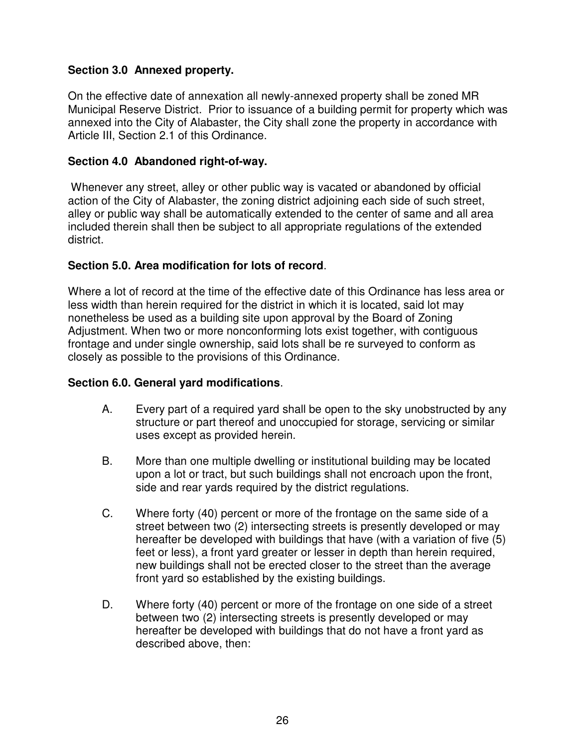**Section 3.0 Annexed property.**

On the effective date of annexation all newly-annexed property shall be zoned MR Municipal Reserve District. Prior to issuance of a building permit for property which was annexed into the City of Alabaster, the City shall zone the property in accordance with Article III, Section 2.1 of this Ordinance.

**Section 4.0 Abandoned right-of-way.**

Whenever any street, alley or other public way is vacated or abandoned by official action of the City of Alabaster, the zoning district adjoining each side of such street, alley or public way shall be automatically extended to the center of same and all area included therein shall then be subject to all appropriate regulations of the extended district.

**Section 5.0. Area modification for lots of record**.

Where a lot of record at the time of the effective date of this Ordinance has less area or less width than herein required for the district in which it is located, said lot may nonetheless be used as a building site upon approval by the Board of Zoning Adjustment. When two or more nonconforming lots exist together, with contiguous frontage and under single ownership, said lots shall be re surveyed to conform as closely as possible to the provisions of this Ordinance.

**Section 6.0. General yard modifications**.

A. Every part of a required yard shall be open to the sky unobstructed by any structure or part thereof and unoccupied for storage, servicing or similar uses except as provided herein.

B. More than one multiple dwelling or institutional building may be located upon a lot or tract, but such buildings shall not encroach upon the front, side and rear yards required by the district regulations.

C. Where forty (40) percent or more of the frontage on the same side of a street between two (2) intersecting streets is presently developed or may hereafter be developed with buildings that have (with a variation of five (5) feet or less), a front yard greater or lesser in depth than herein required, new buildings shall not be erected closer to the street than the average front yard so established by the existing buildings.

D. Where forty (40) percent or more of the frontage on one side of a street between two (2) intersecting streets is presently developed or may hereafter be developed with buildings that do not have a front yard as described above, then: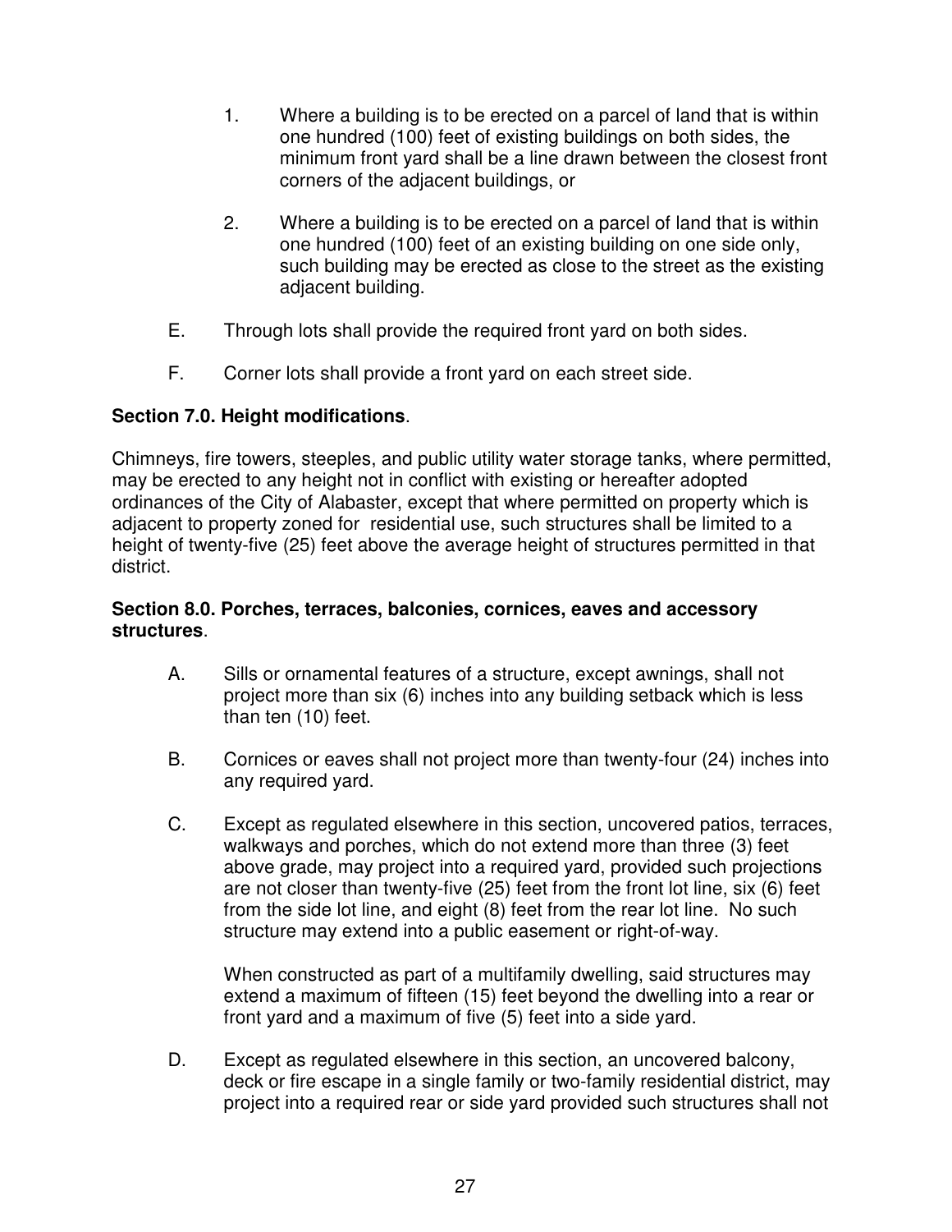1. Where a building is to be erected on a parcel of land that is within one hundred (100) feet of existing buildings on both sides, the minimum front yard shall be a line drawn between the closest front corners of the adjacent buildings, or

2. Where a building is to be erected on a parcel of land that is within one hundred (100) feet of an existing building on one side only, such building may be erected as close to the street as the existing adjacent building.

E. Through lots shall provide the required front yard on both sides.

F. Corner lots shall provide a front yard on each street side.

**Section 7.0. Height modifications**.

Chimneys, fire towers, steeples, and public utility water storage tanks, where permitted, may be erected to any height not in conflict with existing or hereafter adopted ordinances of the City of Alabaster, except that where permitted on property which is adjacent to property zoned for residential use, such structures shall be limited to a height of twenty-five (25) feet above the average height of structures permitted in that district.

**Section 8.0. Porches, terraces, balconies, cornices, eaves and accessory structures**.

A. Sills or ornamental features of a structure, except awnings, shall not project more than six (6) inches into any building setback which is less than ten (10) feet.

B. Cornices or eaves shall not project more than twenty-four (24) inches into any required yard.

C. Except as regulated elsewhere in this section, uncovered patios, terraces, walkways and porches, which do not extend more than three (3) feet above grade, may project into a required yard, provided such projections are not closer than twenty-five (25) feet from the front lot line, six (6) feet from the side lot line, and eight (8) feet from the rear lot line. No such structure may extend into a public easement or right-of-way.

   When constructed as part of a multifamily dwelling, said structures may extend a maximum of fifteen (15) feet beyond the dwelling into a rear or front yard and a maximum of five (5) feet into a side yard.

D. Except as regulated elsewhere in this section, an uncovered balcony, deck or fire escape in a single family or two-family residential district, may project into a required rear or side yard provided such structures shall not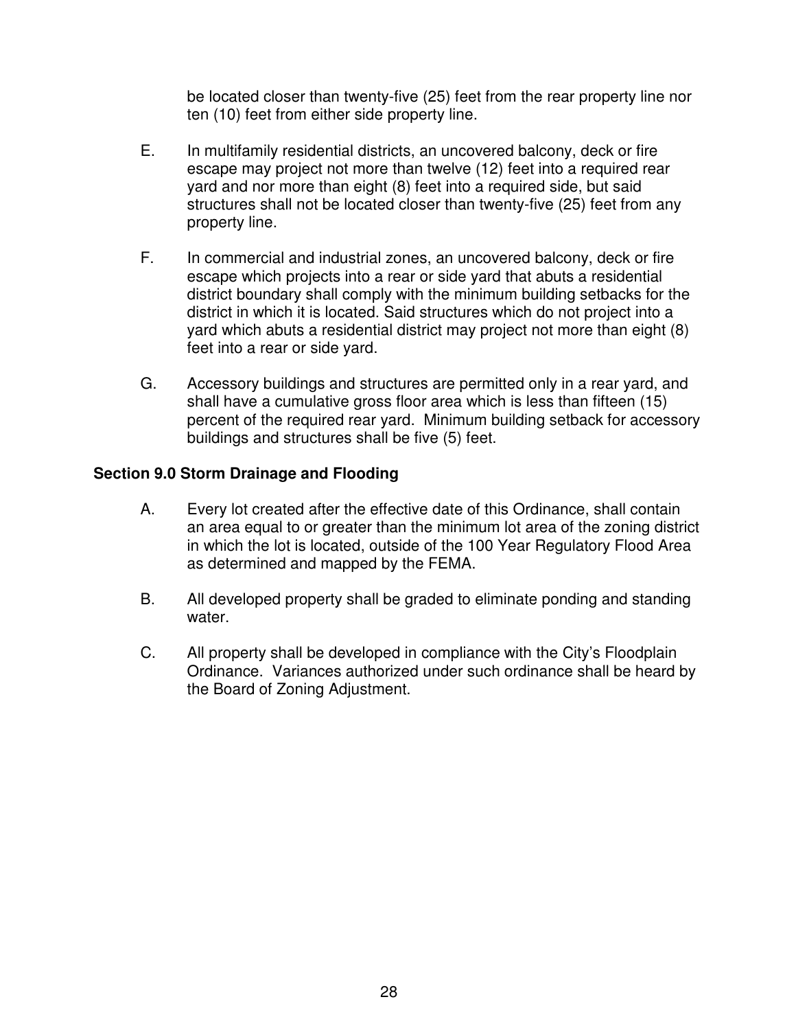be located closer than twenty-five (25) feet from the rear property line nor ten (10) feet from either side property line.

E. In multifamily residential districts, an uncovered balcony, deck or fire escape may project not more than twelve (12) feet into a required rear yard and nor more than eight (8) feet into a required side, but said structures shall not be located closer than twenty-five (25) feet from any property line.

F. In commercial and industrial zones, an uncovered balcony, deck or fire escape which projects into a rear or side yard that abuts a residential district boundary shall comply with the minimum building setbacks for the district in which it is located. Said structures which do not project into a yard which abuts a residential district may project not more than eight (8) feet into a rear or side yard.

G. Accessory buildings and structures are permitted only in a rear yard, and shall have a cumulative gross floor area which is less than fifteen (15) percent of the required rear yard. Minimum building setback for accessory buildings and structures shall be five (5) feet.

### Section 9.0 Storm Drainage and Flooding

A. Every lot created after the effective date of this Ordinance, shall contain an area equal to or greater than the minimum lot area of the zoning district in which the lot is located, outside of the 100 Year Regulatory Flood Area as determined and mapped by the FEMA.

B. All developed property shall be graded to eliminate ponding and standing water.

C. All property shall be developed in compliance with the City's Floodplain Ordinance. Variances authorized under such ordinance shall be heard by the Board of Zoning Adjustment.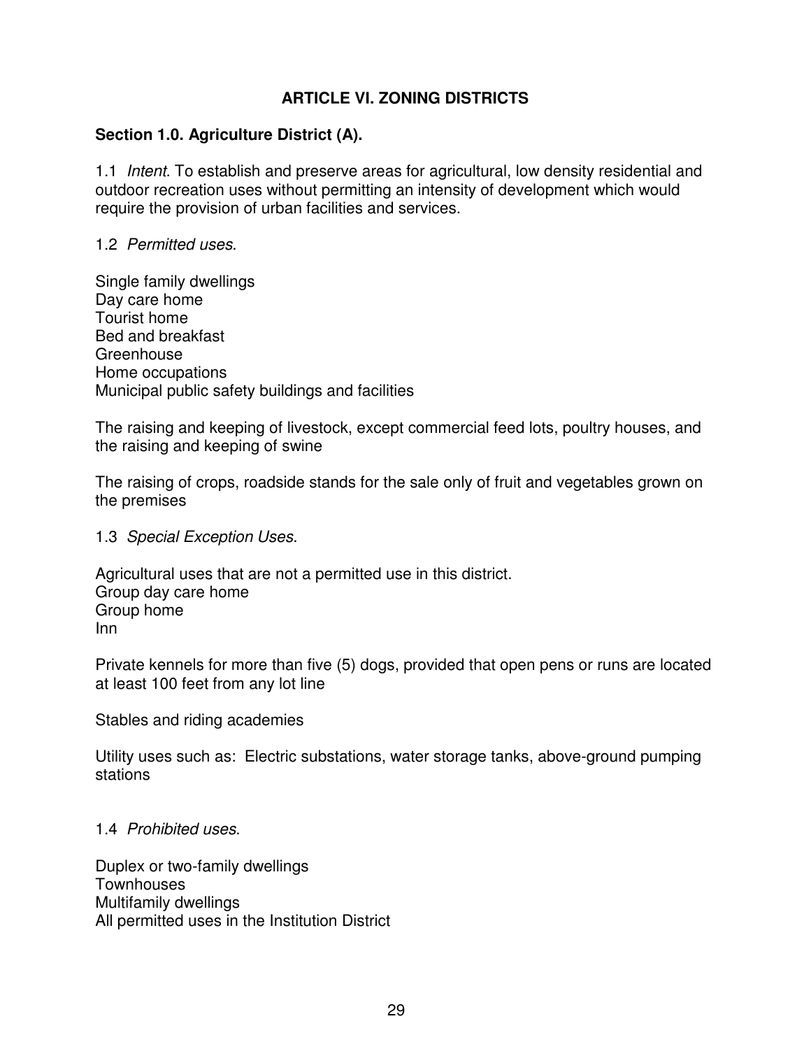# ARTICLE VI. ZONING DISTRICTS

## Section 1.0. Agriculture District (A).

1.1 *Intent*. To establish and preserve areas for agricultural, low density residential and outdoor recreation uses without permitting an intensity of development which would require the provision of urban facilities and services.

1.2 *Permitted uses*.

Single family dwellings
Day care home
Tourist home
Bed and breakfast
Greenhouse
Home occupations
Municipal public safety buildings and facilities

The raising and keeping of livestock, except commercial feed lots, poultry houses, and the raising and keeping of swine

The raising of crops, roadside stands for the sale only of fruit and vegetables grown on the premises

1.3 *Special Exception Uses*.

Agricultural uses that are not a permitted use in this district.
Group day care home
Group home
Inn

Private kennels for more than five (5) dogs, provided that open pens or runs are located at least 100 feet from any lot line

Stables and riding academies

Utility uses such as: Electric substations, water storage tanks, above-ground pumping stations

1.4 *Prohibited uses*.

Duplex or two-family dwellings
Townhouses
Multifamily dwellings
All permitted uses in the Institution District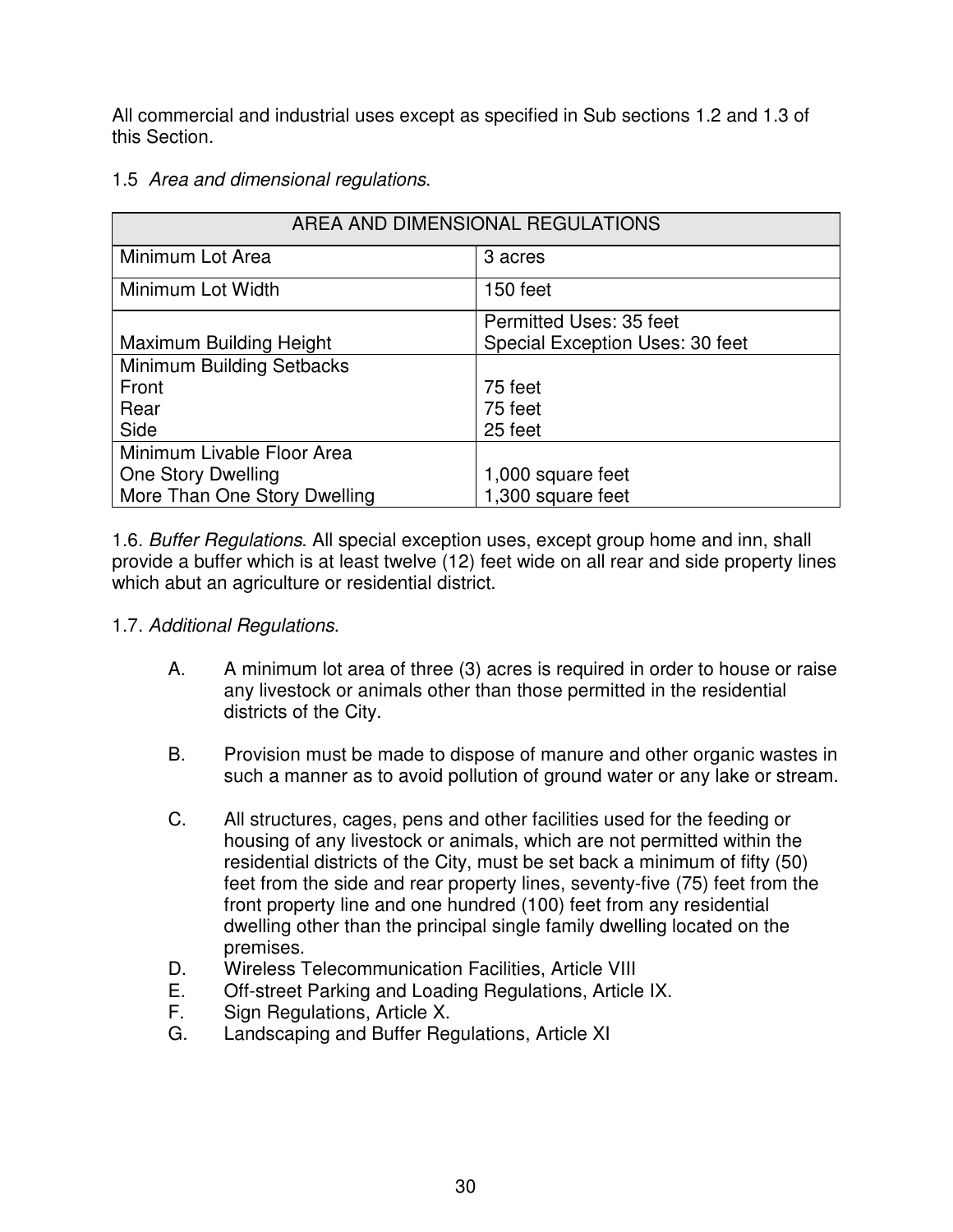All commercial and industrial uses except as specified in Sub sections 1.2 and 1.3 of this Section.

1.5 *Area and dimensional regulations*.

| AREA AND DIMENSIONAL REGULATIONS | |
|---|---|
| Minimum Lot Area | 3 acres |
| Minimum Lot Width | 150 feet |
| Maximum Building Height | Permitted Uses: 35 feet<br>Special Exception Uses: 30 feet |
| Minimum Building Setbacks<br>Front<br>Rear<br>Side | <br>75 feet<br>75 feet<br>25 feet |
| Minimum Livable Floor Area<br>One Story Dwelling<br>More Than One Story Dwelling | <br>1,000 square feet<br>1,300 square feet |

1.6. *Buffer Regulations*. All special exception uses, except group home and inn, shall provide a buffer which is at least twelve (12) feet wide on all rear and side property lines which abut an agriculture or residential district.

1.7. *Additional Regulations*.

A. A minimum lot area of three (3) acres is required in order to house or raise any livestock or animals other than those permitted in the residential districts of the City.

B. Provision must be made to dispose of manure and other organic wastes in such a manner as to avoid pollution of ground water or any lake or stream.

C. All structures, cages, pens and other facilities used for the feeding or housing of any livestock or animals, which are not permitted within the residential districts of the City, must be set back a minimum of fifty (50) feet from the side and rear property lines, seventy-five (75) feet from the front property line and one hundred (100) feet from any residential dwelling other than the principal single family dwelling located on the premises.

D. Wireless Telecommunication Facilities, Article VIII

E. Off-street Parking and Loading Regulations, Article IX.

F. Sign Regulations, Article X.

G. Landscaping and Buffer Regulations, Article XI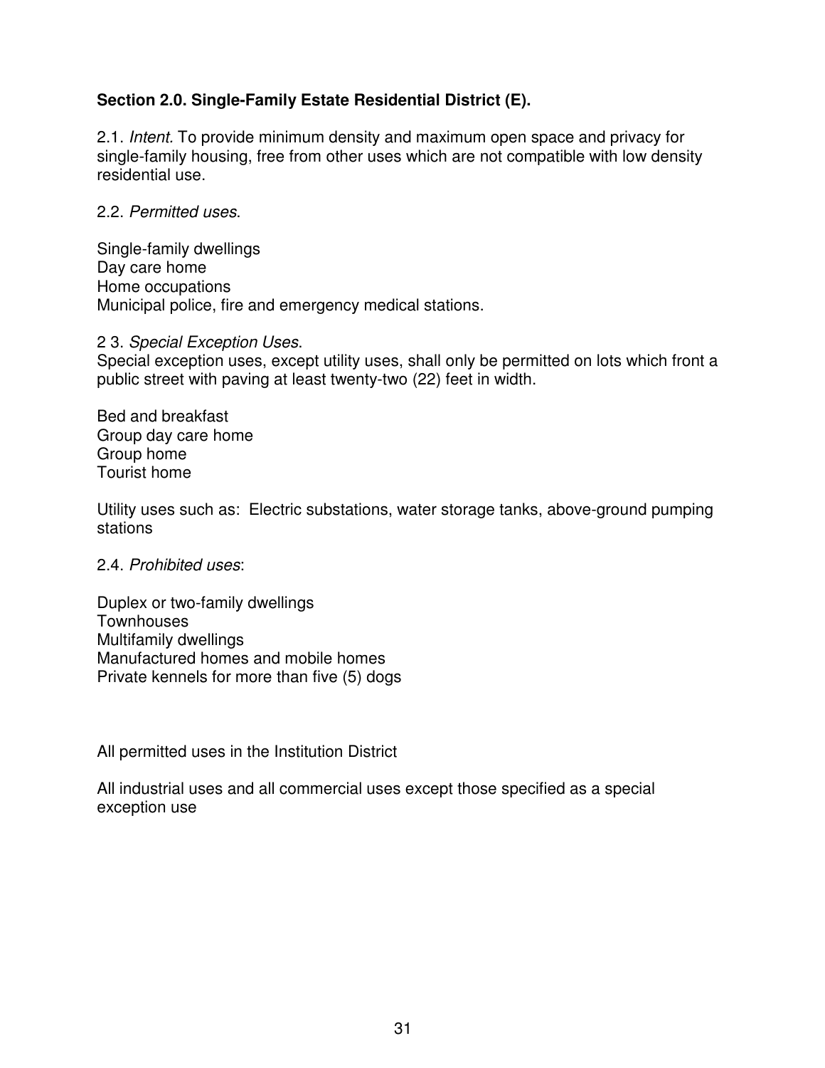### Section 2.0. Single-Family Estate Residential District (E).

2.1. *Intent.* To provide minimum density and maximum open space and privacy for single-family housing, free from other uses which are not compatible with low density residential use.

2.2. *Permitted uses*.

Single-family dwellings
Day care home
Home occupations
Municipal police, fire and emergency medical stations.

2 3. *Special Exception Uses*.
Special exception uses, except utility uses, shall only be permitted on lots which front a public street with paving at least twenty-two (22) feet in width.

Bed and breakfast
Group day care home
Group home
Tourist home

Utility uses such as: Electric substations, water storage tanks, above-ground pumping stations

2.4. *Prohibited uses*:

Duplex or two-family dwellings
Townhouses
Multifamily dwellings
Manufactured homes and mobile homes
Private kennels for more than five (5) dogs

All permitted uses in the Institution District

All industrial uses and all commercial uses except those specified as a special exception use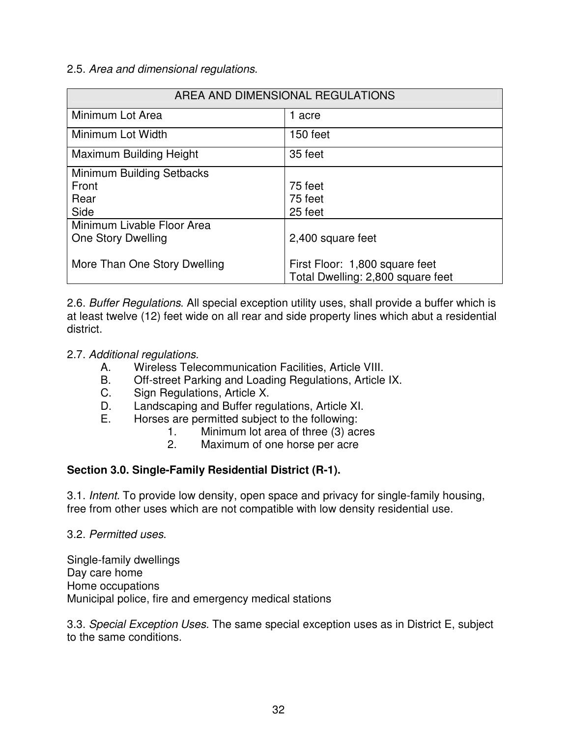2.5. *Area and dimensional regulations*.

| AREA AND DIMENSIONAL REGULATIONS | |
|---|---|
| Minimum Lot Area | 1 acre |
| Minimum Lot Width | 150 feet |
| Maximum Building Height | 35 feet |
| Minimum Building Setbacks<br>Front<br>Rear<br>Side | <br>75 feet<br>75 feet<br>25 feet |
| Minimum Livable Floor Area<br>One Story Dwelling<br><br>More Than One Story Dwelling | <br>2,400 square feet<br><br>First Floor: 1,800 square feet<br>Total Dwelling: 2,800 square feet |

2.6. *Buffer Regulations*. All special exception utility uses, shall provide a buffer which is at least twelve (12) feet wide on all rear and side property lines which abut a residential district.

2.7. *Additional regulations*.

A. Wireless Telecommunication Facilities, Article VIII.
B. Off-street Parking and Loading Regulations, Article IX.
C. Sign Regulations, Article X.
D. Landscaping and Buffer regulations, Article XI.
E. Horses are permitted subject to the following:
   1. Minimum lot area of three (3) acres
   2. Maximum of one horse per acre

**Section 3.0. Single-Family Residential District (R-1).**

3.1. *Intent.* To provide low density, open space and privacy for single-family housing, free from other uses which are not compatible with low density residential use.

3.2. *Permitted uses*.

Single-family dwellings
Day care home
Home occupations
Municipal police, fire and emergency medical stations

3.3. *Special Exception Uses*. The same special exception uses as in District E, subject to the same conditions.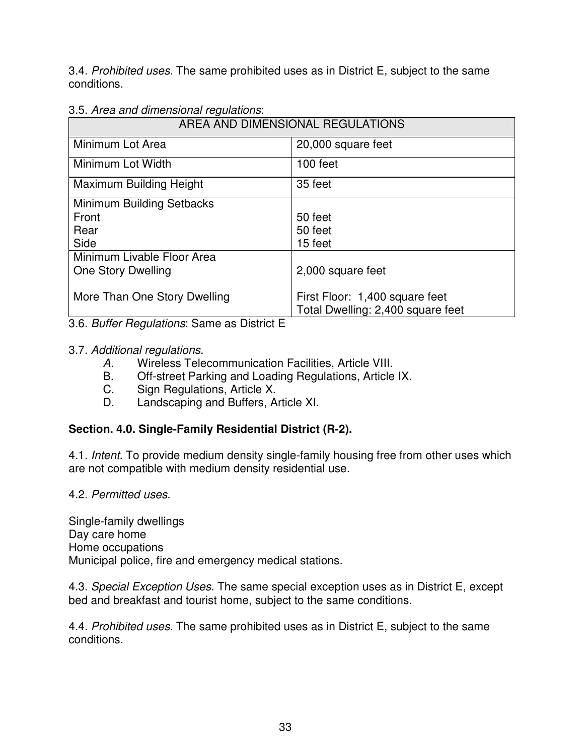3.4. *Prohibited uses*. The same prohibited uses as in District E, subject to the same conditions.

3.5. *Area and dimensional regulations*:

| AREA AND DIMENSIONAL REGULATIONS | |
|---|---|
| Minimum Lot Area | 20,000 square feet |
| Minimum Lot Width | 100 feet |
| Maximum Building Height | 35 feet |
| Minimum Building Setbacks<br>Front<br>Rear<br>Side | <br>50 feet<br>50 feet<br>15 feet |
| Minimum Livable Floor Area<br>One Story Dwelling<br><br>More Than One Story Dwelling | <br>2,000 square feet<br><br>First Floor: 1,400 square feet<br>Total Dwelling: 2,400 square feet |

3.6. *Buffer Regulations*: Same as District E

3.7. *Additional regulations.*

*A.* Wireless Telecommunication Facilities, Article VIII.
B. Off-street Parking and Loading Regulations, Article IX.
C. Sign Regulations, Article X.
D. Landscaping and Buffers, Article XI.

**Section. 4.0. Single-Family Residential District (R-2).**

4.1. *Intent*. To provide medium density single-family housing free from other uses which are not compatible with medium density residential use.

4.2. *Permitted uses*.

Single-family dwellings
Day care home
Home occupations
Municipal police, fire and emergency medical stations.

4.3. *Special Exception Uses*. The same special exception uses as in District E, except bed and breakfast and tourist home, subject to the same conditions.

4.4. *Prohibited uses*. The same prohibited uses as in District E, subject to the same conditions.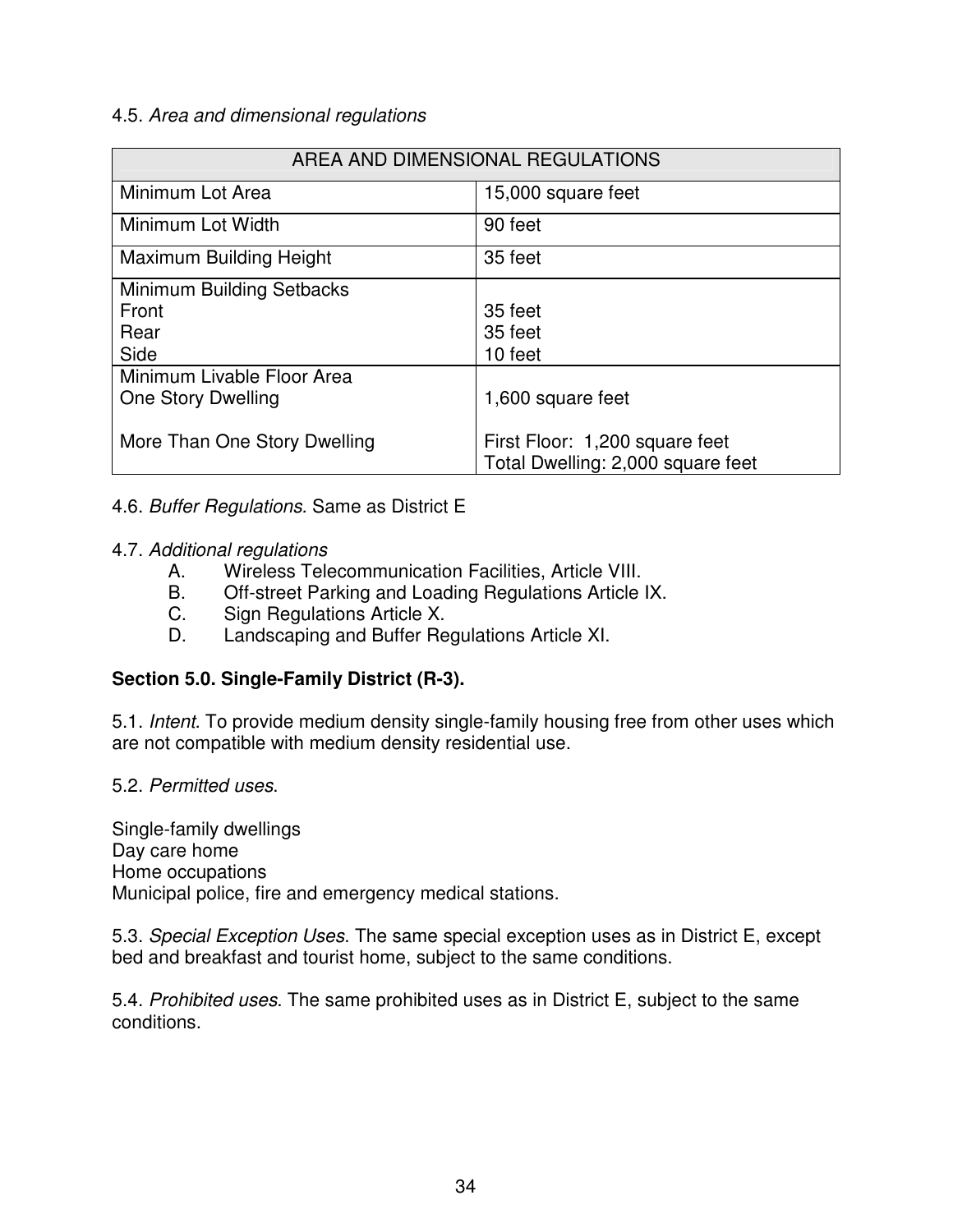4.5. *Area and dimensional regulations*

| AREA AND DIMENSIONAL REGULATIONS | |
|---|---|
| Minimum Lot Area | 15,000 square feet |
| Minimum Lot Width | 90 feet |
| Maximum Building Height | 35 feet |
| Minimum Building Setbacks<br>Front<br>Rear<br>Side | <br>35 feet<br>35 feet<br>10 feet |
| Minimum Livable Floor Area<br>One Story Dwelling<br><br>More Than One Story Dwelling | <br>1,600 square feet<br><br>First Floor: 1,200 square feet<br>Total Dwelling: 2,000 square feet |

4.6. *Buffer Regulations*. Same as District E

4.7. *Additional regulations*

A. Wireless Telecommunication Facilities, Article VIII.
B. Off-street Parking and Loading Regulations Article IX.
C. Sign Regulations Article X.
D. Landscaping and Buffer Regulations Article XI.

**Section 5.0. Single-Family District (R-3).**

5.1. *Intent*. To provide medium density single-family housing free from other uses which are not compatible with medium density residential use.

5.2. *Permitted uses*.

Single-family dwellings
Day care home
Home occupations
Municipal police, fire and emergency medical stations.

5.3. *Special Exception Uses*. The same special exception uses as in District E, except bed and breakfast and tourist home, subject to the same conditions.

5.4. *Prohibited uses*. The same prohibited uses as in District E, subject to the same conditions.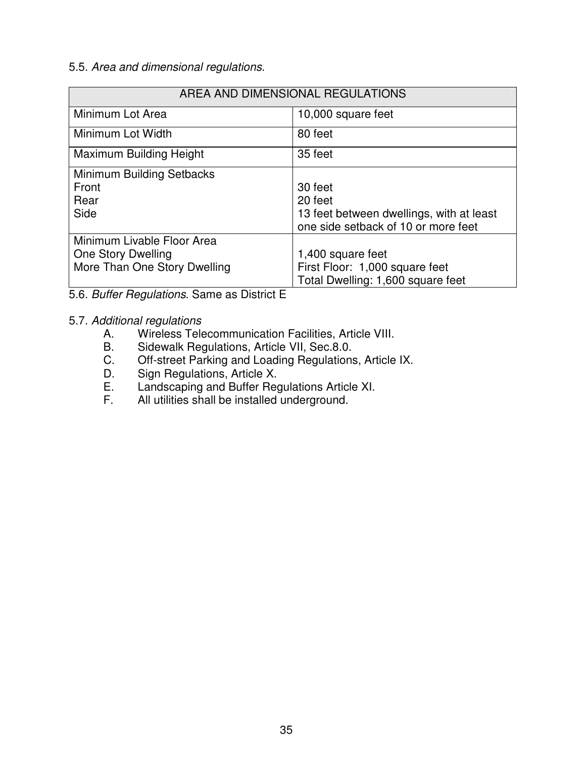5.5. *Area and dimensional regulations*.

| AREA AND DIMENSIONAL REGULATIONS | |
|---|---|
| Minimum Lot Area | 10,000 square feet |
| Minimum Lot Width | 80 feet |
| Maximum Building Height | 35 feet |
| Minimum Building Setbacks<br>Front<br>Rear<br>Side | <br>30 feet<br>20 feet<br>13 feet between dwellings, with at least one side setback of 10 or more feet |
| Minimum Livable Floor Area<br>One Story Dwelling<br>More Than One Story Dwelling | <br>1,400 square feet<br>First Floor: 1,000 square feet<br>Total Dwelling: 1,600 square feet |

5.6. *Buffer Regulations*. Same as District E

5.7. *Additional regulations*

A. Wireless Telecommunication Facilities, Article VIII.
B. Sidewalk Regulations, Article VII, Sec.8.0.
C. Off-street Parking and Loading Regulations, Article IX.
D. Sign Regulations, Article X.
E. Landscaping and Buffer Regulations Article XI.
F. All utilities shall be installed underground.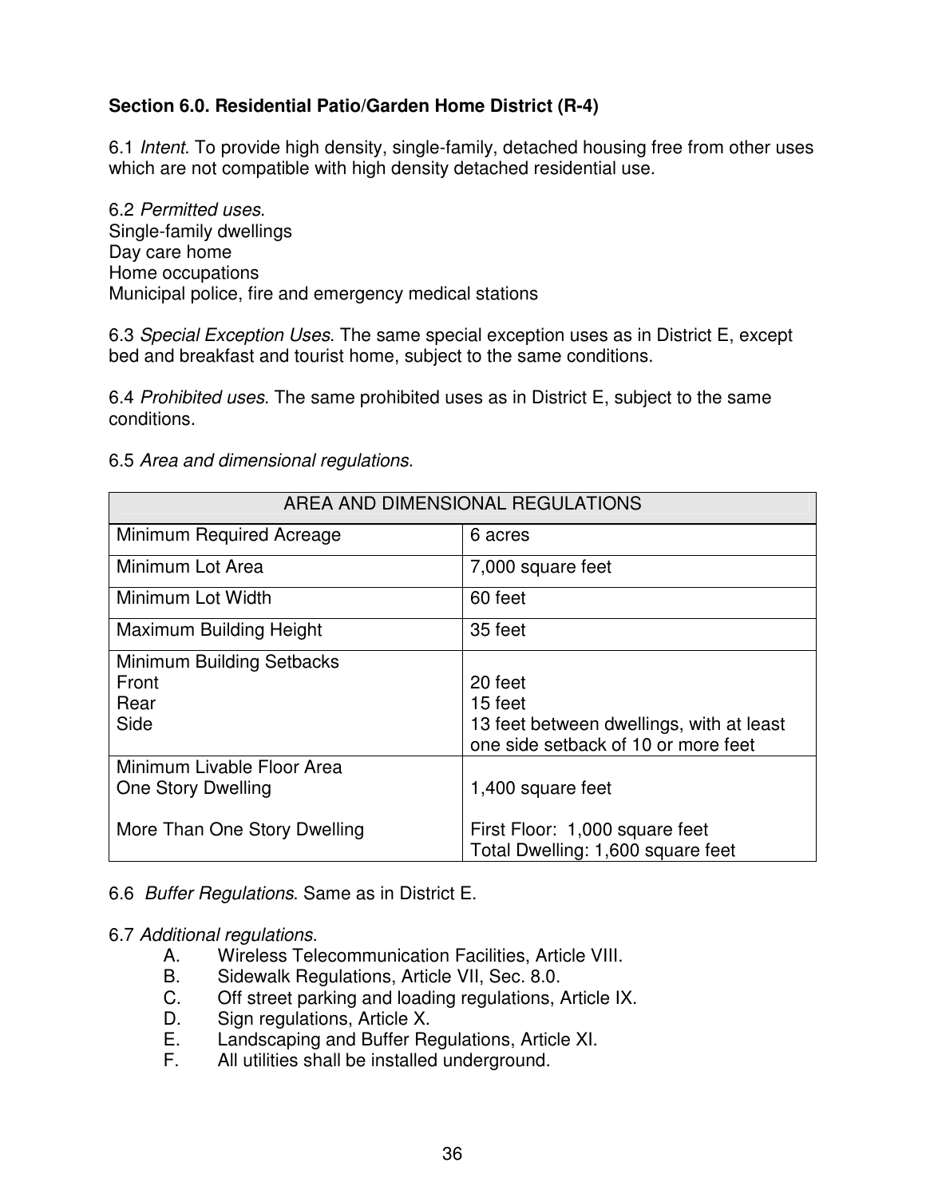## Section 6.0. Residential Patio/Garden Home District (R-4)

6.1 *Intent*. To provide high density, single-family, detached housing free from other uses which are not compatible with high density detached residential use.

6.2 *Permitted uses*.
Single-family dwellings
Day care home
Home occupations
Municipal police, fire and emergency medical stations

6.3 *Special Exception Uses*. The same special exception uses as in District E, except bed and breakfast and tourist home, subject to the same conditions.

6.4 *Prohibited uses*. The same prohibited uses as in District E, subject to the same conditions.

6.5 *Area and dimensional regulations*.

| AREA AND DIMENSIONAL REGULATIONS | |
|---|---|
| Minimum Required Acreage | 6 acres |
| Minimum Lot Area | 7,000 square feet |
| Minimum Lot Width | 60 feet |
| Maximum Building Height | 35 feet |
| Minimum Building Setbacks<br>Front<br>Rear<br>Side | <br>20 feet<br>15 feet<br>13 feet between dwellings, with at least one side setback of 10 or more feet |
| Minimum Livable Floor Area<br>One Story Dwelling<br><br>More Than One Story Dwelling | <br>1,400 square feet<br><br>First Floor: 1,000 square feet<br>Total Dwelling: 1,600 square feet |

6.6 *Buffer Regulations*. Same as in District E.

6.7 *Additional regulations*.

A. Wireless Telecommunication Facilities, Article VIII.
B. Sidewalk Regulations, Article VII, Sec. 8.0.
C. Off street parking and loading regulations, Article IX.
D. Sign regulations, Article X.
E. Landscaping and Buffer Regulations, Article XI.
F. All utilities shall be installed underground.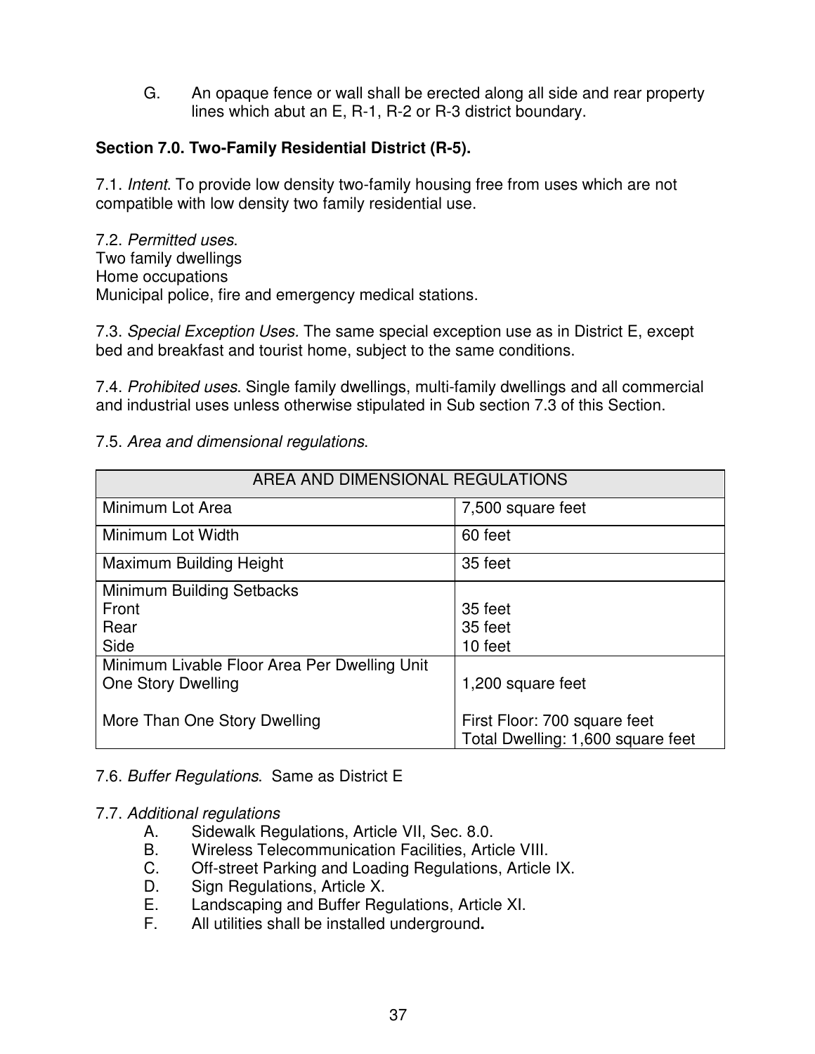G. An opaque fence or wall shall be erected along all side and rear property lines which abut an E, R-1, R-2 or R-3 district boundary.

**Section 7.0. Two-Family Residential District (R-5).**

7.1. *Intent*. To provide low density two-family housing free from uses which are not compatible with low density two family residential use.

7.2. *Permitted uses*.
Two family dwellings
Home occupations
Municipal police, fire and emergency medical stations.

7.3. *Special Exception Uses.* The same special exception use as in District E, except bed and breakfast and tourist home, subject to the same conditions.

7.4. *Prohibited uses*. Single family dwellings, multi-family dwellings and all commercial and industrial uses unless otherwise stipulated in Sub section 7.3 of this Section.

7.5. *Area and dimensional regulations*.

| AREA AND DIMENSIONAL REGULATIONS | |
|---|---|
| Minimum Lot Area | 7,500 square feet |
| Minimum Lot Width | 60 feet |
| Maximum Building Height | 35 feet |
| Minimum Building Setbacks<br>Front<br>Rear<br>Side | <br>35 feet<br>35 feet<br>10 feet |
| Minimum Livable Floor Area Per Dwelling Unit<br>One Story Dwelling<br><br>More Than One Story Dwelling | <br>1,200 square feet<br><br>First Floor: 700 square feet<br>Total Dwelling: 1,600 square feet |

7.6. *Buffer Regulations*. Same as District E

7.7. *Additional regulations*

A. Sidewalk Regulations, Article VII, Sec. 8.0.
B. Wireless Telecommunication Facilities, Article VIII.
C. Off-street Parking and Loading Regulations, Article IX.
D. Sign Regulations, Article X.
E. Landscaping and Buffer Regulations, Article XI.
F. All utilities shall be installed underground**.**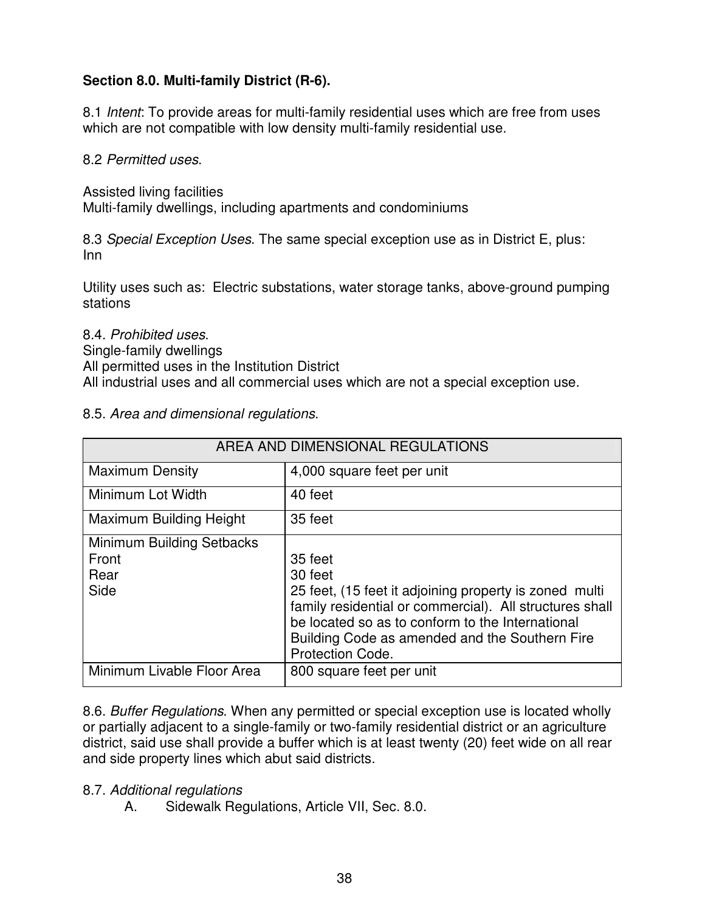**Section 8.0. Multi-family District (R-6).**

8.1 *Intent*: To provide areas for multi-family residential uses which are free from uses which are not compatible with low density multi-family residential use.

8.2 *Permitted uses*.

Assisted living facilities
Multi-family dwellings, including apartments and condominiums

8.3 *Special Exception Uses*. The same special exception use as in District E, plus:
Inn

Utility uses such as: Electric substations, water storage tanks, above-ground pumping stations

8.4. *Prohibited uses*.
Single-family dwellings
All permitted uses in the Institution District
All industrial uses and all commercial uses which are not a special exception use.

8.5. *Area and dimensional regulations*.

| AREA AND DIMENSIONAL REGULATIONS | |
|---|---|
| Maximum Density | 4,000 square feet per unit |
| Minimum Lot Width | 40 feet |
| Maximum Building Height | 35 feet |
| Minimum Building Setbacks<br>Front<br>Rear<br>Side | <br>35 feet<br>30 feet<br>25 feet, (15 feet it adjoining property is zoned multi family residential or commercial). All structures shall be located so as to conform to the International Building Code as amended and the Southern Fire Protection Code. |
| Minimum Livable Floor Area | 800 square feet per unit |

8.6. *Buffer Regulations*. When any permitted or special exception use is located wholly or partially adjacent to a single-family or two-family residential district or an agriculture district, said use shall provide a buffer which is at least twenty (20) feet wide on all rear and side property lines which abut said districts.

8.7. *Additional regulations*

A. Sidewalk Regulations, Article VII, Sec. 8.0.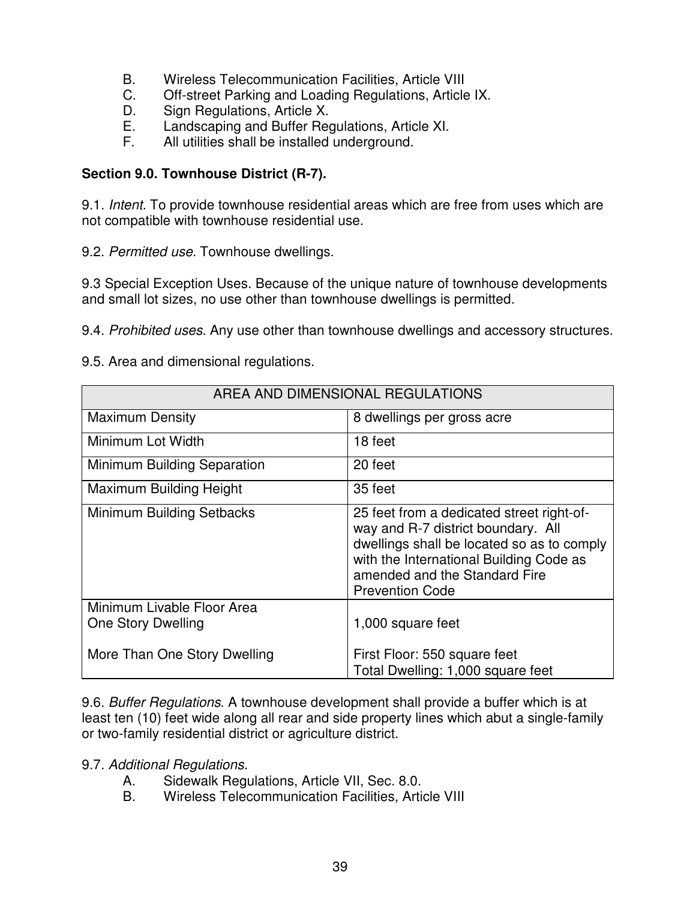B. Wireless Telecommunication Facilities, Article VIII
C. Off-street Parking and Loading Regulations, Article IX.
D. Sign Regulations, Article X.
E. Landscaping and Buffer Regulations, Article XI.
F. All utilities shall be installed underground.

**Section 9.0. Townhouse District (R-7).**

9.1. *Intent.* To provide townhouse residential areas which are free from uses which are not compatible with townhouse residential use.

9.2. *Permitted use*. Townhouse dwellings.

9.3 Special Exception Uses. Because of the unique nature of townhouse developments and small lot sizes, no use other than townhouse dwellings is permitted.

9.4. *Prohibited uses*. Any use other than townhouse dwellings and accessory structures.

9.5. Area and dimensional regulations.

| AREA AND DIMENSIONAL REGULATIONS | |
|---|---|
| Maximum Density | 8 dwellings per gross acre |
| Minimum Lot Width | 18 feet |
| Minimum Building Separation | 20 feet |
| Maximum Building Height | 35 feet |
| Minimum Building Setbacks | 25 feet from a dedicated street right-of-way and R-7 district boundary. All dwellings shall be located so as to comply with the International Building Code as amended and the Standard Fire Prevention Code |
| Minimum Livable Floor Area<br>One Story Dwelling<br><br>More Than One Story Dwelling | <br>1,000 square feet<br><br>First Floor: 550 square feet<br>Total Dwelling: 1,000 square feet |

9.6. *Buffer Regulations*. A townhouse development shall provide a buffer which is at least ten (10) feet wide along all rear and side property lines which abut a single-family or two-family residential district or agriculture district.

9.7. *Additional Regulations*.

A. Sidewalk Regulations, Article VII, Sec. 8.0.
B. Wireless Telecommunication Facilities, Article VIII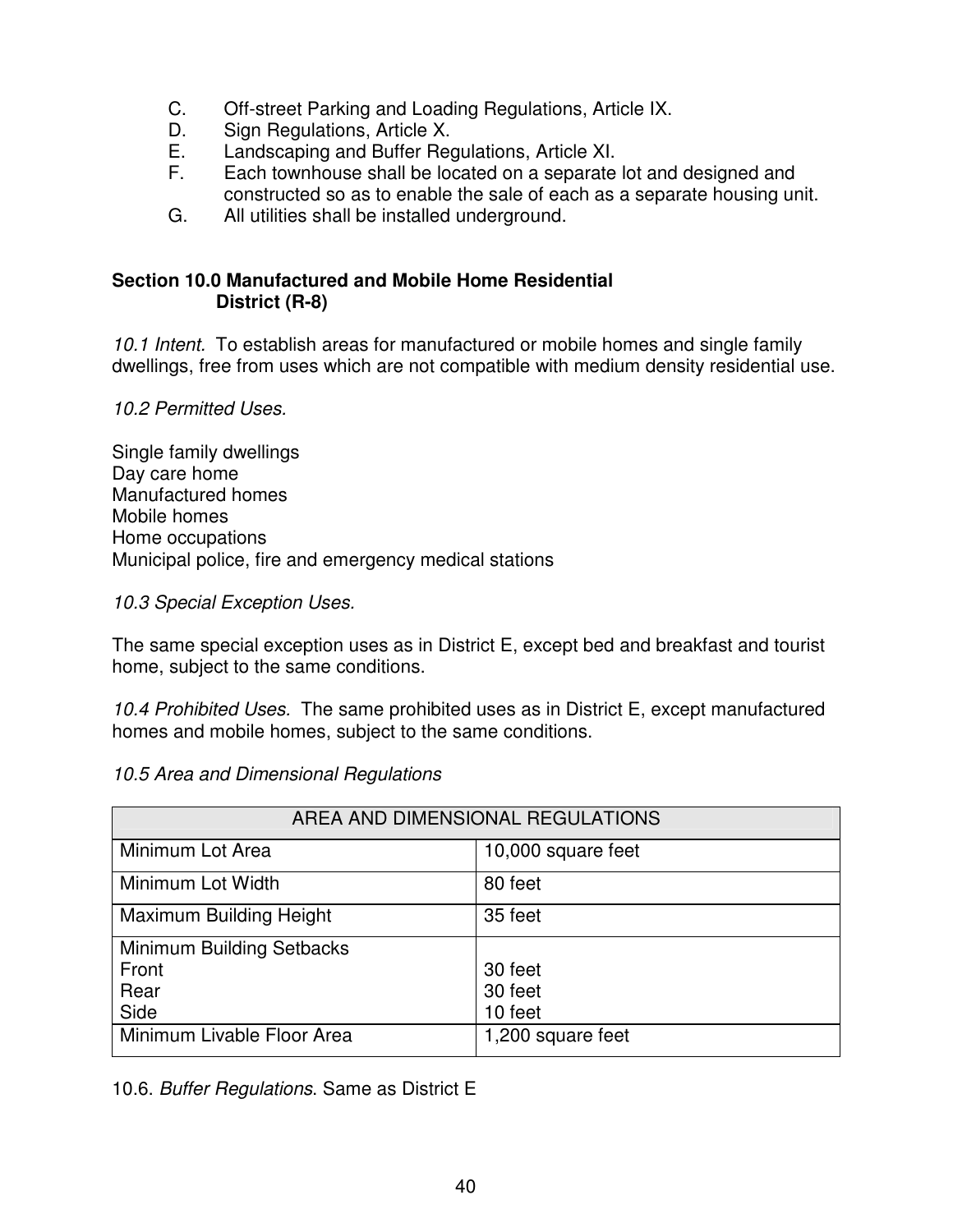C. Off-street Parking and Loading Regulations, Article IX.
D. Sign Regulations, Article X.
E. Landscaping and Buffer Regulations, Article XI.
F. Each townhouse shall be located on a separate lot and designed and constructed so as to enable the sale of each as a separate housing unit.
G. All utilities shall be installed underground.

**Section 10.0 Manufactured and Mobile Home Residential District (R-8)**

*10.1 Intent.* To establish areas for manufactured or mobile homes and single family dwellings, free from uses which are not compatible with medium density residential use.

*10.2 Permitted Uses.*

Single family dwellings
Day care home
Manufactured homes
Mobile homes
Home occupations
Municipal police, fire and emergency medical stations

*10.3 Special Exception Uses.*

The same special exception uses as in District E, except bed and breakfast and tourist home, subject to the same conditions.

*10.4 Prohibited Uses.* The same prohibited uses as in District E, except manufactured homes and mobile homes, subject to the same conditions.

*10.5 Area and Dimensional Regulations*

| AREA AND DIMENSIONAL REGULATIONS | |
|---|---|
| Minimum Lot Area | 10,000 square feet |
| Minimum Lot Width | 80 feet |
| Maximum Building Height | 35 feet |
| Minimum Building Setbacks<br>Front<br>Rear<br>Side | <br>30 feet<br>30 feet<br>10 feet |
| Minimum Livable Floor Area | 1,200 square feet |

10.6. *Buffer Regulations*. Same as District E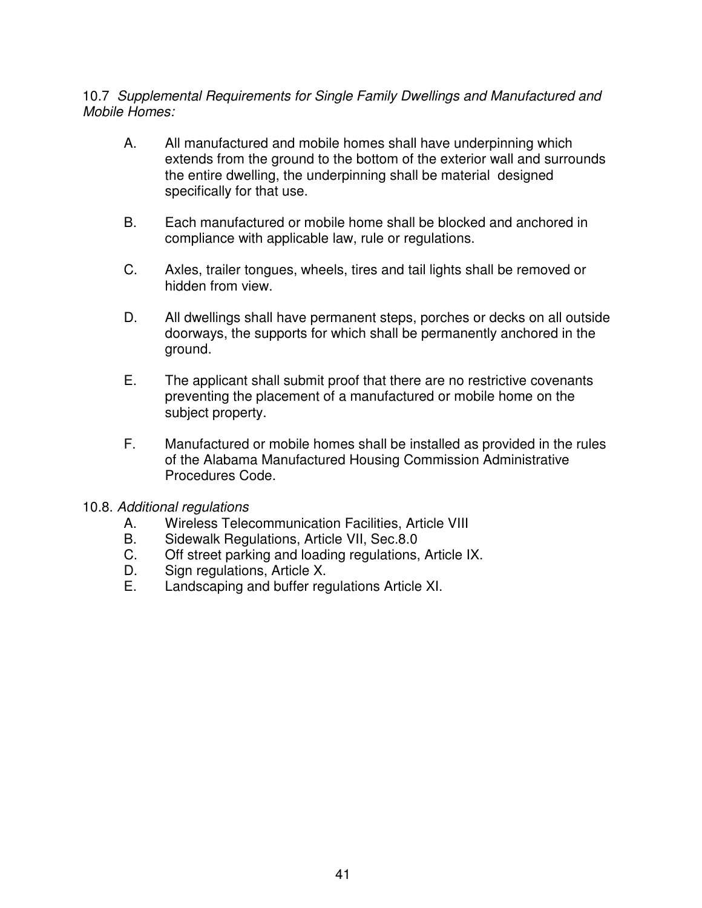10.7 *Supplemental Requirements for Single Family Dwellings and Manufactured and Mobile Homes:*

A. All manufactured and mobile homes shall have underpinning which extends from the ground to the bottom of the exterior wall and surrounds the entire dwelling, the underpinning shall be material designed specifically for that use.

B. Each manufactured or mobile home shall be blocked and anchored in compliance with applicable law, rule or regulations.

C. Axles, trailer tongues, wheels, tires and tail lights shall be removed or hidden from view.

D. All dwellings shall have permanent steps, porches or decks on all outside doorways, the supports for which shall be permanently anchored in the ground.

E. The applicant shall submit proof that there are no restrictive covenants preventing the placement of a manufactured or mobile home on the subject property.

F. Manufactured or mobile homes shall be installed as provided in the rules of the Alabama Manufactured Housing Commission Administrative Procedures Code.

10.8. *Additional regulations*

A. Wireless Telecommunication Facilities, Article VIII
B. Sidewalk Regulations, Article VII, Sec.8.0
C. Off street parking and loading regulations, Article IX.
D. Sign regulations, Article X.
E. Landscaping and buffer regulations Article XI.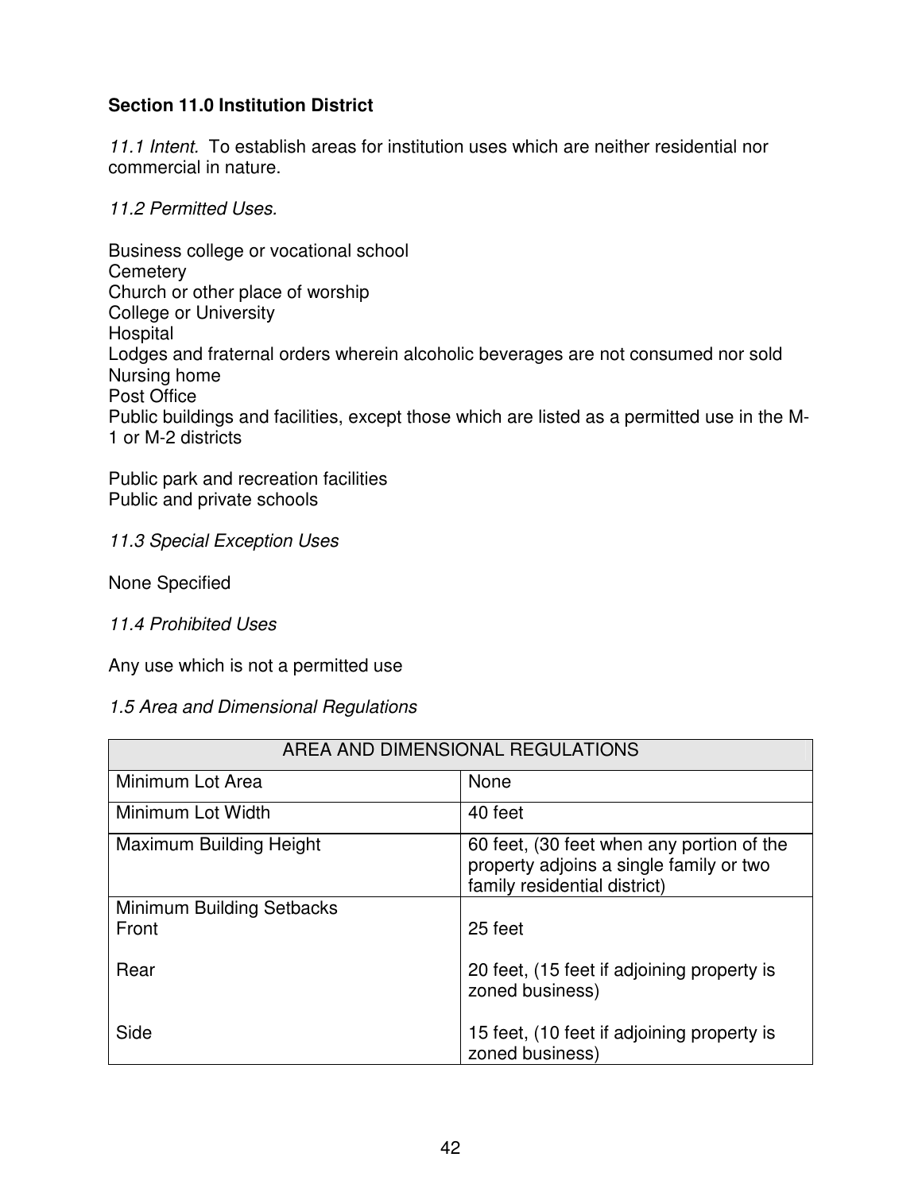## Section 11.0 Institution District

*11.1 Intent.* To establish areas for institution uses which are neither residential nor commercial in nature.

*11.2 Permitted Uses.*

Business college or vocational school
Cemetery
Church or other place of worship
College or University
Hospital
Lodges and fraternal orders wherein alcoholic beverages are not consumed nor sold
Nursing home
Post Office
Public buildings and facilities, except those which are listed as a permitted use in the M-1 or M-2 districts

Public park and recreation facilities
Public and private schools

*11.3 Special Exception Uses*

None Specified

*11.4 Prohibited Uses*

Any use which is not a permitted use

*1.5 Area and Dimensional Regulations*

| AREA AND DIMENSIONAL REGULATIONS | |
|---|---|
| Minimum Lot Area | None |
| Minimum Lot Width | 40 feet |
| Maximum Building Height | 60 feet, (30 feet when any portion of the property adjoins a single family or two family residential district) |
| Minimum Building Setbacks | |
| Front | 25 feet |
| Rear | 20 feet, (15 feet if adjoining property is zoned business) |
| Side | 15 feet, (10 feet if adjoining property is zoned business) |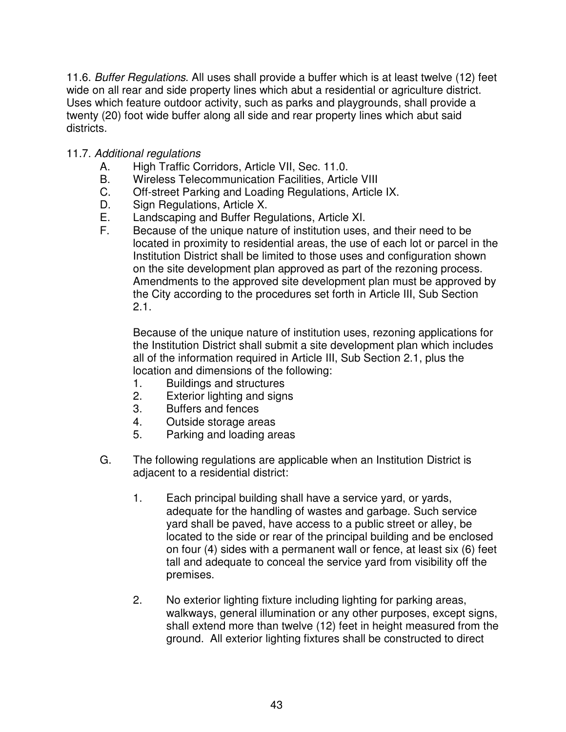11.6. *Buffer Regulations*. All uses shall provide a buffer which is at least twelve (12) feet wide on all rear and side property lines which abut a residential or agriculture district. Uses which feature outdoor activity, such as parks and playgrounds, shall provide a twenty (20) foot wide buffer along all side and rear property lines which abut said districts.

11.7. *Additional regulations*

A. High Traffic Corridors, Article VII, Sec. 11.0.

B. Wireless Telecommunication Facilities, Article VIII

C. Off-street Parking and Loading Regulations, Article IX.

D. Sign Regulations, Article X.

E. Landscaping and Buffer Regulations, Article XI.

F. Because of the unique nature of institution uses, and their need to be located in proximity to residential areas, the use of each lot or parcel in the Institution District shall be limited to those uses and configuration shown on the site development plan approved as part of the rezoning process. Amendments to the approved site development plan must be approved by the City according to the procedures set forth in Article III, Sub Section 2.1.

   Because of the unique nature of institution uses, rezoning applications for the Institution District shall submit a site development plan which includes all of the information required in Article III, Sub Section 2.1, plus the location and dimensions of the following:

   1. Buildings and structures
   2. Exterior lighting and signs
   3. Buffers and fences
   4. Outside storage areas
   5. Parking and loading areas

G. The following regulations are applicable when an Institution District is adjacent to a residential district:

   1. Each principal building shall have a service yard, or yards, adequate for the handling of wastes and garbage. Such service yard shall be paved, have access to a public street or alley, be located to the side or rear of the principal building and be enclosed on four (4) sides with a permanent wall or fence, at least six (6) feet tall and adequate to conceal the service yard from visibility off the premises.

   2. No exterior lighting fixture including lighting for parking areas, walkways, general illumination or any other purposes, except signs, shall extend more than twelve (12) feet in height measured from the ground. All exterior lighting fixtures shall be constructed to direct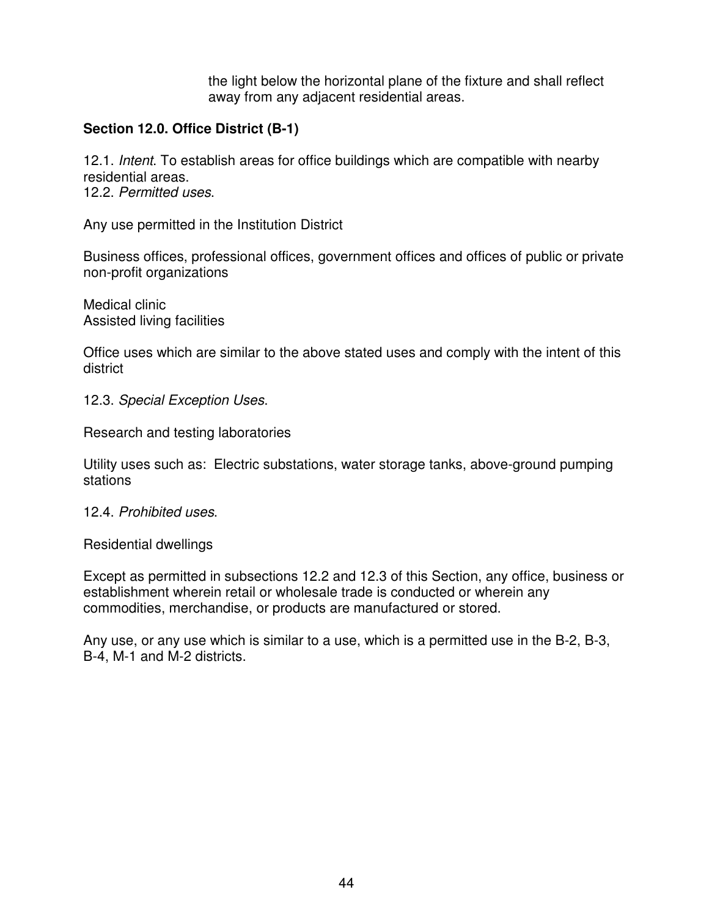the light below the horizontal plane of the fixture and shall reflect away from any adjacent residential areas.

**Section 12.0. Office District (B-1)**

12.1. *Intent*. To establish areas for office buildings which are compatible with nearby residential areas.
12.2. *Permitted uses*.

Any use permitted in the Institution District

Business offices, professional offices, government offices and offices of public or private non-profit organizations

Medical clinic
Assisted living facilities

Office uses which are similar to the above stated uses and comply with the intent of this district

12.3. *Special Exception Uses*.

Research and testing laboratories

Utility uses such as: Electric substations, water storage tanks, above-ground pumping stations

12.4. *Prohibited uses*.

Residential dwellings

Except as permitted in subsections 12.2 and 12.3 of this Section, any office, business or establishment wherein retail or wholesale trade is conducted or wherein any commodities, merchandise, or products are manufactured or stored.

Any use, or any use which is similar to a use, which is a permitted use in the B-2, B-3, B-4, M-1 and M-2 districts.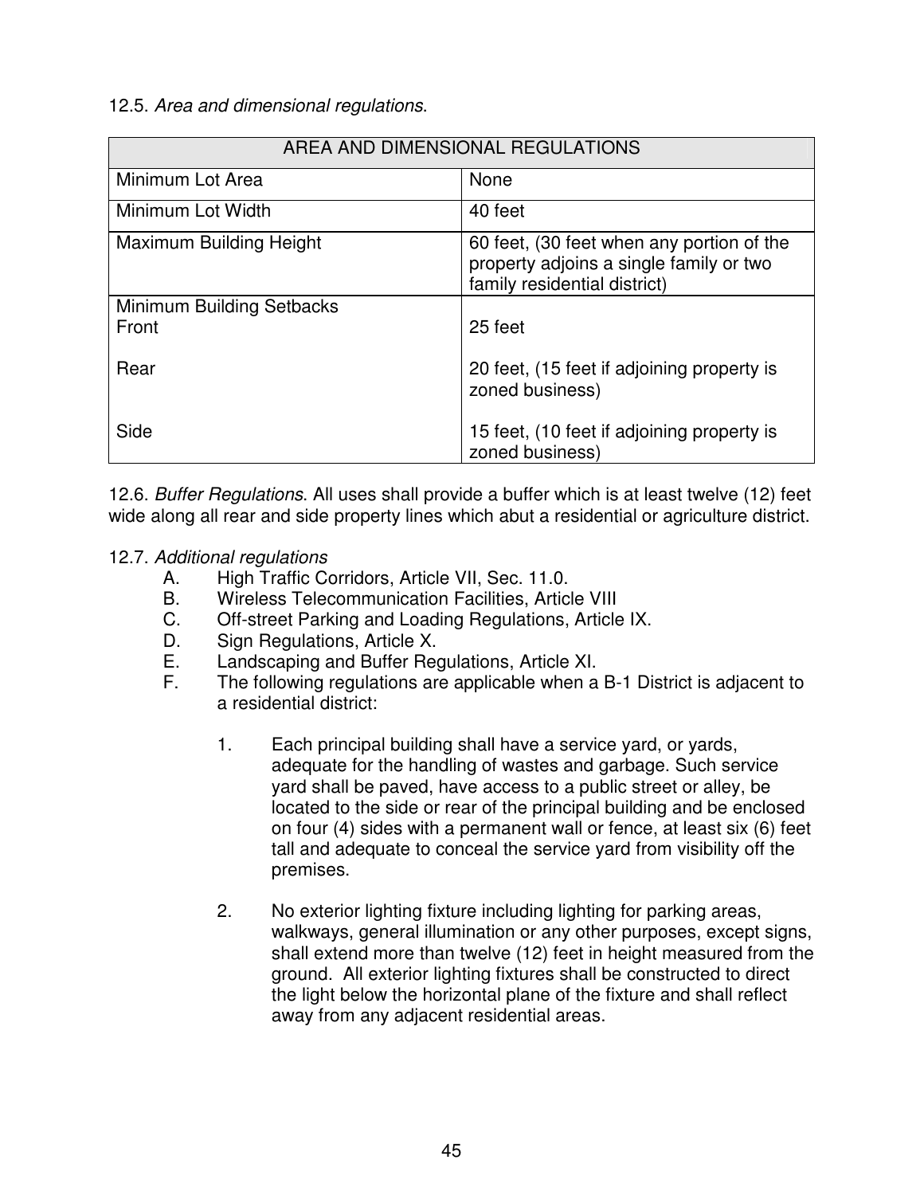12.5. *Area and dimensional regulations*.

| AREA AND DIMENSIONAL REGULATIONS | |
|---|---|
| Minimum Lot Area | None |
| Minimum Lot Width | 40 feet |
| Maximum Building Height | 60 feet, (30 feet when any portion of the property adjoins a single family or two family residential district) |
| Minimum Building Setbacks<br>Front<br><br>Rear<br><br>Side | <br>25 feet<br><br>20 feet, (15 feet if adjoining property is zoned business)<br><br>15 feet, (10 feet if adjoining property is zoned business) |

12.6. *Buffer Regulations*. All uses shall provide a buffer which is at least twelve (12) feet wide along all rear and side property lines which abut a residential or agriculture district.

12.7. *Additional regulations*

A. High Traffic Corridors, Article VII, Sec. 11.0.

B. Wireless Telecommunication Facilities, Article VIII

C. Off-street Parking and Loading Regulations, Article IX.

D. Sign Regulations, Article X.

E. Landscaping and Buffer Regulations, Article XI.

F. The following regulations are applicable when a B-1 District is adjacent to a residential district:

1. Each principal building shall have a service yard, or yards, adequate for the handling of wastes and garbage. Such service yard shall be paved, have access to a public street or alley, be located to the side or rear of the principal building and be enclosed on four (4) sides with a permanent wall or fence, at least six (6) feet tall and adequate to conceal the service yard from visibility off the premises.

2. No exterior lighting fixture including lighting for parking areas, walkways, general illumination or any other purposes, except signs, shall extend more than twelve (12) feet in height measured from the ground. All exterior lighting fixtures shall be constructed to direct the light below the horizontal plane of the fixture and shall reflect away from any adjacent residential areas.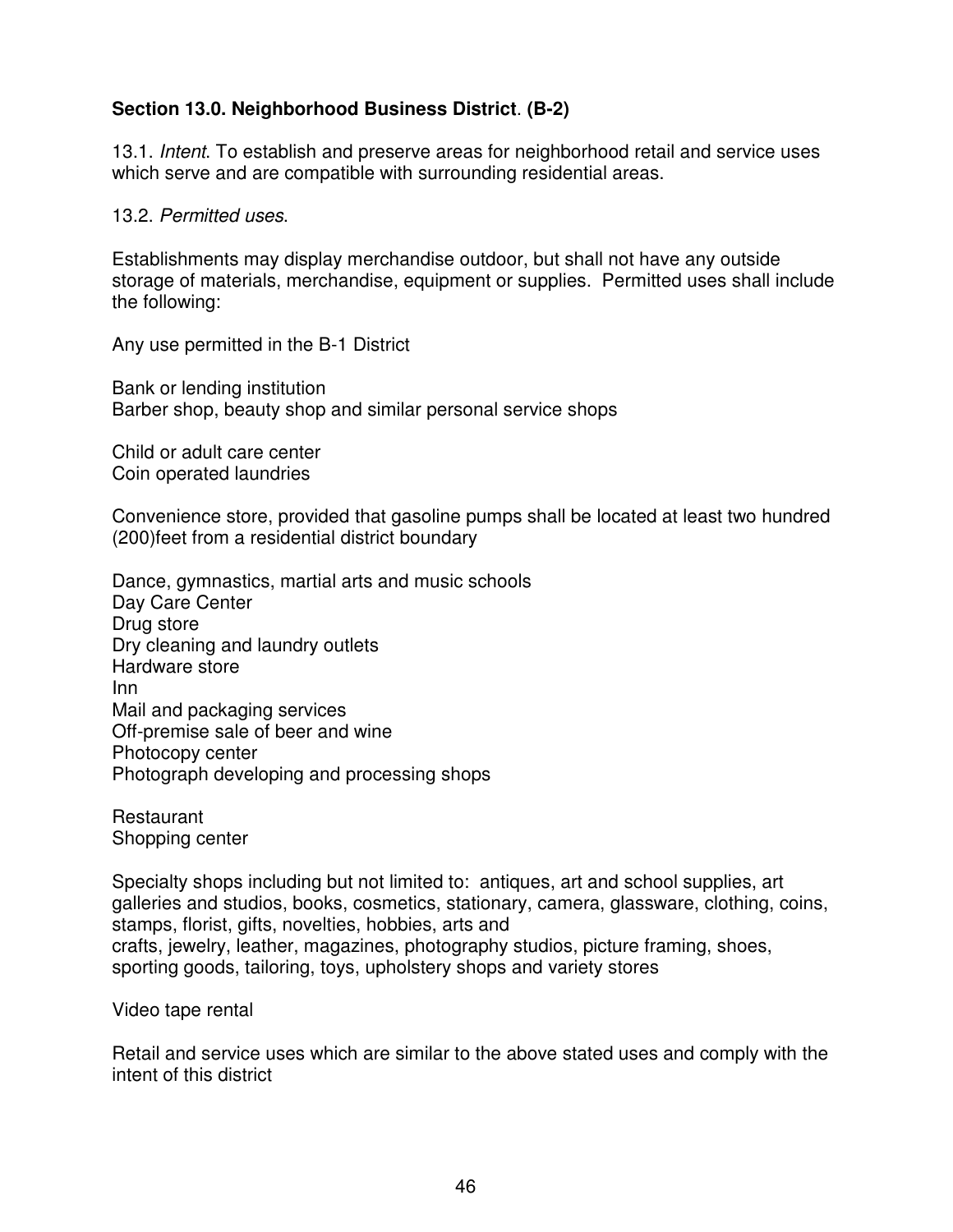**Section 13.0. Neighborhood Business District. (B-2)**

13.1. *Intent*. To establish and preserve areas for neighborhood retail and service uses which serve and are compatible with surrounding residential areas.

13.2. *Permitted uses*.

Establishments may display merchandise outdoor, but shall not have any outside storage of materials, merchandise, equipment or supplies. Permitted uses shall include the following:

Any use permitted in the B-1 District

Bank or lending institution
Barber shop, beauty shop and similar personal service shops

Child or adult care center
Coin operated laundries

Convenience store, provided that gasoline pumps shall be located at least two hundred (200)feet from a residential district boundary

Dance, gymnastics, martial arts and music schools
Day Care Center
Drug store
Dry cleaning and laundry outlets
Hardware store
Inn
Mail and packaging services
Off-premise sale of beer and wine
Photocopy center
Photograph developing and processing shops

Restaurant
Shopping center

Specialty shops including but not limited to: antiques, art and school supplies, art galleries and studios, books, cosmetics, stationary, camera, glassware, clothing, coins, stamps, florist, gifts, novelties, hobbies, arts and
crafts, jewelry, leather, magazines, photography studios, picture framing, shoes, sporting goods, tailoring, toys, upholstery shops and variety stores

Video tape rental

Retail and service uses which are similar to the above stated uses and comply with the intent of this district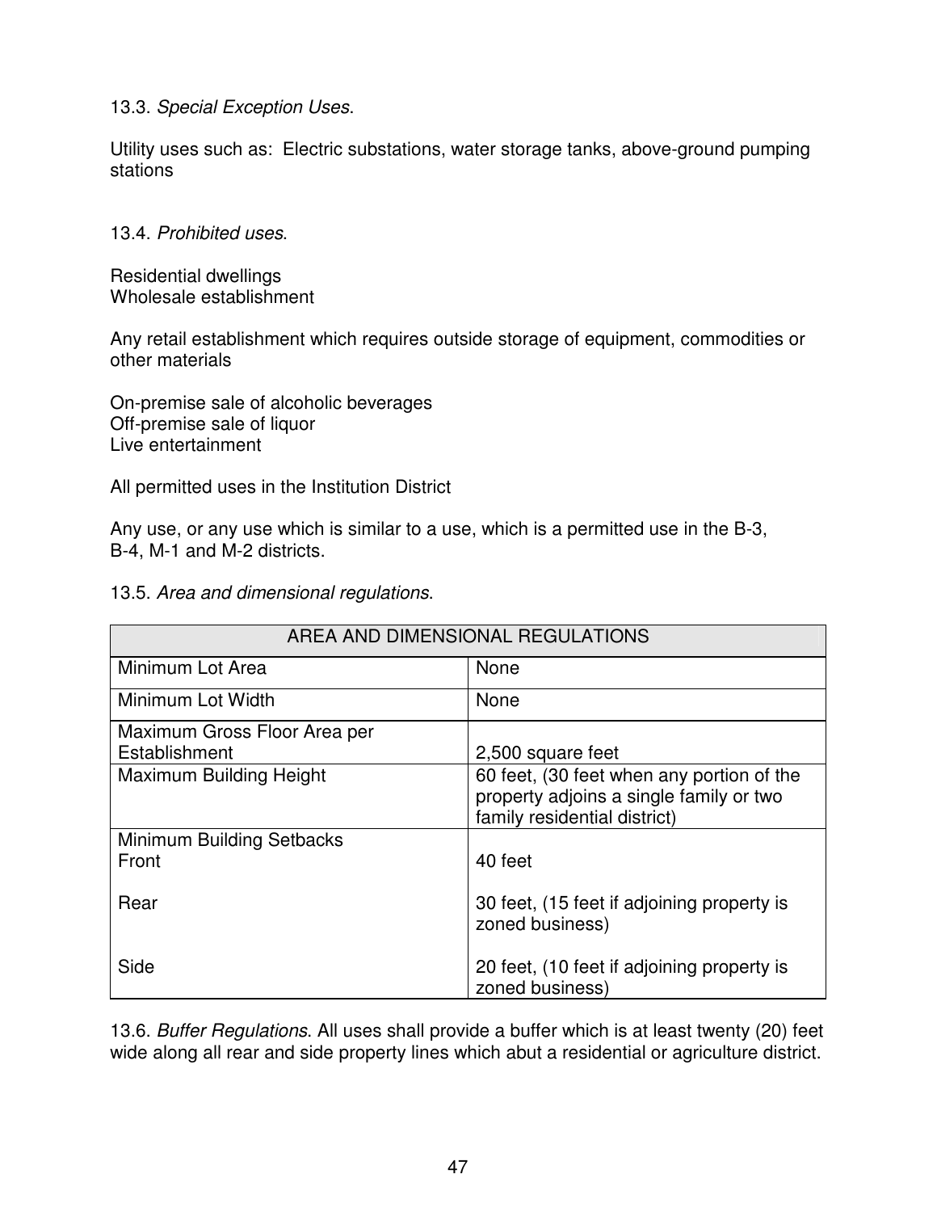13.3. *Special Exception Uses*.

Utility uses such as: Electric substations, water storage tanks, above-ground pumping stations

13.4. *Prohibited uses*.

Residential dwellings
Wholesale establishment

Any retail establishment which requires outside storage of equipment, commodities or other materials

On-premise sale of alcoholic beverages
Off-premise sale of liquor
Live entertainment

All permitted uses in the Institution District

Any use, or any use which is similar to a use, which is a permitted use in the B-3, B-4, M-1 and M-2 districts.

13.5. *Area and dimensional regulations*.

| AREA AND DIMENSIONAL REGULATIONS | |
|---|---|
| Minimum Lot Area | None |
| Minimum Lot Width | None |
| Maximum Gross Floor Area per Establishment | 2,500 square feet |
| Maximum Building Height | 60 feet, (30 feet when any portion of the property adjoins a single family or two family residential district) |
| Minimum Building Setbacks<br>Front<br><br>Rear<br><br>Side | <br>40 feet<br><br>30 feet, (15 feet if adjoining property is zoned business)<br><br>20 feet, (10 feet if adjoining property is zoned business) |

13.6. *Buffer Regulations*. All uses shall provide a buffer which is at least twenty (20) feet wide along all rear and side property lines which abut a residential or agriculture district.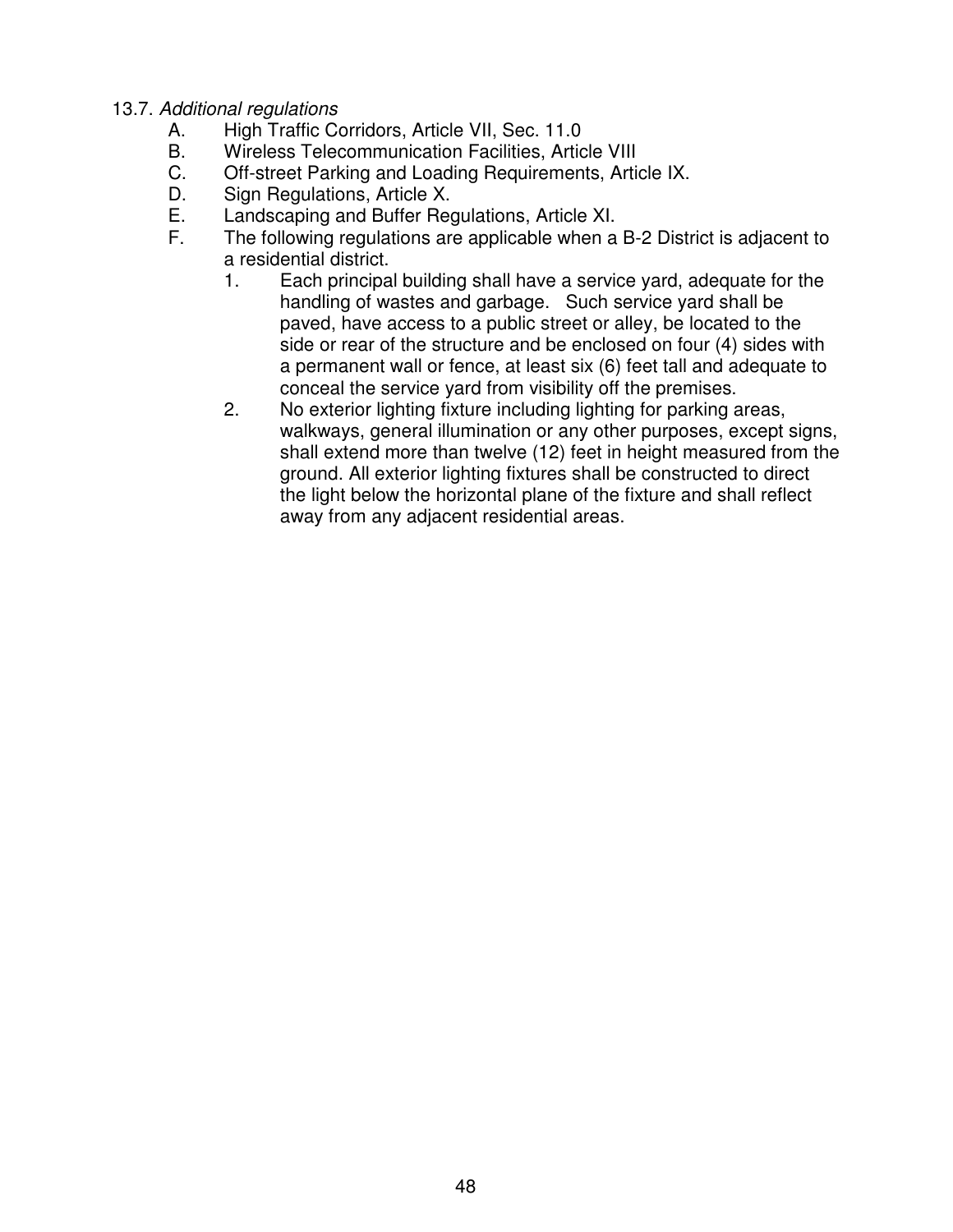13.7. *Additional regulations*

A. High Traffic Corridors, Article VII, Sec. 11.0

B. Wireless Telecommunication Facilities, Article VIII

C. Off-street Parking and Loading Requirements, Article IX.

D. Sign Regulations, Article X.

E. Landscaping and Buffer Regulations, Article XI.

F. The following regulations are applicable when a B-2 District is adjacent to a residential district.

1. Each principal building shall have a service yard, adequate for the handling of wastes and garbage. Such service yard shall be paved, have access to a public street or alley, be located to the side or rear of the structure and be enclosed on four (4) sides with a permanent wall or fence, at least six (6) feet tall and adequate to conceal the service yard from visibility off the premises.

2. No exterior lighting fixture including lighting for parking areas, walkways, general illumination or any other purposes, except signs, shall extend more than twelve (12) feet in height measured from the ground. All exterior lighting fixtures shall be constructed to direct the light below the horizontal plane of the fixture and shall reflect away from any adjacent residential areas.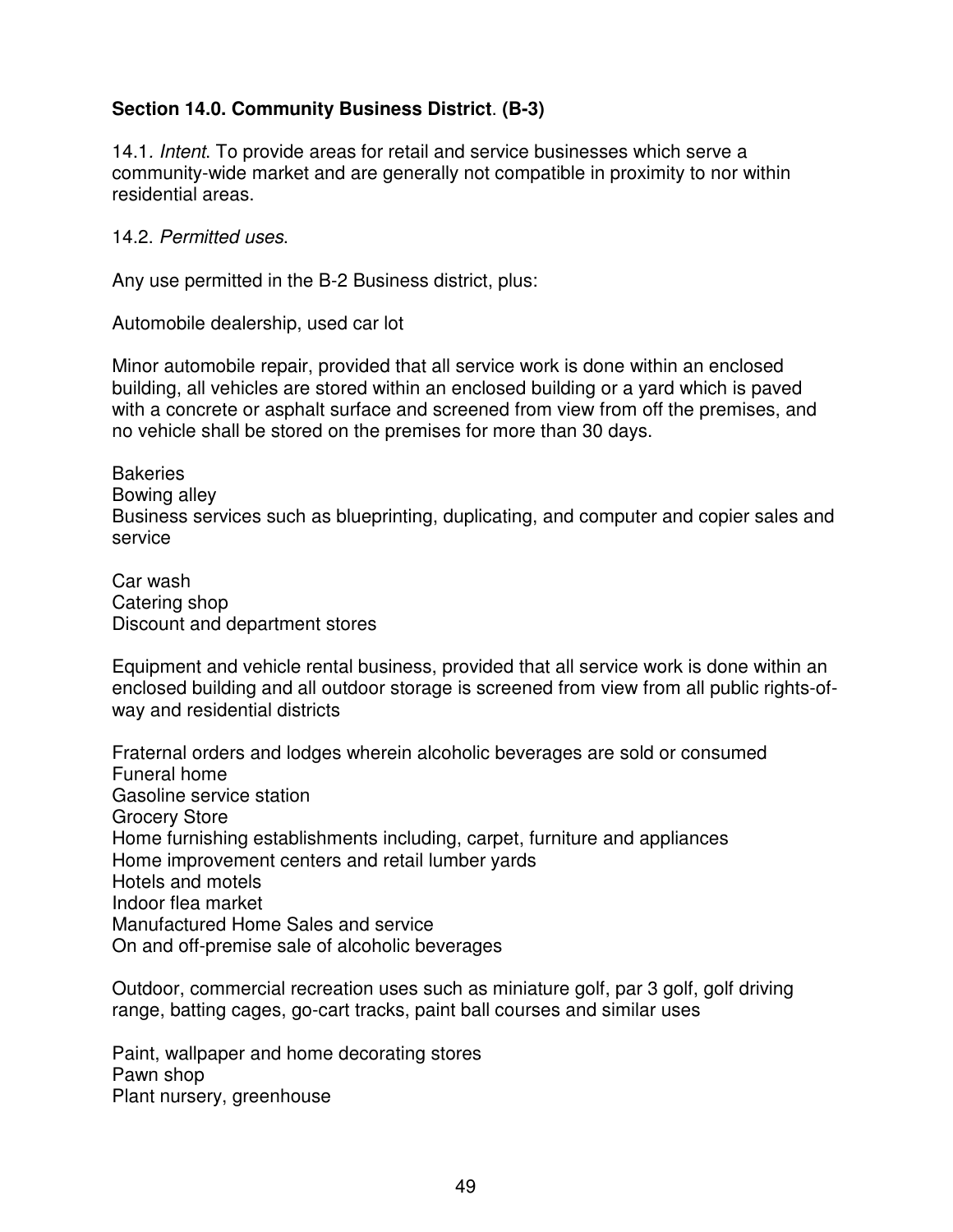### Section 14.0. Community Business District. (B-3)

14.1. *Intent*. To provide areas for retail and service businesses which serve a community-wide market and are generally not compatible in proximity to nor within residential areas.

14.2. *Permitted uses*.

Any use permitted in the B-2 Business district, plus:

Automobile dealership, used car lot

Minor automobile repair, provided that all service work is done within an enclosed building, all vehicles are stored within an enclosed building or a yard which is paved with a concrete or asphalt surface and screened from view from off the premises, and no vehicle shall be stored on the premises for more than 30 days.

Bakeries
Bowing alley
Business services such as blueprinting, duplicating, and computer and copier sales and service

Car wash
Catering shop
Discount and department stores

Equipment and vehicle rental business, provided that all service work is done within an enclosed building and all outdoor storage is screened from view from all public rights-of-way and residential districts

Fraternal orders and lodges wherein alcoholic beverages are sold or consumed
Funeral home
Gasoline service station
Grocery Store
Home furnishing establishments including, carpet, furniture and appliances
Home improvement centers and retail lumber yards
Hotels and motels
Indoor flea market
Manufactured Home Sales and service
On and off-premise sale of alcoholic beverages

Outdoor, commercial recreation uses such as miniature golf, par 3 golf, golf driving range, batting cages, go-cart tracks, paint ball courses and similar uses

Paint, wallpaper and home decorating stores
Pawn shop
Plant nursery, greenhouse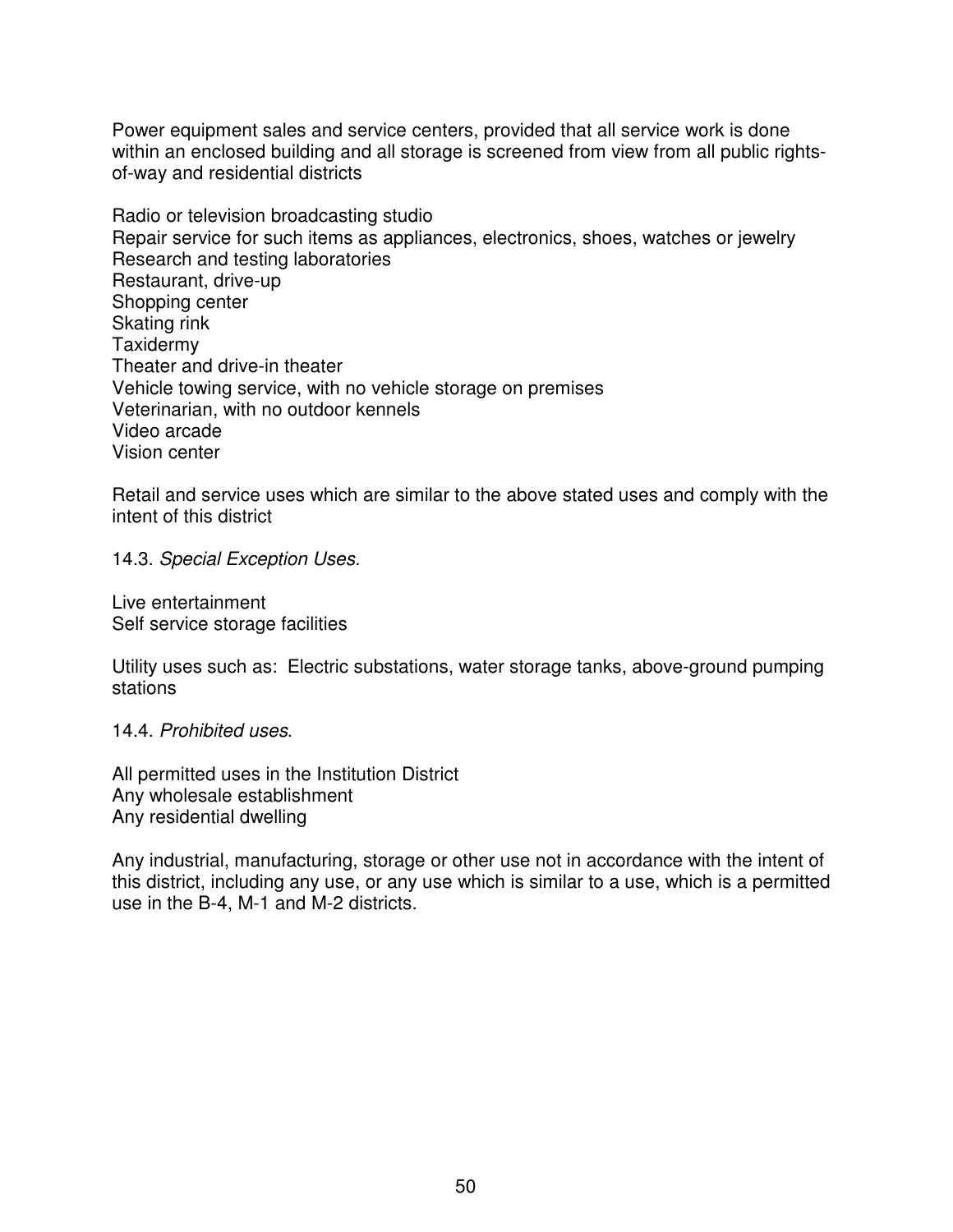Power equipment sales and service centers, provided that all service work is done within an enclosed building and all storage is screened from view from all public rights-of-way and residential districts

Radio or television broadcasting studio
Repair service for such items as appliances, electronics, shoes, watches or jewelry
Research and testing laboratories
Restaurant, drive-up
Shopping center
Skating rink
Taxidermy
Theater and drive-in theater
Vehicle towing service, with no vehicle storage on premises
Veterinarian, with no outdoor kennels
Video arcade
Vision center

Retail and service uses which are similar to the above stated uses and comply with the intent of this district

14.3. *Special Exception Uses*.

Live entertainment
Self service storage facilities

Utility uses such as: Electric substations, water storage tanks, above-ground pumping stations

14.4. *Prohibited uses*.

All permitted uses in the Institution District
Any wholesale establishment
Any residential dwelling

Any industrial, manufacturing, storage or other use not in accordance with the intent of this district, including any use, or any use which is similar to a use, which is a permitted use in the B-4, M-1 and M-2 districts.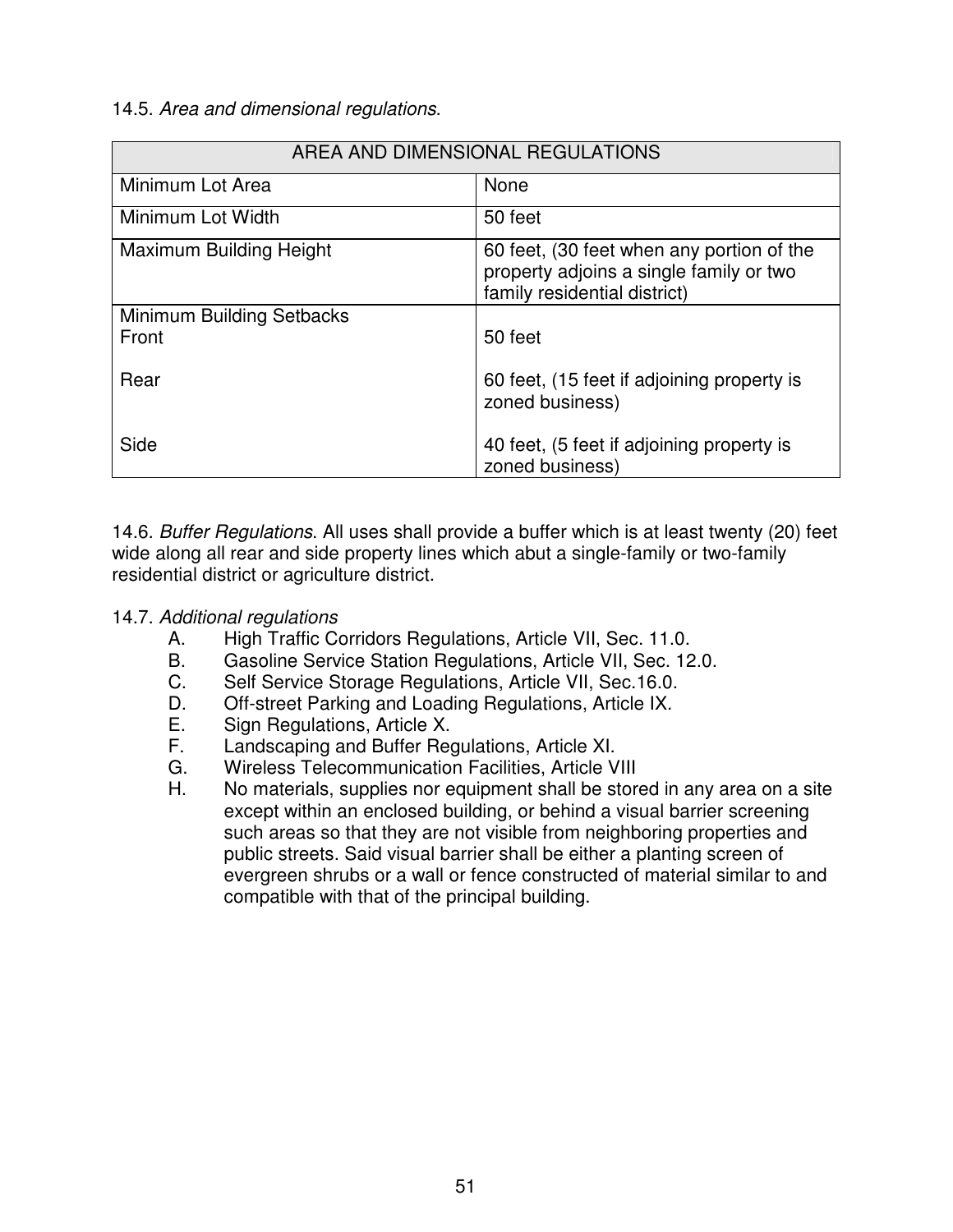14.5. *Area and dimensional regulations*.

| AREA AND DIMENSIONAL REGULATIONS | |
|---|---|
| Minimum Lot Area | None |
| Minimum Lot Width | 50 feet |
| Maximum Building Height | 60 feet, (30 feet when any portion of the property adjoins a single family or two family residential district) |
| Minimum Building Setbacks | |
| Front | 50 feet |
| Rear | 60 feet, (15 feet if adjoining property is zoned business) |
| Side | 40 feet, (5 feet if adjoining property is zoned business) |

14.6. *Buffer Regulations*. All uses shall provide a buffer which is at least twenty (20) feet wide along all rear and side property lines which abut a single-family or two-family residential district or agriculture district.

14.7. *Additional regulations*

A. High Traffic Corridors Regulations, Article VII, Sec. 11.0.
B. Gasoline Service Station Regulations, Article VII, Sec. 12.0.
C. Self Service Storage Regulations, Article VII, Sec.16.0.
D. Off-street Parking and Loading Regulations, Article IX.
E. Sign Regulations, Article X.
F. Landscaping and Buffer Regulations, Article XI.
G. Wireless Telecommunication Facilities, Article VIII
H. No materials, supplies nor equipment shall be stored in any area on a site except within an enclosed building, or behind a visual barrier screening such areas so that they are not visible from neighboring properties and public streets. Said visual barrier shall be either a planting screen of evergreen shrubs or a wall or fence constructed of material similar to and compatible with that of the principal building.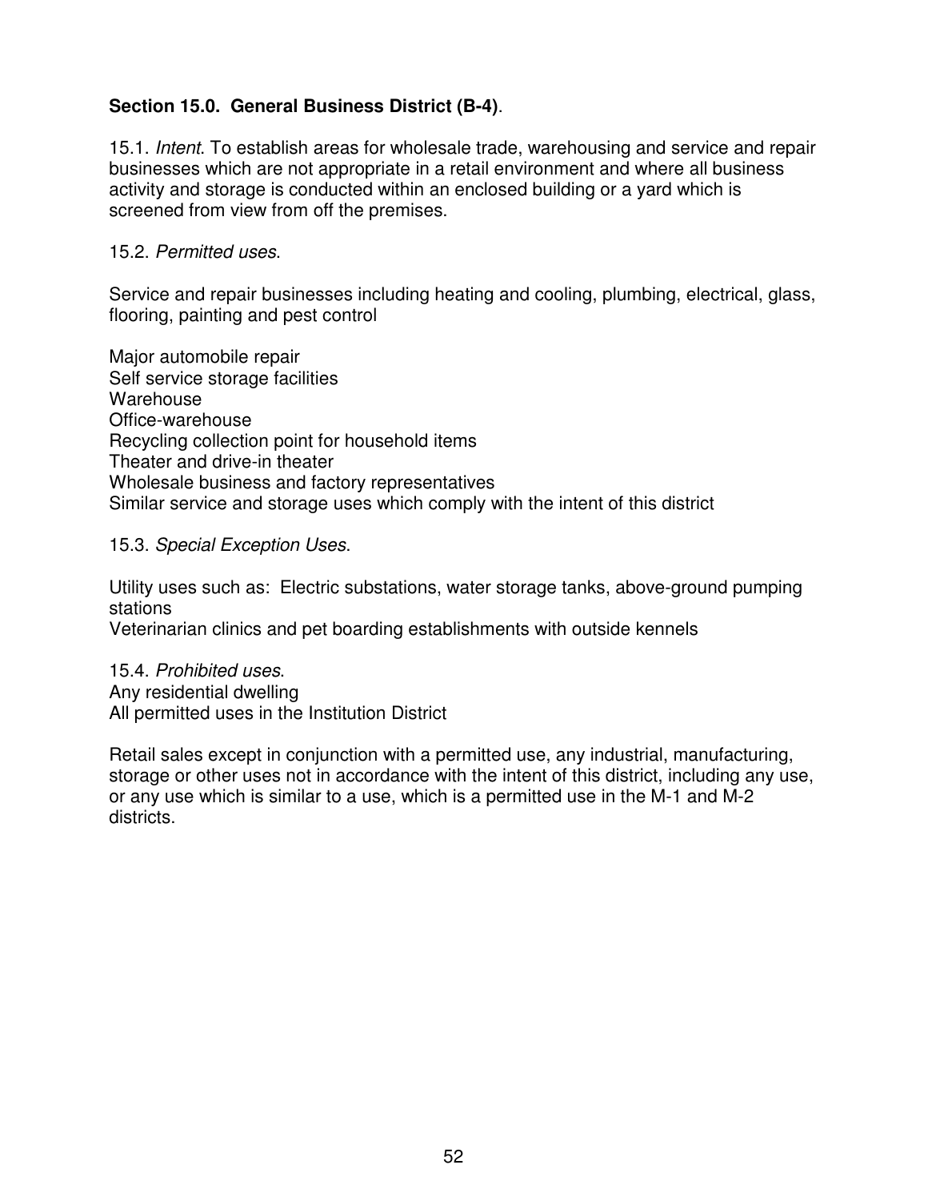**Section 15.0. General Business District (B-4)**.

15.1. *Intent*. To establish areas for wholesale trade, warehousing and service and repair businesses which are not appropriate in a retail environment and where all business activity and storage is conducted within an enclosed building or a yard which is screened from view from off the premises.

15.2. *Permitted uses*.

Service and repair businesses including heating and cooling, plumbing, electrical, glass, flooring, painting and pest control

Major automobile repair
Self service storage facilities
Warehouse
Office-warehouse
Recycling collection point for household items
Theater and drive-in theater
Wholesale business and factory representatives
Similar service and storage uses which comply with the intent of this district

15.3. *Special Exception Uses*.

Utility uses such as: Electric substations, water storage tanks, above-ground pumping stations
Veterinarian clinics and pet boarding establishments with outside kennels

15.4. *Prohibited uses*.
Any residential dwelling
All permitted uses in the Institution District

Retail sales except in conjunction with a permitted use, any industrial, manufacturing, storage or other uses not in accordance with the intent of this district, including any use, or any use which is similar to a use, which is a permitted use in the M-1 and M-2 districts.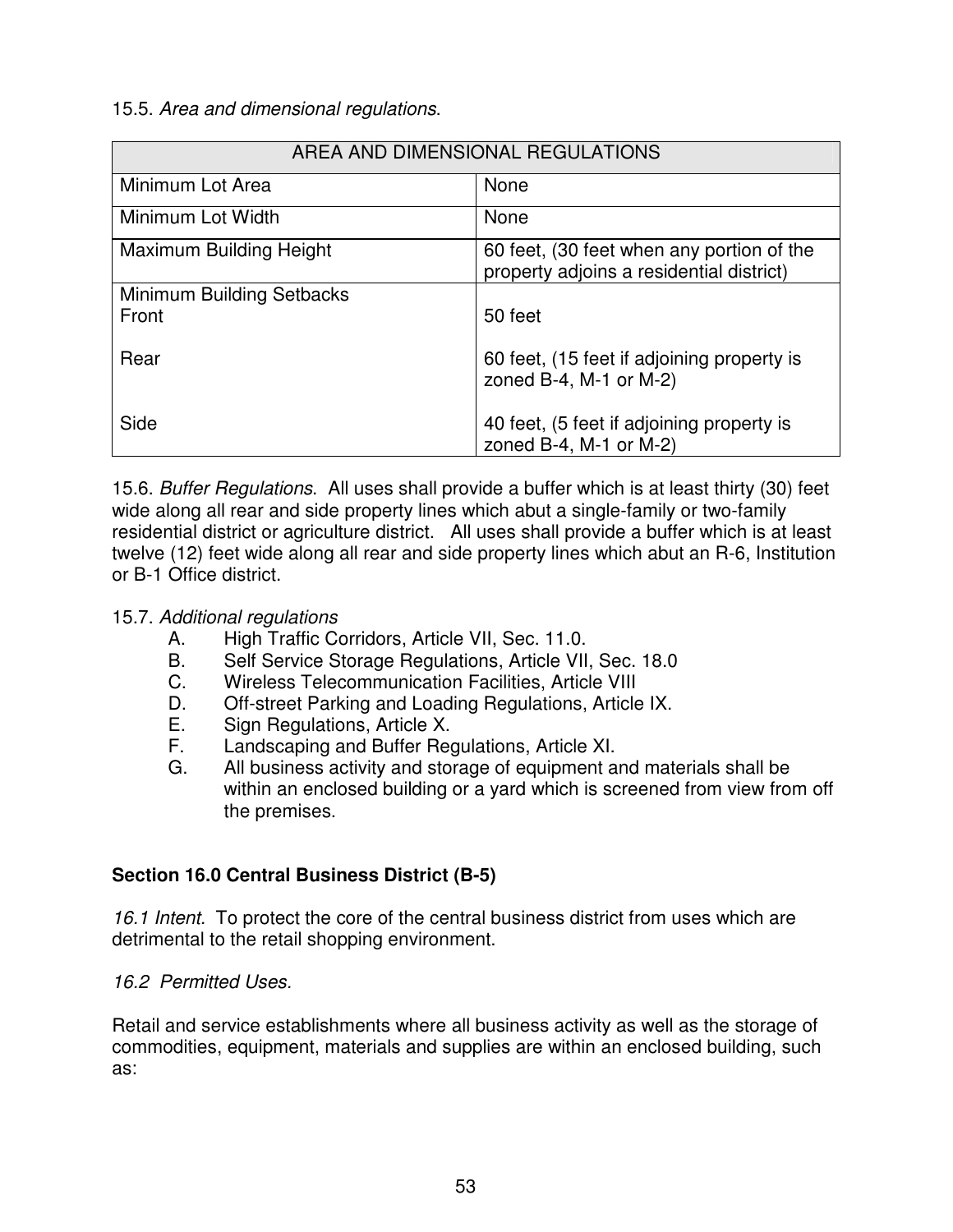15.5. *Area and dimensional regulations*.

| AREA AND DIMENSIONAL REGULATIONS | |
|---|---|
| Minimum Lot Area | None |
| Minimum Lot Width | None |
| Maximum Building Height | 60 feet, (30 feet when any portion of the property adjoins a residential district) |
| Minimum Building Setbacks<br>Front<br><br>Rear<br><br>Side | <br>50 feet<br><br>60 feet, (15 feet if adjoining property is zoned B-4, M-1 or M-2)<br><br>40 feet, (5 feet if adjoining property is zoned B-4, M-1 or M-2) |

15.6. *Buffer Regulations*. All uses shall provide a buffer which is at least thirty (30) feet wide along all rear and side property lines which abut a single-family or two-family residential district or agriculture district. All uses shall provide a buffer which is at least twelve (12) feet wide along all rear and side property lines which abut an R-6, Institution or B-1 Office district.

15.7. *Additional regulations*

A. High Traffic Corridors, Article VII, Sec. 11.0.

B. Self Service Storage Regulations, Article VII, Sec. 18.0

C. Wireless Telecommunication Facilities, Article VIII

D. Off-street Parking and Loading Regulations, Article IX.

E. Sign Regulations, Article X.

F. Landscaping and Buffer Regulations, Article XI.

G. All business activity and storage of equipment and materials shall be within an enclosed building or a yard which is screened from view from off the premises.

## Section 16.0 Central Business District (B-5)

*16.1 Intent.* To protect the core of the central business district from uses which are detrimental to the retail shopping environment.

*16.2 Permitted Uses.*

Retail and service establishments where all business activity as well as the storage of commodities, equipment, materials and supplies are within an enclosed building, such as: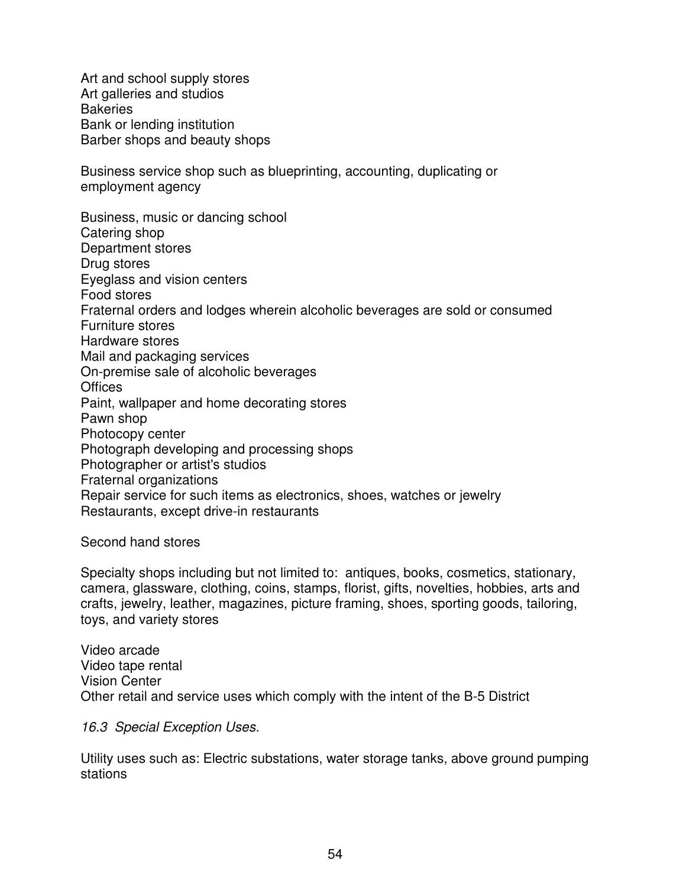Art and school supply stores
Art galleries and studios
Bakeries
Bank or lending institution
Barber shops and beauty shops

Business service shop such as blueprinting, accounting, duplicating or employment agency

Business, music or dancing school
Catering shop
Department stores
Drug stores
Eyeglass and vision centers
Food stores
Fraternal orders and lodges wherein alcoholic beverages are sold or consumed
Furniture stores
Hardware stores
Mail and packaging services
On-premise sale of alcoholic beverages
Offices
Paint, wallpaper and home decorating stores
Pawn shop
Photocopy center
Photograph developing and processing shops
Photographer or artist's studios
Fraternal organizations
Repair service for such items as electronics, shoes, watches or jewelry
Restaurants, except drive-in restaurants

Second hand stores

Specialty shops including but not limited to: antiques, books, cosmetics, stationary, camera, glassware, clothing, coins, stamps, florist, gifts, novelties, hobbies, arts and crafts, jewelry, leather, magazines, picture framing, shoes, sporting goods, tailoring, toys, and variety stores

Video arcade
Video tape rental
Vision Center
Other retail and service uses which comply with the intent of the B-5 District

*16.3 Special Exception Uses.*

Utility uses such as: Electric substations, water storage tanks, above ground pumping stations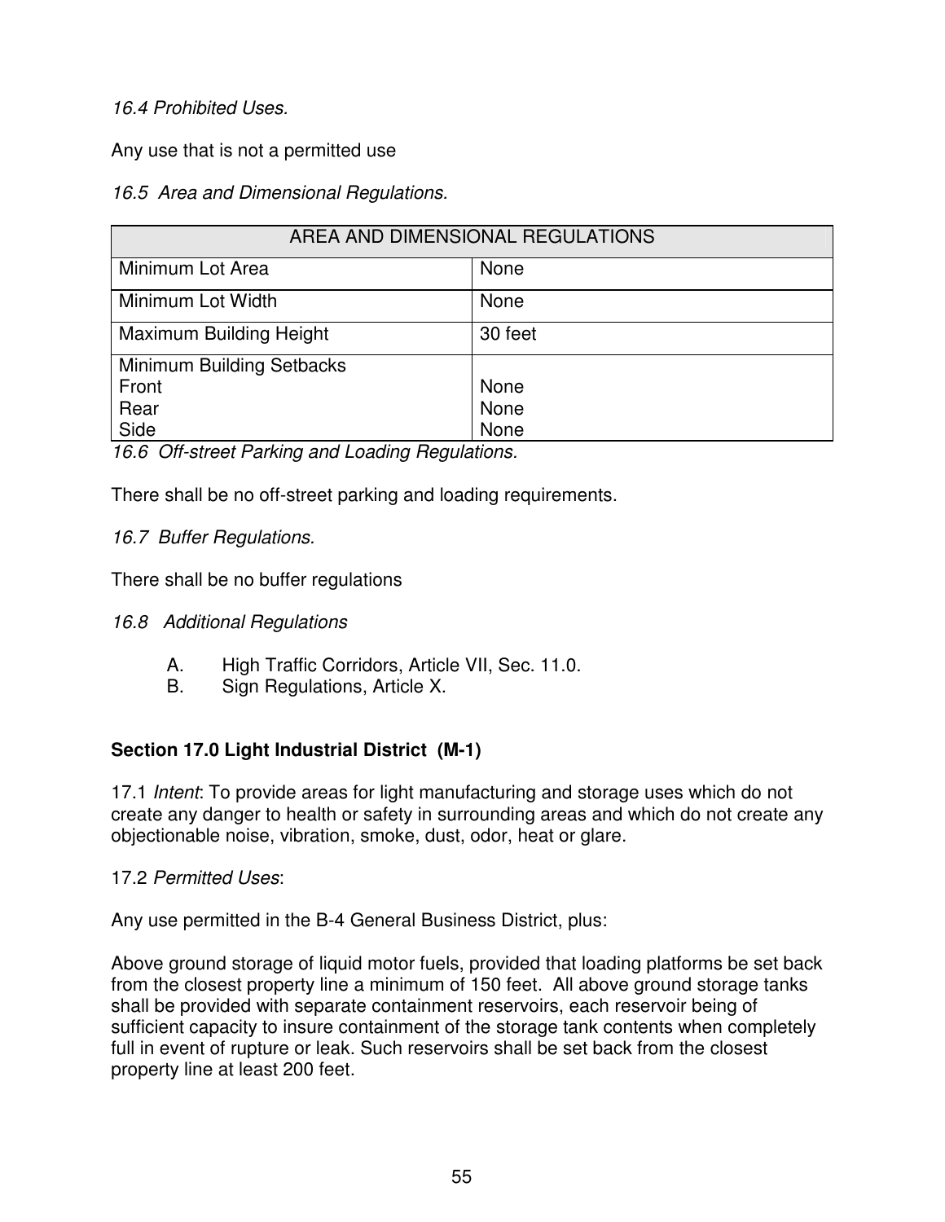*16.4 Prohibited Uses.*

Any use that is not a permitted use

*16.5 Area and Dimensional Regulations.*

| AREA AND DIMENSIONAL REGULATIONS | |
|---|---|
| Minimum Lot Area | None |
| Minimum Lot Width | None |
| Maximum Building Height | 30 feet |
| Minimum Building Setbacks<br>Front<br>Rear<br>Side | <br>None<br>None<br>None |

*16.6 Off-street Parking and Loading Regulations.*

There shall be no off-street parking and loading requirements.

*16.7 Buffer Regulations.*

There shall be no buffer regulations

*16.8 Additional Regulations*

A. High Traffic Corridors, Article VII, Sec. 11.0.
B. Sign Regulations, Article X.

**Section 17.0 Light Industrial District (M-1)**

17.1 *Intent*: To provide areas for light manufacturing and storage uses which do not create any danger to health or safety in surrounding areas and which do not create any objectionable noise, vibration, smoke, dust, odor, heat or glare.

17.2 *Permitted Uses*:

Any use permitted in the B-4 General Business District, plus:

Above ground storage of liquid motor fuels, provided that loading platforms be set back from the closest property line a minimum of 150 feet. All above ground storage tanks shall be provided with separate containment reservoirs, each reservoir being of sufficient capacity to insure containment of the storage tank contents when completely full in event of rupture or leak. Such reservoirs shall be set back from the closest property line at least 200 feet.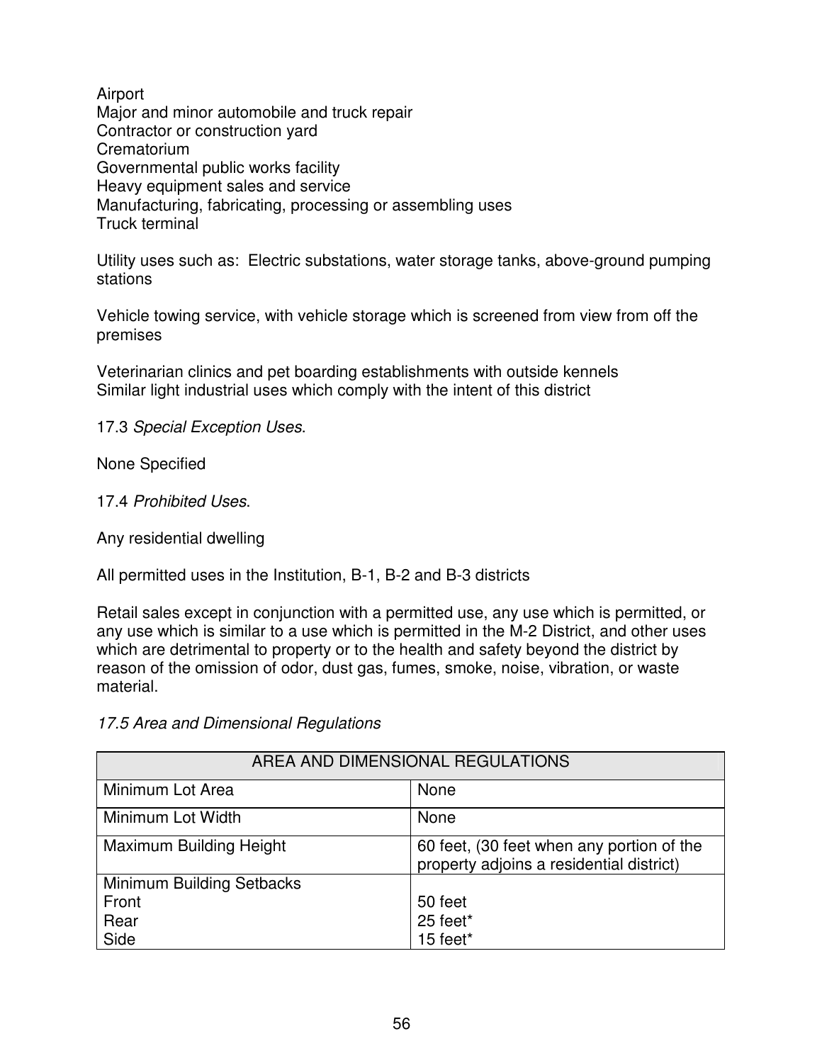Airport
Major and minor automobile and truck repair
Contractor or construction yard
Crematorium
Governmental public works facility
Heavy equipment sales and service
Manufacturing, fabricating, processing or assembling uses
Truck terminal

Utility uses such as: Electric substations, water storage tanks, above-ground pumping stations

Vehicle towing service, with vehicle storage which is screened from view from off the premises

Veterinarian clinics and pet boarding establishments with outside kennels
Similar light industrial uses which comply with the intent of this district

17.3 *Special Exception Uses*.

None Specified

17.4 *Prohibited Uses*.

Any residential dwelling

All permitted uses in the Institution, B-1, B-2 and B-3 districts

Retail sales except in conjunction with a permitted use, any use which is permitted, or any use which is similar to a use which is permitted in the M-2 District, and other uses which are detrimental to property or to the health and safety beyond the district by reason of the omission of odor, dust gas, fumes, smoke, noise, vibration, or waste material.

*17.5 Area and Dimensional Regulations*

| AREA AND DIMENSIONAL REGULATIONS | |
|---|---|
| Minimum Lot Area | None |
| Minimum Lot Width | None |
| Maximum Building Height | 60 feet, (30 feet when any portion of the property adjoins a residential district) |
| Minimum Building Setbacks<br>Front<br>Rear<br>Side | <br>50 feet<br>25 feet*<br>15 feet* |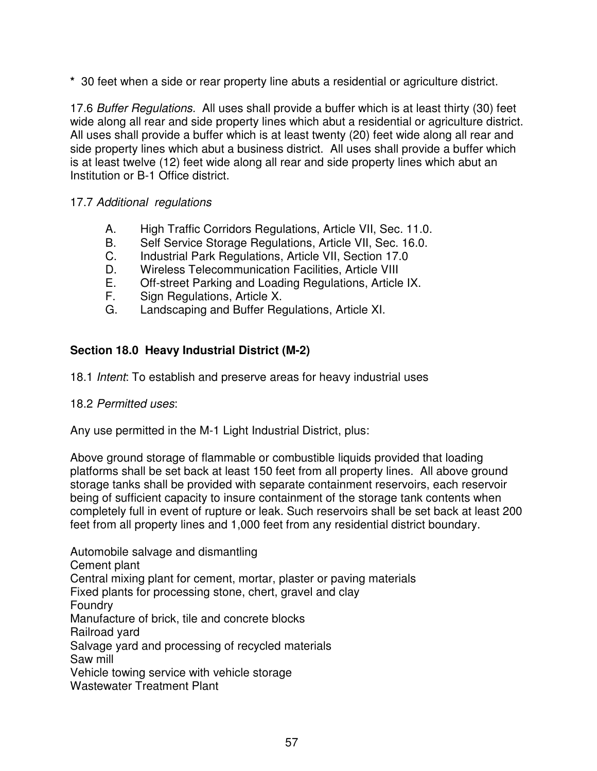*  30 feet when a side or rear property line abuts a residential or agriculture district.

17.6 *Buffer Regulations.*  All uses shall provide a buffer which is at least thirty (30) feet wide along all rear and side property lines which abut a residential or agriculture district. All uses shall provide a buffer which is at least twenty (20) feet wide along all rear and side property lines which abut a business district.  All uses shall provide a buffer which is at least twelve (12) feet wide along all rear and side property lines which abut an Institution or B-1 Office district.

17.7 *Additional  regulations*

A. High Traffic Corridors Regulations, Article VII, Sec. 11.0.
B. Self Service Storage Regulations, Article VII, Sec. 16.0.
C. Industrial Park Regulations, Article VII, Section 17.0
D. Wireless Telecommunication Facilities, Article VIII
E. Off-street Parking and Loading Regulations, Article IX.
F. Sign Regulations, Article X.
G. Landscaping and Buffer Regulations, Article XI.

**Section 18.0  Heavy Industrial District (M-2)**

18.1 *Intent*: To establish and preserve areas for heavy industrial uses

18.2 *Permitted uses*:

Any use permitted in the M-1 Light Industrial District, plus:

Above ground storage of flammable or combustible liquids provided that loading platforms shall be set back at least 150 feet from all property lines.  All above ground storage tanks shall be provided with separate containment reservoirs, each reservoir being of sufficient capacity to insure containment of the storage tank contents when completely full in event of rupture or leak. Such reservoirs shall be set back at least 200 feet from all property lines and 1,000 feet from any residential district boundary.

Automobile salvage and dismantling
Cement plant
Central mixing plant for cement, mortar, plaster or paving materials
Fixed plants for processing stone, chert, gravel and clay
Foundry
Manufacture of brick, tile and concrete blocks
Railroad yard
Salvage yard and processing of recycled materials
Saw mill
Vehicle towing service with vehicle storage
Wastewater Treatment Plant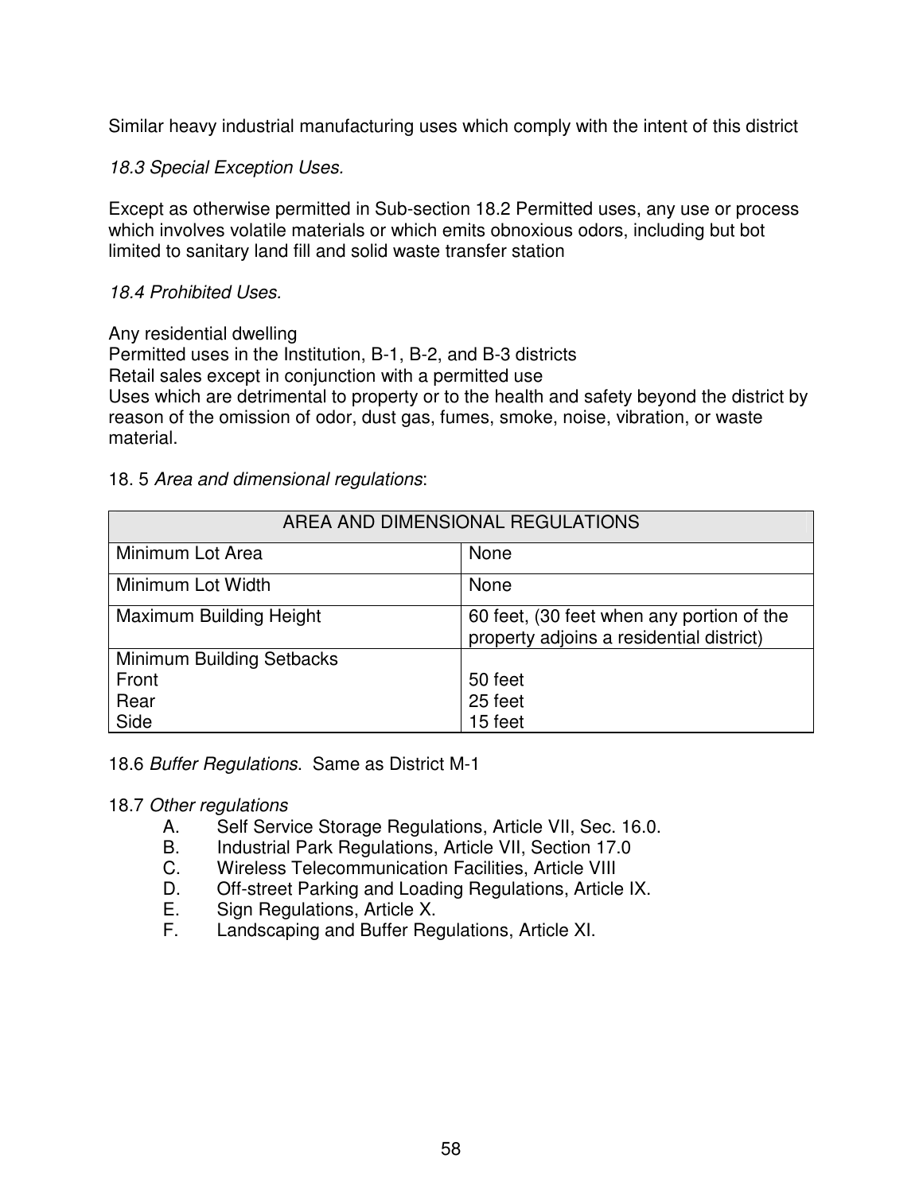Similar heavy industrial manufacturing uses which comply with the intent of this district

*18.3 Special Exception Uses.*

Except as otherwise permitted in Sub-section 18.2 Permitted uses, any use or process which involves volatile materials or which emits obnoxious odors, including but bot limited to sanitary land fill and solid waste transfer station

*18.4 Prohibited Uses.*

Any residential dwelling
Permitted uses in the Institution, B-1, B-2, and B-3 districts
Retail sales except in conjunction with a permitted use
Uses which are detrimental to property or to the health and safety beyond the district by reason of the omission of odor, dust gas, fumes, smoke, noise, vibration, or waste material.

18. 5 *Area and dimensional regulations*:

| AREA AND DIMENSIONAL REGULATIONS | |
|---|---|
| Minimum Lot Area | None |
| Minimum Lot Width | None |
| Maximum Building Height | 60 feet, (30 feet when any portion of the property adjoins a residential district) |
| Minimum Building Setbacks<br>Front<br>Rear<br>Side | <br>50 feet<br>25 feet<br>15 feet |

18.6 *Buffer Regulations*. Same as District M-1

18.7 *Other regulations*

- A. Self Service Storage Regulations, Article VII, Sec. 16.0.
- B. Industrial Park Regulations, Article VII, Section 17.0
- C. Wireless Telecommunication Facilities, Article VIII
- D. Off-street Parking and Loading Regulations, Article IX.
- E. Sign Regulations, Article X.
- F. Landscaping and Buffer Regulations, Article XI.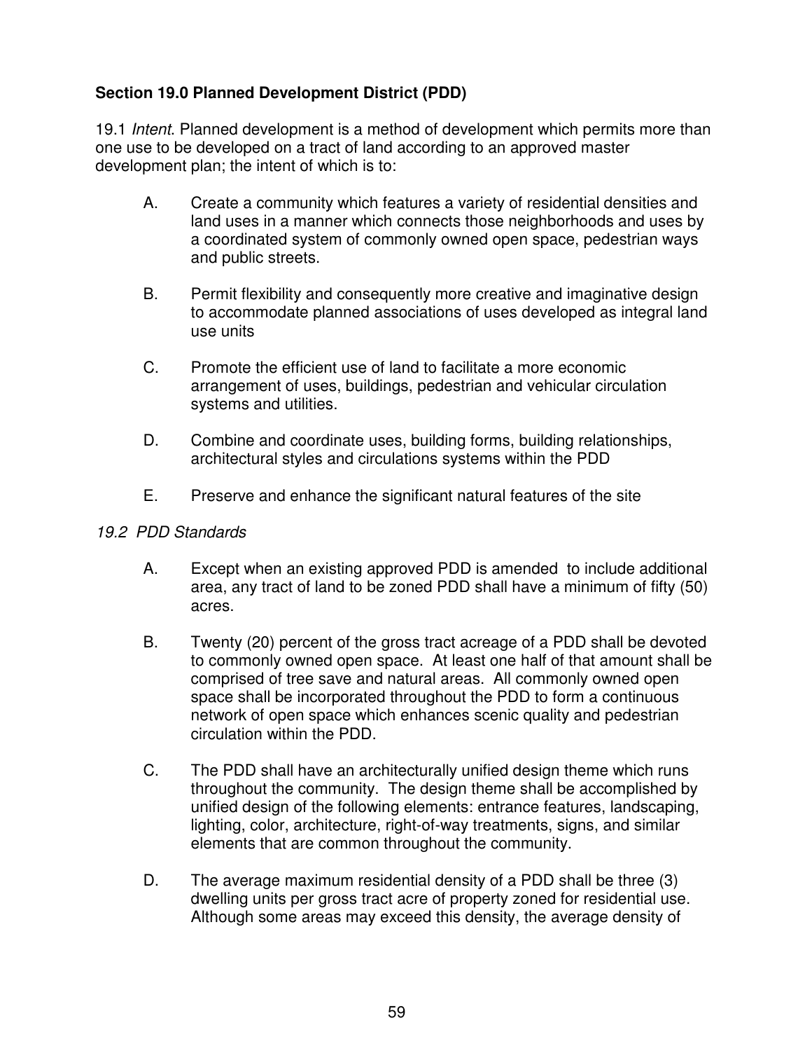**Section 19.0 Planned Development District (PDD)**

19.1 *Intent*. Planned development is a method of development which permits more than one use to be developed on a tract of land according to an approved master development plan; the intent of which is to:

A. Create a community which features a variety of residential densities and land uses in a manner which connects those neighborhoods and uses by a coordinated system of commonly owned open space, pedestrian ways and public streets.

B. Permit flexibility and consequently more creative and imaginative design to accommodate planned associations of uses developed as integral land use units

C. Promote the efficient use of land to facilitate a more economic arrangement of uses, buildings, pedestrian and vehicular circulation systems and utilities.

D. Combine and coordinate uses, building forms, building relationships, architectural styles and circulations systems within the PDD

E. Preserve and enhance the significant natural features of the site

*19.2 PDD Standards*

A. Except when an existing approved PDD is amended to include additional area, any tract of land to be zoned PDD shall have a minimum of fifty (50) acres.

B. Twenty (20) percent of the gross tract acreage of a PDD shall be devoted to commonly owned open space. At least one half of that amount shall be comprised of tree save and natural areas. All commonly owned open space shall be incorporated throughout the PDD to form a continuous network of open space which enhances scenic quality and pedestrian circulation within the PDD.

C. The PDD shall have an architecturally unified design theme which runs throughout the community. The design theme shall be accomplished by unified design of the following elements: entrance features, landscaping, lighting, color, architecture, right-of-way treatments, signs, and similar elements that are common throughout the community.

D. The average maximum residential density of a PDD shall be three (3) dwelling units per gross tract acre of property zoned for residential use. Although some areas may exceed this density, the average density of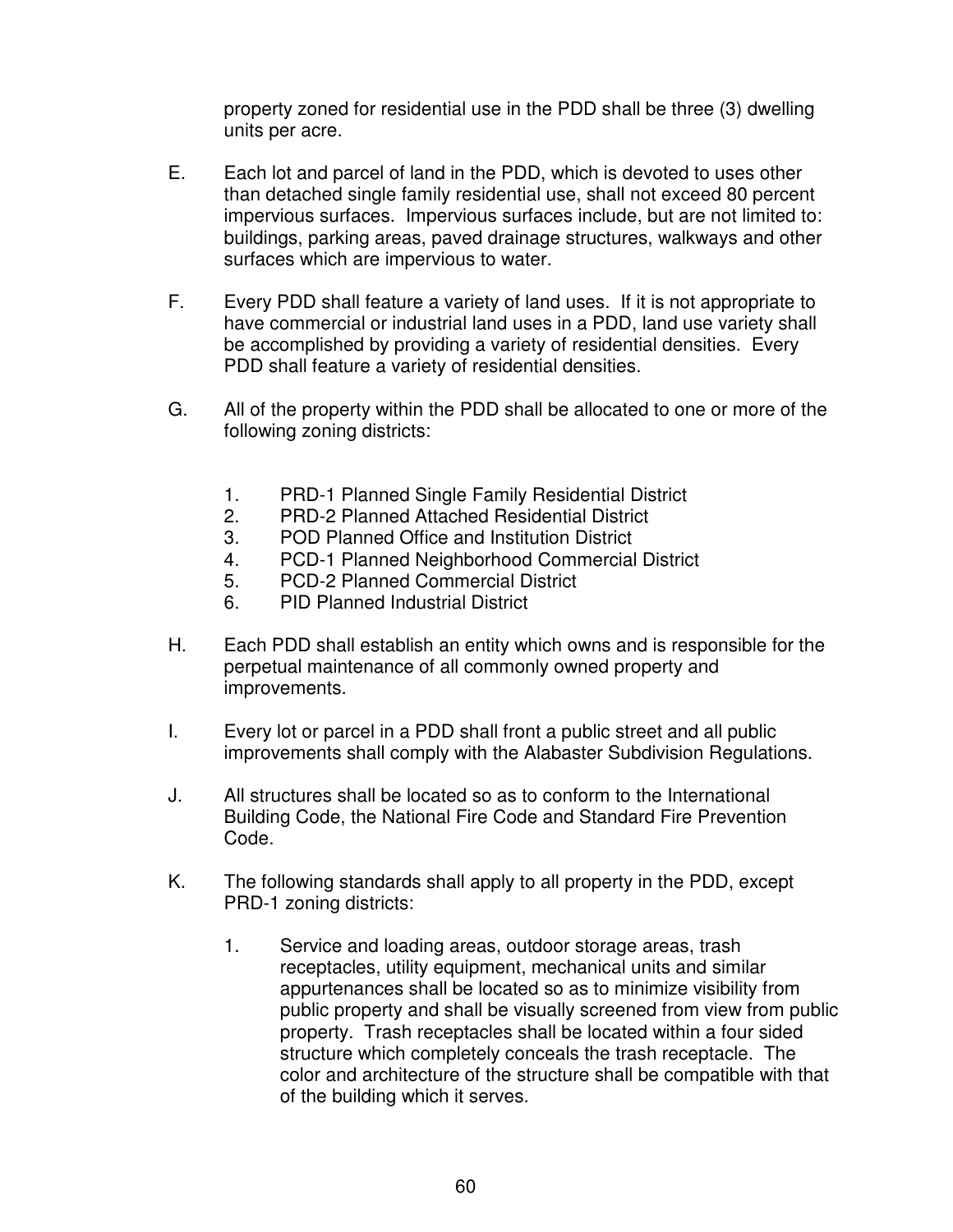property zoned for residential use in the PDD shall be three (3) dwelling units per acre.

E. Each lot and parcel of land in the PDD, which is devoted to uses other than detached single family residential use, shall not exceed 80 percent impervious surfaces. Impervious surfaces include, but are not limited to: buildings, parking areas, paved drainage structures, walkways and other surfaces which are impervious to water.

F. Every PDD shall feature a variety of land uses. If it is not appropriate to have commercial or industrial land uses in a PDD, land use variety shall be accomplished by providing a variety of residential densities. Every PDD shall feature a variety of residential densities.

G. All of the property within the PDD shall be allocated to one or more of the following zoning districts:

   1. PRD-1 Planned Single Family Residential District
   2. PRD-2 Planned Attached Residential District
   3. POD Planned Office and Institution District
   4. PCD-1 Planned Neighborhood Commercial District
   5. PCD-2 Planned Commercial District
   6. PID Planned Industrial District

H. Each PDD shall establish an entity which owns and is responsible for the perpetual maintenance of all commonly owned property and improvements.

I. Every lot or parcel in a PDD shall front a public street and all public improvements shall comply with the Alabaster Subdivision Regulations.

J. All structures shall be located so as to conform to the International Building Code, the National Fire Code and Standard Fire Prevention Code.

K. The following standards shall apply to all property in the PDD, except PRD-1 zoning districts:

   1. Service and loading areas, outdoor storage areas, trash receptacles, utility equipment, mechanical units and similar appurtenances shall be located so as to minimize visibility from public property and shall be visually screened from view from public property. Trash receptacles shall be located within a four sided structure which completely conceals the trash receptacle. The color and architecture of the structure shall be compatible with that of the building which it serves.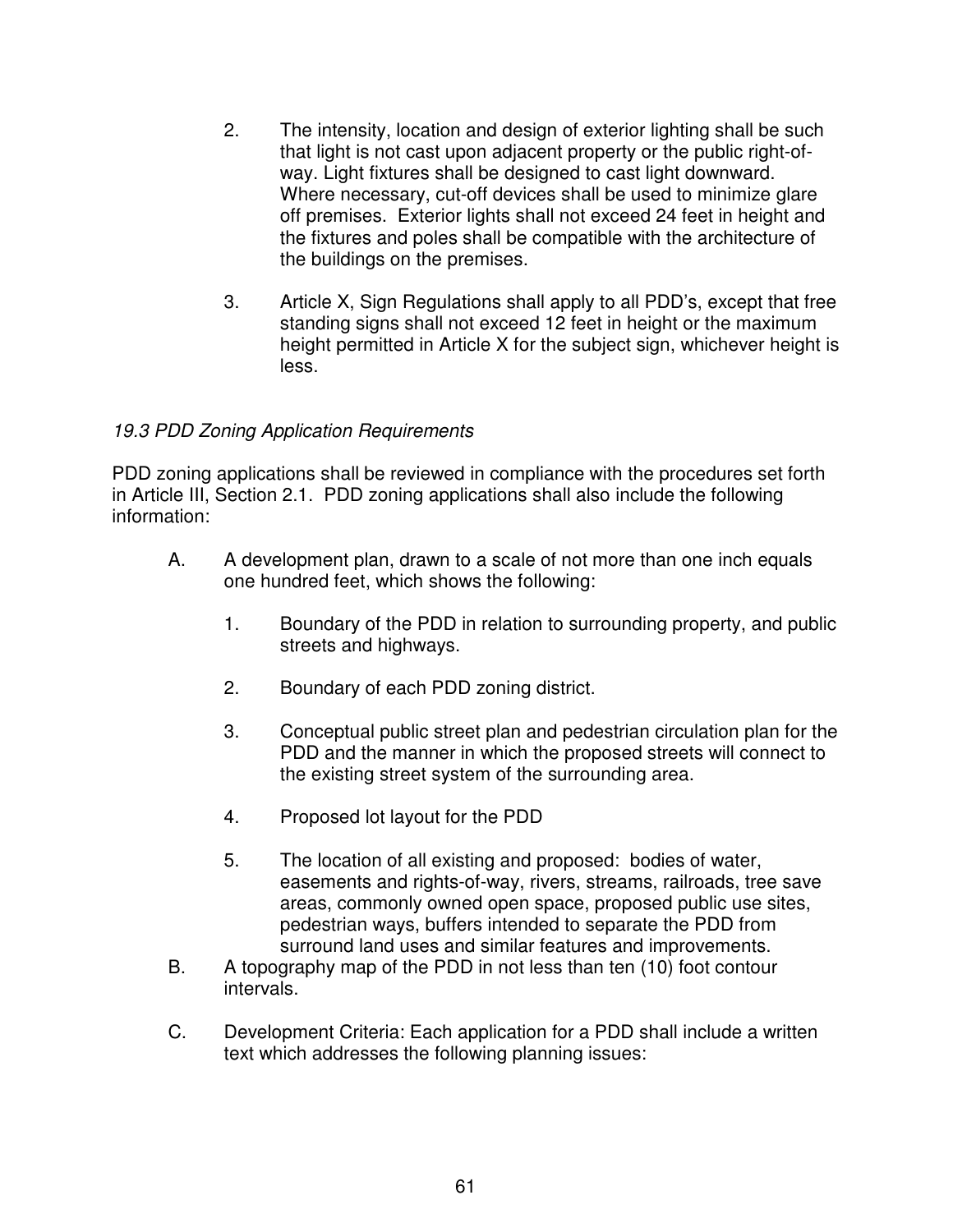2. The intensity, location and design of exterior lighting shall be such that light is not cast upon adjacent property or the public right-of-way. Light fixtures shall be designed to cast light downward. Where necessary, cut-off devices shall be used to minimize glare off premises. Exterior lights shall not exceed 24 feet in height and the fixtures and poles shall be compatible with the architecture of the buildings on the premises.

3. Article X, Sign Regulations shall apply to all PDD's, except that free standing signs shall not exceed 12 feet in height or the maximum height permitted in Article X for the subject sign, whichever height is less.

*19.3 PDD Zoning Application Requirements*

PDD zoning applications shall be reviewed in compliance with the procedures set forth in Article III, Section 2.1. PDD zoning applications shall also include the following information:

A. A development plan, drawn to a scale of not more than one inch equals one hundred feet, which shows the following:

   1. Boundary of the PDD in relation to surrounding property, and public streets and highways.

   2. Boundary of each PDD zoning district.

   3. Conceptual public street plan and pedestrian circulation plan for the PDD and the manner in which the proposed streets will connect to the existing street system of the surrounding area.

   4. Proposed lot layout for the PDD

   5. The location of all existing and proposed: bodies of water, easements and rights-of-way, rivers, streams, railroads, tree save areas, commonly owned open space, proposed public use sites, pedestrian ways, buffers intended to separate the PDD from surround land uses and similar features and improvements.

B. A topography map of the PDD in not less than ten (10) foot contour intervals.

C. Development Criteria: Each application for a PDD shall include a written text which addresses the following planning issues: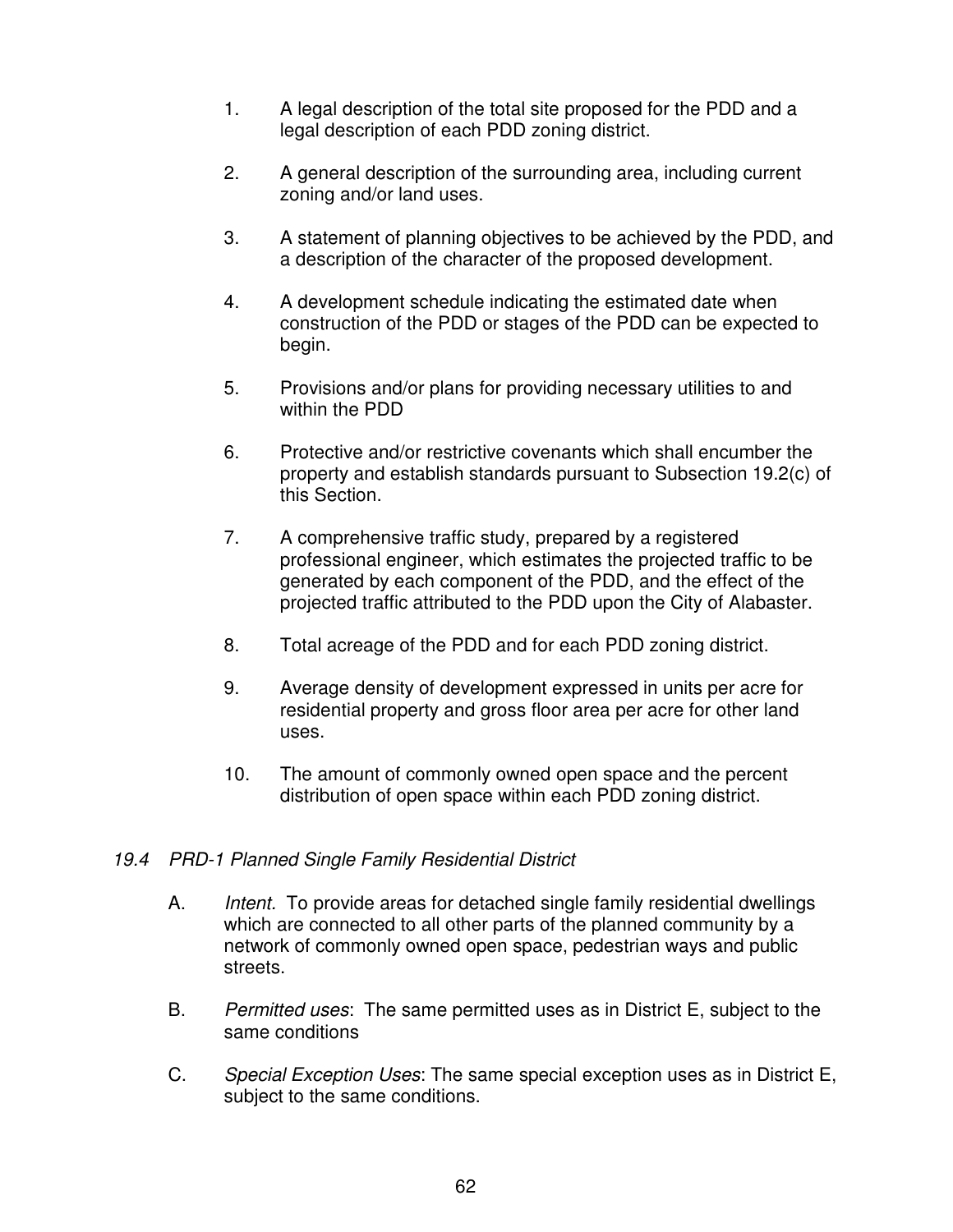1. A legal description of the total site proposed for the PDD and a legal description of each PDD zoning district.

2. A general description of the surrounding area, including current zoning and/or land uses.

3. A statement of planning objectives to be achieved by the PDD, and a description of the character of the proposed development.

4. A development schedule indicating the estimated date when construction of the PDD or stages of the PDD can be expected to begin.

5. Provisions and/or plans for providing necessary utilities to and within the PDD

6. Protective and/or restrictive covenants which shall encumber the property and establish standards pursuant to Subsection 19.2(c) of this Section.

7. A comprehensive traffic study, prepared by a registered professional engineer, which estimates the projected traffic to be generated by each component of the PDD, and the effect of the projected traffic attributed to the PDD upon the City of Alabaster.

8. Total acreage of the PDD and for each PDD zoning district.

9. Average density of development expressed in units per acre for residential property and gross floor area per acre for other land uses.

10. The amount of commonly owned open space and the percent distribution of open space within each PDD zoning district.

### *19.4 PRD-1 Planned Single Family Residential District*

A. *Intent.* To provide areas for detached single family residential dwellings which are connected to all other parts of the planned community by a network of commonly owned open space, pedestrian ways and public streets.

B. *Permitted uses*: The same permitted uses as in District E, subject to the same conditions

C. *Special Exception Uses*: The same special exception uses as in District E, subject to the same conditions.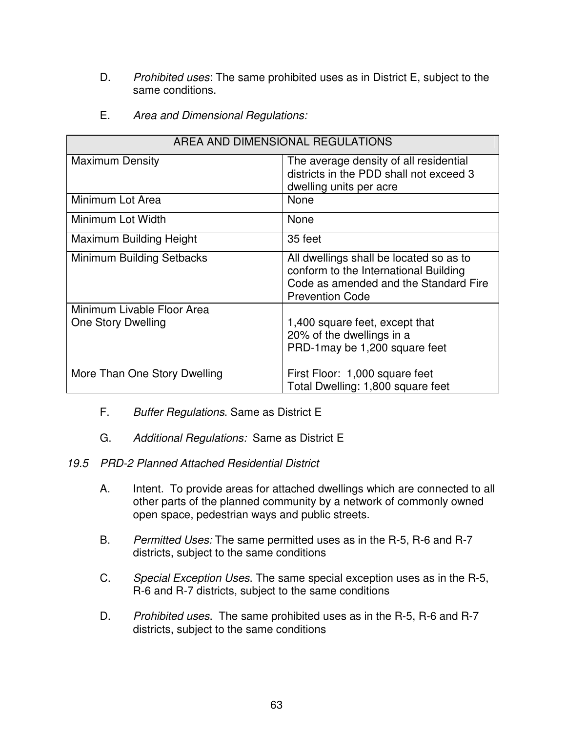D. *Prohibited uses*: The same prohibited uses as in District E, subject to the same conditions.

E. *Area and Dimensional Regulations:*

| AREA AND DIMENSIONAL REGULATIONS | |
|---|---|
| Maximum Density | The average density of all residential districts in the PDD shall not exceed 3 dwelling units per acre |
| Minimum Lot Area | None |
| Minimum Lot Width | None |
| Maximum Building Height | 35 feet |
| Minimum Building Setbacks | All dwellings shall be located so as to conform to the International Building Code as amended and the Standard Fire Prevention Code |
| Minimum Livable Floor Area<br>One Story Dwelling<br><br>More Than One Story Dwelling | <br>1,400 square feet, except that 20% of the dwellings in a PRD-1may be 1,200 square feet<br><br>First Floor: 1,000 square feet<br>Total Dwelling: 1,800 square feet |

F. *Buffer Regulations*. Same as District E

G. *Additional Regulations:* Same as District E

### *19.5 PRD-2 Planned Attached Residential District*

A. Intent. To provide areas for attached dwellings which are connected to all other parts of the planned community by a network of commonly owned open space, pedestrian ways and public streets.

B. *Permitted Uses:* The same permitted uses as in the R-5, R-6 and R-7 districts, subject to the same conditions

C. *Special Exception Uses*. The same special exception uses as in the R-5, R-6 and R-7 districts, subject to the same conditions

D. *Prohibited uses*. The same prohibited uses as in the R-5, R-6 and R-7 districts, subject to the same conditions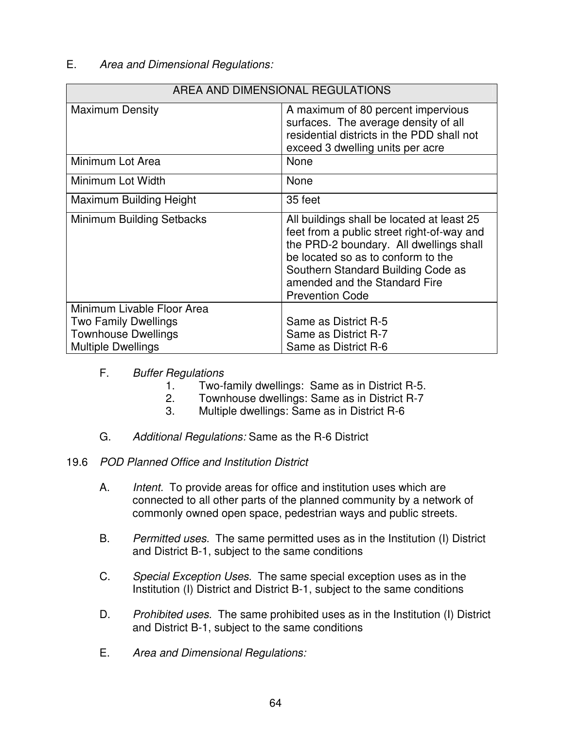E. *Area and Dimensional Regulations:*

| AREA AND DIMENSIONAL REGULATIONS | |
|---|---|
| Maximum Density | A maximum of 80 percent impervious surfaces. The average density of all residential districts in the PDD shall not exceed 3 dwelling units per acre |
| Minimum Lot Area | None |
| Minimum Lot Width | None |
| Maximum Building Height | 35 feet |
| Minimum Building Setbacks | All buildings shall be located at least 25 feet from a public street right-of-way and the PRD-2 boundary. All dwellings shall be located so as to conform to the Southern Standard Building Code as amended and the Standard Fire Prevention Code |
| Minimum Livable Floor Area<br>Two Family Dwellings<br>Townhouse Dwellings<br>Multiple Dwellings | <br>Same as District R-5<br>Same as District R-7<br>Same as District R-6 |

F. *Buffer Regulations*

1. Two-family dwellings: Same as in District R-5.
2. Townhouse dwellings: Same as in District R-7
3. Multiple dwellings: Same as in District R-6

G. *Additional Regulations:* Same as the R-6 District

## 19.6 *POD Planned Office and Institution District*

A. *Intent.* To provide areas for office and institution uses which are connected to all other parts of the planned community by a network of commonly owned open space, pedestrian ways and public streets.

B. *Permitted uses*. The same permitted uses as in the Institution (I) District and District B-1, subject to the same conditions

C. *Special Exception Uses*. The same special exception uses as in the Institution (I) District and District B-1, subject to the same conditions

D. *Prohibited uses*. The same prohibited uses as in the Institution (I) District and District B-1, subject to the same conditions

E. *Area and Dimensional Regulations:*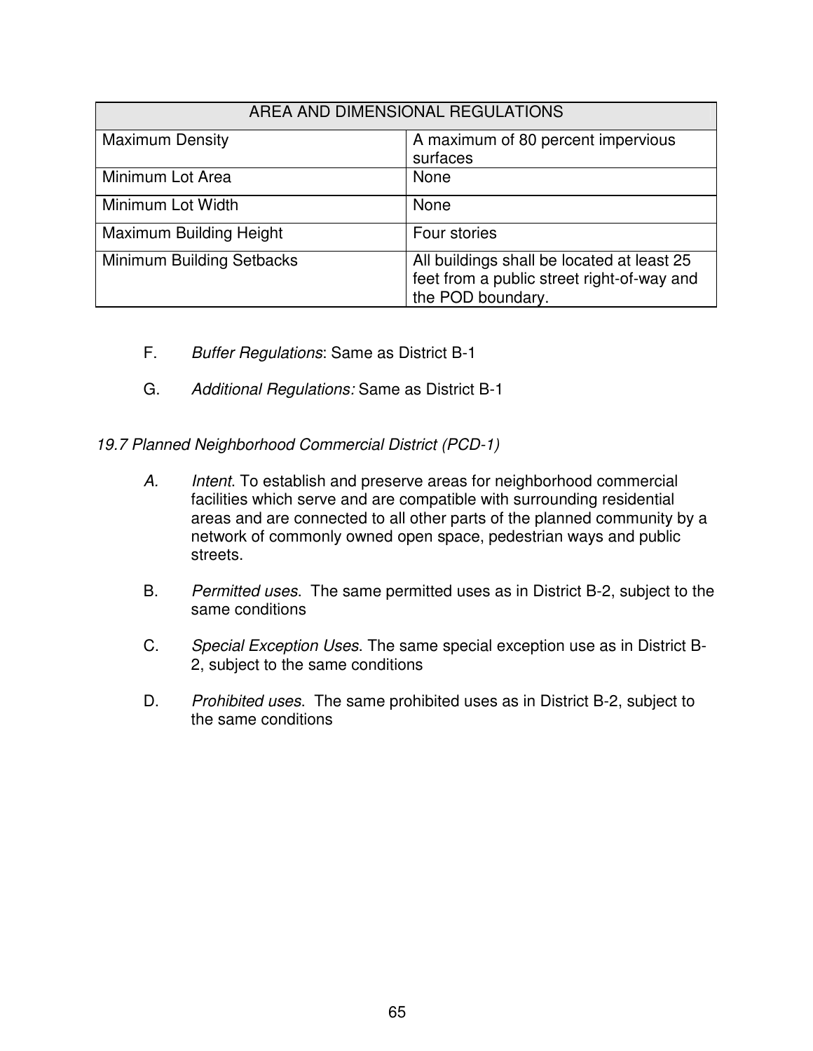| AREA AND DIMENSIONAL REGULATIONS | |
|---|---|
| Maximum Density | A maximum of 80 percent impervious surfaces |
| Minimum Lot Area | None |
| Minimum Lot Width | None |
| Maximum Building Height | Four stories |
| Minimum Building Setbacks | All buildings shall be located at least 25 feet from a public street right-of-way and the POD boundary. |

F. *Buffer Regulations*: Same as District B-1

G. *Additional Regulations:* Same as District B-1

*19.7 Planned Neighborhood Commercial District (PCD-1)*

*A.* *Intent*. To establish and preserve areas for neighborhood commercial facilities which serve and are compatible with surrounding residential areas and are connected to all other parts of the planned community by a network of commonly owned open space, pedestrian ways and public streets.

B. *Permitted uses*. The same permitted uses as in District B-2, subject to the same conditions

C. *Special Exception Uses*. The same special exception use as in District B-2, subject to the same conditions

D. *Prohibited uses*. The same prohibited uses as in District B-2, subject to the same conditions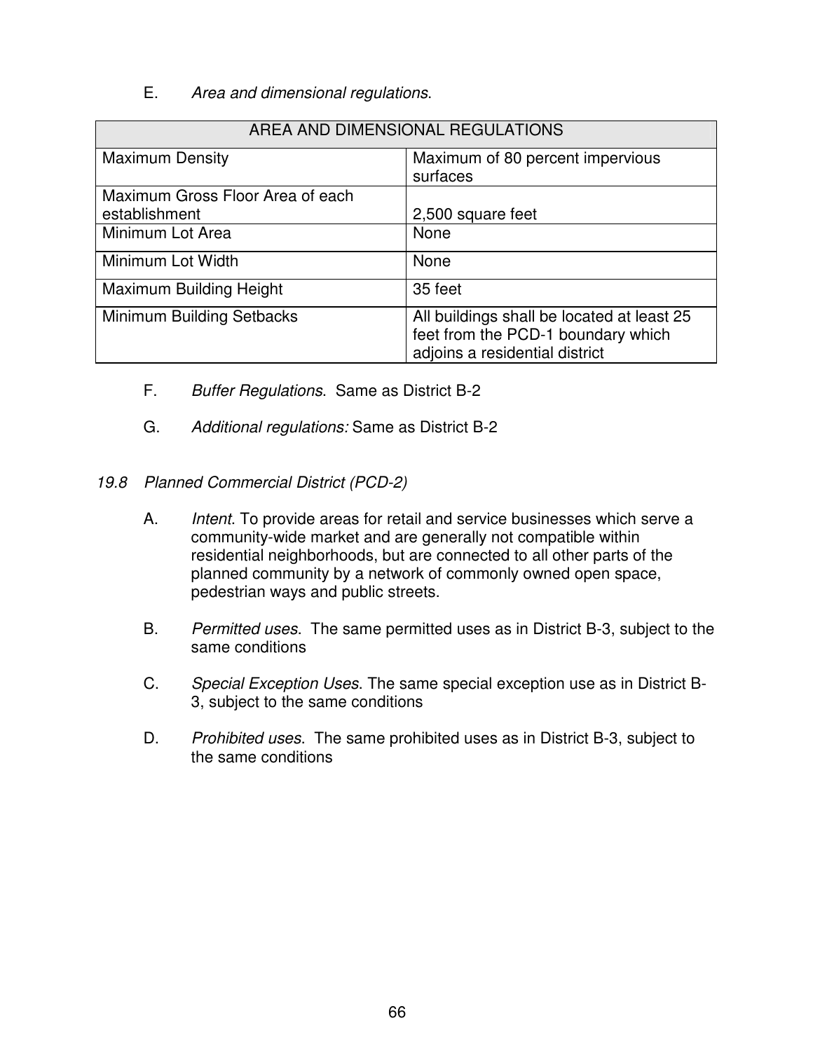E. *Area and dimensional regulations*.

| AREA AND DIMENSIONAL REGULATIONS | |
|---|---|
| Maximum Density | Maximum of 80 percent impervious surfaces |
| Maximum Gross Floor Area of each establishment | 2,500 square feet |
| Minimum Lot Area | None |
| Minimum Lot Width | None |
| Maximum Building Height | 35 feet |
| Minimum Building Setbacks | All buildings shall be located at least 25 feet from the PCD-1 boundary which adjoins a residential district |

F. *Buffer Regulations*. Same as District B-2

G. *Additional regulations:* Same as District B-2

### *19.8 Planned Commercial District (PCD-2)*

A. *Intent*. To provide areas for retail and service businesses which serve a community-wide market and are generally not compatible within residential neighborhoods, but are connected to all other parts of the planned community by a network of commonly owned open space, pedestrian ways and public streets.

B. *Permitted uses*. The same permitted uses as in District B-3, subject to the same conditions

C. *Special Exception Uses*. The same special exception use as in District B-3, subject to the same conditions

D. *Prohibited uses*. The same prohibited uses as in District B-3, subject to the same conditions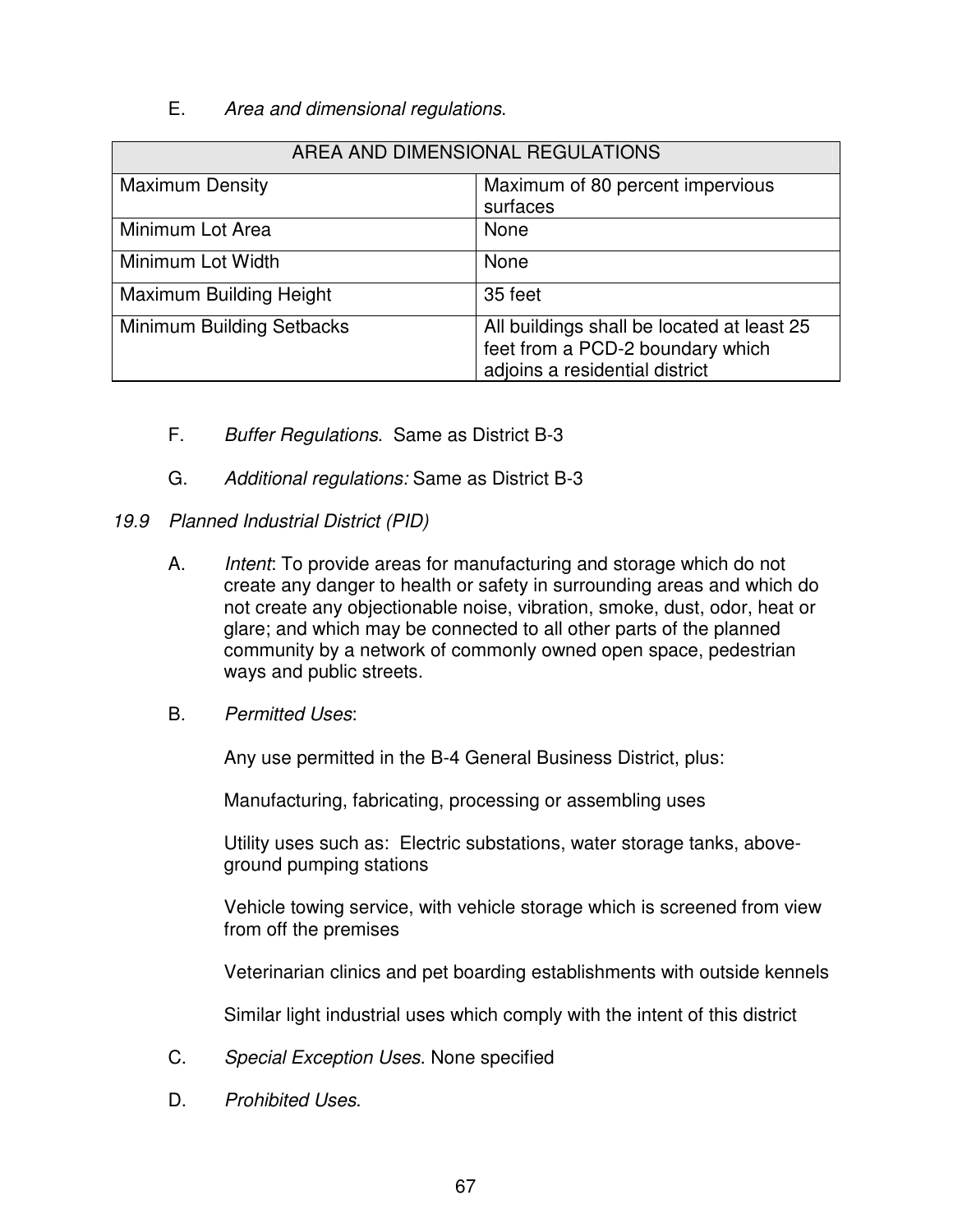E. *Area and dimensional regulations*.

| AREA AND DIMENSIONAL REGULATIONS | |
|---|---|
| Maximum Density | Maximum of 80 percent impervious surfaces |
| Minimum Lot Area | None |
| Minimum Lot Width | None |
| Maximum Building Height | 35 feet |
| Minimum Building Setbacks | All buildings shall be located at least 25 feet from a PCD-2 boundary which adjoins a residential district |

F. *Buffer Regulations*. Same as District B-3

G. *Additional regulations:* Same as District B-3

*19.9 Planned Industrial District (PID)*

A. *Intent*: To provide areas for manufacturing and storage which do not create any danger to health or safety in surrounding areas and which do not create any objectionable noise, vibration, smoke, dust, odor, heat or glare; and which may be connected to all other parts of the planned community by a network of commonly owned open space, pedestrian ways and public streets.

B. *Permitted Uses*:

Any use permitted in the B-4 General Business District, plus:

Manufacturing, fabricating, processing or assembling uses

Utility uses such as: Electric substations, water storage tanks, above-ground pumping stations

Vehicle towing service, with vehicle storage which is screened from view from off the premises

Veterinarian clinics and pet boarding establishments with outside kennels

Similar light industrial uses which comply with the intent of this district

C. *Special Exception Uses*. None specified

D. *Prohibited Uses*.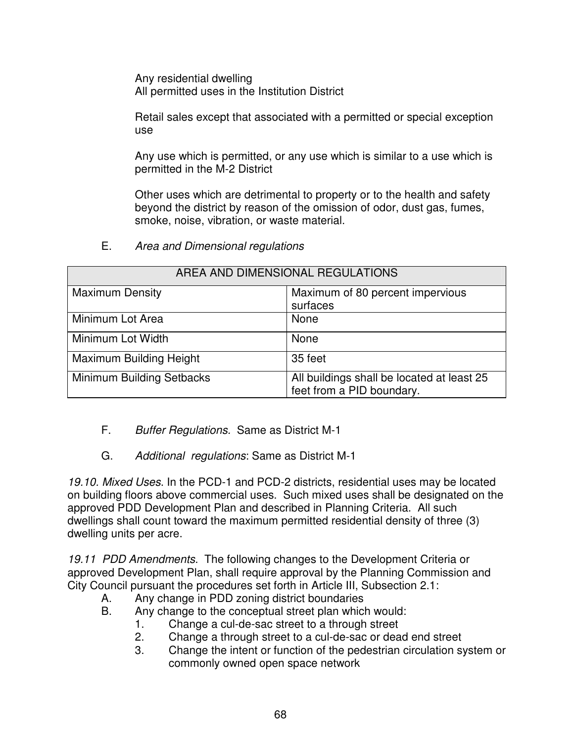Any residential dwelling
All permitted uses in the Institution District

Retail sales except that associated with a permitted or special exception use

Any use which is permitted, or any use which is similar to a use which is permitted in the M-2 District

Other uses which are detrimental to property or to the health and safety beyond the district by reason of the omission of odor, dust gas, fumes, smoke, noise, vibration, or waste material.

E. *Area and Dimensional regulations*

| AREA AND DIMENSIONAL REGULATIONS | |
|---|---|
| Maximum Density | Maximum of 80 percent impervious surfaces |
| Minimum Lot Area | None |
| Minimum Lot Width | None |
| Maximum Building Height | 35 feet |
| Minimum Building Setbacks | All buildings shall be located at least 25 feet from a PID boundary. |

F. *Buffer Regulations.* Same as District M-1

G. *Additional regulations*: Same as District M-1

*19.10. Mixed Uses*. In the PCD-1 and PCD-2 districts, residential uses may be located on building floors above commercial uses. Such mixed uses shall be designated on the approved PDD Development Plan and described in Planning Criteria. All such dwellings shall count toward the maximum permitted residential density of three (3) dwelling units per acre.

*19.11 PDD Amendments*. The following changes to the Development Criteria or approved Development Plan, shall require approval by the Planning Commission and City Council pursuant the procedures set forth in Article III, Subsection 2.1:

A. Any change in PDD zoning district boundaries
B. Any change to the conceptual street plan which would:
   1. Change a cul-de-sac street to a through street
   2. Change a through street to a cul-de-sac or dead end street
   3. Change the intent or function of the pedestrian circulation system or commonly owned open space network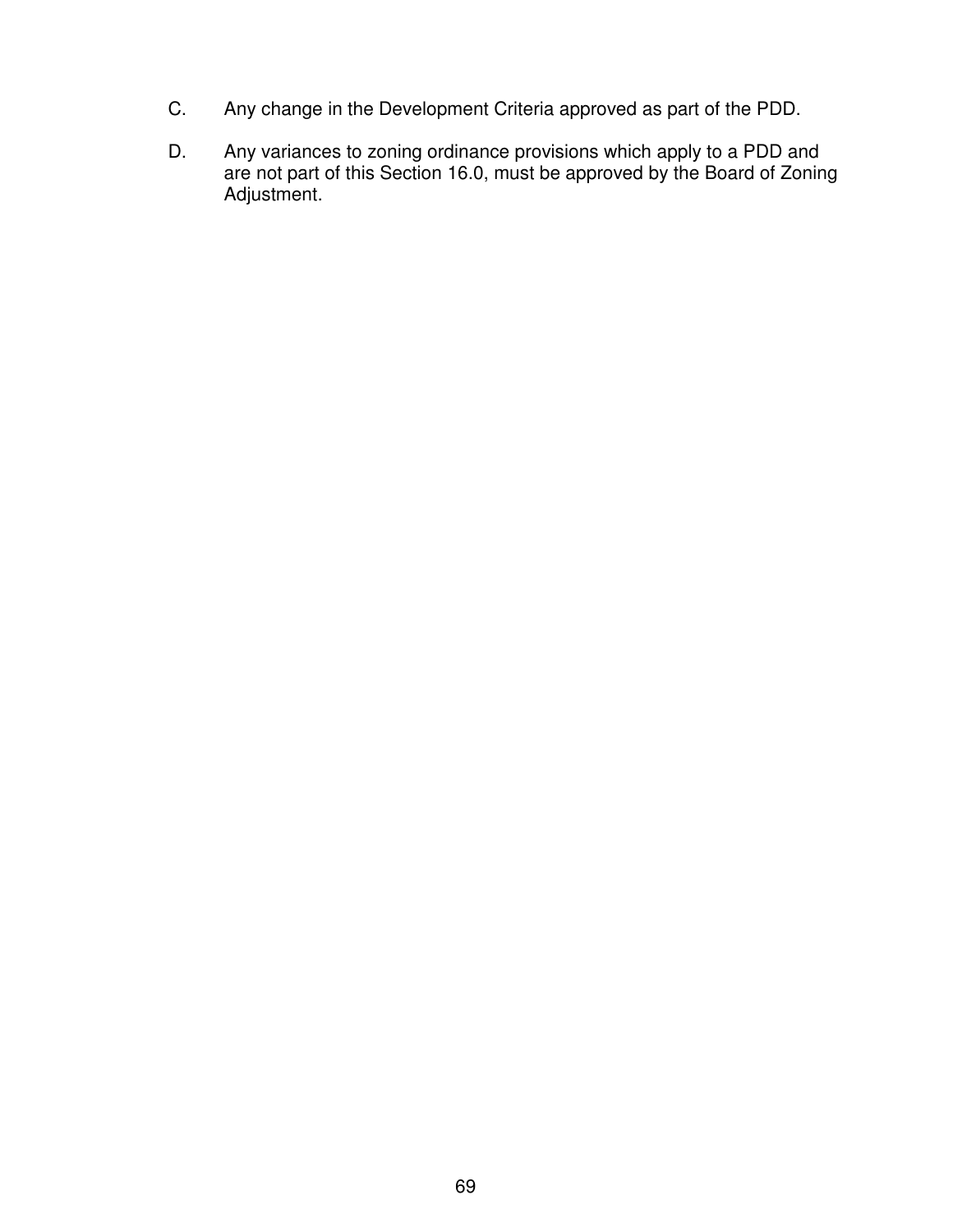C. Any change in the Development Criteria approved as part of the PDD.

D. Any variances to zoning ordinance provisions which apply to a PDD and are not part of this Section 16.0, must be approved by the Board of Zoning Adjustment.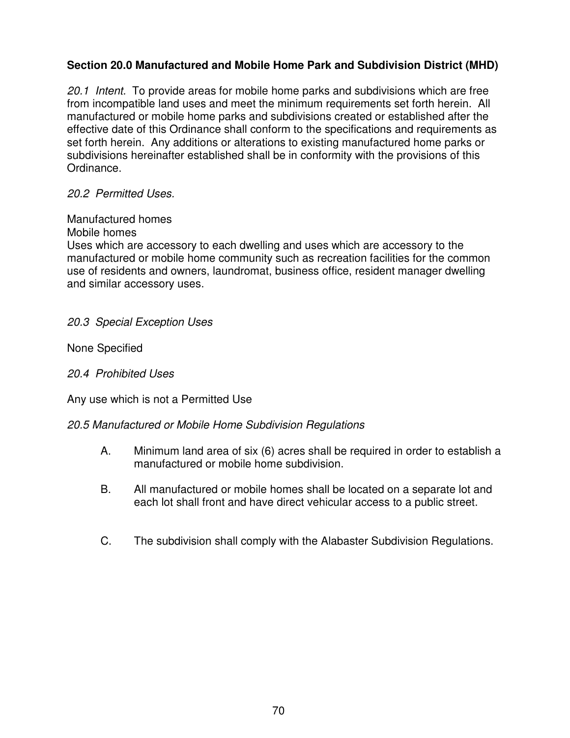**Section 20.0 Manufactured and Mobile Home Park and Subdivision District (MHD)**

*20.1 Intent.* To provide areas for mobile home parks and subdivisions which are free from incompatible land uses and meet the minimum requirements set forth herein. All manufactured or mobile home parks and subdivisions created or established after the effective date of this Ordinance shall conform to the specifications and requirements as set forth herein. Any additions or alterations to existing manufactured home parks or subdivisions hereinafter established shall be in conformity with the provisions of this Ordinance.

*20.2 Permitted Uses.*

Manufactured homes
Mobile homes
Uses which are accessory to each dwelling and uses which are accessory to the manufactured or mobile home community such as recreation facilities for the common use of residents and owners, laundromat, business office, resident manager dwelling and similar accessory uses.

*20.3 Special Exception Uses*

None Specified

*20.4 Prohibited Uses*

Any use which is not a Permitted Use

*20.5 Manufactured or Mobile Home Subdivision Regulations*

A. Minimum land area of six (6) acres shall be required in order to establish a manufactured or mobile home subdivision.

B. All manufactured or mobile homes shall be located on a separate lot and each lot shall front and have direct vehicular access to a public street.

C. The subdivision shall comply with the Alabaster Subdivision Regulations.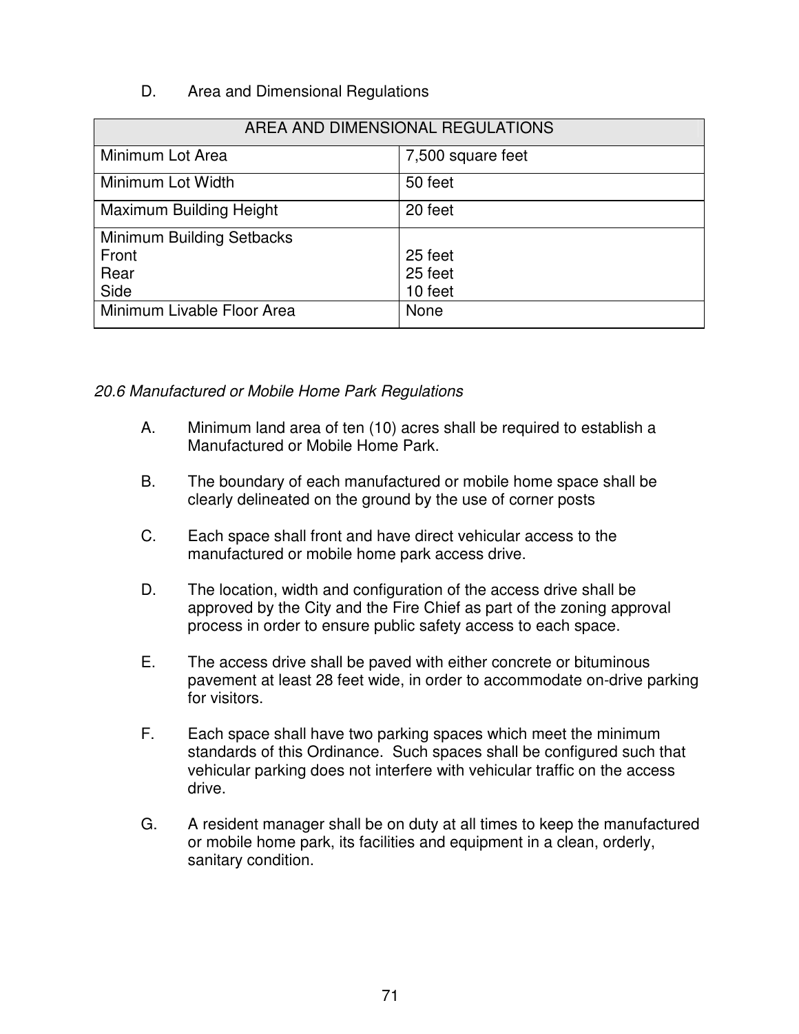D. Area and Dimensional Regulations

| AREA AND DIMENSIONAL REGULATIONS | |
|---|---|
| Minimum Lot Area | 7,500 square feet |
| Minimum Lot Width | 50 feet |
| Maximum Building Height | 20 feet |
| Minimum Building Setbacks<br>Front<br>Rear<br>Side | <br>25 feet<br>25 feet<br>10 feet |
| Minimum Livable Floor Area | None |

*20.6 Manufactured or Mobile Home Park Regulations*

A. Minimum land area of ten (10) acres shall be required to establish a Manufactured or Mobile Home Park.

B. The boundary of each manufactured or mobile home space shall be clearly delineated on the ground by the use of corner posts

C. Each space shall front and have direct vehicular access to the manufactured or mobile home park access drive.

D. The location, width and configuration of the access drive shall be approved by the City and the Fire Chief as part of the zoning approval process in order to ensure public safety access to each space.

E. The access drive shall be paved with either concrete or bituminous pavement at least 28 feet wide, in order to accommodate on-drive parking for visitors.

F. Each space shall have two parking spaces which meet the minimum standards of this Ordinance. Such spaces shall be configured such that vehicular parking does not interfere with vehicular traffic on the access drive.

G. A resident manager shall be on duty at all times to keep the manufactured or mobile home park, its facilities and equipment in a clean, orderly, sanitary condition.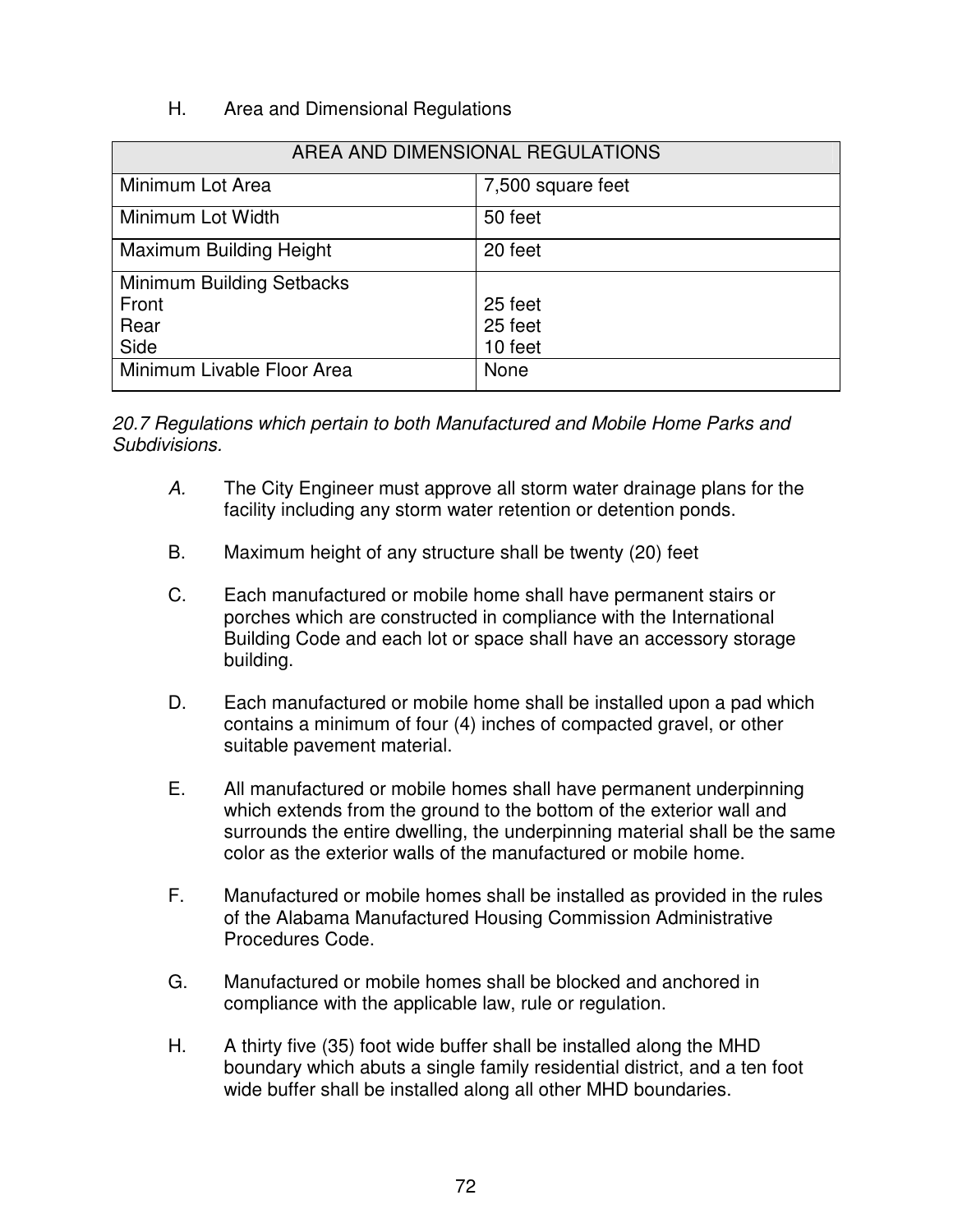H. Area and Dimensional Regulations

| AREA AND DIMENSIONAL REGULATIONS | |
|---|---|
| Minimum Lot Area | 7,500 square feet |
| Minimum Lot Width | 50 feet |
| Maximum Building Height | 20 feet |
| Minimum Building Setbacks<br>Front<br>Rear<br>Side | <br>25 feet<br>25 feet<br>10 feet |
| Minimum Livable Floor Area | None |

*20.7 Regulations which pertain to both Manufactured and Mobile Home Parks and Subdivisions.*

*A.* The City Engineer must approve all storm water drainage plans for the facility including any storm water retention or detention ponds.

B. Maximum height of any structure shall be twenty (20) feet

C. Each manufactured or mobile home shall have permanent stairs or porches which are constructed in compliance with the International Building Code and each lot or space shall have an accessory storage building.

D. Each manufactured or mobile home shall be installed upon a pad which contains a minimum of four (4) inches of compacted gravel, or other suitable pavement material.

E. All manufactured or mobile homes shall have permanent underpinning which extends from the ground to the bottom of the exterior wall and surrounds the entire dwelling, the underpinning material shall be the same color as the exterior walls of the manufactured or mobile home.

F. Manufactured or mobile homes shall be installed as provided in the rules of the Alabama Manufactured Housing Commission Administrative Procedures Code.

G. Manufactured or mobile homes shall be blocked and anchored in compliance with the applicable law, rule or regulation.

H. A thirty five (35) foot wide buffer shall be installed along the MHD boundary which abuts a single family residential district, and a ten foot wide buffer shall be installed along all other MHD boundaries.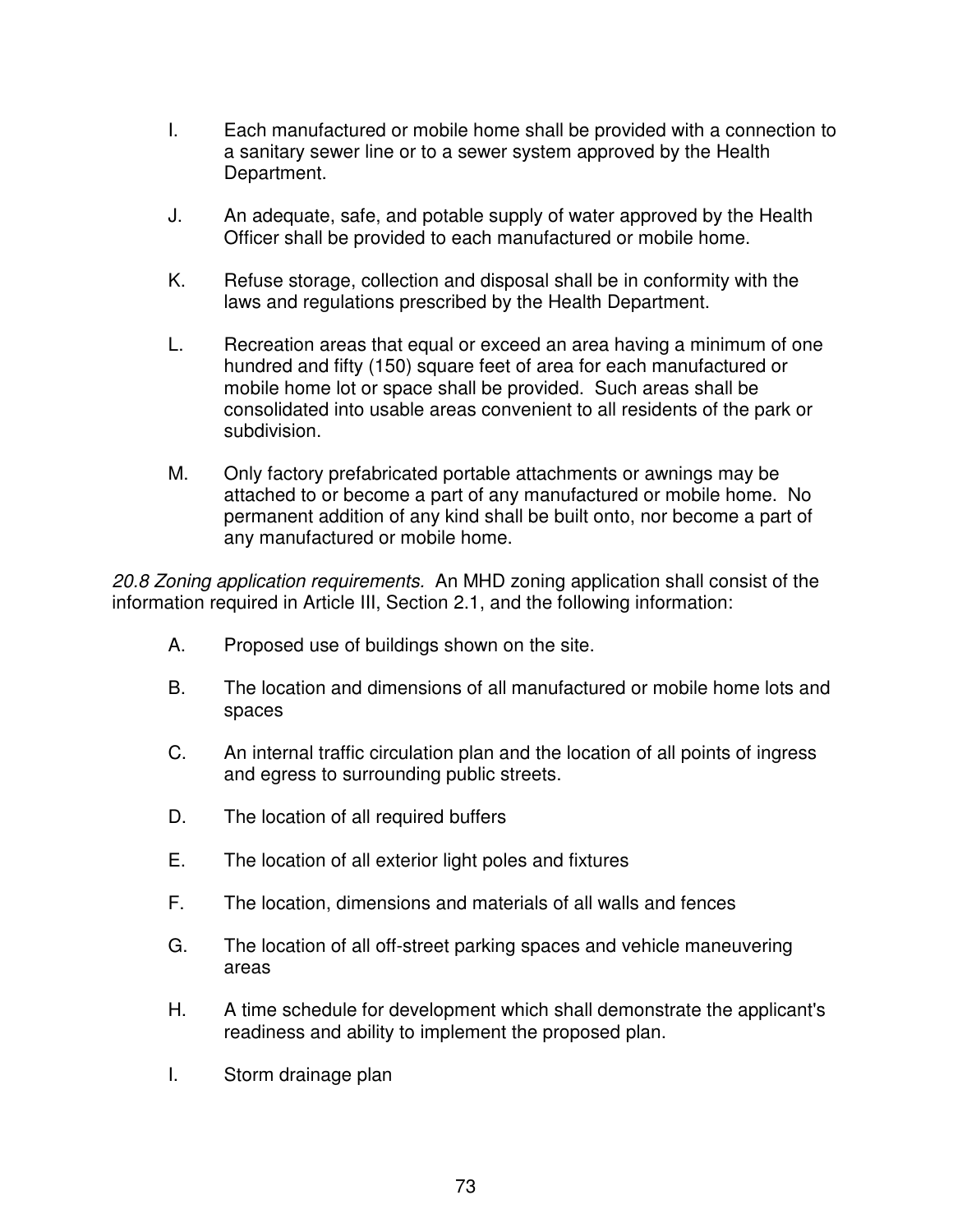I. Each manufactured or mobile home shall be provided with a connection to a sanitary sewer line or to a sewer system approved by the Health Department.

J. An adequate, safe, and potable supply of water approved by the Health Officer shall be provided to each manufactured or mobile home.

K. Refuse storage, collection and disposal shall be in conformity with the laws and regulations prescribed by the Health Department.

L. Recreation areas that equal or exceed an area having a minimum of one hundred and fifty (150) square feet of area for each manufactured or mobile home lot or space shall be provided. Such areas shall be consolidated into usable areas convenient to all residents of the park or subdivision.

M. Only factory prefabricated portable attachments or awnings may be attached to or become a part of any manufactured or mobile home. No permanent addition of any kind shall be built onto, nor become a part of any manufactured or mobile home.

*20.8 Zoning application requirements.* An MHD zoning application shall consist of the information required in Article III, Section 2.1, and the following information:

A. Proposed use of buildings shown on the site.

B. The location and dimensions of all manufactured or mobile home lots and spaces

C. An internal traffic circulation plan and the location of all points of ingress and egress to surrounding public streets.

D. The location of all required buffers

E. The location of all exterior light poles and fixtures

F. The location, dimensions and materials of all walls and fences

G. The location of all off-street parking spaces and vehicle maneuvering areas

H. A time schedule for development which shall demonstrate the applicant's readiness and ability to implement the proposed plan.

I. Storm drainage plan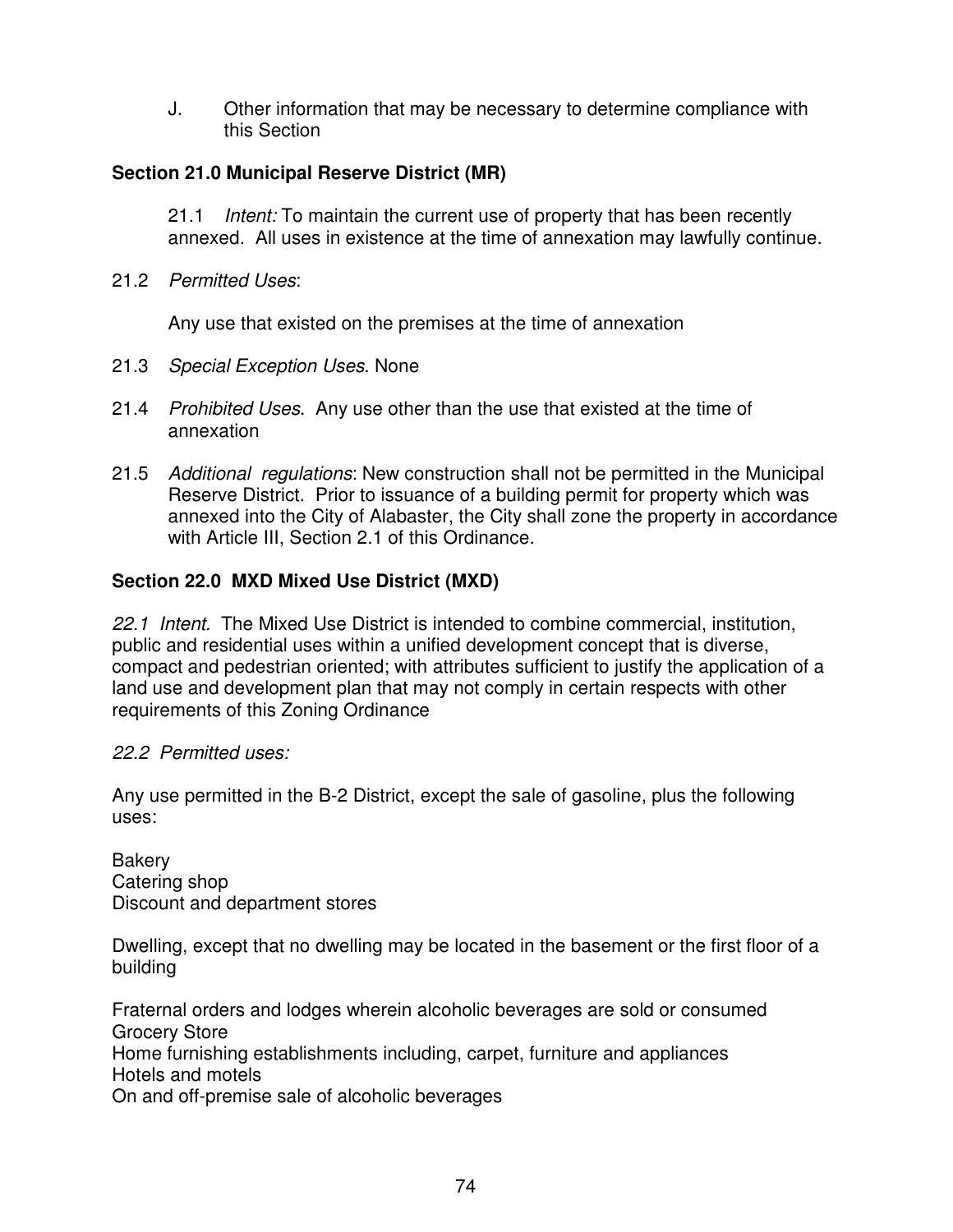J. Other information that may be necessary to determine compliance with this Section

**Section 21.0 Municipal Reserve District (MR)**

21.1 *Intent:* To maintain the current use of property that has been recently annexed. All uses in existence at the time of annexation may lawfully continue.

21.2 *Permitted Uses*:

Any use that existed on the premises at the time of annexation

21.3 *Special Exception Uses*. None

21.4 *Prohibited Uses*. Any use other than the use that existed at the time of annexation

21.5 *Additional regulations*: New construction shall not be permitted in the Municipal Reserve District. Prior to issuance of a building permit for property which was annexed into the City of Alabaster, the City shall zone the property in accordance with Article III, Section 2.1 of this Ordinance.

**Section 22.0 MXD Mixed Use District (MXD)**

*22.1 Intent.* The Mixed Use District is intended to combine commercial, institution, public and residential uses within a unified development concept that is diverse, compact and pedestrian oriented; with attributes sufficient to justify the application of a land use and development plan that may not comply in certain respects with other requirements of this Zoning Ordinance

*22.2 Permitted uses:*

Any use permitted in the B-2 District, except the sale of gasoline, plus the following uses:

Bakery
Catering shop
Discount and department stores

Dwelling, except that no dwelling may be located in the basement or the first floor of a building

Fraternal orders and lodges wherein alcoholic beverages are sold or consumed
Grocery Store
Home furnishing establishments including, carpet, furniture and appliances
Hotels and motels
On and off-premise sale of alcoholic beverages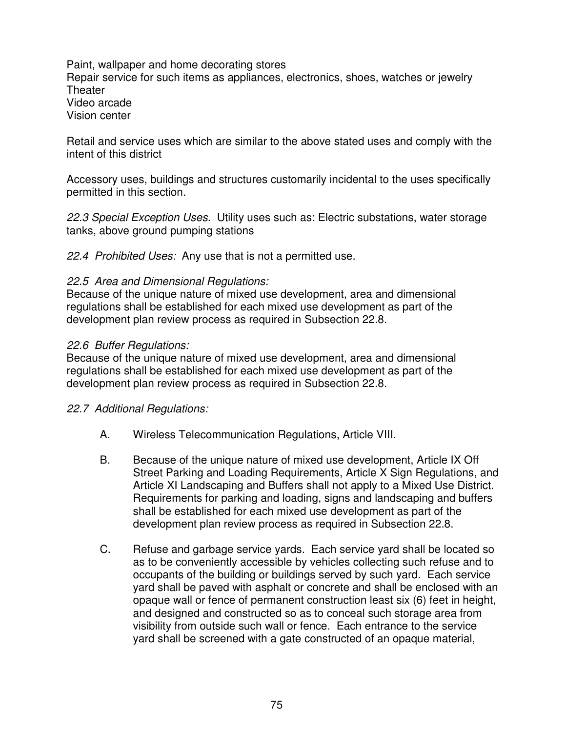Paint, wallpaper and home decorating stores
Repair service for such items as appliances, electronics, shoes, watches or jewelry
Theater
Video arcade
Vision center

Retail and service uses which are similar to the above stated uses and comply with the intent of this district

Accessory uses, buildings and structures customarily incidental to the uses specifically permitted in this section.

*22.3 Special Exception Uses.* Utility uses such as: Electric substations, water storage tanks, above ground pumping stations

*22.4 Prohibited Uses:* Any use that is not a permitted use.

*22.5 Area and Dimensional Regulations:*
Because of the unique nature of mixed use development, area and dimensional regulations shall be established for each mixed use development as part of the development plan review process as required in Subsection 22.8.

*22.6 Buffer Regulations:*
Because of the unique nature of mixed use development, area and dimensional regulations shall be established for each mixed use development as part of the development plan review process as required in Subsection 22.8.

*22.7 Additional Regulations:*

A. Wireless Telecommunication Regulations, Article VIII.

B. Because of the unique nature of mixed use development, Article IX Off Street Parking and Loading Requirements, Article X Sign Regulations, and Article XI Landscaping and Buffers shall not apply to a Mixed Use District. Requirements for parking and loading, signs and landscaping and buffers shall be established for each mixed use development as part of the development plan review process as required in Subsection 22.8.

C. Refuse and garbage service yards. Each service yard shall be located so as to be conveniently accessible by vehicles collecting such refuse and to occupants of the building or buildings served by such yard. Each service yard shall be paved with asphalt or concrete and shall be enclosed with an opaque wall or fence of permanent construction least six (6) feet in height, and designed and constructed so as to conceal such storage area from visibility from outside such wall or fence. Each entrance to the service yard shall be screened with a gate constructed of an opaque material,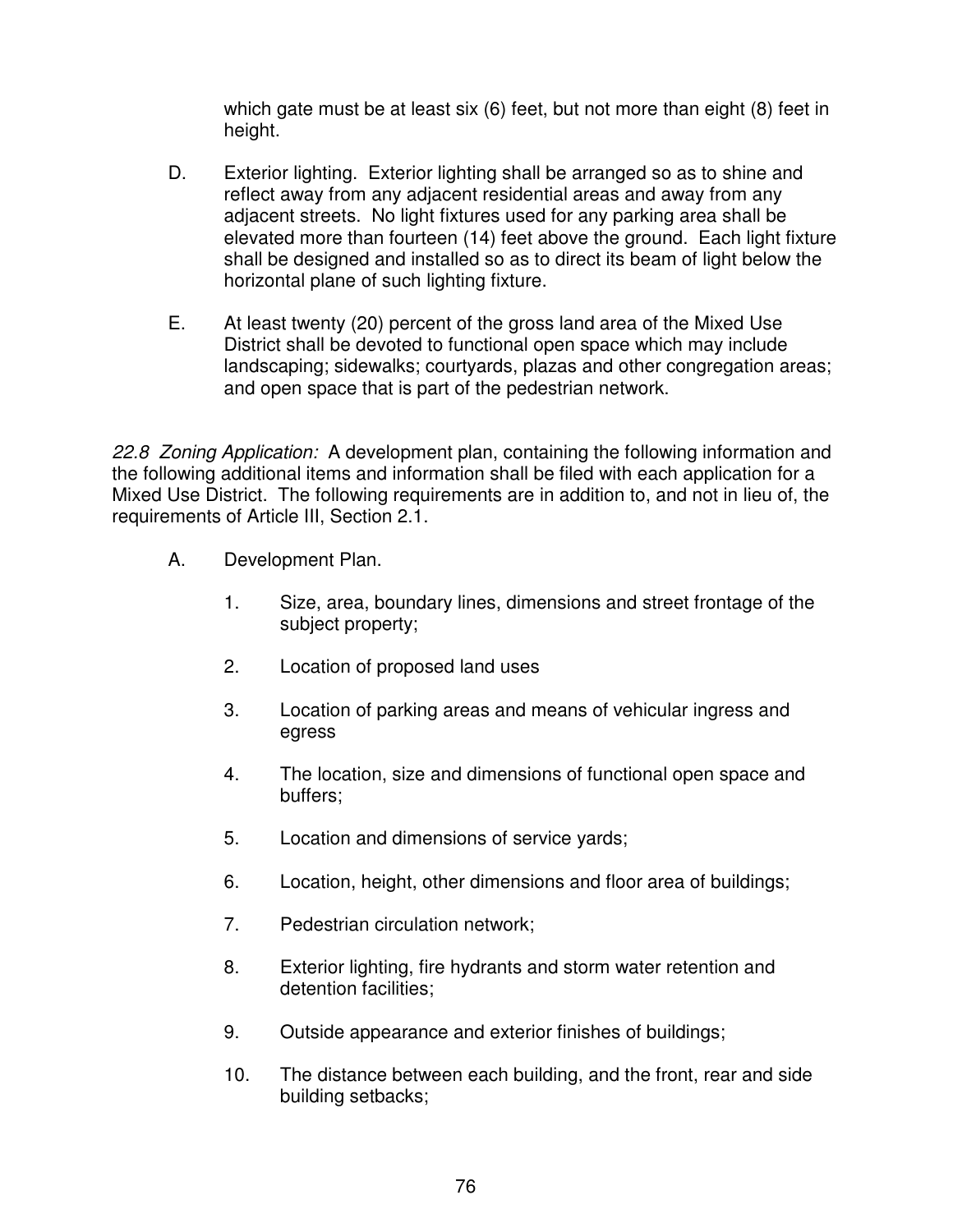which gate must be at least six (6) feet, but not more than eight (8) feet in height.

D. Exterior lighting. Exterior lighting shall be arranged so as to shine and reflect away from any adjacent residential areas and away from any adjacent streets. No light fixtures used for any parking area shall be elevated more than fourteen (14) feet above the ground. Each light fixture shall be designed and installed so as to direct its beam of light below the horizontal plane of such lighting fixture.

E. At least twenty (20) percent of the gross land area of the Mixed Use District shall be devoted to functional open space which may include landscaping; sidewalks; courtyards, plazas and other congregation areas; and open space that is part of the pedestrian network.

*22.8 Zoning Application:* A development plan, containing the following information and the following additional items and information shall be filed with each application for a Mixed Use District. The following requirements are in addition to, and not in lieu of, the requirements of Article III, Section 2.1.

A. Development Plan.

1. Size, area, boundary lines, dimensions and street frontage of the subject property;

2. Location of proposed land uses

3. Location of parking areas and means of vehicular ingress and egress

4. The location, size and dimensions of functional open space and buffers;

5. Location and dimensions of service yards;

6. Location, height, other dimensions and floor area of buildings;

7. Pedestrian circulation network;

8. Exterior lighting, fire hydrants and storm water retention and detention facilities;

9. Outside appearance and exterior finishes of buildings;

10. The distance between each building, and the front, rear and side building setbacks;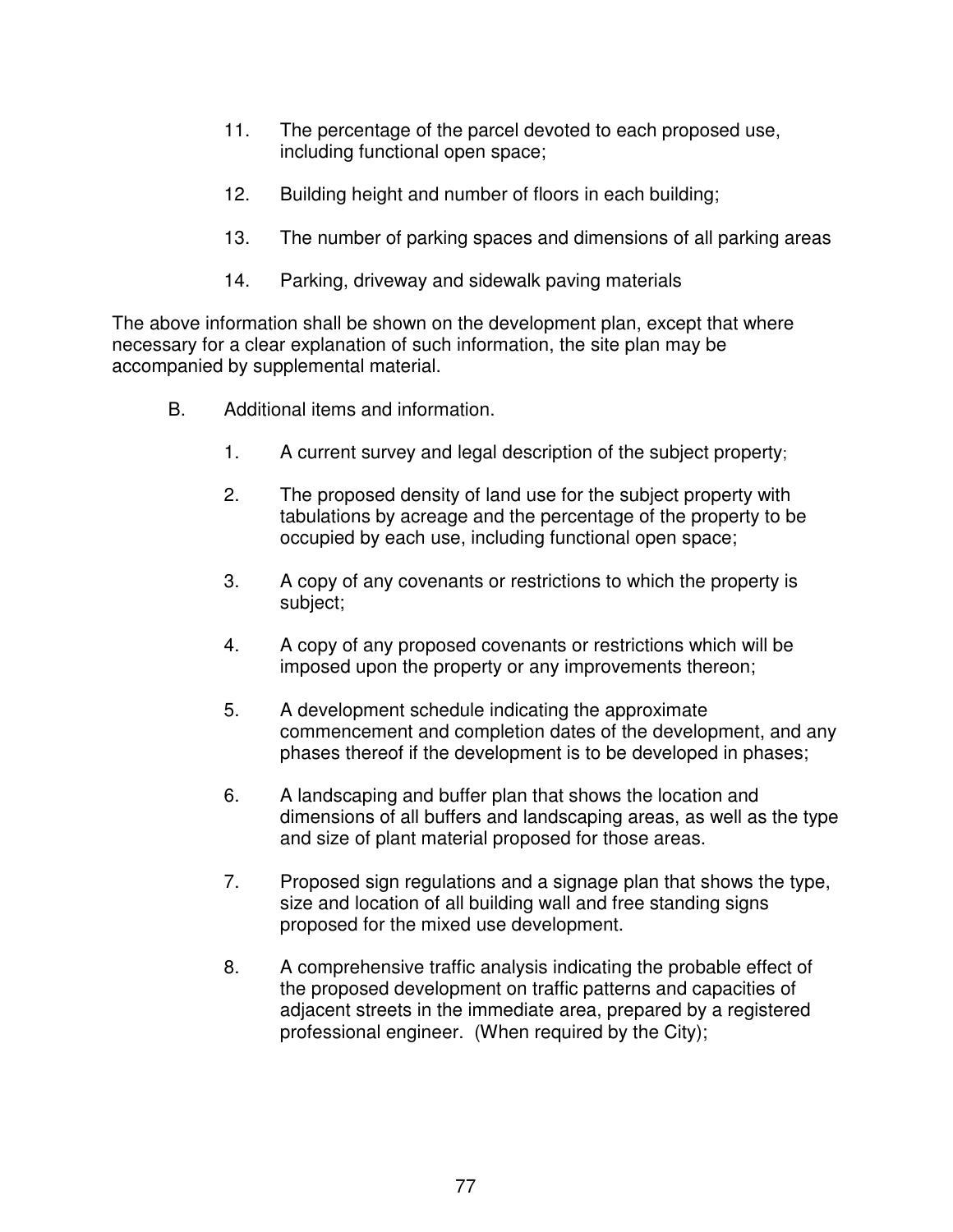11. The percentage of the parcel devoted to each proposed use, including functional open space;

12. Building height and number of floors in each building;

13. The number of parking spaces and dimensions of all parking areas

14. Parking, driveway and sidewalk paving materials

The above information shall be shown on the development plan, except that where necessary for a clear explanation of such information, the site plan may be accompanied by supplemental material.

B. Additional items and information.

1. A current survey and legal description of the subject property;

2. The proposed density of land use for the subject property with tabulations by acreage and the percentage of the property to be occupied by each use, including functional open space;

3. A copy of any covenants or restrictions to which the property is subject;

4. A copy of any proposed covenants or restrictions which will be imposed upon the property or any improvements thereon;

5. A development schedule indicating the approximate commencement and completion dates of the development, and any phases thereof if the development is to be developed in phases;

6. A landscaping and buffer plan that shows the location and dimensions of all buffers and landscaping areas, as well as the type and size of plant material proposed for those areas.

7. Proposed sign regulations and a signage plan that shows the type, size and location of all building wall and free standing signs proposed for the mixed use development.

8. A comprehensive traffic analysis indicating the probable effect of the proposed development on traffic patterns and capacities of adjacent streets in the immediate area, prepared by a registered professional engineer. (When required by the City);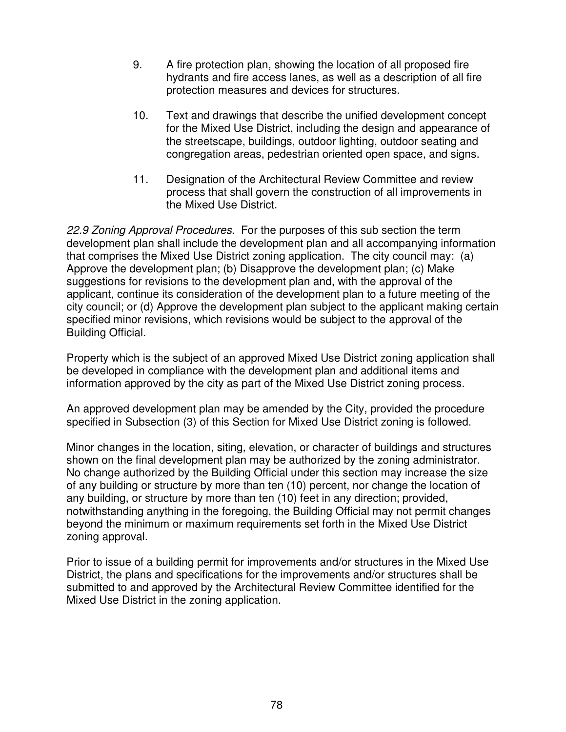9. A fire protection plan, showing the location of all proposed fire hydrants and fire access lanes, as well as a description of all fire protection measures and devices for structures.

10. Text and drawings that describe the unified development concept for the Mixed Use District, including the design and appearance of the streetscape, buildings, outdoor lighting, outdoor seating and congregation areas, pedestrian oriented open space, and signs.

11. Designation of the Architectural Review Committee and review process that shall govern the construction of all improvements in the Mixed Use District.

*22.9 Zoning Approval Procedures.* For the purposes of this sub section the term development plan shall include the development plan and all accompanying information that comprises the Mixed Use District zoning application. The city council may: (a) Approve the development plan; (b) Disapprove the development plan; (c) Make suggestions for revisions to the development plan and, with the approval of the applicant, continue its consideration of the development plan to a future meeting of the city council; or (d) Approve the development plan subject to the applicant making certain specified minor revisions, which revisions would be subject to the approval of the Building Official.

Property which is the subject of an approved Mixed Use District zoning application shall be developed in compliance with the development plan and additional items and information approved by the city as part of the Mixed Use District zoning process.

An approved development plan may be amended by the City, provided the procedure specified in Subsection (3) of this Section for Mixed Use District zoning is followed.

Minor changes in the location, siting, elevation, or character of buildings and structures shown on the final development plan may be authorized by the zoning administrator. No change authorized by the Building Official under this section may increase the size of any building or structure by more than ten (10) percent, nor change the location of any building, or structure by more than ten (10) feet in any direction; provided, notwithstanding anything in the foregoing, the Building Official may not permit changes beyond the minimum or maximum requirements set forth in the Mixed Use District zoning approval.

Prior to issue of a building permit for improvements and/or structures in the Mixed Use District, the plans and specifications for the improvements and/or structures shall be submitted to and approved by the Architectural Review Committee identified for the Mixed Use District in the zoning application.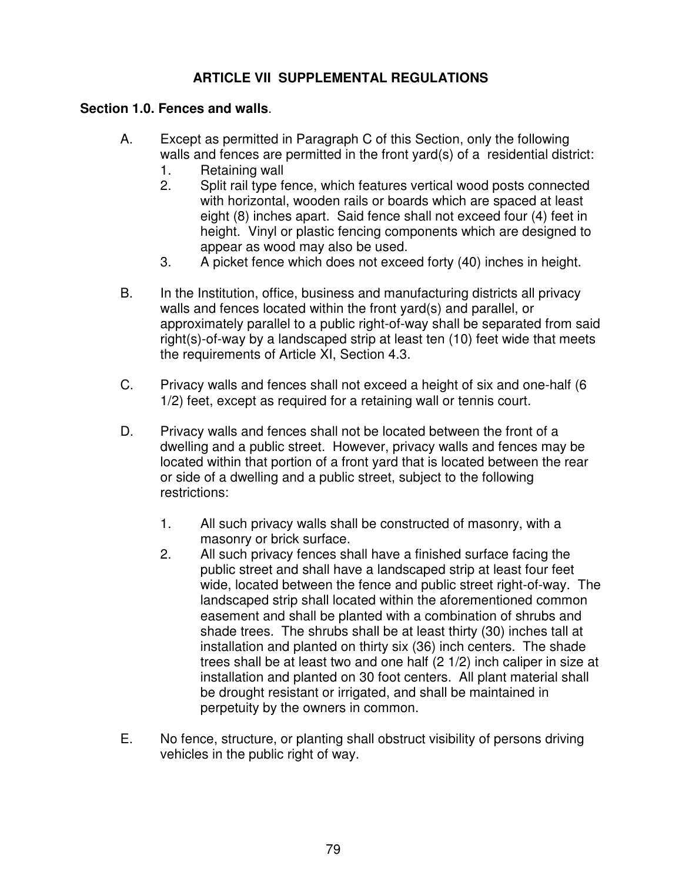## ARTICLE VII SUPPLEMENTAL REGULATIONS

**Section 1.0. Fences and walls**.

A. Except as permitted in Paragraph C of this Section, only the following walls and fences are permitted in the front yard(s) of a residential district:

1. Retaining wall
2. Split rail type fence, which features vertical wood posts connected with horizontal, wooden rails or boards which are spaced at least eight (8) inches apart. Said fence shall not exceed four (4) feet in height. Vinyl or plastic fencing components which are designed to appear as wood may also be used.
3. A picket fence which does not exceed forty (40) inches in height.

B. In the Institution, office, business and manufacturing districts all privacy walls and fences located within the front yard(s) and parallel, or approximately parallel to a public right-of-way shall be separated from said right(s)-of-way by a landscaped strip at least ten (10) feet wide that meets the requirements of Article XI, Section 4.3.

C. Privacy walls and fences shall not exceed a height of six and one-half (6 1/2) feet, except as required for a retaining wall or tennis court.

D. Privacy walls and fences shall not be located between the front of a dwelling and a public street. However, privacy walls and fences may be located within that portion of a front yard that is located between the rear or side of a dwelling and a public street, subject to the following restrictions:

1. All such privacy walls shall be constructed of masonry, with a masonry or brick surface.
2. All such privacy fences shall have a finished surface facing the public street and shall have a landscaped strip at least four feet wide, located between the fence and public street right-of-way. The landscaped strip shall located within the aforementioned common easement and shall be planted with a combination of shrubs and shade trees. The shrubs shall be at least thirty (30) inches tall at installation and planted on thirty six (36) inch centers. The shade trees shall be at least two and one half (2 1/2) inch caliper in size at installation and planted on 30 foot centers. All plant material shall be drought resistant or irrigated, and shall be maintained in perpetuity by the owners in common.

E. No fence, structure, or planting shall obstruct visibility of persons driving vehicles in the public right of way.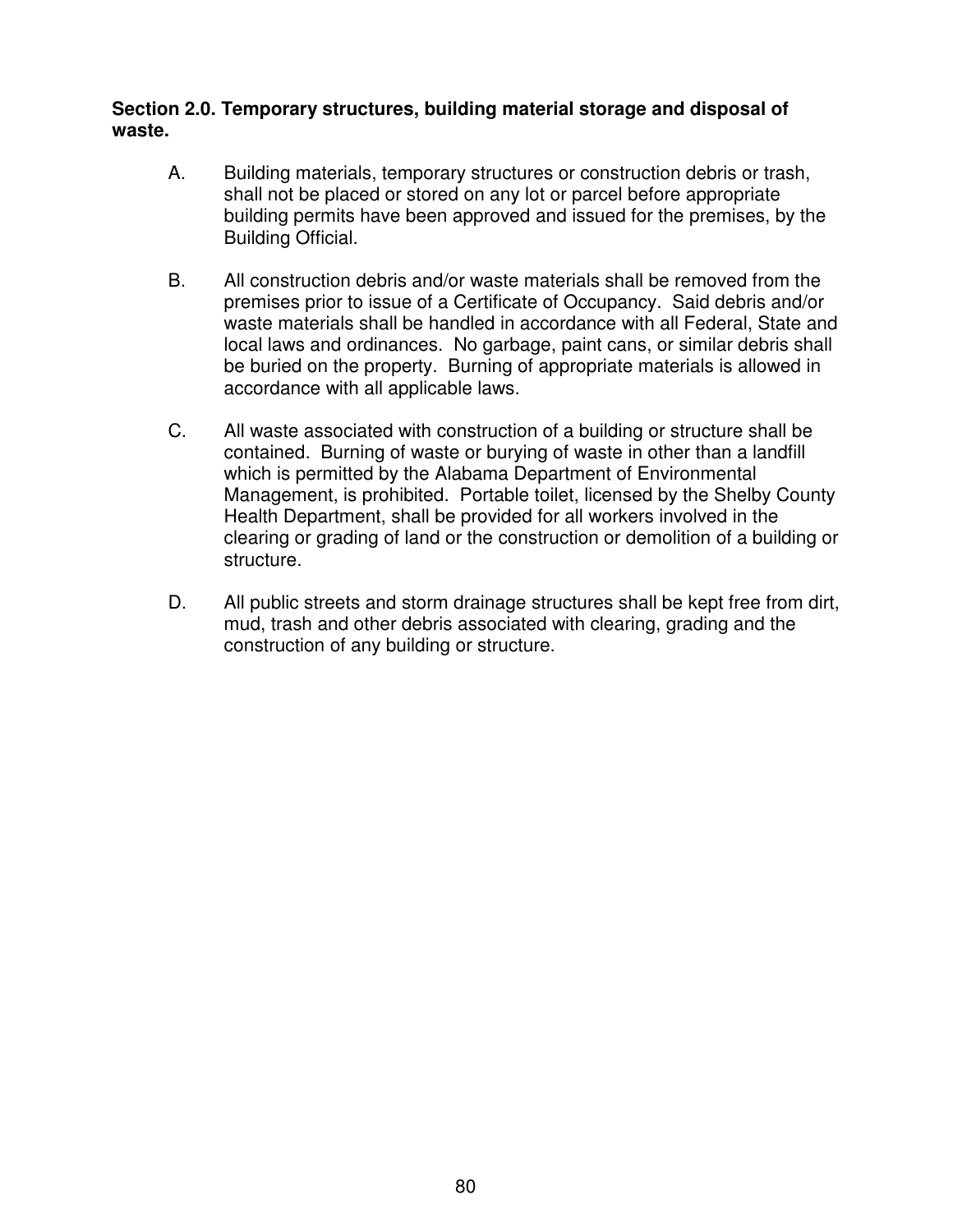**Section 2.0. Temporary structures, building material storage and disposal of waste.**

A. Building materials, temporary structures or construction debris or trash, shall not be placed or stored on any lot or parcel before appropriate building permits have been approved and issued for the premises, by the Building Official.

B. All construction debris and/or waste materials shall be removed from the premises prior to issue of a Certificate of Occupancy. Said debris and/or waste materials shall be handled in accordance with all Federal, State and local laws and ordinances. No garbage, paint cans, or similar debris shall be buried on the property. Burning of appropriate materials is allowed in accordance with all applicable laws.

C. All waste associated with construction of a building or structure shall be contained. Burning of waste or burying of waste in other than a landfill which is permitted by the Alabama Department of Environmental Management, is prohibited. Portable toilet, licensed by the Shelby County Health Department, shall be provided for all workers involved in the clearing or grading of land or the construction or demolition of a building or structure.

D. All public streets and storm drainage structures shall be kept free from dirt, mud, trash and other debris associated with clearing, grading and the construction of any building or structure.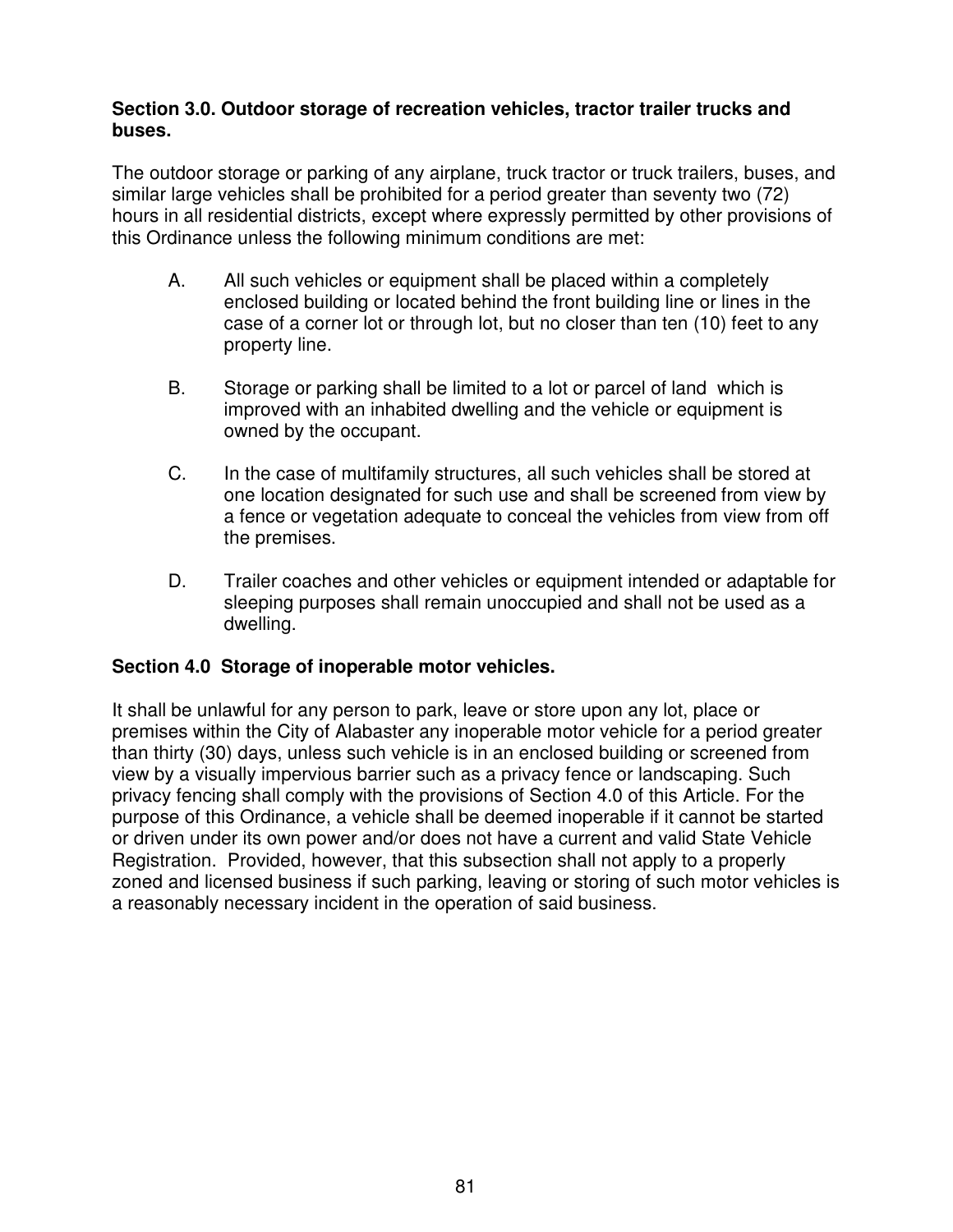### Section 3.0. Outdoor storage of recreation vehicles, tractor trailer trucks and buses.

The outdoor storage or parking of any airplane, truck tractor or truck trailers, buses, and similar large vehicles shall be prohibited for a period greater than seventy two (72) hours in all residential districts, except where expressly permitted by other provisions of this Ordinance unless the following minimum conditions are met:

A. All such vehicles or equipment shall be placed within a completely enclosed building or located behind the front building line or lines in the case of a corner lot or through lot, but no closer than ten (10) feet to any property line.

B. Storage or parking shall be limited to a lot or parcel of land which is improved with an inhabited dwelling and the vehicle or equipment is owned by the occupant.

C. In the case of multifamily structures, all such vehicles shall be stored at one location designated for such use and shall be screened from view by a fence or vegetation adequate to conceal the vehicles from view from off the premises.

D. Trailer coaches and other vehicles or equipment intended or adaptable for sleeping purposes shall remain unoccupied and shall not be used as a dwelling.

### Section 4.0 Storage of inoperable motor vehicles.

It shall be unlawful for any person to park, leave or store upon any lot, place or premises within the City of Alabaster any inoperable motor vehicle for a period greater than thirty (30) days, unless such vehicle is in an enclosed building or screened from view by a visually impervious barrier such as a privacy fence or landscaping. Such privacy fencing shall comply with the provisions of Section 4.0 of this Article. For the purpose of this Ordinance, a vehicle shall be deemed inoperable if it cannot be started or driven under its own power and/or does not have a current and valid State Vehicle Registration. Provided, however, that this subsection shall not apply to a properly zoned and licensed business if such parking, leaving or storing of such motor vehicles is a reasonably necessary incident in the operation of said business.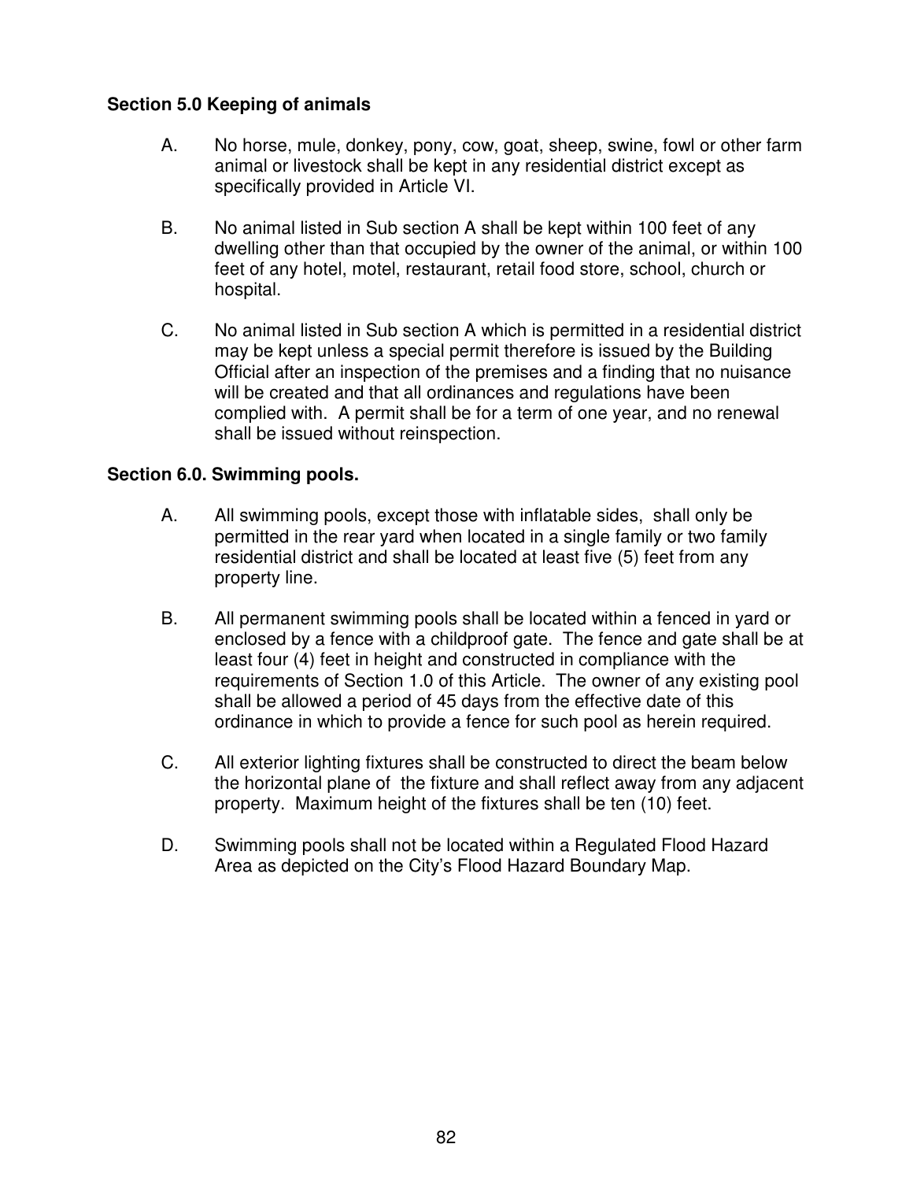**Section 5.0 Keeping of animals**

A. No horse, mule, donkey, pony, cow, goat, sheep, swine, fowl or other farm animal or livestock shall be kept in any residential district except as specifically provided in Article VI.

B. No animal listed in Sub section A shall be kept within 100 feet of any dwelling other than that occupied by the owner of the animal, or within 100 feet of any hotel, motel, restaurant, retail food store, school, church or hospital.

C. No animal listed in Sub section A which is permitted in a residential district may be kept unless a special permit therefore is issued by the Building Official after an inspection of the premises and a finding that no nuisance will be created and that all ordinances and regulations have been complied with. A permit shall be for a term of one year, and no renewal shall be issued without reinspection.

**Section 6.0. Swimming pools.**

A. All swimming pools, except those with inflatable sides, shall only be permitted in the rear yard when located in a single family or two family residential district and shall be located at least five (5) feet from any property line.

B. All permanent swimming pools shall be located within a fenced in yard or enclosed by a fence with a childproof gate. The fence and gate shall be at least four (4) feet in height and constructed in compliance with the requirements of Section 1.0 of this Article. The owner of any existing pool shall be allowed a period of 45 days from the effective date of this ordinance in which to provide a fence for such pool as herein required.

C. All exterior lighting fixtures shall be constructed to direct the beam below the horizontal plane of the fixture and shall reflect away from any adjacent property. Maximum height of the fixtures shall be ten (10) feet.

D. Swimming pools shall not be located within a Regulated Flood Hazard Area as depicted on the City's Flood Hazard Boundary Map.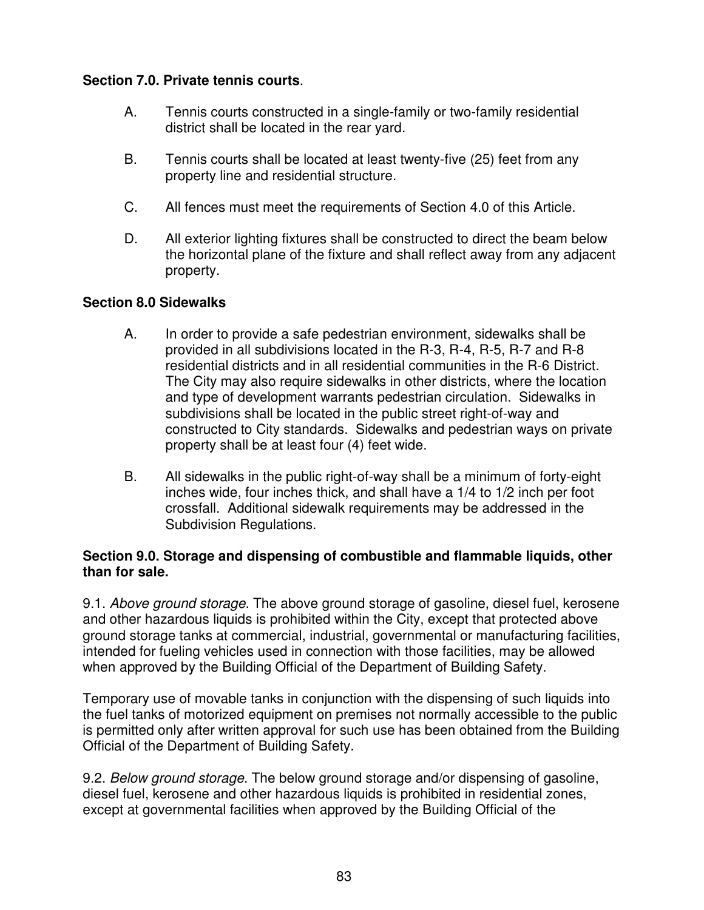**Section 7.0. Private tennis courts**.

A. Tennis courts constructed in a single-family or two-family residential district shall be located in the rear yard.

B. Tennis courts shall be located at least twenty-five (25) feet from any property line and residential structure.

C. All fences must meet the requirements of Section 4.0 of this Article.

D. All exterior lighting fixtures shall be constructed to direct the beam below the horizontal plane of the fixture and shall reflect away from any adjacent property.

**Section 8.0 Sidewalks**

A. In order to provide a safe pedestrian environment, sidewalks shall be provided in all subdivisions located in the R-3, R-4, R-5, R-7 and R-8 residential districts and in all residential communities in the R-6 District. The City may also require sidewalks in other districts, where the location and type of development warrants pedestrian circulation. Sidewalks in subdivisions shall be located in the public street right-of-way and constructed to City standards. Sidewalks and pedestrian ways on private property shall be at least four (4) feet wide.

B. All sidewalks in the public right-of-way shall be a minimum of forty-eight inches wide, four inches thick, and shall have a 1/4 to 1/2 inch per foot crossfall. Additional sidewalk requirements may be addressed in the Subdivision Regulations.

**Section 9.0. Storage and dispensing of combustible and flammable liquids, other than for sale.**

9.1. *Above ground storage*. The above ground storage of gasoline, diesel fuel, kerosene and other hazardous liquids is prohibited within the City, except that protected above ground storage tanks at commercial, industrial, governmental or manufacturing facilities, intended for fueling vehicles used in connection with those facilities, may be allowed when approved by the Building Official of the Department of Building Safety.

Temporary use of movable tanks in conjunction with the dispensing of such liquids into the fuel tanks of motorized equipment on premises not normally accessible to the public is permitted only after written approval for such use has been obtained from the Building Official of the Department of Building Safety.

9.2. *Below ground storage.* The below ground storage and/or dispensing of gasoline, diesel fuel, kerosene and other hazardous liquids is prohibited in residential zones, except at governmental facilities when approved by the Building Official of the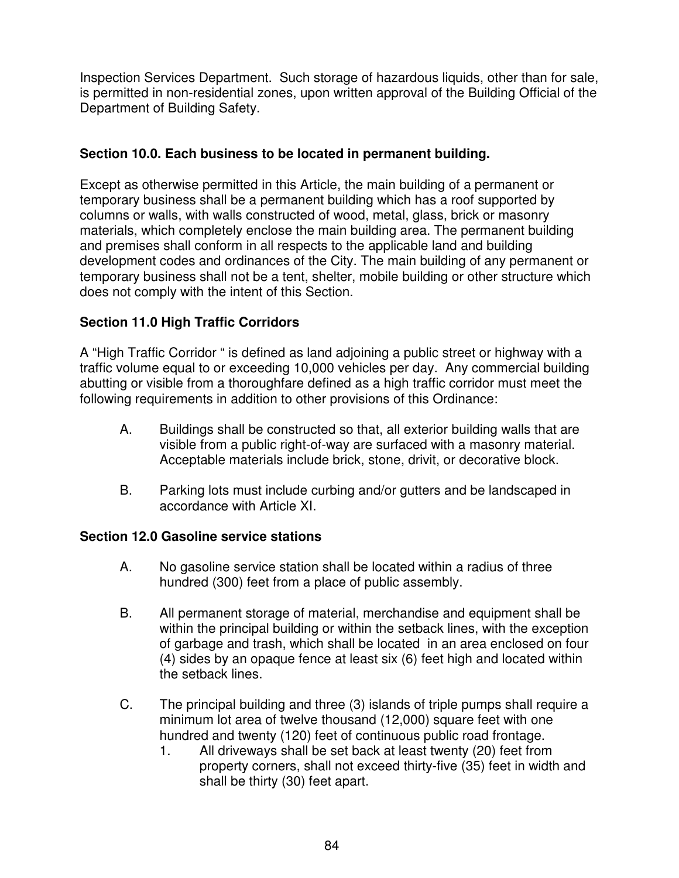Inspection Services Department. Such storage of hazardous liquids, other than for sale, is permitted in non-residential zones, upon written approval of the Building Official of the Department of Building Safety.

### Section 10.0. Each business to be located in permanent building.

Except as otherwise permitted in this Article, the main building of a permanent or temporary business shall be a permanent building which has a roof supported by columns or walls, with walls constructed of wood, metal, glass, brick or masonry materials, which completely enclose the main building area. The permanent building and premises shall conform in all respects to the applicable land and building development codes and ordinances of the City. The main building of any permanent or temporary business shall not be a tent, shelter, mobile building or other structure which does not comply with the intent of this Section.

### Section 11.0 High Traffic Corridors

A "High Traffic Corridor " is defined as land adjoining a public street or highway with a traffic volume equal to or exceeding 10,000 vehicles per day. Any commercial building abutting or visible from a thoroughfare defined as a high traffic corridor must meet the following requirements in addition to other provisions of this Ordinance:

A. Buildings shall be constructed so that, all exterior building walls that are visible from a public right-of-way are surfaced with a masonry material. Acceptable materials include brick, stone, drivit, or decorative block.

B. Parking lots must include curbing and/or gutters and be landscaped in accordance with Article XI.

### Section 12.0 Gasoline service stations

A. No gasoline service station shall be located within a radius of three hundred (300) feet from a place of public assembly.

B. All permanent storage of material, merchandise and equipment shall be within the principal building or within the setback lines, with the exception of garbage and trash, which shall be located in an area enclosed on four (4) sides by an opaque fence at least six (6) feet high and located within the setback lines.

C. The principal building and three (3) islands of triple pumps shall require a minimum lot area of twelve thousand (12,000) square feet with one hundred and twenty (120) feet of continuous public road frontage.

   1. All driveways shall be set back at least twenty (20) feet from property corners, shall not exceed thirty-five (35) feet in width and shall be thirty (30) feet apart.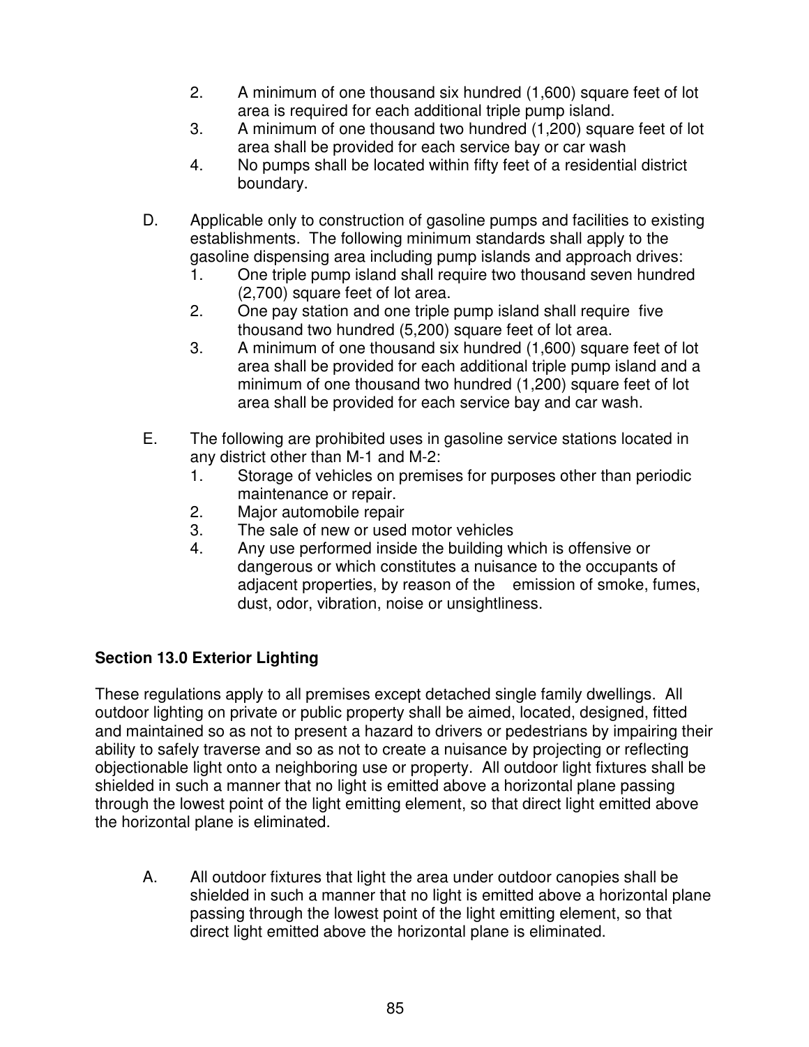2. A minimum of one thousand six hundred (1,600) square feet of lot area is required for each additional triple pump island.
3. A minimum of one thousand two hundred (1,200) square feet of lot area shall be provided for each service bay or car wash
4. No pumps shall be located within fifty feet of a residential district boundary.

D. Applicable only to construction of gasoline pumps and facilities to existing establishments. The following minimum standards shall apply to the gasoline dispensing area including pump islands and approach drives:
   1. One triple pump island shall require two thousand seven hundred (2,700) square feet of lot area.
   2. One pay station and one triple pump island shall require five thousand two hundred (5,200) square feet of lot area.
   3. A minimum of one thousand six hundred (1,600) square feet of lot area shall be provided for each additional triple pump island and a minimum of one thousand two hundred (1,200) square feet of lot area shall be provided for each service bay and car wash.

E. The following are prohibited uses in gasoline service stations located in any district other than M-1 and M-2:
   1. Storage of vehicles on premises for purposes other than periodic maintenance or repair.
   2. Major automobile repair
   3. The sale of new or used motor vehicles
   4. Any use performed inside the building which is offensive or dangerous or which constitutes a nuisance to the occupants of adjacent properties, by reason of the emission of smoke, fumes, dust, odor, vibration, noise or unsightliness.

## Section 13.0 Exterior Lighting

These regulations apply to all premises except detached single family dwellings. All outdoor lighting on private or public property shall be aimed, located, designed, fitted and maintained so as not to present a hazard to drivers or pedestrians by impairing their ability to safely traverse and so as not to create a nuisance by projecting or reflecting objectionable light onto a neighboring use or property. All outdoor light fixtures shall be shielded in such a manner that no light is emitted above a horizontal plane passing through the lowest point of the light emitting element, so that direct light emitted above the horizontal plane is eliminated.

A. All outdoor fixtures that light the area under outdoor canopies shall be shielded in such a manner that no light is emitted above a horizontal plane passing through the lowest point of the light emitting element, so that direct light emitted above the horizontal plane is eliminated.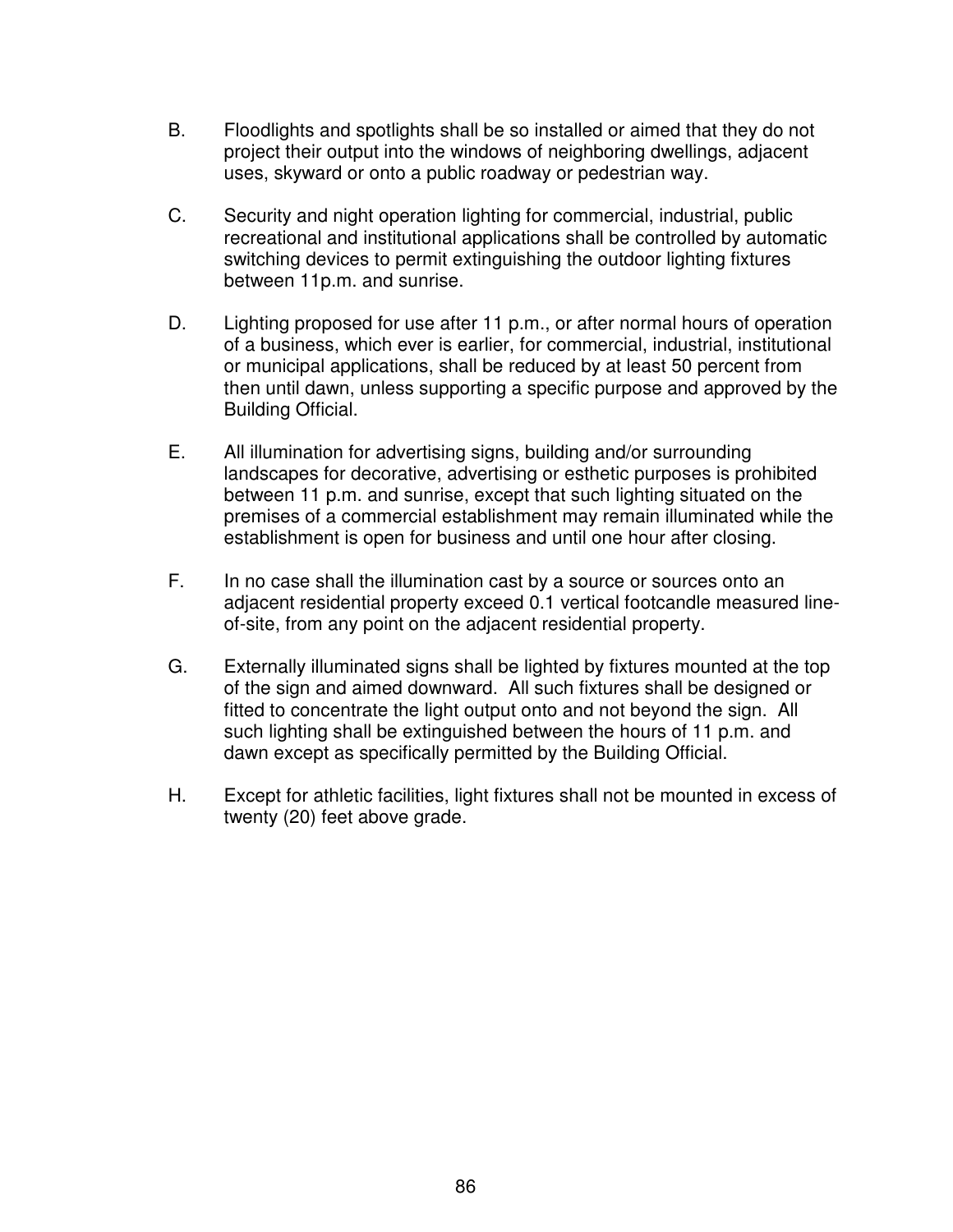B. Floodlights and spotlights shall be so installed or aimed that they do not project their output into the windows of neighboring dwellings, adjacent uses, skyward or onto a public roadway or pedestrian way.

C. Security and night operation lighting for commercial, industrial, public recreational and institutional applications shall be controlled by automatic switching devices to permit extinguishing the outdoor lighting fixtures between 11p.m. and sunrise.

D. Lighting proposed for use after 11 p.m., or after normal hours of operation of a business, which ever is earlier, for commercial, industrial, institutional or municipal applications, shall be reduced by at least 50 percent from then until dawn, unless supporting a specific purpose and approved by the Building Official.

E. All illumination for advertising signs, building and/or surrounding landscapes for decorative, advertising or esthetic purposes is prohibited between 11 p.m. and sunrise, except that such lighting situated on the premises of a commercial establishment may remain illuminated while the establishment is open for business and until one hour after closing.

F. In no case shall the illumination cast by a source or sources onto an adjacent residential property exceed 0.1 vertical footcandle measured line-of-site, from any point on the adjacent residential property.

G. Externally illuminated signs shall be lighted by fixtures mounted at the top of the sign and aimed downward. All such fixtures shall be designed or fitted to concentrate the light output onto and not beyond the sign. All such lighting shall be extinguished between the hours of 11 p.m. and dawn except as specifically permitted by the Building Official.

H. Except for athletic facilities, light fixtures shall not be mounted in excess of twenty (20) feet above grade.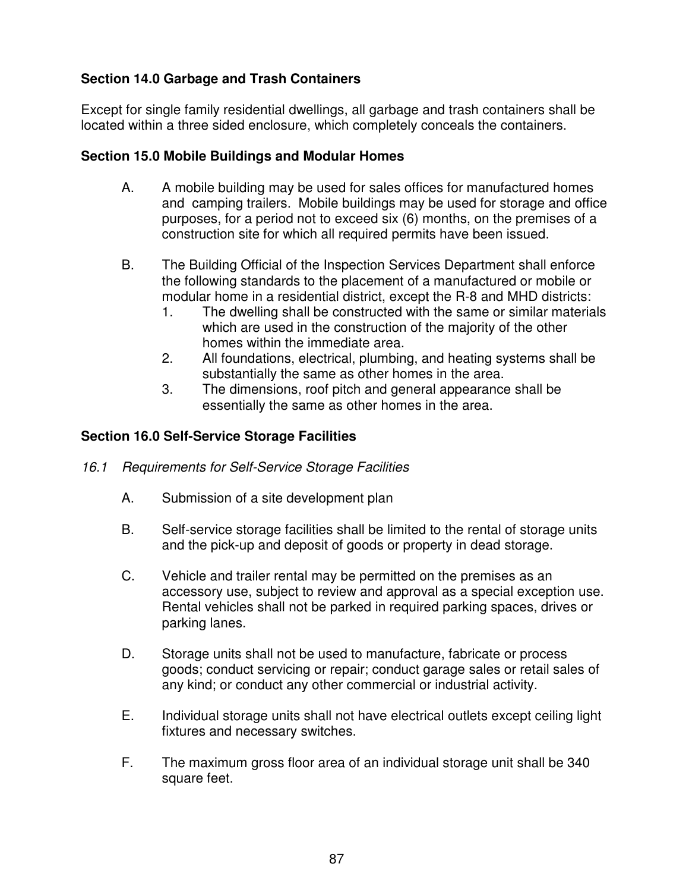**Section 14.0 Garbage and Trash Containers**

Except for single family residential dwellings, all garbage and trash containers shall be located within a three sided enclosure, which completely conceals the containers.

**Section 15.0 Mobile Buildings and Modular Homes**

A. A mobile building may be used for sales offices for manufactured homes and camping trailers. Mobile buildings may be used for storage and office purposes, for a period not to exceed six (6) months, on the premises of a construction site for which all required permits have been issued.

B. The Building Official of the Inspection Services Department shall enforce the following standards to the placement of a manufactured or mobile or modular home in a residential district, except the R-8 and MHD districts:
   1. The dwelling shall be constructed with the same or similar materials which are used in the construction of the majority of the other homes within the immediate area.
   2. All foundations, electrical, plumbing, and heating systems shall be substantially the same as other homes in the area.
   3. The dimensions, roof pitch and general appearance shall be essentially the same as other homes in the area.

**Section 16.0 Self-Service Storage Facilities**

*16.1 Requirements for Self-Service Storage Facilities*

A. Submission of a site development plan

B. Self-service storage facilities shall be limited to the rental of storage units and the pick-up and deposit of goods or property in dead storage.

C. Vehicle and trailer rental may be permitted on the premises as an accessory use, subject to review and approval as a special exception use. Rental vehicles shall not be parked in required parking spaces, drives or parking lanes.

D. Storage units shall not be used to manufacture, fabricate or process goods; conduct servicing or repair; conduct garage sales or retail sales of any kind; or conduct any other commercial or industrial activity.

E. Individual storage units shall not have electrical outlets except ceiling light fixtures and necessary switches.

F. The maximum gross floor area of an individual storage unit shall be 340 square feet.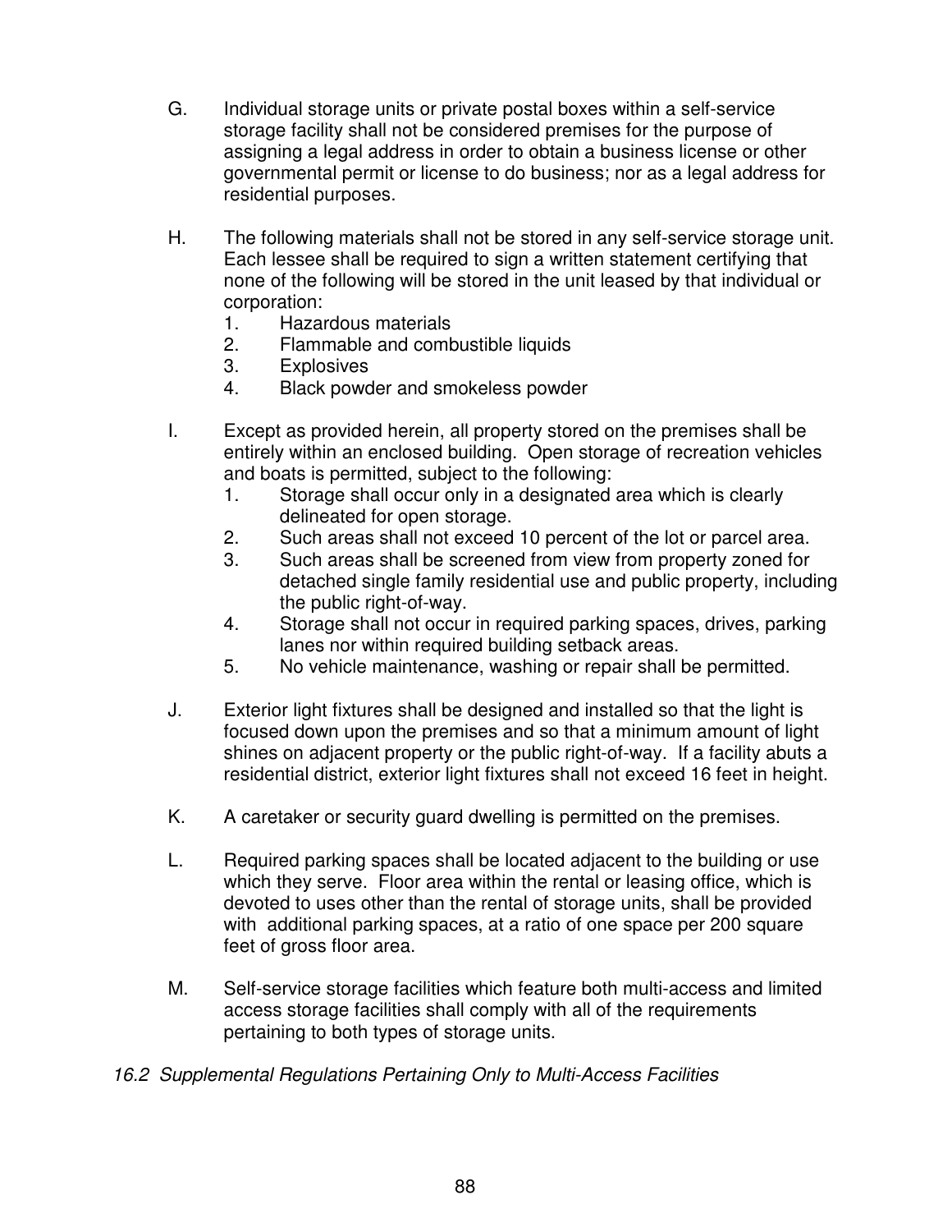G. Individual storage units or private postal boxes within a self-service storage facility shall not be considered premises for the purpose of assigning a legal address in order to obtain a business license or other governmental permit or license to do business; nor as a legal address for residential purposes.

H. The following materials shall not be stored in any self-service storage unit. Each lessee shall be required to sign a written statement certifying that none of the following will be stored in the unit leased by that individual or corporation:
   1. Hazardous materials
   2. Flammable and combustible liquids
   3. Explosives
   4. Black powder and smokeless powder

I. Except as provided herein, all property stored on the premises shall be entirely within an enclosed building. Open storage of recreation vehicles and boats is permitted, subject to the following:
   1. Storage shall occur only in a designated area which is clearly delineated for open storage.
   2. Such areas shall not exceed 10 percent of the lot or parcel area.
   3. Such areas shall be screened from view from property zoned for detached single family residential use and public property, including the public right-of-way.
   4. Storage shall not occur in required parking spaces, drives, parking lanes nor within required building setback areas.
   5. No vehicle maintenance, washing or repair shall be permitted.

J. Exterior light fixtures shall be designed and installed so that the light is focused down upon the premises and so that a minimum amount of light shines on adjacent property or the public right-of-way. If a facility abuts a residential district, exterior light fixtures shall not exceed 16 feet in height.

K. A caretaker or security guard dwelling is permitted on the premises.

L. Required parking spaces shall be located adjacent to the building or use which they serve. Floor area within the rental or leasing office, which is devoted to uses other than the rental of storage units, shall be provided with additional parking spaces, at a ratio of one space per 200 square feet of gross floor area.

M. Self-service storage facilities which feature both multi-access and limited access storage facilities shall comply with all of the requirements pertaining to both types of storage units.

*16.2 Supplemental Regulations Pertaining Only to Multi-Access Facilities*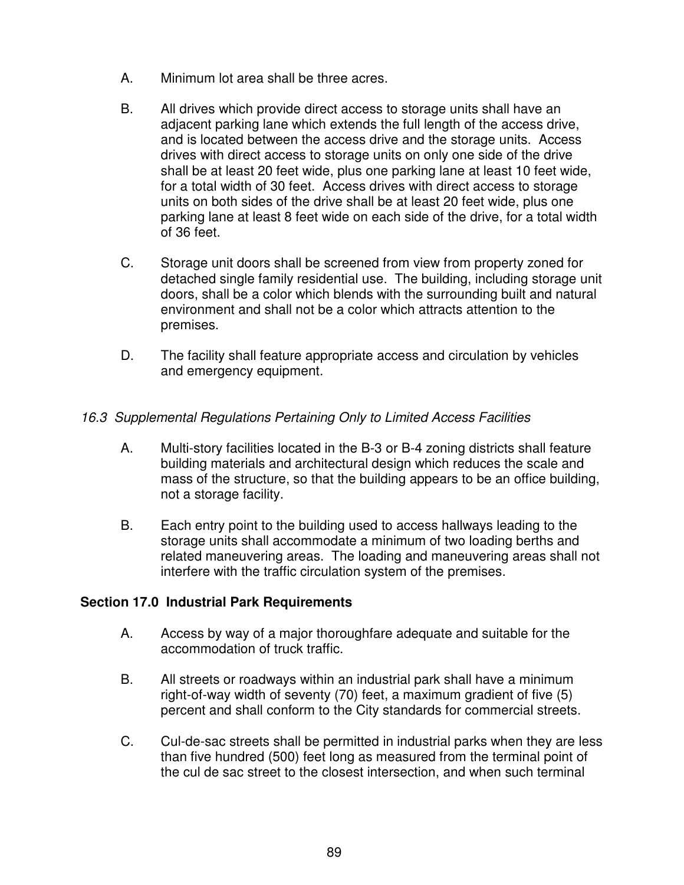A. Minimum lot area shall be three acres.

B. All drives which provide direct access to storage units shall have an adjacent parking lane which extends the full length of the access drive, and is located between the access drive and the storage units. Access drives with direct access to storage units on only one side of the drive shall be at least 20 feet wide, plus one parking lane at least 10 feet wide, for a total width of 30 feet. Access drives with direct access to storage units on both sides of the drive shall be at least 20 feet wide, plus one parking lane at least 8 feet wide on each side of the drive, for a total width of 36 feet.

C. Storage unit doors shall be screened from view from property zoned for detached single family residential use. The building, including storage unit doors, shall be a color which blends with the surrounding built and natural environment and shall not be a color which attracts attention to the premises.

D. The facility shall feature appropriate access and circulation by vehicles and emergency equipment.

*16.3 Supplemental Regulations Pertaining Only to Limited Access Facilities*

A. Multi-story facilities located in the B-3 or B-4 zoning districts shall feature building materials and architectural design which reduces the scale and mass of the structure, so that the building appears to be an office building, not a storage facility.

B. Each entry point to the building used to access hallways leading to the storage units shall accommodate a minimum of two loading berths and related maneuvering areas. The loading and maneuvering areas shall not interfere with the traffic circulation system of the premises.

**Section 17.0 Industrial Park Requirements**

A. Access by way of a major thoroughfare adequate and suitable for the accommodation of truck traffic.

B. All streets or roadways within an industrial park shall have a minimum right-of-way width of seventy (70) feet, a maximum gradient of five (5) percent and shall conform to the City standards for commercial streets.

C. Cul-de-sac streets shall be permitted in industrial parks when they are less than five hundred (500) feet long as measured from the terminal point of the cul de sac street to the closest intersection, and when such terminal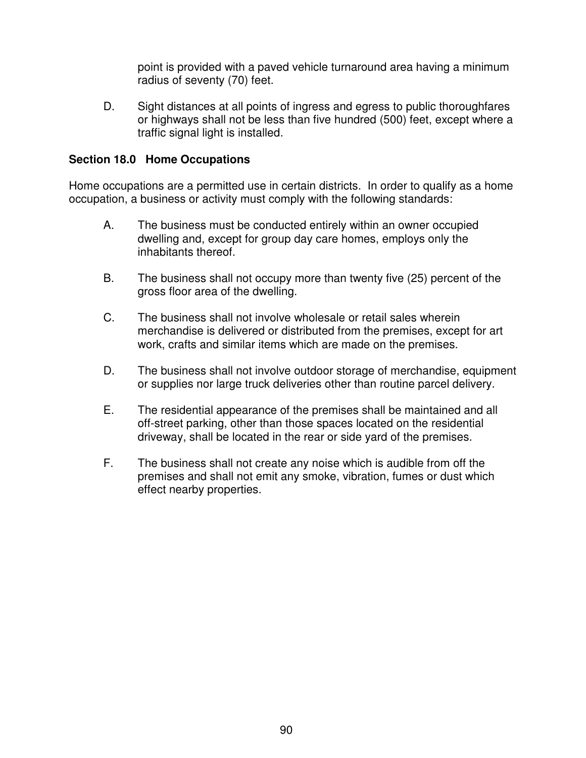point is provided with a paved vehicle turnaround area having a minimum radius of seventy (70) feet.

D. Sight distances at all points of ingress and egress to public thoroughfares or highways shall not be less than five hundred (500) feet, except where a traffic signal light is installed.

**Section 18.0 Home Occupations**

Home occupations are a permitted use in certain districts. In order to qualify as a home occupation, a business or activity must comply with the following standards:

A. The business must be conducted entirely within an owner occupied dwelling and, except for group day care homes, employs only the inhabitants thereof.

B. The business shall not occupy more than twenty five (25) percent of the gross floor area of the dwelling.

C. The business shall not involve wholesale or retail sales wherein merchandise is delivered or distributed from the premises, except for art work, crafts and similar items which are made on the premises.

D. The business shall not involve outdoor storage of merchandise, equipment or supplies nor large truck deliveries other than routine parcel delivery.

E. The residential appearance of the premises shall be maintained and all off-street parking, other than those spaces located on the residential driveway, shall be located in the rear or side yard of the premises.

F. The business shall not create any noise which is audible from off the premises and shall not emit any smoke, vibration, fumes or dust which effect nearby properties.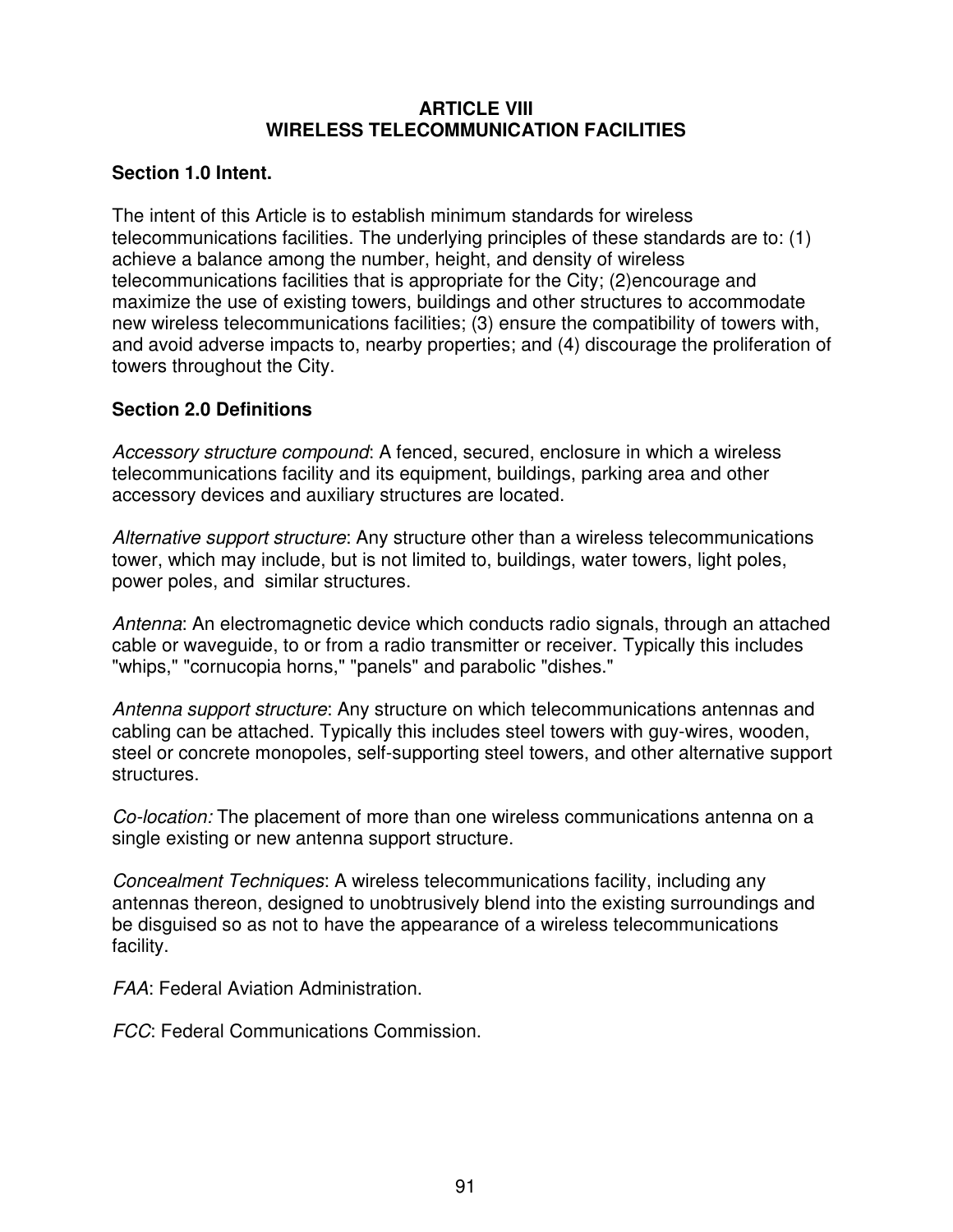# ARTICLE VIII
# WIRELESS TELECOMMUNICATION FACILITIES

## Section 1.0 Intent.

The intent of this Article is to establish minimum standards for wireless telecommunications facilities. The underlying principles of these standards are to: (1) achieve a balance among the number, height, and density of wireless telecommunications facilities that is appropriate for the City; (2)encourage and maximize the use of existing towers, buildings and other structures to accommodate new wireless telecommunications facilities; (3) ensure the compatibility of towers with, and avoid adverse impacts to, nearby properties; and (4) discourage the proliferation of towers throughout the City.

## Section 2.0 Definitions

*Accessory structure compound*: A fenced, secured, enclosure in which a wireless telecommunications facility and its equipment, buildings, parking area and other accessory devices and auxiliary structures are located.

*Alternative support structure*: Any structure other than a wireless telecommunications tower, which may include, but is not limited to, buildings, water towers, light poles, power poles, and similar structures.

*Antenna*: An electromagnetic device which conducts radio signals, through an attached cable or waveguide, to or from a radio transmitter or receiver. Typically this includes "whips," "cornucopia horns," "panels" and parabolic "dishes."

*Antenna support structure*: Any structure on which telecommunications antennas and cabling can be attached. Typically this includes steel towers with guy-wires, wooden, steel or concrete monopoles, self-supporting steel towers, and other alternative support structures.

*Co-location:* The placement of more than one wireless communications antenna on a single existing or new antenna support structure.

*Concealment Techniques*: A wireless telecommunications facility, including any antennas thereon, designed to unobtrusively blend into the existing surroundings and be disguised so as not to have the appearance of a wireless telecommunications facility.

*FAA*: Federal Aviation Administration.

*FCC*: Federal Communications Commission.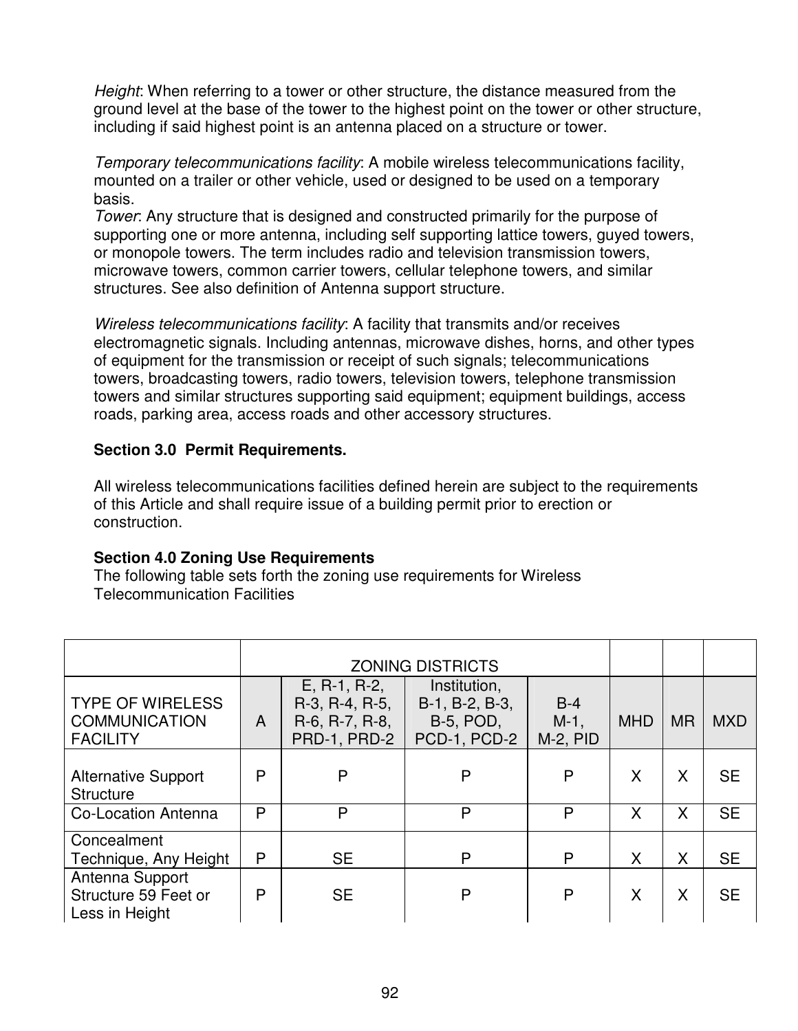*Height*: When referring to a tower or other structure, the distance measured from the ground level at the base of the tower to the highest point on the tower or other structure, including if said highest point is an antenna placed on a structure or tower.

*Temporary telecommunications facility*: A mobile wireless telecommunications facility, mounted on a trailer or other vehicle, used or designed to be used on a temporary basis.
*Tower*: Any structure that is designed and constructed primarily for the purpose of supporting one or more antenna, including self supporting lattice towers, guyed towers, or monopole towers. The term includes radio and television transmission towers, microwave towers, common carrier towers, cellular telephone towers, and similar structures. See also definition of Antenna support structure.

*Wireless telecommunications facility*: A facility that transmits and/or receives electromagnetic signals. Including antennas, microwave dishes, horns, and other types of equipment for the transmission or receipt of such signals; telecommunications towers, broadcasting towers, radio towers, television towers, telephone transmission towers and similar structures supporting said equipment; equipment buildings, access roads, parking area, access roads and other accessory structures.

**Section 3.0 Permit Requirements.**

All wireless telecommunications facilities defined herein are subject to the requirements of this Article and shall require issue of a building permit prior to erection or construction.

**Section 4.0 Zoning Use Requirements**
The following table sets forth the zoning use requirements for Wireless Telecommunication Facilities

| | ZONING DISTRICTS | | | | | | |
|---|---|---|---|---|---|---|---|
| TYPE OF WIRELESS COMMUNICATION FACILITY | A | E, R-1, R-2, R-3, R-4, R-5, R-6, R-7, R-8, PRD-1, PRD-2 | Institution, B-1, B-2, B-3, B-5, POD, PCD-1, PCD-2 | B-4 M-1, M-2, PID | MHD | MR | MXD |
| Alternative Support Structure | P | P | P | P | X | X | SE |
| Co-Location Antenna | P | P | P | P | X | X | SE |
| Concealment Technique, Any Height | P | SE | P | P | X | X | SE |
| Antenna Support Structure 59 Feet or Less in Height | P | SE | P | P | X | X | SE |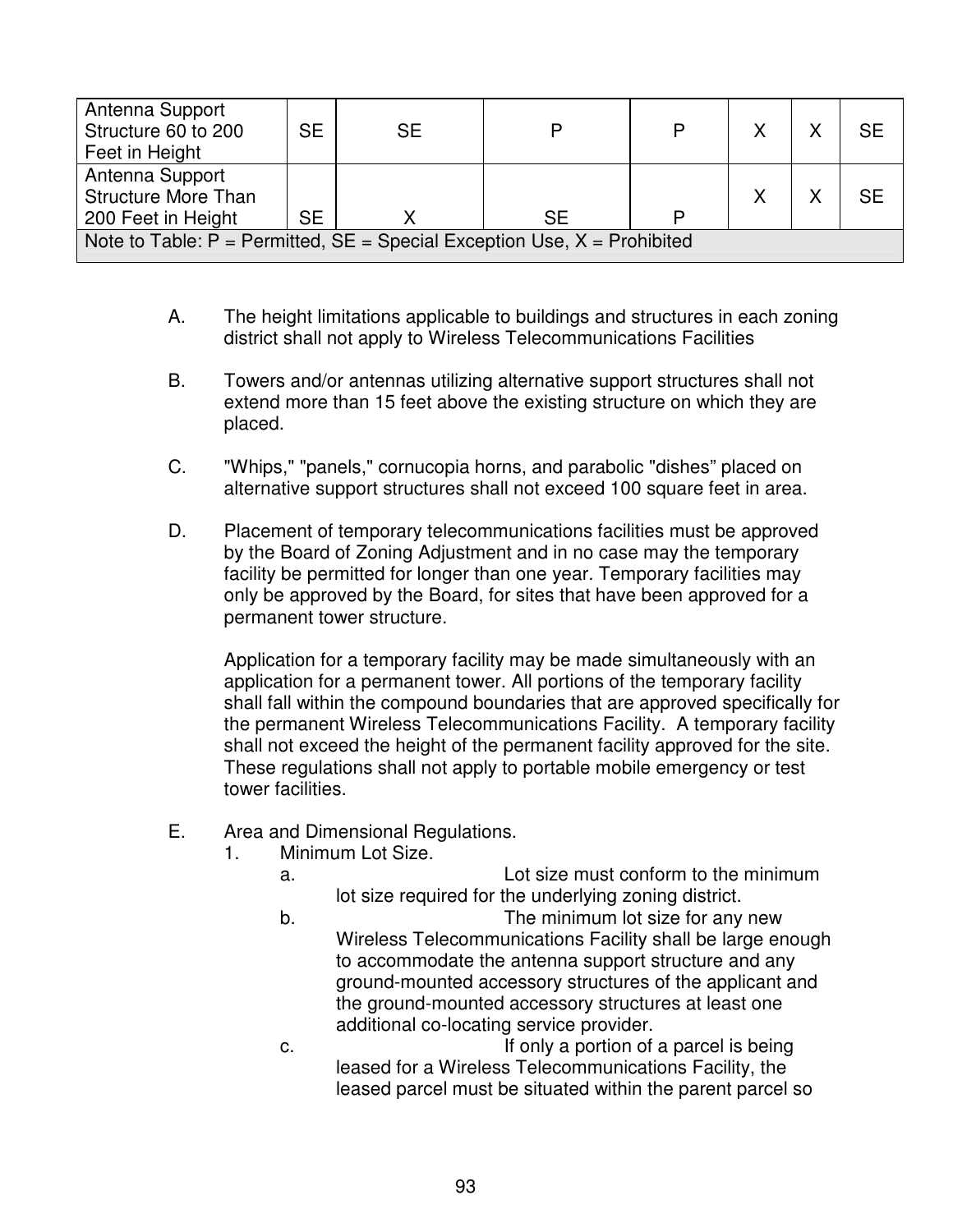| | | | | | | | |
|---|---|---|---|---|---|---|---|
| Antenna Support Structure 60 to 200 Feet in Height | SE | SE | P | P | X | X | SE |
| Antenna Support Structure More Than 200 Feet in Height | SE | X | SE | P | X | X | SE |
| Note to Table: P = Permitted, SE = Special Exception Use, X = Prohibited | | | | | | | |

A. The height limitations applicable to buildings and structures in each zoning district shall not apply to Wireless Telecommunications Facilities

B. Towers and/or antennas utilizing alternative support structures shall not extend more than 15 feet above the existing structure on which they are placed.

C. "Whips," "panels," cornucopia horns, and parabolic "dishes" placed on alternative support structures shall not exceed 100 square feet in area.

D. Placement of temporary telecommunications facilities must be approved by the Board of Zoning Adjustment and in no case may the temporary facility be permitted for longer than one year. Temporary facilities may only be approved by the Board, for sites that have been approved for a permanent tower structure.

   Application for a temporary facility may be made simultaneously with an application for a permanent tower. All portions of the temporary facility shall fall within the compound boundaries that are approved specifically for the permanent Wireless Telecommunications Facility. A temporary facility shall not exceed the height of the permanent facility approved for the site. These regulations shall not apply to portable mobile emergency or test tower facilities.

E. Area and Dimensional Regulations.
   1. Minimum Lot Size.
      a. Lot size must conform to the minimum lot size required for the underlying zoning district.
      b. The minimum lot size for any new Wireless Telecommunications Facility shall be large enough to accommodate the antenna support structure and any ground-mounted accessory structures of the applicant and the ground-mounted accessory structures at least one additional co-locating service provider.
      c. If only a portion of a parcel is being leased for a Wireless Telecommunications Facility, the leased parcel must be situated within the parent parcel so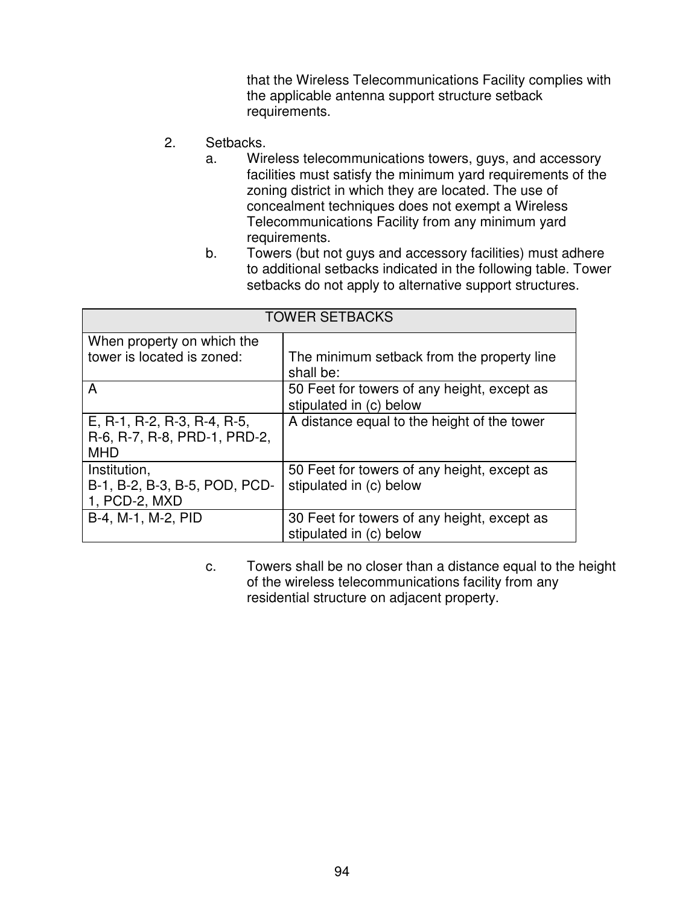that the Wireless Telecommunications Facility complies with the applicable antenna support structure setback requirements.

2. Setbacks.
   a. Wireless telecommunications towers, guys, and accessory facilities must satisfy the minimum yard requirements of the zoning district in which they are located. The use of concealment techniques does not exempt a Wireless Telecommunications Facility from any minimum yard requirements.
   b. Towers (but not guys and accessory facilities) must adhere to additional setbacks indicated in the following table. Tower setbacks do not apply to alternative support structures.

| TOWER SETBACKS | |
|---|---|
| When property on which the tower is located is zoned: | The minimum setback from the property line shall be: |
| A | 50 Feet for towers of any height, except as stipulated in (c) below |
| E, R-1, R-2, R-3, R-4, R-5, R-6, R-7, R-8, PRD-1, PRD-2, MHD | A distance equal to the height of the tower |
| Institution, B-1, B-2, B-3, B-5, POD, PCD-1, PCD-2, MXD | 50 Feet for towers of any height, except as stipulated in (c) below |
| B-4, M-1, M-2, PID | 30 Feet for towers of any height, except as stipulated in (c) below |

   c. Towers shall be no closer than a distance equal to the height of the wireless telecommunications facility from any residential structure on adjacent property.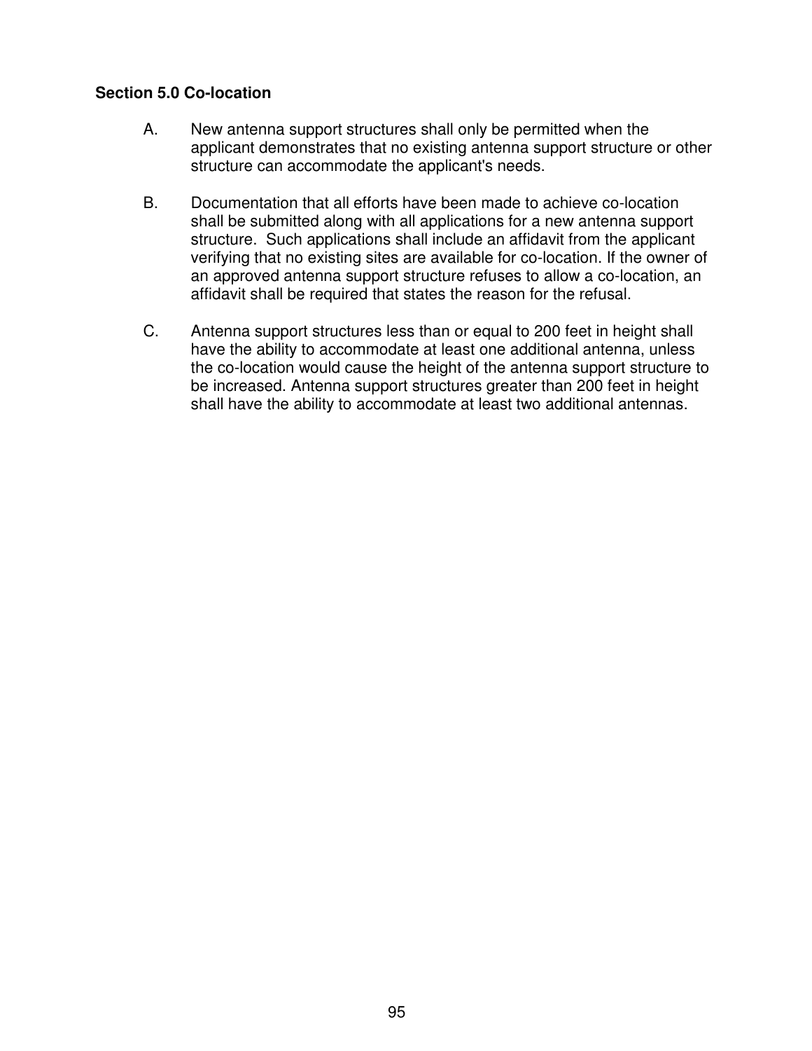**Section 5.0 Co-location**

A. New antenna support structures shall only be permitted when the applicant demonstrates that no existing antenna support structure or other structure can accommodate the applicant's needs.

B. Documentation that all efforts have been made to achieve co-location shall be submitted along with all applications for a new antenna support structure. Such applications shall include an affidavit from the applicant verifying that no existing sites are available for co-location. If the owner of an approved antenna support structure refuses to allow a co-location, an affidavit shall be required that states the reason for the refusal.

C. Antenna support structures less than or equal to 200 feet in height shall have the ability to accommodate at least one additional antenna, unless the co-location would cause the height of the antenna support structure to be increased. Antenna support structures greater than 200 feet in height shall have the ability to accommodate at least two additional antennas.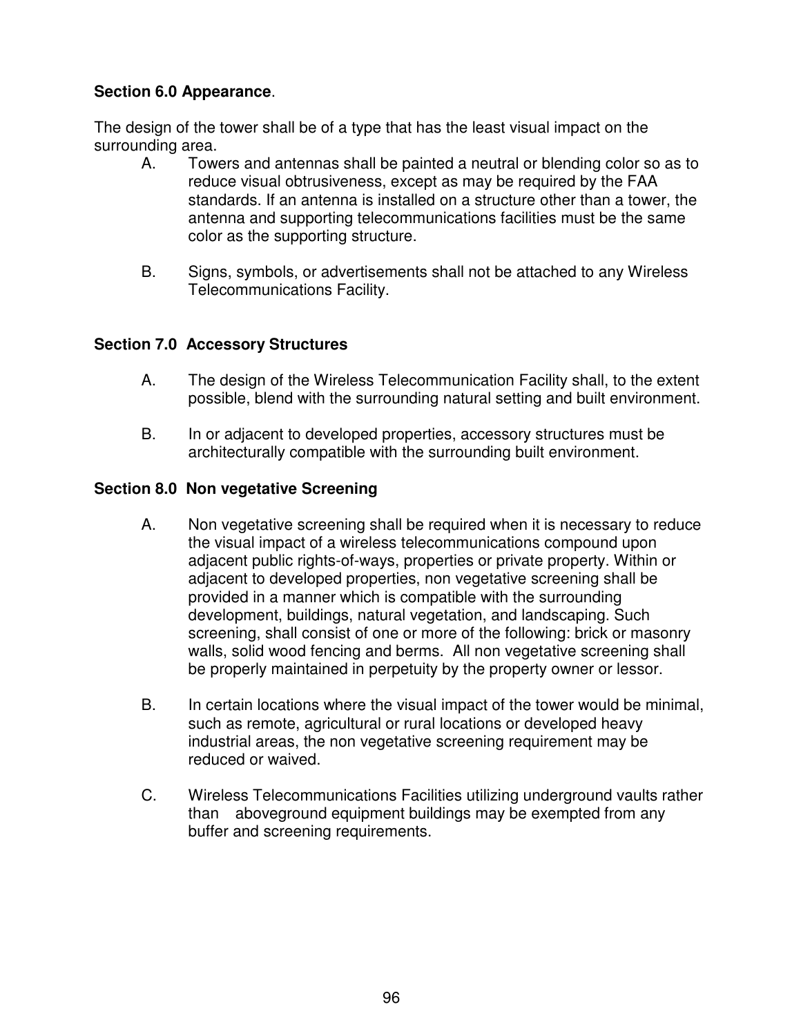**Section 6.0 Appearance**.

The design of the tower shall be of a type that has the least visual impact on the surrounding area.

A. Towers and antennas shall be painted a neutral or blending color so as to reduce visual obtrusiveness, except as may be required by the FAA standards. If an antenna is installed on a structure other than a tower, the antenna and supporting telecommunications facilities must be the same color as the supporting structure.

B. Signs, symbols, or advertisements shall not be attached to any Wireless Telecommunications Facility.

**Section 7.0 Accessory Structures**

A. The design of the Wireless Telecommunication Facility shall, to the extent possible, blend with the surrounding natural setting and built environment.

B. In or adjacent to developed properties, accessory structures must be architecturally compatible with the surrounding built environment.

**Section 8.0 Non vegetative Screening**

A. Non vegetative screening shall be required when it is necessary to reduce the visual impact of a wireless telecommunications compound upon adjacent public rights-of-ways, properties or private property. Within or adjacent to developed properties, non vegetative screening shall be provided in a manner which is compatible with the surrounding development, buildings, natural vegetation, and landscaping. Such screening, shall consist of one or more of the following: brick or masonry walls, solid wood fencing and berms. All non vegetative screening shall be properly maintained in perpetuity by the property owner or lessor.

B. In certain locations where the visual impact of the tower would be minimal, such as remote, agricultural or rural locations or developed heavy industrial areas, the non vegetative screening requirement may be reduced or waived.

C. Wireless Telecommunications Facilities utilizing underground vaults rather than aboveground equipment buildings may be exempted from any buffer and screening requirements.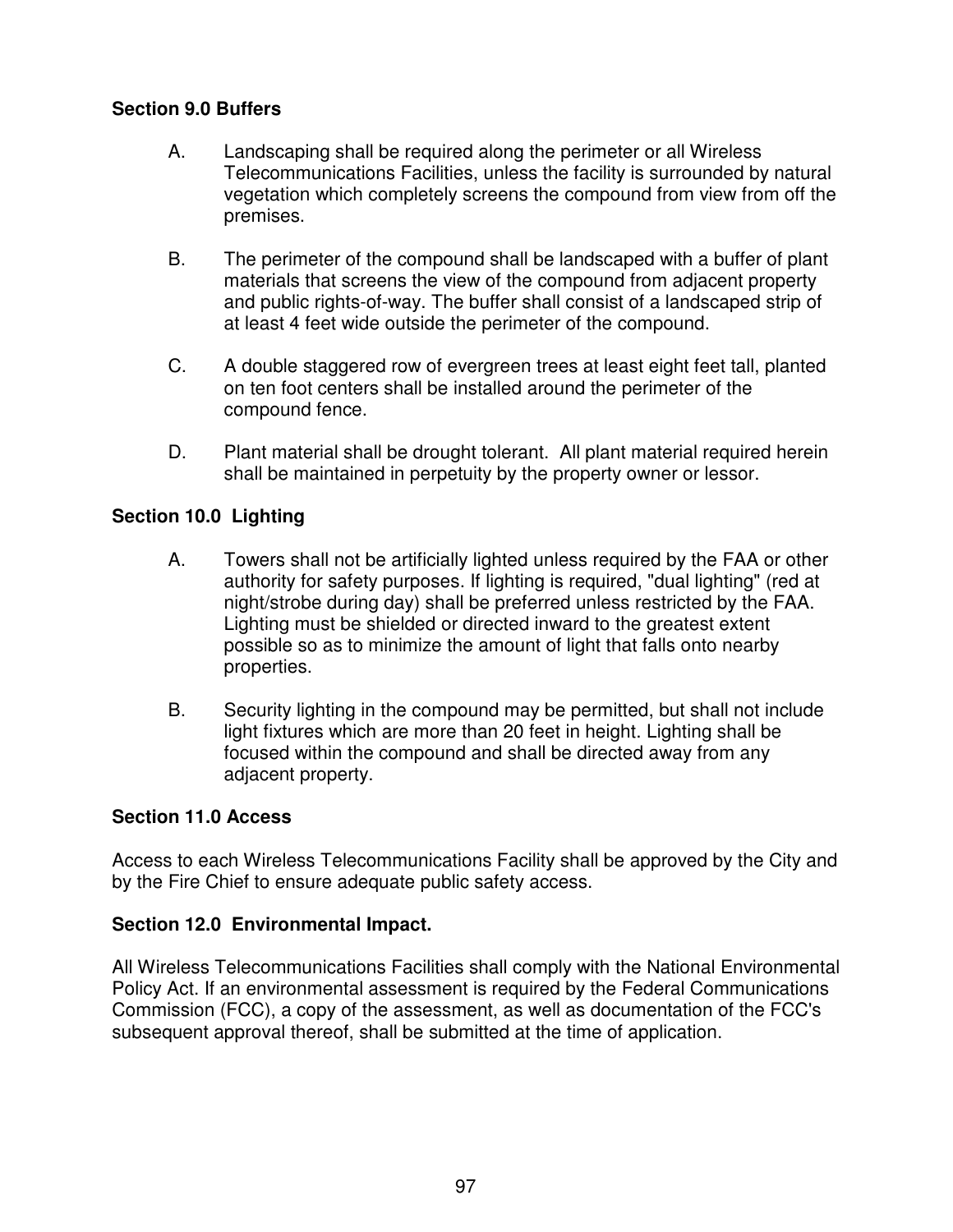**Section 9.0 Buffers**

A. Landscaping shall be required along the perimeter or all Wireless Telecommunications Facilities, unless the facility is surrounded by natural vegetation which completely screens the compound from view from off the premises.

B. The perimeter of the compound shall be landscaped with a buffer of plant materials that screens the view of the compound from adjacent property and public rights-of-way. The buffer shall consist of a landscaped strip of at least 4 feet wide outside the perimeter of the compound.

C. A double staggered row of evergreen trees at least eight feet tall, planted on ten foot centers shall be installed around the perimeter of the compound fence.

D. Plant material shall be drought tolerant. All plant material required herein shall be maintained in perpetuity by the property owner or lessor.

**Section 10.0 Lighting**

A. Towers shall not be artificially lighted unless required by the FAA or other authority for safety purposes. If lighting is required, "dual lighting" (red at night/strobe during day) shall be preferred unless restricted by the FAA. Lighting must be shielded or directed inward to the greatest extent possible so as to minimize the amount of light that falls onto nearby properties.

B. Security lighting in the compound may be permitted, but shall not include light fixtures which are more than 20 feet in height. Lighting shall be focused within the compound and shall be directed away from any adjacent property.

**Section 11.0 Access**

Access to each Wireless Telecommunications Facility shall be approved by the City and by the Fire Chief to ensure adequate public safety access.

**Section 12.0 Environmental Impact.**

All Wireless Telecommunications Facilities shall comply with the National Environmental Policy Act. If an environmental assessment is required by the Federal Communications Commission (FCC), a copy of the assessment, as well as documentation of the FCC's subsequent approval thereof, shall be submitted at the time of application.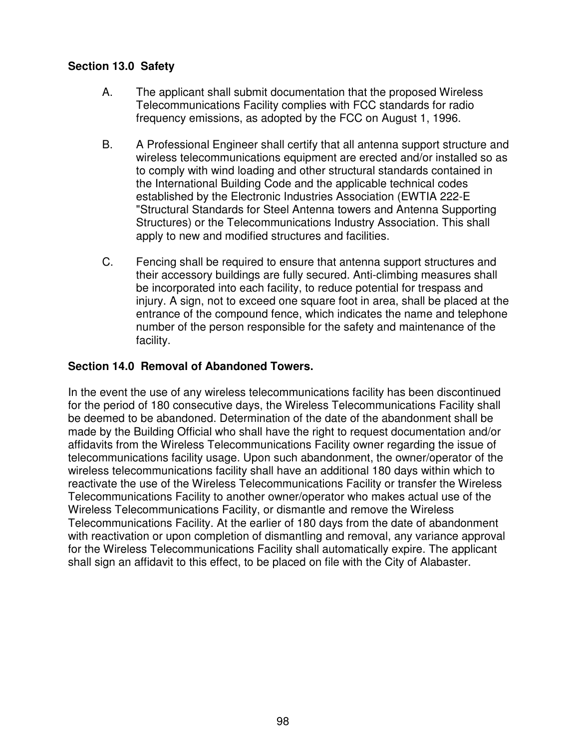**Section 13.0 Safety**

A. The applicant shall submit documentation that the proposed Wireless Telecommunications Facility complies with FCC standards for radio frequency emissions, as adopted by the FCC on August 1, 1996.

B. A Professional Engineer shall certify that all antenna support structure and wireless telecommunications equipment are erected and/or installed so as to comply with wind loading and other structural standards contained in the International Building Code and the applicable technical codes established by the Electronic Industries Association (EWTIA 222-E "Structural Standards for Steel Antenna towers and Antenna Supporting Structures) or the Telecommunications Industry Association. This shall apply to new and modified structures and facilities.

C. Fencing shall be required to ensure that antenna support structures and their accessory buildings are fully secured. Anti-climbing measures shall be incorporated into each facility, to reduce potential for trespass and injury. A sign, not to exceed one square foot in area, shall be placed at the entrance of the compound fence, which indicates the name and telephone number of the person responsible for the safety and maintenance of the facility.

**Section 14.0 Removal of Abandoned Towers.**

In the event the use of any wireless telecommunications facility has been discontinued for the period of 180 consecutive days, the Wireless Telecommunications Facility shall be deemed to be abandoned. Determination of the date of the abandonment shall be made by the Building Official who shall have the right to request documentation and/or affidavits from the Wireless Telecommunications Facility owner regarding the issue of telecommunications facility usage. Upon such abandonment, the owner/operator of the wireless telecommunications facility shall have an additional 180 days within which to reactivate the use of the Wireless Telecommunications Facility or transfer the Wireless Telecommunications Facility to another owner/operator who makes actual use of the Wireless Telecommunications Facility, or dismantle and remove the Wireless Telecommunications Facility. At the earlier of 180 days from the date of abandonment with reactivation or upon completion of dismantling and removal, any variance approval for the Wireless Telecommunications Facility shall automatically expire. The applicant shall sign an affidavit to this effect, to be placed on file with the City of Alabaster.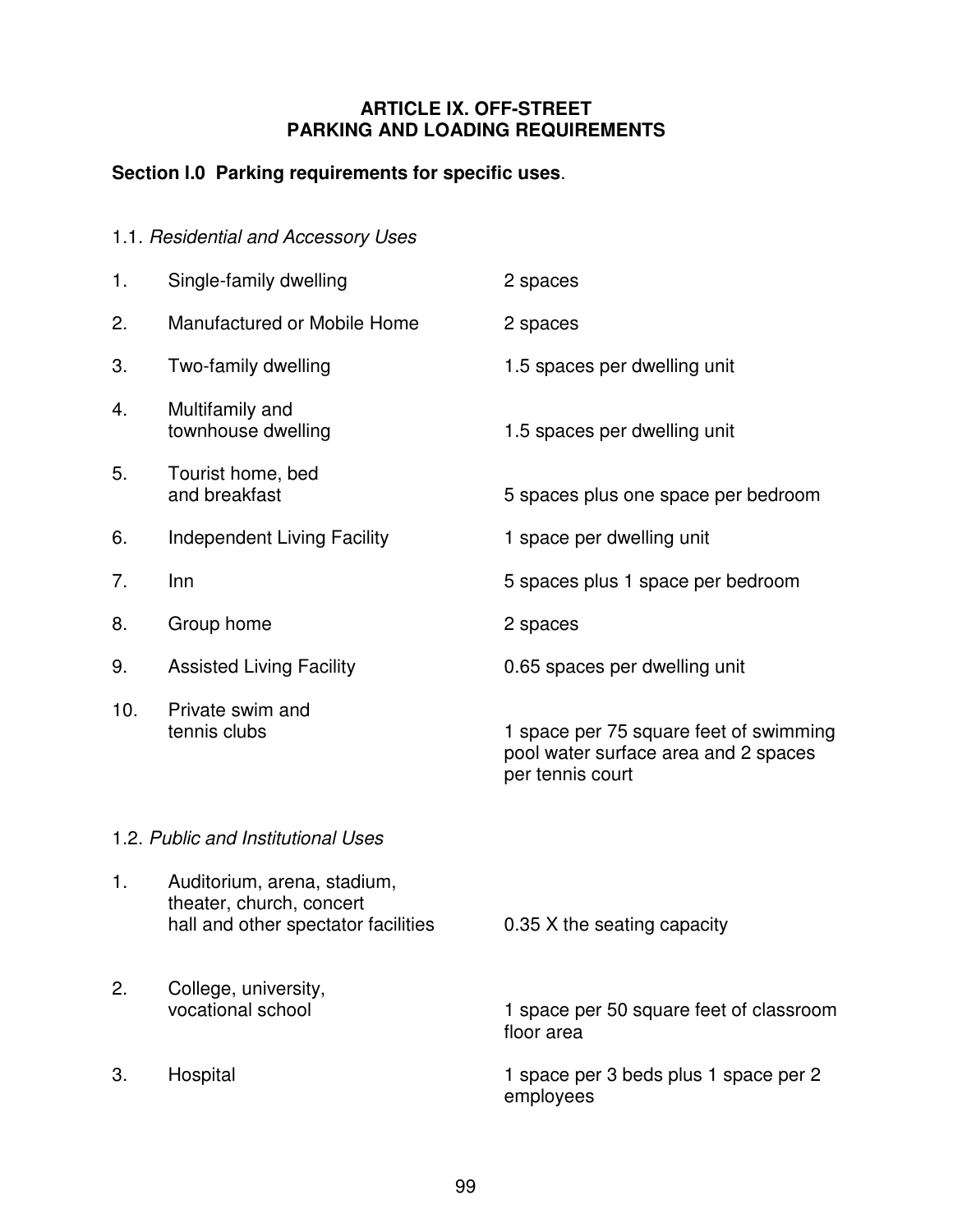# ARTICLE IX. OFF-STREET PARKING AND LOADING REQUIREMENTS

## Section I.0 Parking requirements for specific uses.

1.1. *Residential and Accessory Uses*

| | | |
|---|---|---|
| 1. | Single-family dwelling | 2 spaces |
| 2. | Manufactured or Mobile Home | 2 spaces |
| 3. | Two-family dwelling | 1.5 spaces per dwelling unit |
| 4. | Multifamily and townhouse dwelling | 1.5 spaces per dwelling unit |
| 5. | Tourist home, bed and breakfast | 5 spaces plus one space per bedroom |
| 6. | Independent Living Facility | 1 space per dwelling unit |
| 7. | Inn | 5 spaces plus 1 space per bedroom |
| 8. | Group home | 2 spaces |
| 9. | Assisted Living Facility | 0.65 spaces per dwelling unit |
| 10. | Private swim and tennis clubs | 1 space per 75 square feet of swimming pool water surface area and 2 spaces per tennis court |

1.2. *Public and Institutional Uses*

| | | |
|---|---|---|
| 1. | Auditorium, arena, stadium, theater, church, concert hall and other spectator facilities | 0.35 X the seating capacity |
| 2. | College, university, vocational school | 1 space per 50 square feet of classroom floor area |
| 3. | Hospital | 1 space per 3 beds plus 1 space per 2 employees |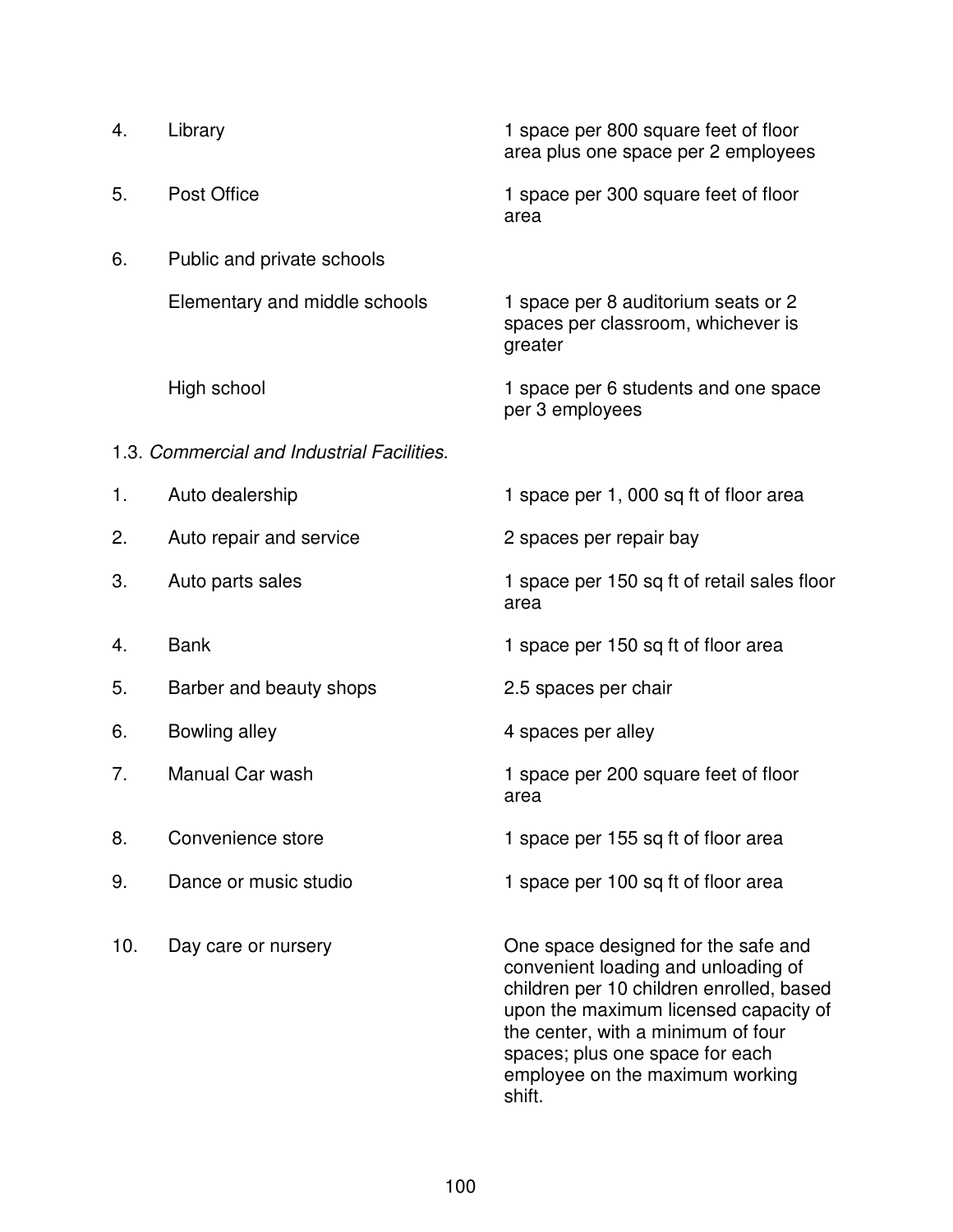| | | |
|---|---|---|
| 4. | Library | 1 space per 800 square feet of floor area plus one space per 2 employees |
| 5. | Post Office | 1 space per 300 square feet of floor area |
| 6. | Public and private schools | |
| | Elementary and middle schools | 1 space per 8 auditorium seats or 2 spaces per classroom, whichever is greater |
| | High school | 1 space per 6 students and one space per 3 employees |

1.3. *Commercial and Industrial Facilities.*

| | | |
|---|---|---|
| 1. | Auto dealership | 1 space per 1, 000 sq ft of floor area |
| 2. | Auto repair and service | 2 spaces per repair bay |
| 3. | Auto parts sales | 1 space per 150 sq ft of retail sales floor area |
| 4. | Bank | 1 space per 150 sq ft of floor area |
| 5. | Barber and beauty shops | 2.5 spaces per chair |
| 6. | Bowling alley | 4 spaces per alley |
| 7. | Manual Car wash | 1 space per 200 square feet of floor area |
| 8. | Convenience store | 1 space per 155 sq ft of floor area |
| 9. | Dance or music studio | 1 space per 100 sq ft of floor area |
| 10. | Day care or nursery | One space designed for the safe and convenient loading and unloading of children per 10 children enrolled, based upon the maximum licensed capacity of the center, with a minimum of four spaces; plus one space for each employee on the maximum working shift. |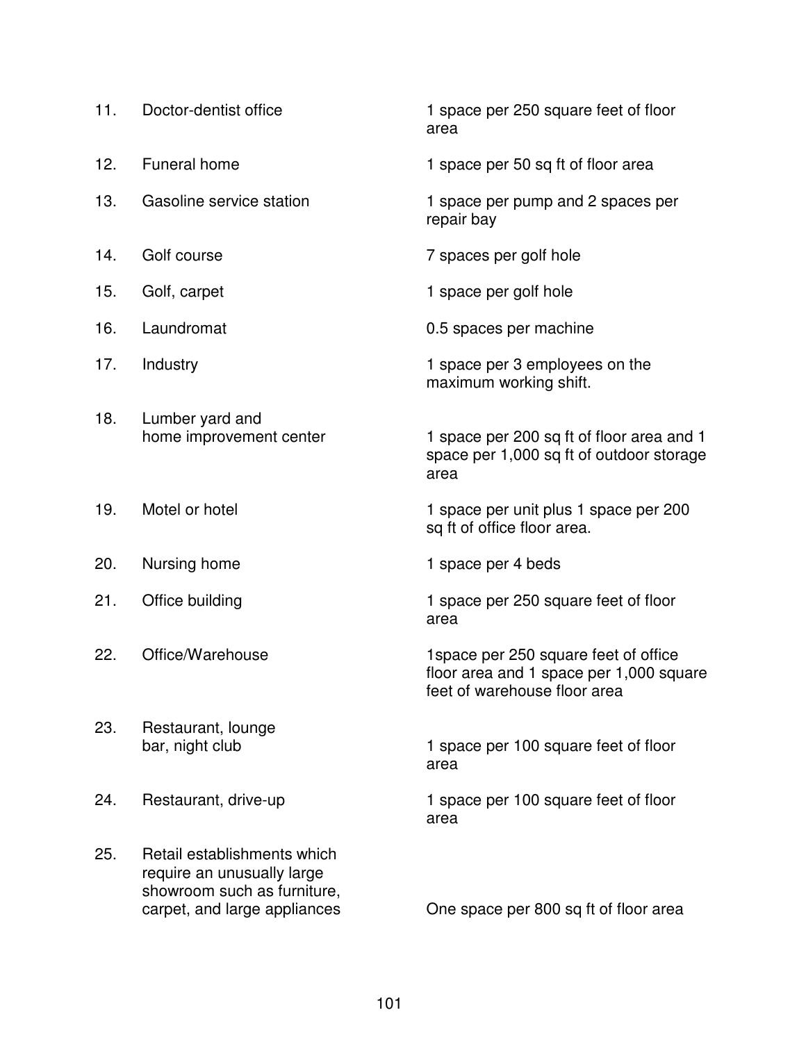| | | |
|---|---|---|
| 11. | Doctor-dentist office | 1 space per 250 square feet of floor area |
| 12. | Funeral home | 1 space per 50 sq ft of floor area |
| 13. | Gasoline service station | 1 space per pump and 2 spaces per repair bay |
| 14. | Golf course | 7 spaces per golf hole |
| 15. | Golf, carpet | 1 space per golf hole |
| 16. | Laundromat | 0.5 spaces per machine |
| 17. | Industry | 1 space per 3 employees on the maximum working shift. |
| 18. | Lumber yard and home improvement center | 1 space per 200 sq ft of floor area and 1 space per 1,000 sq ft of outdoor storage area |
| 19. | Motel or hotel | 1 space per unit plus 1 space per 200 sq ft of office floor area. |
| 20. | Nursing home | 1 space per 4 beds |
| 21. | Office building | 1 space per 250 square feet of floor area |
| 22. | Office/Warehouse | 1space per 250 square feet of office floor area and 1 space per 1,000 square feet of warehouse floor area |
| 23. | Restaurant, lounge bar, night club | 1 space per 100 square feet of floor area |
| 24. | Restaurant, drive-up | 1 space per 100 square feet of floor area |
| 25. | Retail establishments which require an unusually large showroom such as furniture, carpet, and large appliances | One space per 800 sq ft of floor area |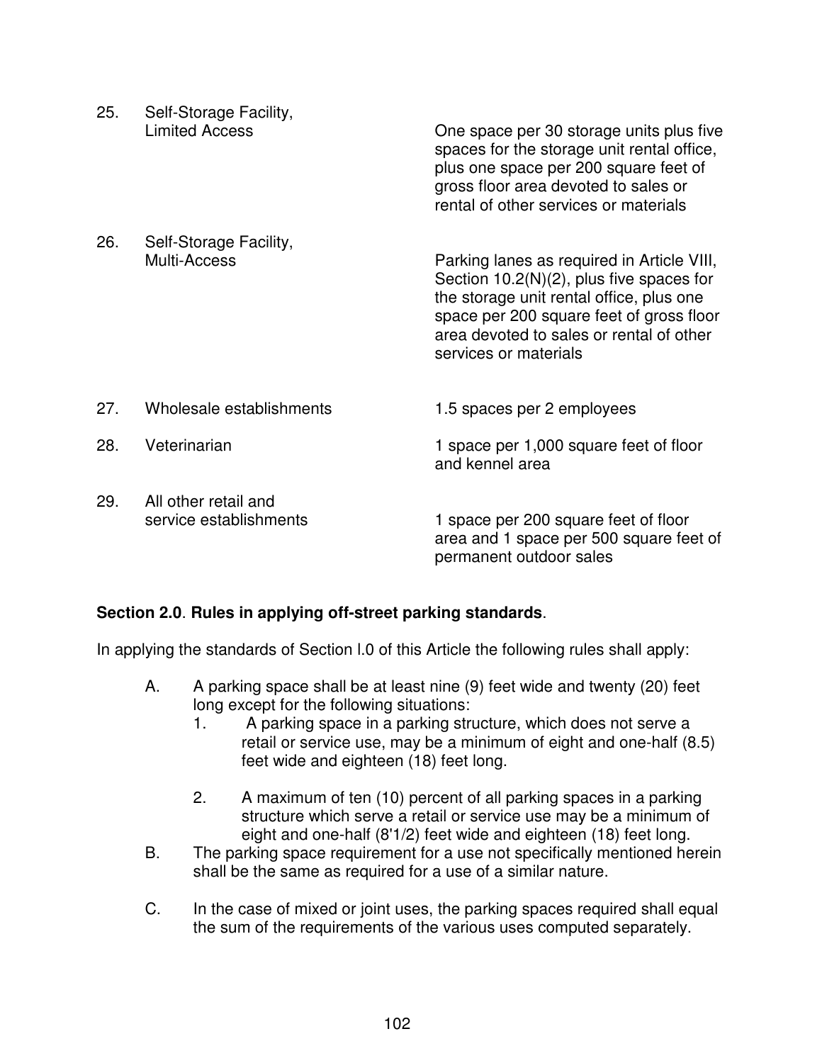| | | |
|---|---|---|
| 25. | Self-Storage Facility, Limited Access | One space per 30 storage units plus five spaces for the storage unit rental office, plus one space per 200 square feet of gross floor area devoted to sales or rental of other services or materials |
| 26. | Self-Storage Facility, Multi-Access | Parking lanes as required in Article VIII, Section 10.2(N)(2), plus five spaces for the storage unit rental office, plus one space per 200 square feet of gross floor area devoted to sales or rental of other services or materials |
| 27. | Wholesale establishments | 1.5 spaces per 2 employees |
| 28. | Veterinarian | 1 space per 1,000 square feet of floor and kennel area |
| 29. | All other retail and service establishments | 1 space per 200 square feet of floor area and 1 space per 500 square feet of permanent outdoor sales |

**Section 2.0**. **Rules in applying off-street parking standards**.

In applying the standards of Section l.0 of this Article the following rules shall apply:

A. A parking space shall be at least nine (9) feet wide and twenty (20) feet long except for the following situations:

1. A parking space in a parking structure, which does not serve a retail or service use, may be a minimum of eight and one-half (8.5) feet wide and eighteen (18) feet long.

2. A maximum of ten (10) percent of all parking spaces in a parking structure which serve a retail or service use may be a minimum of eight and one-half (8'1/2) feet wide and eighteen (18) feet long.

B. The parking space requirement for a use not specifically mentioned herein shall be the same as required for a use of a similar nature.

C. In the case of mixed or joint uses, the parking spaces required shall equal the sum of the requirements of the various uses computed separately.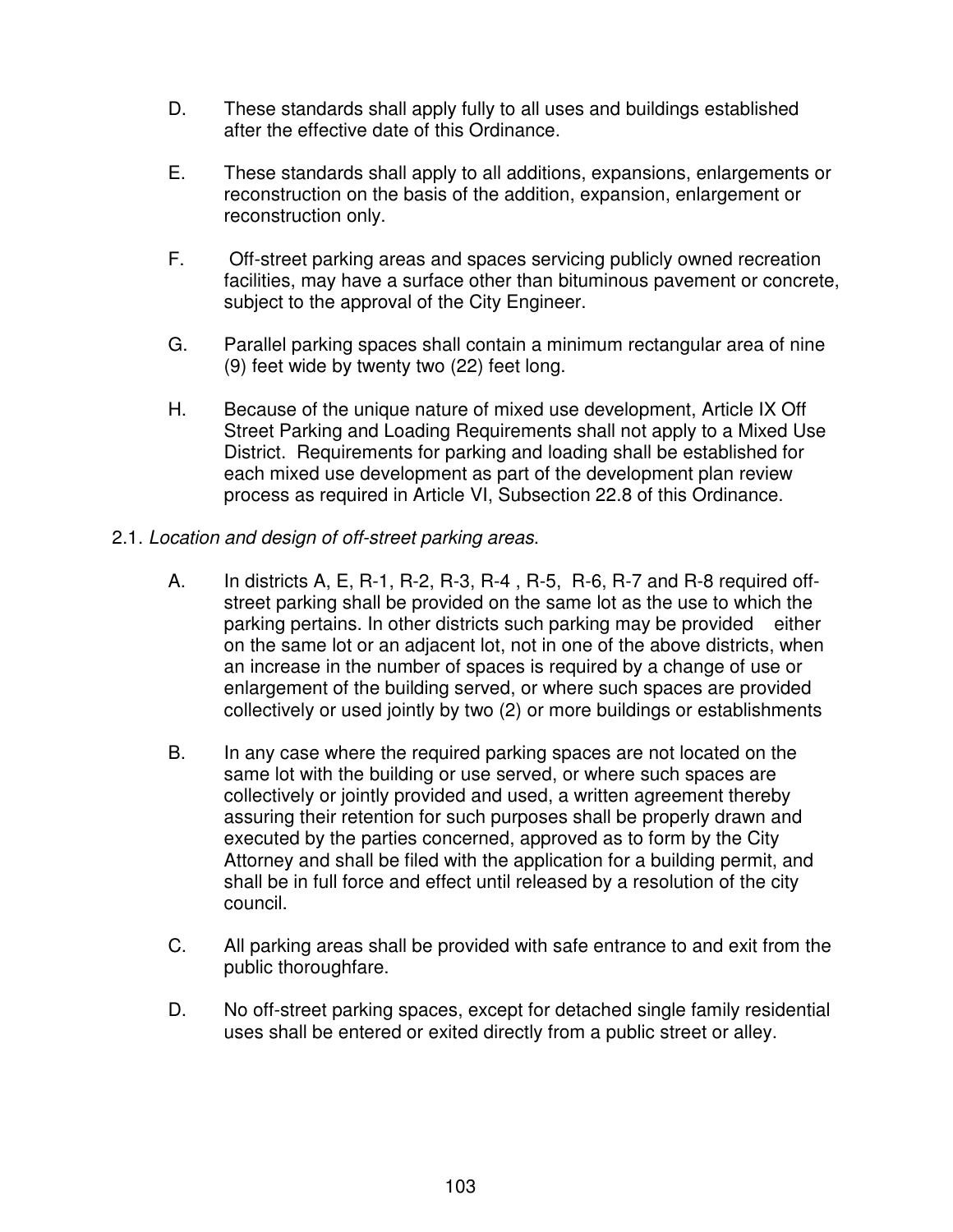D. These standards shall apply fully to all uses and buildings established after the effective date of this Ordinance.

E. These standards shall apply to all additions, expansions, enlargements or reconstruction on the basis of the addition, expansion, enlargement or reconstruction only.

F. Off-street parking areas and spaces servicing publicly owned recreation facilities, may have a surface other than bituminous pavement or concrete, subject to the approval of the City Engineer.

G. Parallel parking spaces shall contain a minimum rectangular area of nine (9) feet wide by twenty two (22) feet long.

H. Because of the unique nature of mixed use development, Article IX Off Street Parking and Loading Requirements shall not apply to a Mixed Use District. Requirements for parking and loading shall be established for each mixed use development as part of the development plan review process as required in Article VI, Subsection 22.8 of this Ordinance.

2.1. *Location and design of off-street parking areas*.

A. In districts A, E, R-1, R-2, R-3, R-4 , R-5, R-6, R-7 and R-8 required off-street parking shall be provided on the same lot as the use to which the parking pertains. In other districts such parking may be provided either on the same lot or an adjacent lot, not in one of the above districts, when an increase in the number of spaces is required by a change of use or enlargement of the building served, or where such spaces are provided collectively or used jointly by two (2) or more buildings or establishments

B. In any case where the required parking spaces are not located on the same lot with the building or use served, or where such spaces are collectively or jointly provided and used, a written agreement thereby assuring their retention for such purposes shall be properly drawn and executed by the parties concerned, approved as to form by the City Attorney and shall be filed with the application for a building permit, and shall be in full force and effect until released by a resolution of the city council.

C. All parking areas shall be provided with safe entrance to and exit from the public thoroughfare.

D. No off-street parking spaces, except for detached single family residential uses shall be entered or exited directly from a public street or alley.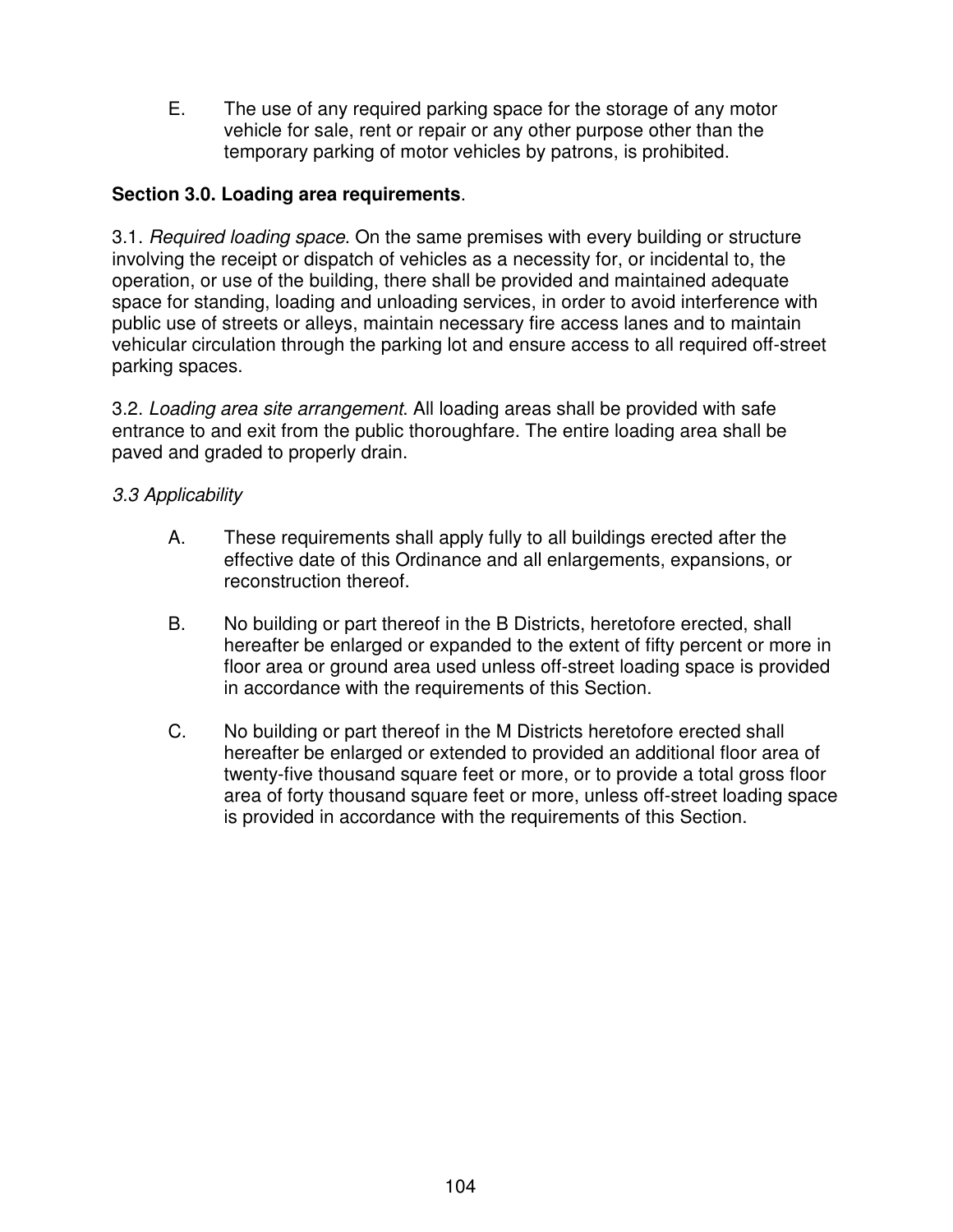E. The use of any required parking space for the storage of any motor vehicle for sale, rent or repair or any other purpose other than the temporary parking of motor vehicles by patrons, is prohibited.

**Section 3.0. Loading area requirements**.

3.1. *Required loading space*. On the same premises with every building or structure involving the receipt or dispatch of vehicles as a necessity for, or incidental to, the operation, or use of the building, there shall be provided and maintained adequate space for standing, loading and unloading services, in order to avoid interference with public use of streets or alleys, maintain necessary fire access lanes and to maintain vehicular circulation through the parking lot and ensure access to all required off-street parking spaces.

3.2. *Loading area site arrangement*. All loading areas shall be provided with safe entrance to and exit from the public thoroughfare. The entire loading area shall be paved and graded to properly drain.

*3.3 Applicability*

A. These requirements shall apply fully to all buildings erected after the effective date of this Ordinance and all enlargements, expansions, or reconstruction thereof.

B. No building or part thereof in the B Districts, heretofore erected, shall hereafter be enlarged or expanded to the extent of fifty percent or more in floor area or ground area used unless off-street loading space is provided in accordance with the requirements of this Section.

C. No building or part thereof in the M Districts heretofore erected shall hereafter be enlarged or extended to provided an additional floor area of twenty-five thousand square feet or more, or to provide a total gross floor area of forty thousand square feet or more, unless off-street loading space is provided in accordance with the requirements of this Section.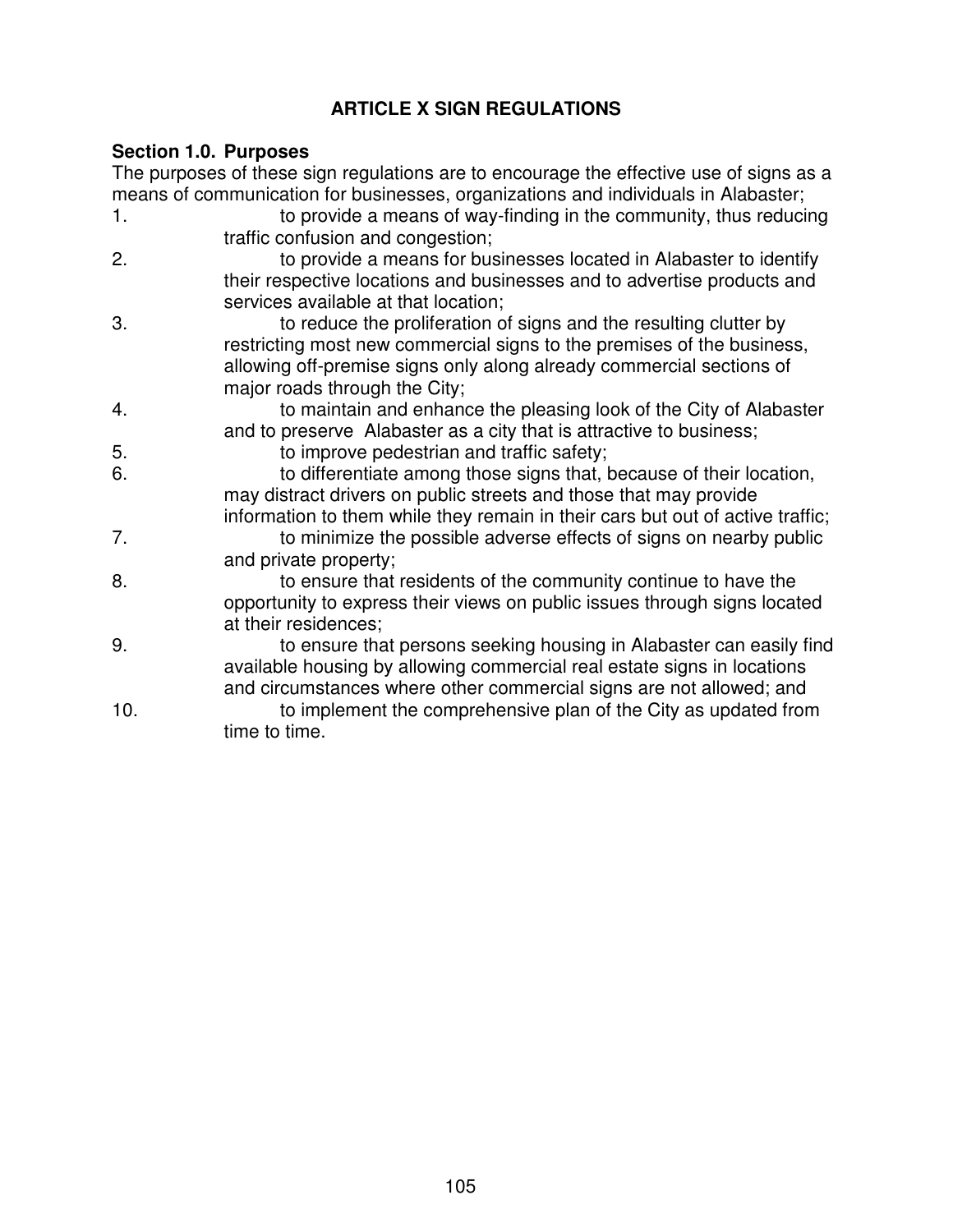# ARTICLE X SIGN REGULATIONS

**Section 1.0. Purposes**

The purposes of these sign regulations are to encourage the effective use of signs as a means of communication for businesses, organizations and individuals in Alabaster;

1. to provide a means of way-finding in the community, thus reducing traffic confusion and congestion;
2. to provide a means for businesses located in Alabaster to identify their respective locations and businesses and to advertise products and services available at that location;
3. to reduce the proliferation of signs and the resulting clutter by restricting most new commercial signs to the premises of the business, allowing off-premise signs only along already commercial sections of major roads through the City;
4. to maintain and enhance the pleasing look of the City of Alabaster and to preserve Alabaster as a city that is attractive to business;
5. to improve pedestrian and traffic safety;
6. to differentiate among those signs that, because of their location, may distract drivers on public streets and those that may provide information to them while they remain in their cars but out of active traffic;
7. to minimize the possible adverse effects of signs on nearby public and private property;
8. to ensure that residents of the community continue to have the opportunity to express their views on public issues through signs located at their residences;
9. to ensure that persons seeking housing in Alabaster can easily find available housing by allowing commercial real estate signs in locations and circumstances where other commercial signs are not allowed; and
10. to implement the comprehensive plan of the City as updated from time to time.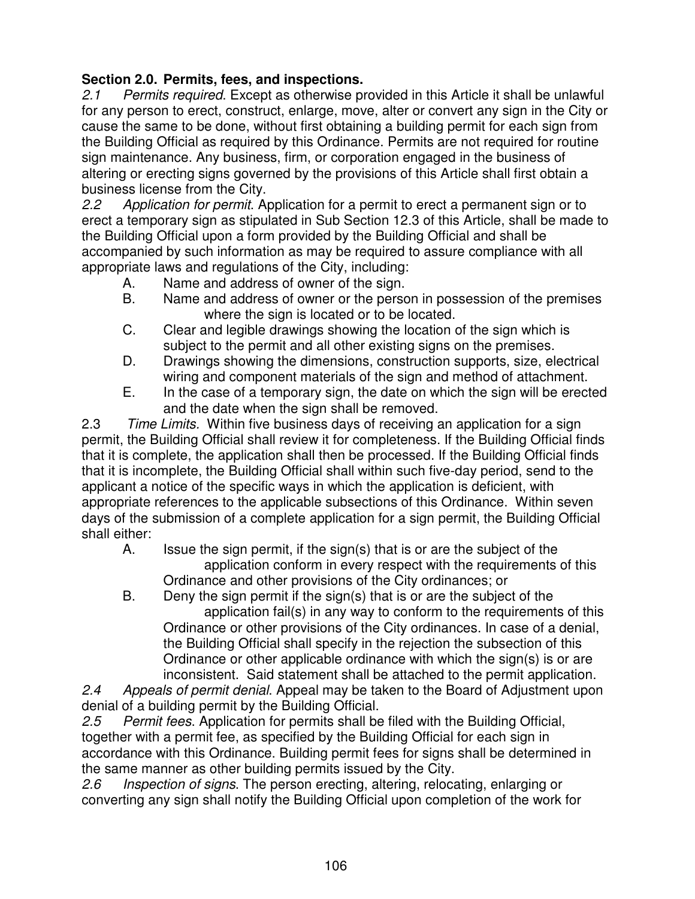**Section 2.0. Permits, fees, and inspections.**

*2.1 Permits required*. Except as otherwise provided in this Article it shall be unlawful for any person to erect, construct, enlarge, move, alter or convert any sign in the City or cause the same to be done, without first obtaining a building permit for each sign from the Building Official as required by this Ordinance. Permits are not required for routine sign maintenance. Any business, firm, or corporation engaged in the business of altering or erecting signs governed by the provisions of this Article shall first obtain a business license from the City.

*2.2 Application for permit*. Application for a permit to erect a permanent sign or to erect a temporary sign as stipulated in Sub Section 12.3 of this Article, shall be made to the Building Official upon a form provided by the Building Official and shall be accompanied by such information as may be required to assure compliance with all appropriate laws and regulations of the City, including:

A. Name and address of owner of the sign.
B. Name and address of owner or the person in possession of the premises where the sign is located or to be located.
C. Clear and legible drawings showing the location of the sign which is subject to the permit and all other existing signs on the premises.
D. Drawings showing the dimensions, construction supports, size, electrical wiring and component materials of the sign and method of attachment.
E. In the case of a temporary sign, the date on which the sign will be erected and the date when the sign shall be removed.

2.3 *Time Limits.* Within five business days of receiving an application for a sign permit, the Building Official shall review it for completeness. If the Building Official finds that it is complete, the application shall then be processed. If the Building Official finds that it is incomplete, the Building Official shall within such five-day period, send to the applicant a notice of the specific ways in which the application is deficient, with appropriate references to the applicable subsections of this Ordinance. Within seven days of the submission of a complete application for a sign permit, the Building Official shall either:

A. Issue the sign permit, if the sign(s) that is or are the subject of the application conform in every respect with the requirements of this Ordinance and other provisions of the City ordinances; or
B. Deny the sign permit if the sign(s) that is or are the subject of the application fail(s) in any way to conform to the requirements of this Ordinance or other provisions of the City ordinances. In case of a denial, the Building Official shall specify in the rejection the subsection of this Ordinance or other applicable ordinance with which the sign(s) is or are inconsistent. Said statement shall be attached to the permit application.

*2.4 Appeals of permit denial*. Appeal may be taken to the Board of Adjustment upon denial of a building permit by the Building Official.

*2.5 Permit fees.* Application for permits shall be filed with the Building Official, together with a permit fee, as specified by the Building Official for each sign in accordance with this Ordinance. Building permit fees for signs shall be determined in the same manner as other building permits issued by the City.

*2.6 Inspection of signs*. The person erecting, altering, relocating, enlarging or converting any sign shall notify the Building Official upon completion of the work for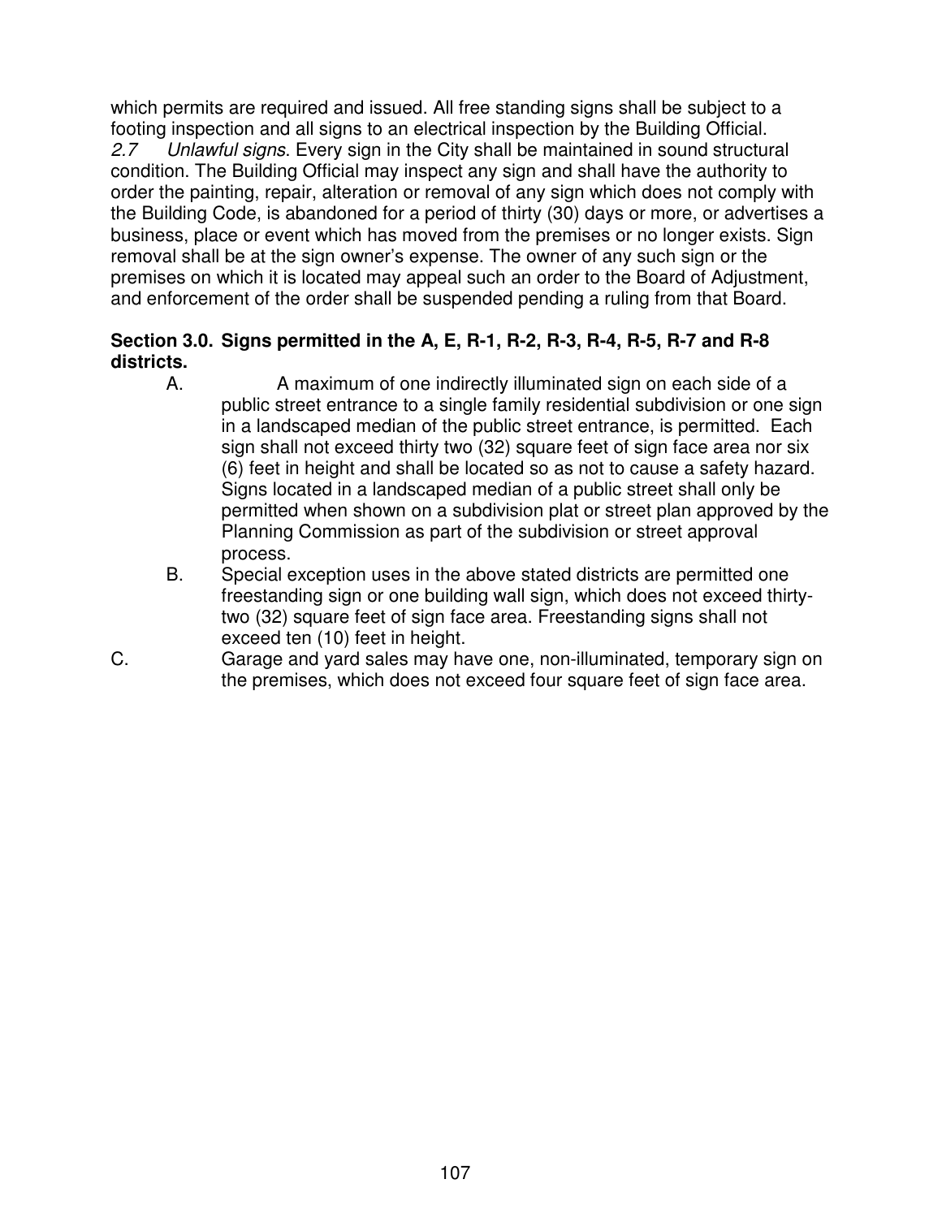which permits are required and issued. All free standing signs shall be subject to a footing inspection and all signs to an electrical inspection by the Building Official.

*2.7 Unlawful signs*. Every sign in the City shall be maintained in sound structural condition. The Building Official may inspect any sign and shall have the authority to order the painting, repair, alteration or removal of any sign which does not comply with the Building Code, is abandoned for a period of thirty (30) days or more, or advertises a business, place or event which has moved from the premises or no longer exists. Sign removal shall be at the sign owner's expense. The owner of any such sign or the premises on which it is located may appeal such an order to the Board of Adjustment, and enforcement of the order shall be suspended pending a ruling from that Board.

**Section 3.0. Signs permitted in the A, E, R-1, R-2, R-3, R-4, R-5, R-7 and R-8 districts.**

A. A maximum of one indirectly illuminated sign on each side of a public street entrance to a single family residential subdivision or one sign in a landscaped median of the public street entrance, is permitted. Each sign shall not exceed thirty two (32) square feet of sign face area nor six (6) feet in height and shall be located so as not to cause a safety hazard. Signs located in a landscaped median of a public street shall only be permitted when shown on a subdivision plat or street plan approved by the Planning Commission as part of the subdivision or street approval process.

B. Special exception uses in the above stated districts are permitted one freestanding sign or one building wall sign, which does not exceed thirty-two (32) square feet of sign face area. Freestanding signs shall not exceed ten (10) feet in height.

C. Garage and yard sales may have one, non-illuminated, temporary sign on the premises, which does not exceed four square feet of sign face area.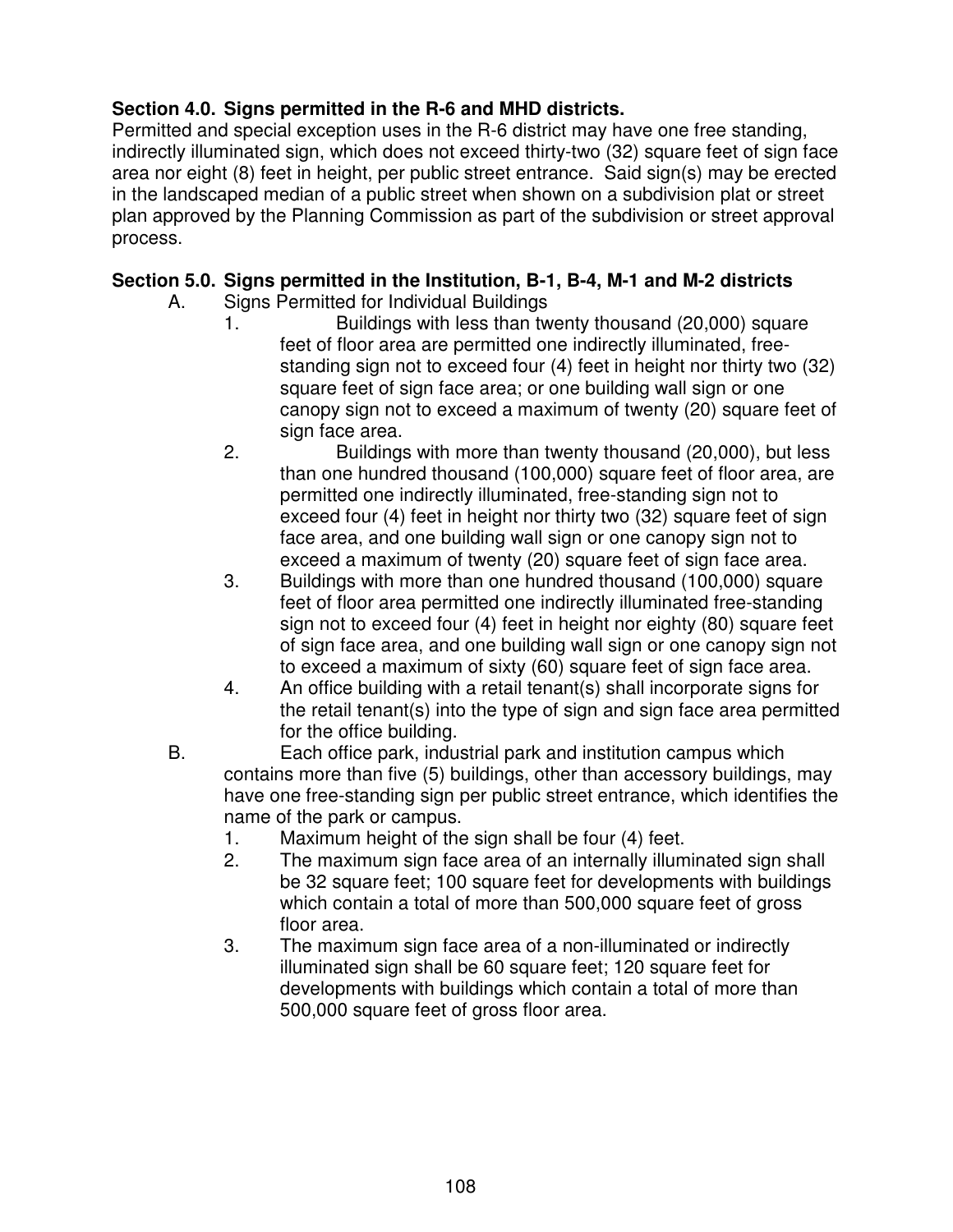**Section 4.0. Signs permitted in the R-6 and MHD districts.**

Permitted and special exception uses in the R-6 district may have one free standing, indirectly illuminated sign, which does not exceed thirty-two (32) square feet of sign face area nor eight (8) feet in height, per public street entrance. Said sign(s) may be erected in the landscaped median of a public street when shown on a subdivision plat or street plan approved by the Planning Commission as part of the subdivision or street approval process.

**Section 5.0. Signs permitted in the Institution, B-1, B-4, M-1 and M-2 districts**

A. Signs Permitted for Individual Buildings

1. Buildings with less than twenty thousand (20,000) square feet of floor area are permitted one indirectly illuminated, free-standing sign not to exceed four (4) feet in height nor thirty two (32) square feet of sign face area; or one building wall sign or one canopy sign not to exceed a maximum of twenty (20) square feet of sign face area.
2. Buildings with more than twenty thousand (20,000), but less than one hundred thousand (100,000) square feet of floor area, are permitted one indirectly illuminated, free-standing sign not to exceed four (4) feet in height nor thirty two (32) square feet of sign face area, and one building wall sign or one canopy sign not to exceed a maximum of twenty (20) square feet of sign face area.
3. Buildings with more than one hundred thousand (100,000) square feet of floor area permitted one indirectly illuminated free-standing sign not to exceed four (4) feet in height nor eighty (80) square feet of sign face area, and one building wall sign or one canopy sign not to exceed a maximum of sixty (60) square feet of sign face area.
4. An office building with a retail tenant(s) shall incorporate signs for the retail tenant(s) into the type of sign and sign face area permitted for the office building.

B. Each office park, industrial park and institution campus which contains more than five (5) buildings, other than accessory buildings, may have one free-standing sign per public street entrance, which identifies the name of the park or campus.

1. Maximum height of the sign shall be four (4) feet.
2. The maximum sign face area of an internally illuminated sign shall be 32 square feet; 100 square feet for developments with buildings which contain a total of more than 500,000 square feet of gross floor area.
3. The maximum sign face area of a non-illuminated or indirectly illuminated sign shall be 60 square feet; 120 square feet for developments with buildings which contain a total of more than 500,000 square feet of gross floor area.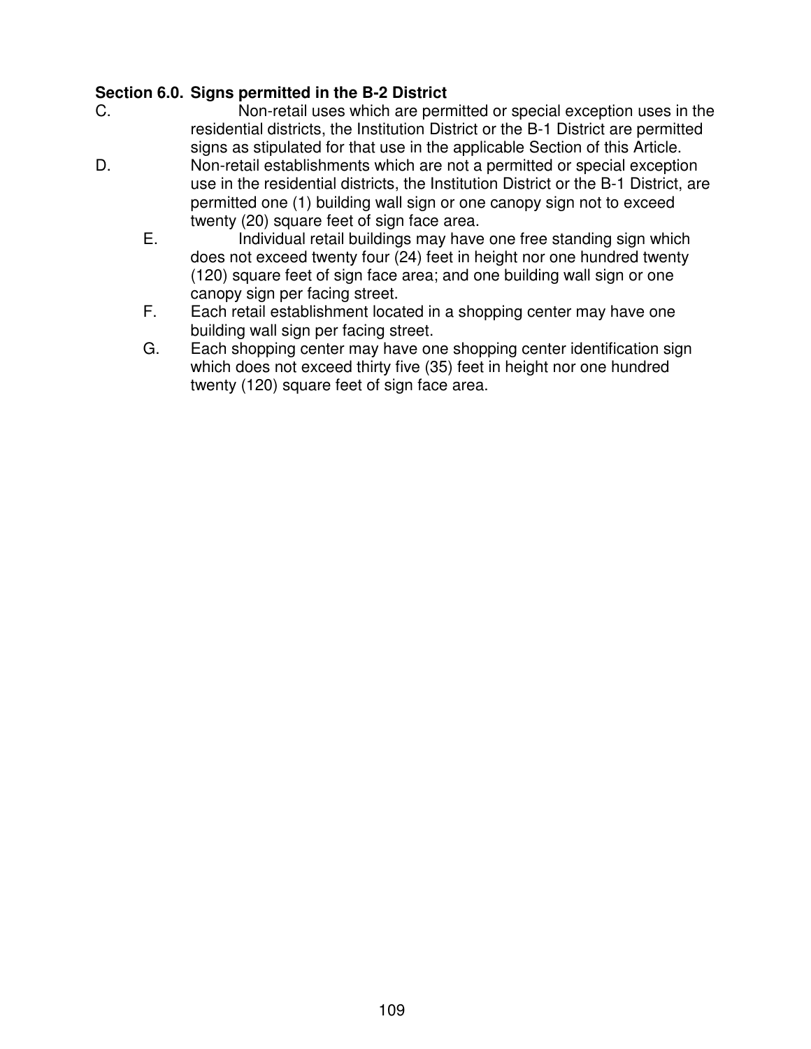**Section 6.0. Signs permitted in the B-2 District**

C. Non-retail uses which are permitted or special exception uses in the residential districts, the Institution District or the B-1 District are permitted signs as stipulated for that use in the applicable Section of this Article.

D. Non-retail establishments which are not a permitted or special exception use in the residential districts, the Institution District or the B-1 District, are permitted one (1) building wall sign or one canopy sign not to exceed twenty (20) square feet of sign face area.

E. Individual retail buildings may have one free standing sign which does not exceed twenty four (24) feet in height nor one hundred twenty (120) square feet of sign face area; and one building wall sign or one canopy sign per facing street.

F. Each retail establishment located in a shopping center may have one building wall sign per facing street.

G. Each shopping center may have one shopping center identification sign which does not exceed thirty five (35) feet in height nor one hundred twenty (120) square feet of sign face area.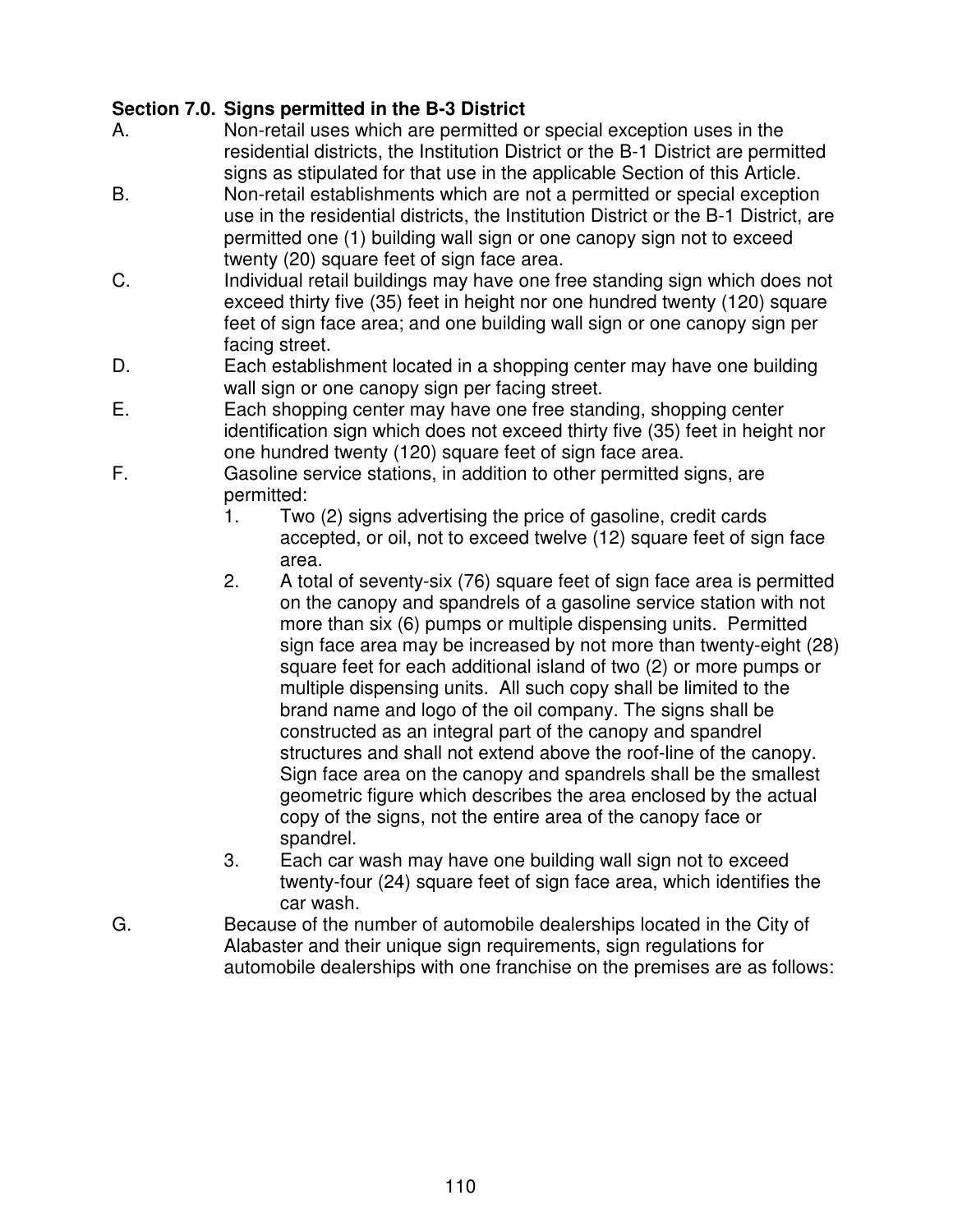**Section 7.0. Signs permitted in the B-3 District**

A. Non-retail uses which are permitted or special exception uses in the residential districts, the Institution District or the B-1 District are permitted signs as stipulated for that use in the applicable Section of this Article.

B. Non-retail establishments which are not a permitted or special exception use in the residential districts, the Institution District or the B-1 District, are permitted one (1) building wall sign or one canopy sign not to exceed twenty (20) square feet of sign face area.

C. Individual retail buildings may have one free standing sign which does not exceed thirty five (35) feet in height nor one hundred twenty (120) square feet of sign face area; and one building wall sign or one canopy sign per facing street.

D. Each establishment located in a shopping center may have one building wall sign or one canopy sign per facing street.

E. Each shopping center may have one free standing, shopping center identification sign which does not exceed thirty five (35) feet in height nor one hundred twenty (120) square feet of sign face area.

F. Gasoline service stations, in addition to other permitted signs, are permitted:

1. Two (2) signs advertising the price of gasoline, credit cards accepted, or oil, not to exceed twelve (12) square feet of sign face area.
2. A total of seventy-six (76) square feet of sign face area is permitted on the canopy and spandrels of a gasoline service station with not more than six (6) pumps or multiple dispensing units. Permitted sign face area may be increased by not more than twenty-eight (28) square feet for each additional island of two (2) or more pumps or multiple dispensing units. All such copy shall be limited to the brand name and logo of the oil company. The signs shall be constructed as an integral part of the canopy and spandrel structures and shall not extend above the roof-line of the canopy. Sign face area on the canopy and spandrels shall be the smallest geometric figure which describes the area enclosed by the actual copy of the signs, not the entire area of the canopy face or spandrel.
3. Each car wash may have one building wall sign not to exceed twenty-four (24) square feet of sign face area, which identifies the car wash.

G. Because of the number of automobile dealerships located in the City of Alabaster and their unique sign requirements, sign regulations for automobile dealerships with one franchise on the premises are as follows: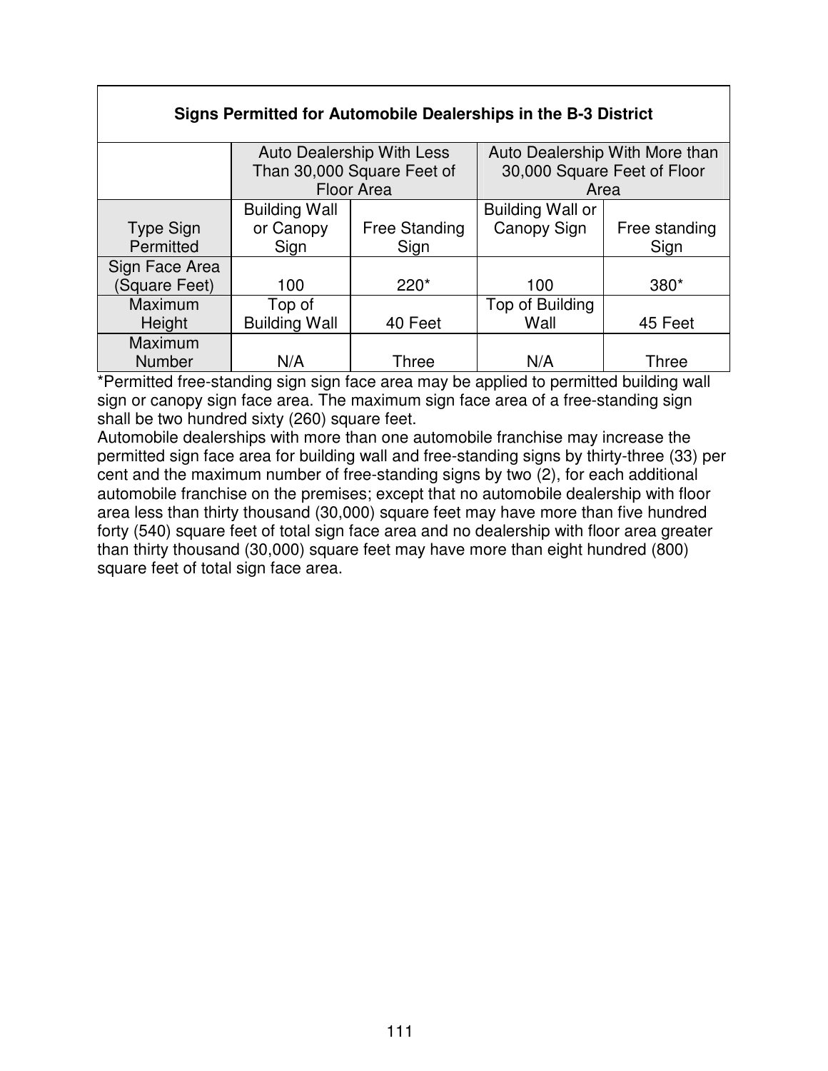| Signs Permitted for Automobile Dealerships in the B-3 District | | | | |
|---|---|---|---|---|
| | Auto Dealership With Less Than 30,000 Square Feet of Floor Area | | Auto Dealership With More than 30,000 Square Feet of Floor Area | |
| Type Sign Permitted | Building Wall or Canopy Sign | Free Standing Sign | Building Wall or Canopy Sign | Free standing Sign |
| Sign Face Area (Square Feet) | 100 | 220* | 100 | 380* |
| Maximum Height | Top of Building Wall | 40 Feet | Top of Building Wall | 45 Feet |
| Maximum Number | N/A | Three | N/A | Three |

*Permitted free-standing sign sign face area may be applied to permitted building wall sign or canopy sign face area. The maximum sign face area of a free-standing sign shall be two hundred sixty (260) square feet.

Automobile dealerships with more than one automobile franchise may increase the permitted sign face area for building wall and free-standing signs by thirty-three (33) per cent and the maximum number of free-standing signs by two (2), for each additional automobile franchise on the premises; except that no automobile dealership with floor area less than thirty thousand (30,000) square feet may have more than five hundred forty (540) square feet of total sign face area and no dealership with floor area greater than thirty thousand (30,000) square feet may have more than eight hundred (800) square feet of total sign face area.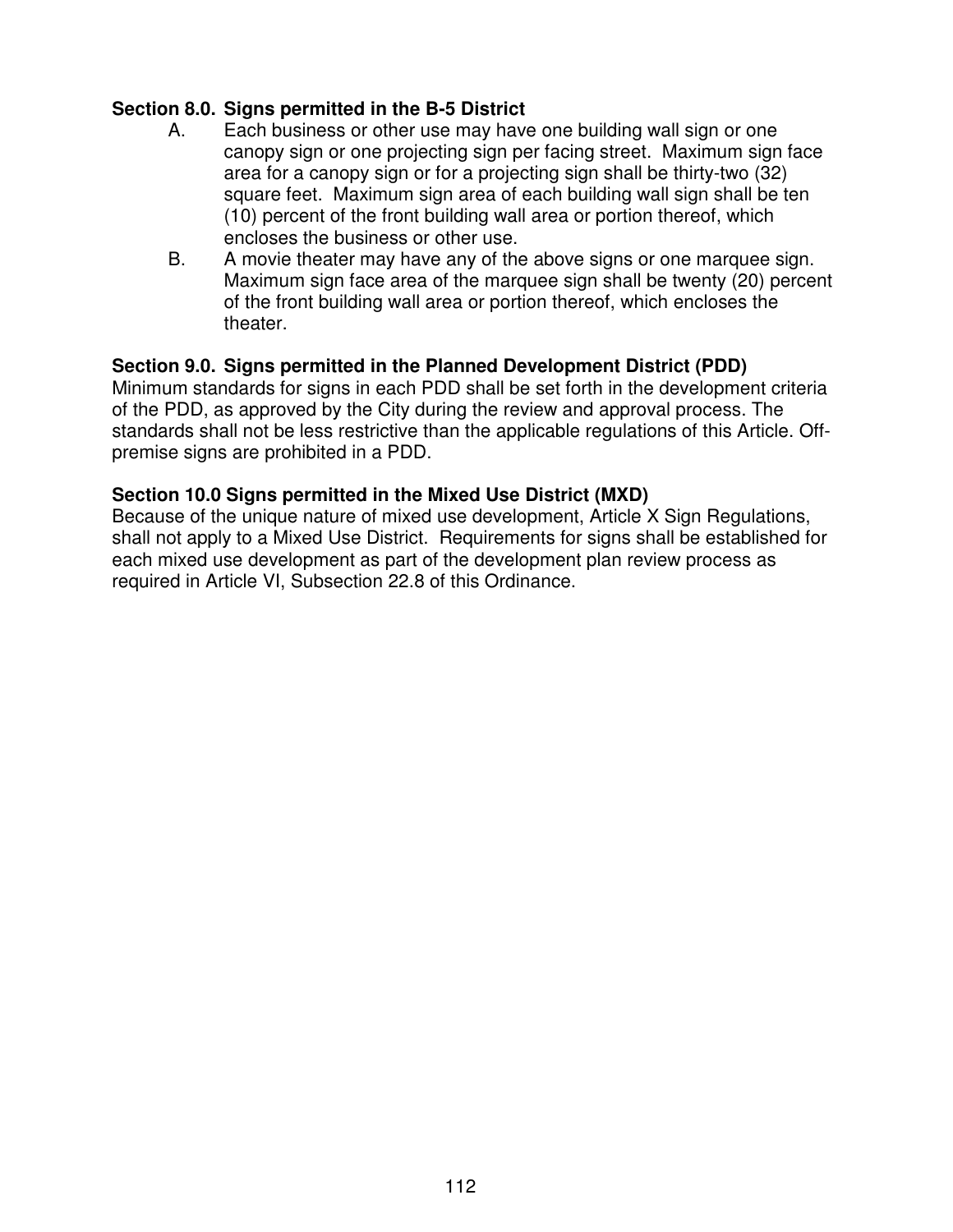**Section 8.0. Signs permitted in the B-5 District**

A. Each business or other use may have one building wall sign or one canopy sign or one projecting sign per facing street. Maximum sign face area for a canopy sign or for a projecting sign shall be thirty-two (32) square feet. Maximum sign area of each building wall sign shall be ten (10) percent of the front building wall area or portion thereof, which encloses the business or other use.

B. A movie theater may have any of the above signs or one marquee sign. Maximum sign face area of the marquee sign shall be twenty (20) percent of the front building wall area or portion thereof, which encloses the theater.

**Section 9.0. Signs permitted in the Planned Development District (PDD)**

Minimum standards for signs in each PDD shall be set forth in the development criteria of the PDD, as approved by the City during the review and approval process. The standards shall not be less restrictive than the applicable regulations of this Article. Off-premise signs are prohibited in a PDD.

**Section 10.0 Signs permitted in the Mixed Use District (MXD)**

Because of the unique nature of mixed use development, Article X Sign Regulations, shall not apply to a Mixed Use District. Requirements for signs shall be established for each mixed use development as part of the development plan review process as required in Article VI, Subsection 22.8 of this Ordinance.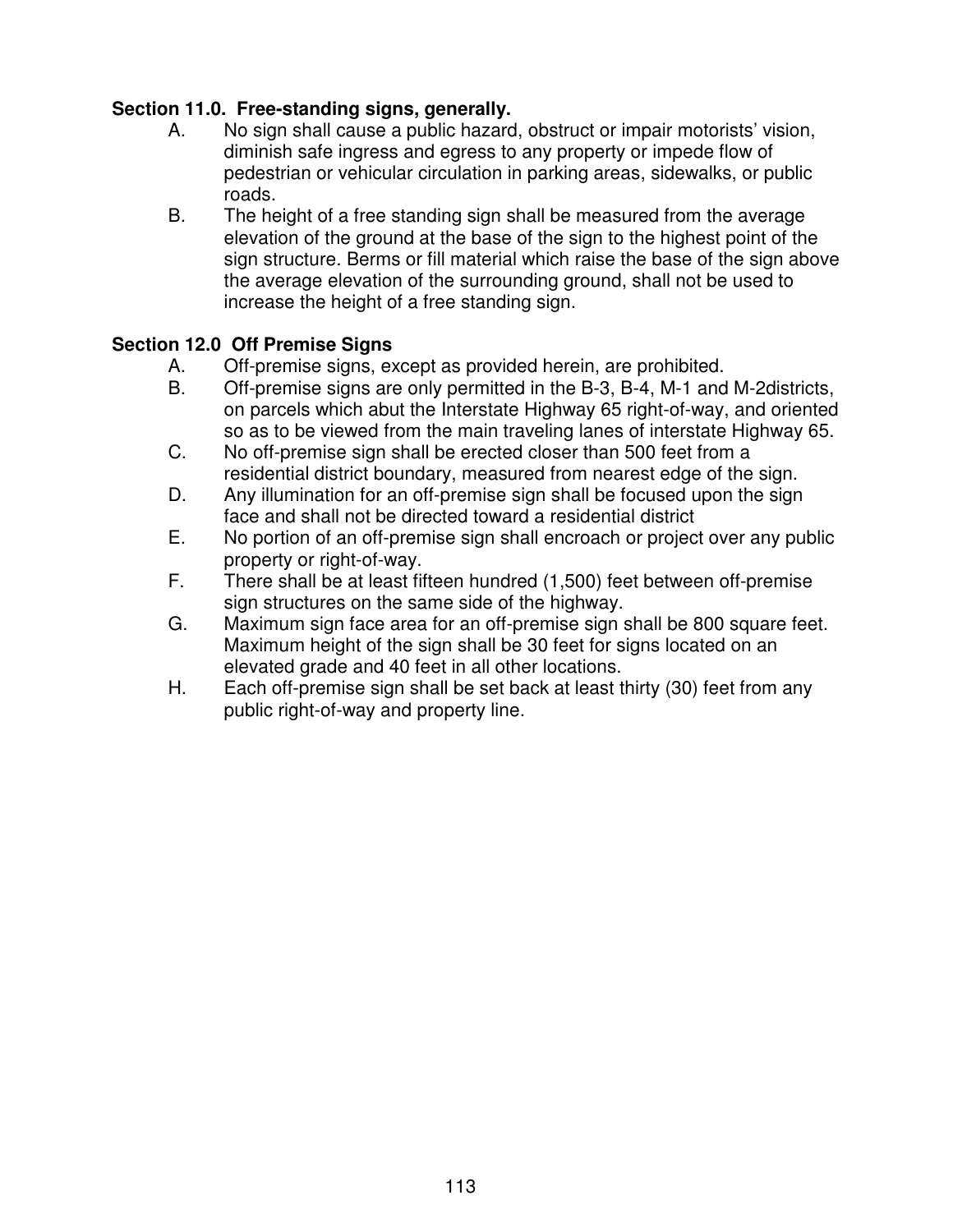**Section 11.0. Free-standing signs, generally.**

A. No sign shall cause a public hazard, obstruct or impair motorists' vision, diminish safe ingress and egress to any property or impede flow of pedestrian or vehicular circulation in parking areas, sidewalks, or public roads.

B. The height of a free standing sign shall be measured from the average elevation of the ground at the base of the sign to the highest point of the sign structure. Berms or fill material which raise the base of the sign above the average elevation of the surrounding ground, shall not be used to increase the height of a free standing sign.

**Section 12.0 Off Premise Signs**

A. Off-premise signs, except as provided herein, are prohibited.

B. Off-premise signs are only permitted in the B-3, B-4, M-1 and M-2districts, on parcels which abut the Interstate Highway 65 right-of-way, and oriented so as to be viewed from the main traveling lanes of interstate Highway 65.

C. No off-premise sign shall be erected closer than 500 feet from a residential district boundary, measured from nearest edge of the sign.

D. Any illumination for an off-premise sign shall be focused upon the sign face and shall not be directed toward a residential district

E. No portion of an off-premise sign shall encroach or project over any public property or right-of-way.

F. There shall be at least fifteen hundred (1,500) feet between off-premise sign structures on the same side of the highway.

G. Maximum sign face area for an off-premise sign shall be 800 square feet. Maximum height of the sign shall be 30 feet for signs located on an elevated grade and 40 feet in all other locations.

H. Each off-premise sign shall be set back at least thirty (30) feet from any public right-of-way and property line.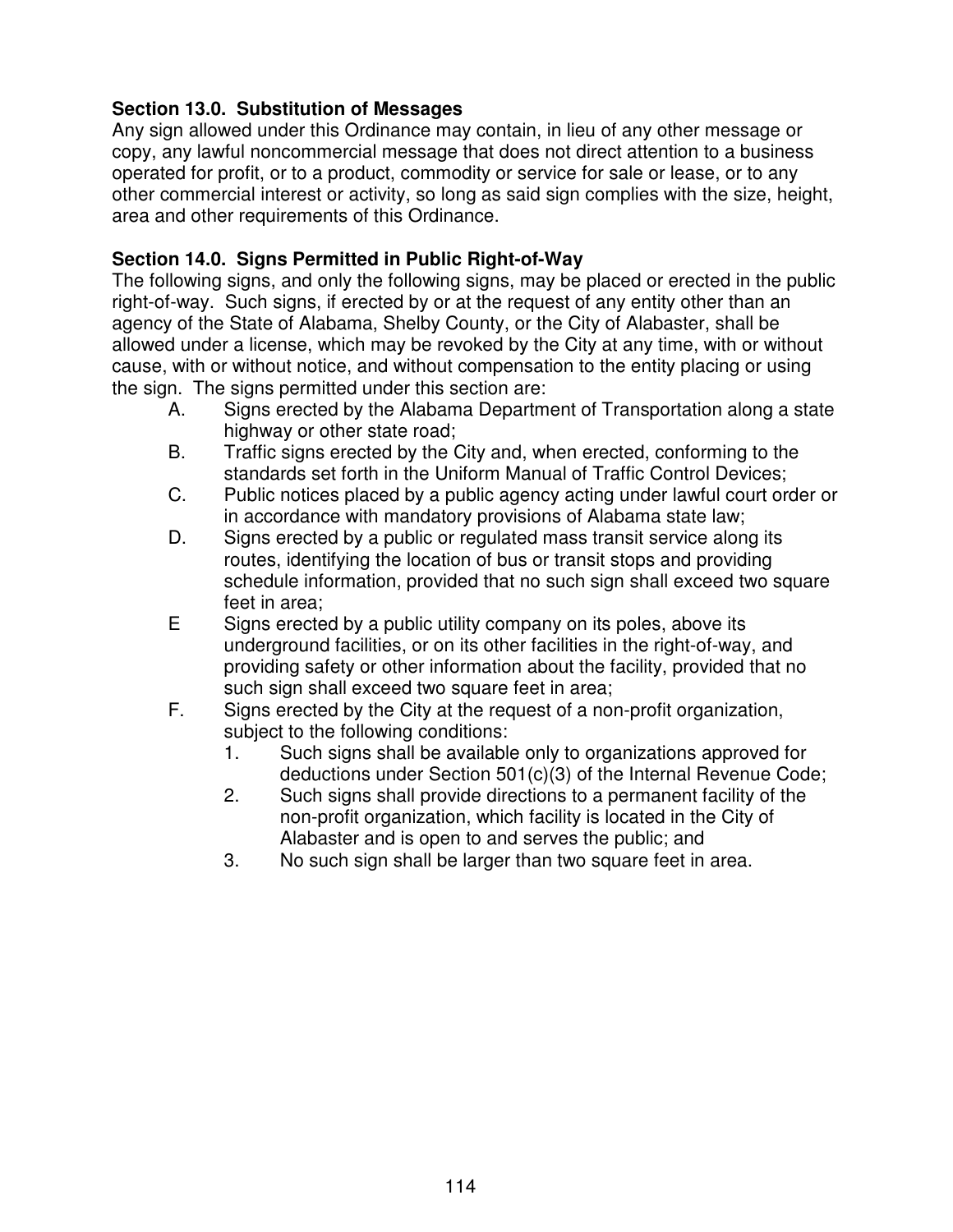**Section 13.0. Substitution of Messages**
Any sign allowed under this Ordinance may contain, in lieu of any other message or copy, any lawful noncommercial message that does not direct attention to a business operated for profit, or to a product, commodity or service for sale or lease, or to any other commercial interest or activity, so long as said sign complies with the size, height, area and other requirements of this Ordinance.

**Section 14.0. Signs Permitted in Public Right-of-Way**
The following signs, and only the following signs, may be placed or erected in the public right-of-way. Such signs, if erected by or at the request of any entity other than an agency of the State of Alabama, Shelby County, or the City of Alabaster, shall be allowed under a license, which may be revoked by the City at any time, with or without cause, with or without notice, and without compensation to the entity placing or using the sign. The signs permitted under this section are:

A. Signs erected by the Alabama Department of Transportation along a state highway or other state road;

B. Traffic signs erected by the City and, when erected, conforming to the standards set forth in the Uniform Manual of Traffic Control Devices;

C. Public notices placed by a public agency acting under lawful court order or in accordance with mandatory provisions of Alabama state law;

D. Signs erected by a public or regulated mass transit service along its routes, identifying the location of bus or transit stops and providing schedule information, provided that no such sign shall exceed two square feet in area;

E Signs erected by a public utility company on its poles, above its underground facilities, or on its other facilities in the right-of-way, and providing safety or other information about the facility, provided that no such sign shall exceed two square feet in area;

F. Signs erected by the City at the request of a non-profit organization, subject to the following conditions:
   1. Such signs shall be available only to organizations approved for deductions under Section 501(c)(3) of the Internal Revenue Code;
   2. Such signs shall provide directions to a permanent facility of the non-profit organization, which facility is located in the City of Alabaster and is open to and serves the public; and
   3. No such sign shall be larger than two square feet in area.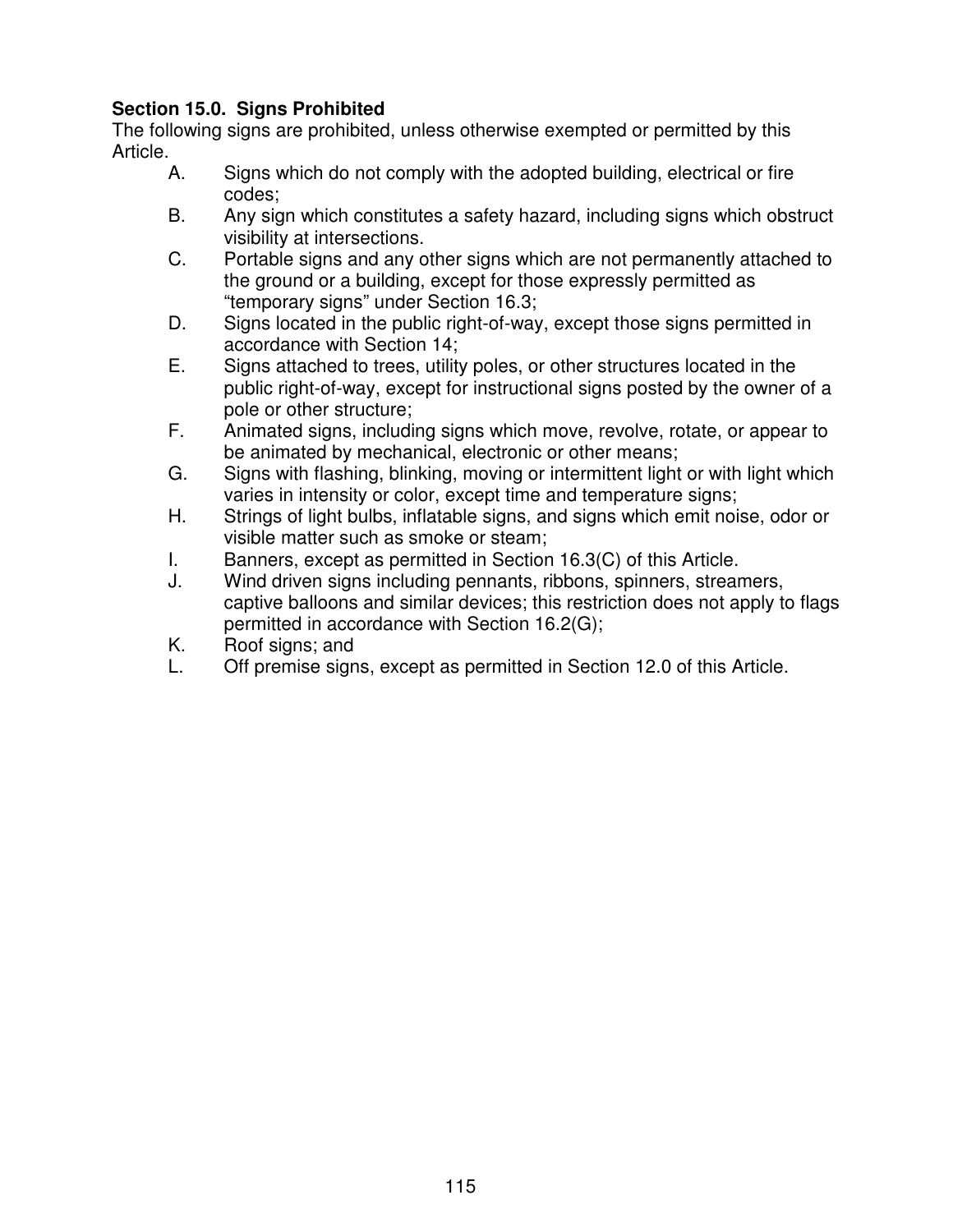## Section 15.0. Signs Prohibited

The following signs are prohibited, unless otherwise exempted or permitted by this Article.

A. Signs which do not comply with the adopted building, electrical or fire codes;

B. Any sign which constitutes a safety hazard, including signs which obstruct visibility at intersections.

C. Portable signs and any other signs which are not permanently attached to the ground or a building, except for those expressly permitted as "temporary signs" under Section 16.3;

D. Signs located in the public right-of-way, except those signs permitted in accordance with Section 14;

E. Signs attached to trees, utility poles, or other structures located in the public right-of-way, except for instructional signs posted by the owner of a pole or other structure;

F. Animated signs, including signs which move, revolve, rotate, or appear to be animated by mechanical, electronic or other means;

G. Signs with flashing, blinking, moving or intermittent light or with light which varies in intensity or color, except time and temperature signs;

H. Strings of light bulbs, inflatable signs, and signs which emit noise, odor or visible matter such as smoke or steam;

I. Banners, except as permitted in Section 16.3(C) of this Article.

J. Wind driven signs including pennants, ribbons, spinners, streamers, captive balloons and similar devices; this restriction does not apply to flags permitted in accordance with Section 16.2(G);

K. Roof signs; and

L. Off premise signs, except as permitted in Section 12.0 of this Article.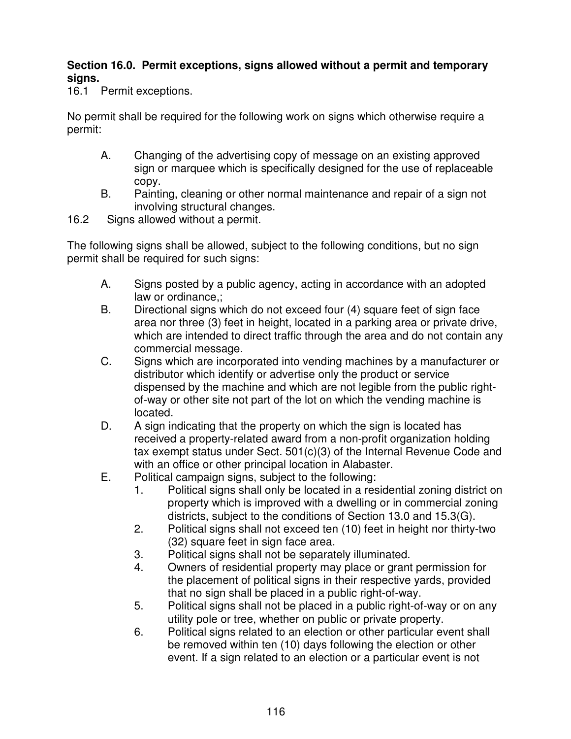**Section 16.0. Permit exceptions, signs allowed without a permit and temporary signs.**

16.1 Permit exceptions.

No permit shall be required for the following work on signs which otherwise require a permit:

A. Changing of the advertising copy of message on an existing approved sign or marquee which is specifically designed for the use of replaceable copy.

B. Painting, cleaning or other normal maintenance and repair of a sign not involving structural changes.

16.2 Signs allowed without a permit.

The following signs shall be allowed, subject to the following conditions, but no sign permit shall be required for such signs:

A. Signs posted by a public agency, acting in accordance with an adopted law or ordinance,;

B. Directional signs which do not exceed four (4) square feet of sign face area nor three (3) feet in height, located in a parking area or private drive, which are intended to direct traffic through the area and do not contain any commercial message.

C. Signs which are incorporated into vending machines by a manufacturer or distributor which identify or advertise only the product or service dispensed by the machine and which are not legible from the public right-of-way or other site not part of the lot on which the vending machine is located.

D. A sign indicating that the property on which the sign is located has received a property-related award from a non-profit organization holding tax exempt status under Sect. 501(c)(3) of the Internal Revenue Code and with an office or other principal location in Alabaster.

E. Political campaign signs, subject to the following:

1. Political signs shall only be located in a residential zoning district on property which is improved with a dwelling or in commercial zoning districts, subject to the conditions of Section 13.0 and 15.3(G).
2. Political signs shall not exceed ten (10) feet in height nor thirty-two (32) square feet in sign face area.
3. Political signs shall not be separately illuminated.
4. Owners of residential property may place or grant permission for the placement of political signs in their respective yards, provided that no sign shall be placed in a public right-of-way.
5. Political signs shall not be placed in a public right-of-way or on any utility pole or tree, whether on public or private property.
6. Political signs related to an election or other particular event shall be removed within ten (10) days following the election or other event. If a sign related to an election or a particular event is not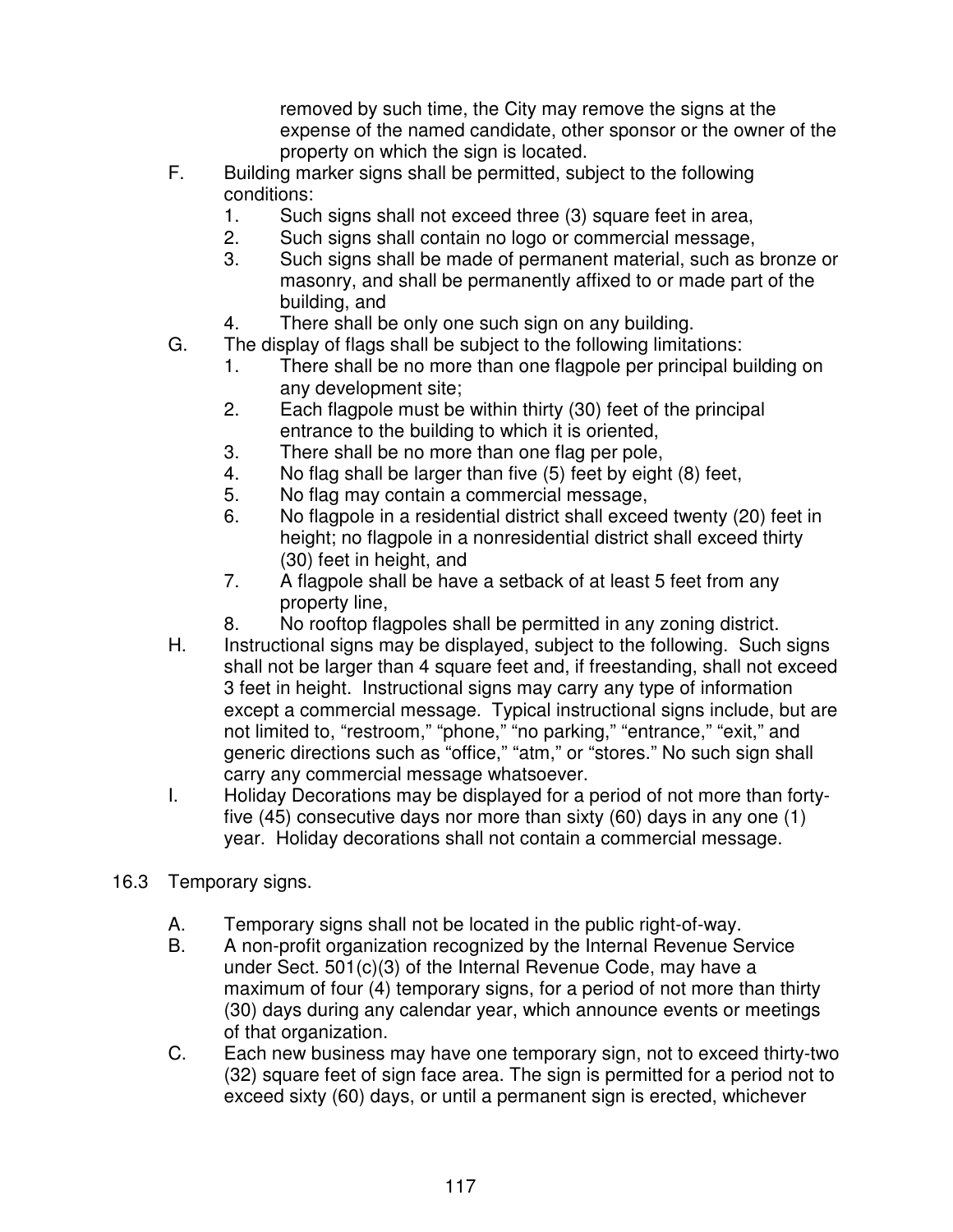removed by such time, the City may remove the signs at the expense of the named candidate, other sponsor or the owner of the property on which the sign is located.

F. Building marker signs shall be permitted, subject to the following conditions:
   1. Such signs shall not exceed three (3) square feet in area,
   2. Such signs shall contain no logo or commercial message,
   3. Such signs shall be made of permanent material, such as bronze or masonry, and shall be permanently affixed to or made part of the building, and
   4. There shall be only one such sign on any building.

G. The display of flags shall be subject to the following limitations:
   1. There shall be no more than one flagpole per principal building on any development site;
   2. Each flagpole must be within thirty (30) feet of the principal entrance to the building to which it is oriented,
   3. There shall be no more than one flag per pole,
   4. No flag shall be larger than five (5) feet by eight (8) feet,
   5. No flag may contain a commercial message,
   6. No flagpole in a residential district shall exceed twenty (20) feet in height; no flagpole in a nonresidential district shall exceed thirty (30) feet in height, and
   7. A flagpole shall be have a setback of at least 5 feet from any property line,
   8. No rooftop flagpoles shall be permitted in any zoning district.

H. Instructional signs may be displayed, subject to the following. Such signs shall not be larger than 4 square feet and, if freestanding, shall not exceed 3 feet in height. Instructional signs may carry any type of information except a commercial message. Typical instructional signs include, but are not limited to, "restroom," "phone," "no parking," "entrance," "exit," and generic directions such as "office," "atm," or "stores." No such sign shall carry any commercial message whatsoever.

I. Holiday Decorations may be displayed for a period of not more than forty-five (45) consecutive days nor more than sixty (60) days in any one (1) year. Holiday decorations shall not contain a commercial message.

16.3 Temporary signs.

A. Temporary signs shall not be located in the public right-of-way.

B. A non-profit organization recognized by the Internal Revenue Service under Sect. 501(c)(3) of the Internal Revenue Code, may have a maximum of four (4) temporary signs, for a period of not more than thirty (30) days during any calendar year, which announce events or meetings of that organization.

C. Each new business may have one temporary sign, not to exceed thirty-two (32) square feet of sign face area. The sign is permitted for a period not to exceed sixty (60) days, or until a permanent sign is erected, whichever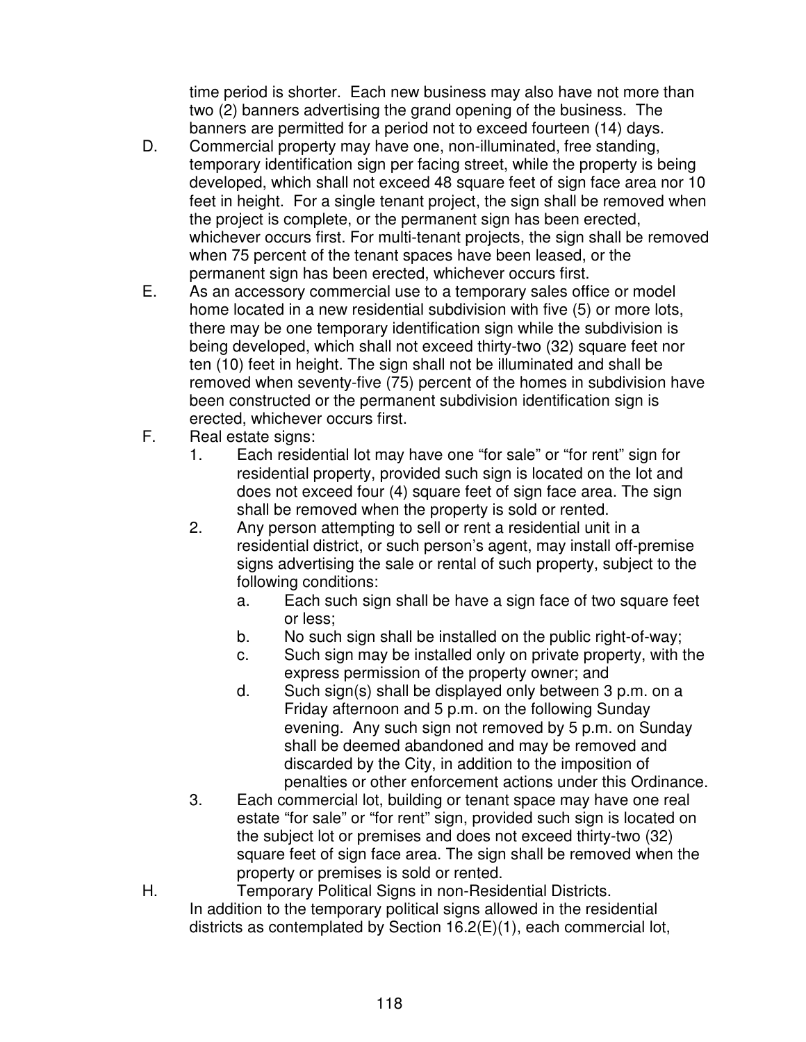time period is shorter. Each new business may also have not more than two (2) banners advertising the grand opening of the business. The banners are permitted for a period not to exceed fourteen (14) days.

D. Commercial property may have one, non-illuminated, free standing, temporary identification sign per facing street, while the property is being developed, which shall not exceed 48 square feet of sign face area nor 10 feet in height. For a single tenant project, the sign shall be removed when the project is complete, or the permanent sign has been erected, whichever occurs first. For multi-tenant projects, the sign shall be removed when 75 percent of the tenant spaces have been leased, or the permanent sign has been erected, whichever occurs first.

E. As an accessory commercial use to a temporary sales office or model home located in a new residential subdivision with five (5) or more lots, there may be one temporary identification sign while the subdivision is being developed, which shall not exceed thirty-two (32) square feet nor ten (10) feet in height. The sign shall not be illuminated and shall be removed when seventy-five (75) percent of the homes in subdivision have been constructed or the permanent subdivision identification sign is erected, whichever occurs first.

F. Real estate signs:

1. Each residential lot may have one “for sale” or “for rent” sign for residential property, provided such sign is located on the lot and does not exceed four (4) square feet of sign face area. The sign shall be removed when the property is sold or rented.
2. Any person attempting to sell or rent a residential unit in a residential district, or such person’s agent, may install off-premise signs advertising the sale or rental of such property, subject to the following conditions:
   a. Each such sign shall be have a sign face of two square feet or less;
   b. No such sign shall be installed on the public right-of-way;
   c. Such sign may be installed only on private property, with the express permission of the property owner; and
   d. Such sign(s) shall be displayed only between 3 p.m. on a Friday afternoon and 5 p.m. on the following Sunday evening. Any such sign not removed by 5 p.m. on Sunday shall be deemed abandoned and may be removed and discarded by the City, in addition to the imposition of penalties or other enforcement actions under this Ordinance.
3. Each commercial lot, building or tenant space may have one real estate “for sale” or “for rent” sign, provided such sign is located on the subject lot or premises and does not exceed thirty-two (32) square feet of sign face area. The sign shall be removed when the property or premises is sold or rented.

H. Temporary Political Signs in non-Residential Districts.

In addition to the temporary political signs allowed in the residential districts as contemplated by Section 16.2(E)(1), each commercial lot,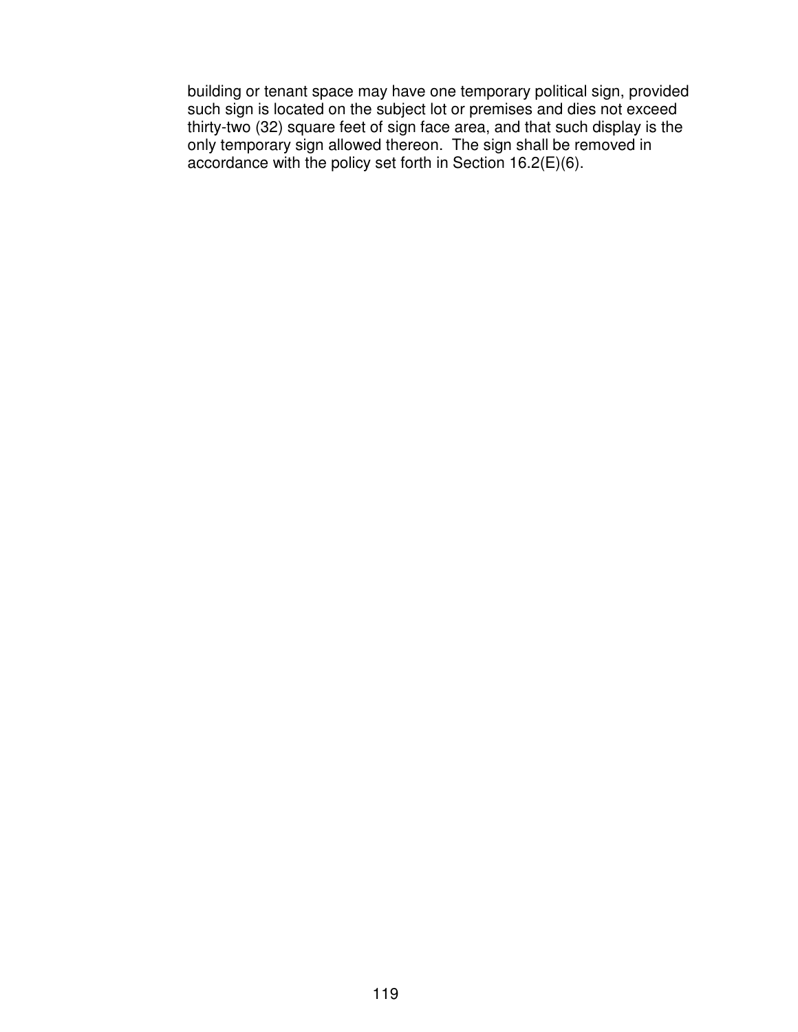building or tenant space may have one temporary political sign, provided such sign is located on the subject lot or premises and dies not exceed thirty-two (32) square feet of sign face area, and that such display is the only temporary sign allowed thereon. The sign shall be removed in accordance with the policy set forth in Section 16.2(E)(6).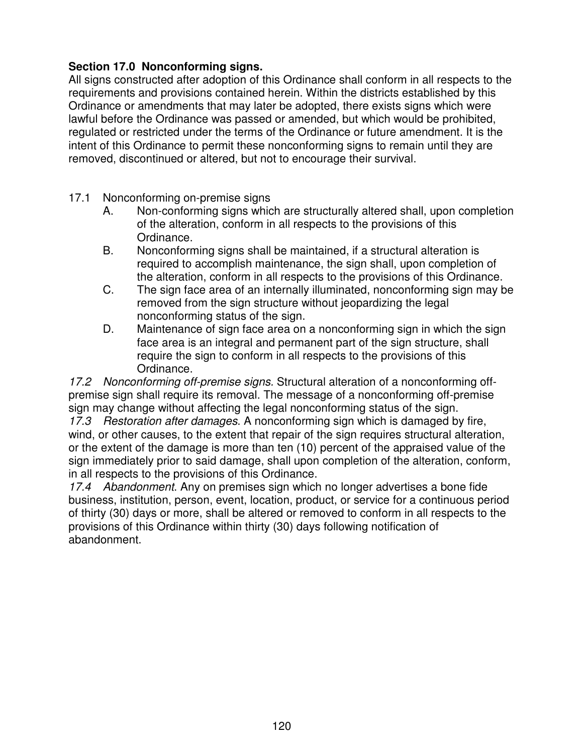**Section 17.0 Nonconforming signs.**
All signs constructed after adoption of this Ordinance shall conform in all respects to the requirements and provisions contained herein. Within the districts established by this Ordinance or amendments that may later be adopted, there exists signs which were lawful before the Ordinance was passed or amended, but which would be prohibited, regulated or restricted under the terms of the Ordinance or future amendment. It is the intent of this Ordinance to permit these nonconforming signs to remain until they are removed, discontinued or altered, but not to encourage their survival.

17.1 Nonconforming on-premise signs

- A. Non-conforming signs which are structurally altered shall, upon completion of the alteration, conform in all respects to the provisions of this Ordinance.
- B. Nonconforming signs shall be maintained, if a structural alteration is required to accomplish maintenance, the sign shall, upon completion of the alteration, conform in all respects to the provisions of this Ordinance.
- C. The sign face area of an internally illuminated, nonconforming sign may be removed from the sign structure without jeopardizing the legal nonconforming status of the sign.
- D. Maintenance of sign face area on a nonconforming sign in which the sign face area is an integral and permanent part of the sign structure, shall require the sign to conform in all respects to the provisions of this Ordinance.

*17.2 Nonconforming off-premise signs.* Structural alteration of a nonconforming off-premise sign shall require its removal. The message of a nonconforming off-premise sign may change without affecting the legal nonconforming status of the sign.

*17.3 Restoration after damages*. A nonconforming sign which is damaged by fire, wind, or other causes, to the extent that repair of the sign requires structural alteration, or the extent of the damage is more than ten (10) percent of the appraised value of the sign immediately prior to said damage, shall upon completion of the alteration, conform, in all respects to the provisions of this Ordinance.

*17.4 Abandonment*. Any on premises sign which no longer advertises a bone fide business, institution, person, event, location, product, or service for a continuous period of thirty (30) days or more, shall be altered or removed to conform in all respects to the provisions of this Ordinance within thirty (30) days following notification of abandonment.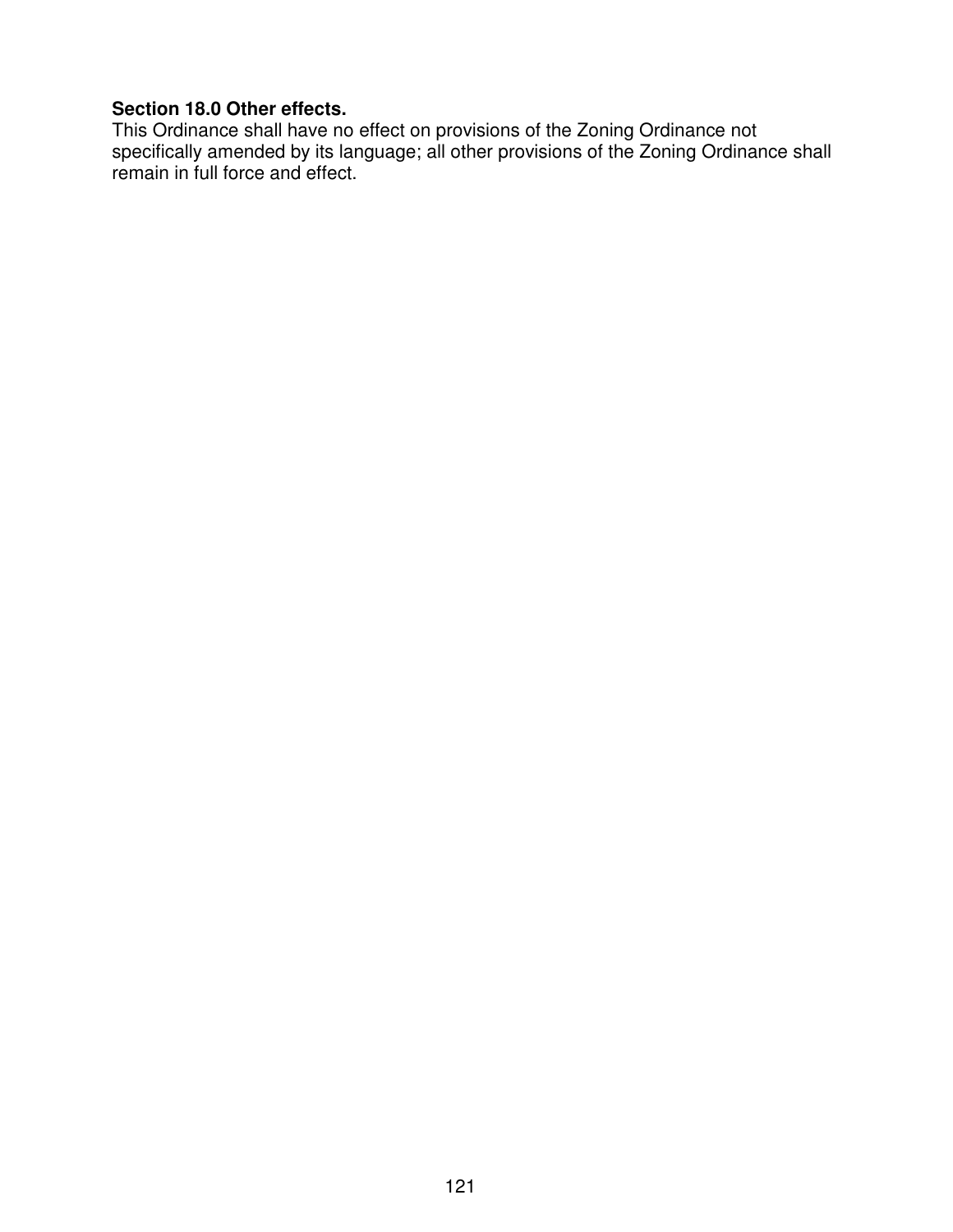**Section 18.0 Other effects.**

This Ordinance shall have no effect on provisions of the Zoning Ordinance not specifically amended by its language; all other provisions of the Zoning Ordinance shall remain in full force and effect.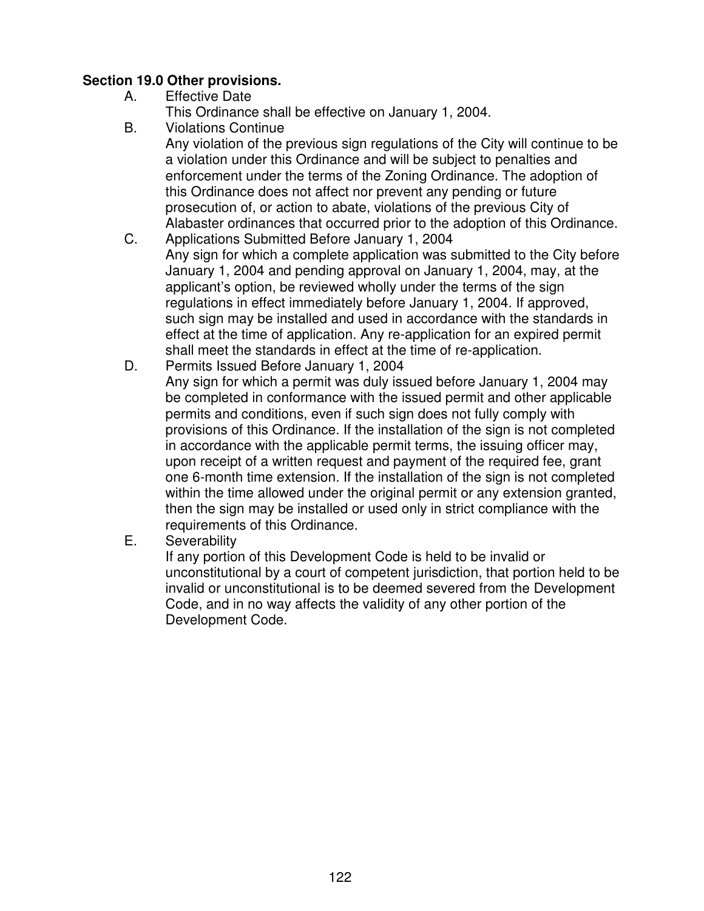**Section 19.0 Other provisions.**

A. Effective Date

This Ordinance shall be effective on January 1, 2004.

B. Violations Continue

Any violation of the previous sign regulations of the City will continue to be a violation under this Ordinance and will be subject to penalties and enforcement under the terms of the Zoning Ordinance. The adoption of this Ordinance does not affect nor prevent any pending or future prosecution of, or action to abate, violations of the previous City of Alabaster ordinances that occurred prior to the adoption of this Ordinance.

C. Applications Submitted Before January 1, 2004

Any sign for which a complete application was submitted to the City before January 1, 2004 and pending approval on January 1, 2004, may, at the applicant's option, be reviewed wholly under the terms of the sign regulations in effect immediately before January 1, 2004. If approved, such sign may be installed and used in accordance with the standards in effect at the time of application. Any re-application for an expired permit shall meet the standards in effect at the time of re-application.

D. Permits Issued Before January 1, 2004

Any sign for which a permit was duly issued before January 1, 2004 may be completed in conformance with the issued permit and other applicable permits and conditions, even if such sign does not fully comply with provisions of this Ordinance. If the installation of the sign is not completed in accordance with the applicable permit terms, the issuing officer may, upon receipt of a written request and payment of the required fee, grant one 6-month time extension. If the installation of the sign is not completed within the time allowed under the original permit or any extension granted, then the sign may be installed or used only in strict compliance with the requirements of this Ordinance.

E. Severability

If any portion of this Development Code is held to be invalid or unconstitutional by a court of competent jurisdiction, that portion held to be invalid or unconstitutional is to be deemed severed from the Development Code, and in no way affects the validity of any other portion of the Development Code.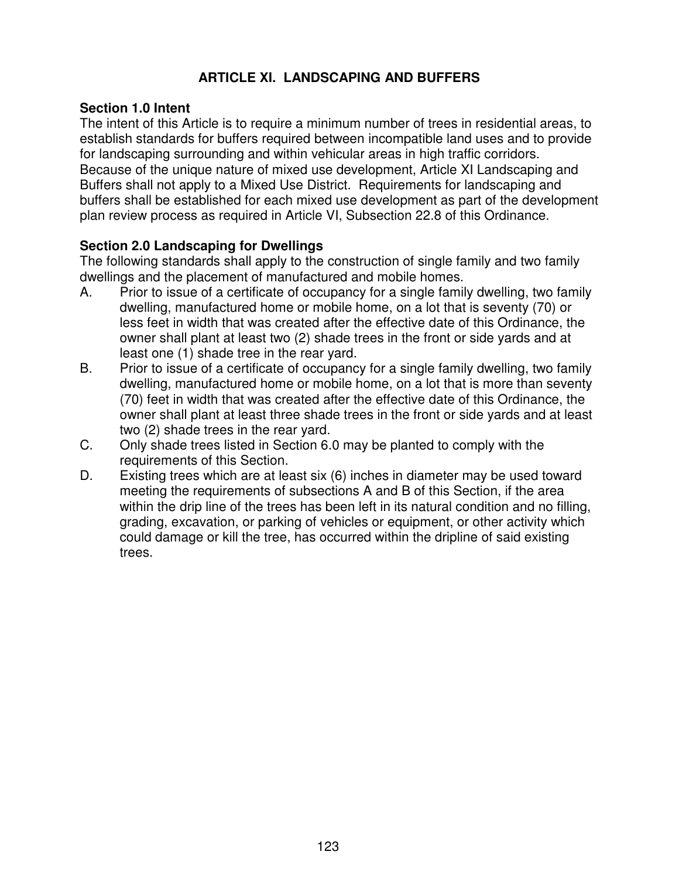# ARTICLE XI. LANDSCAPING AND BUFFERS

## Section 1.0 Intent

The intent of this Article is to require a minimum number of trees in residential areas, to establish standards for buffers required between incompatible land uses and to provide for landscaping surrounding and within vehicular areas in high traffic corridors. Because of the unique nature of mixed use development, Article XI Landscaping and Buffers shall not apply to a Mixed Use District. Requirements for landscaping and buffers shall be established for each mixed use development as part of the development plan review process as required in Article VI, Subsection 22.8 of this Ordinance.

## Section 2.0 Landscaping for Dwellings

The following standards shall apply to the construction of single family and two family dwellings and the placement of manufactured and mobile homes.

A. Prior to issue of a certificate of occupancy for a single family dwelling, two family dwelling, manufactured home or mobile home, on a lot that is seventy (70) or less feet in width that was created after the effective date of this Ordinance, the owner shall plant at least two (2) shade trees in the front or side yards and at least one (1) shade tree in the rear yard.

B. Prior to issue of a certificate of occupancy for a single family dwelling, two family dwelling, manufactured home or mobile home, on a lot that is more than seventy (70) feet in width that was created after the effective date of this Ordinance, the owner shall plant at least three shade trees in the front or side yards and at least two (2) shade trees in the rear yard.

C. Only shade trees listed in Section 6.0 may be planted to comply with the requirements of this Section.

D. Existing trees which are at least six (6) inches in diameter may be used toward meeting the requirements of subsections A and B of this Section, if the area within the drip line of the trees has been left in its natural condition and no filling, grading, excavation, or parking of vehicles or equipment, or other activity which could damage or kill the tree, has occurred within the dripline of said existing trees.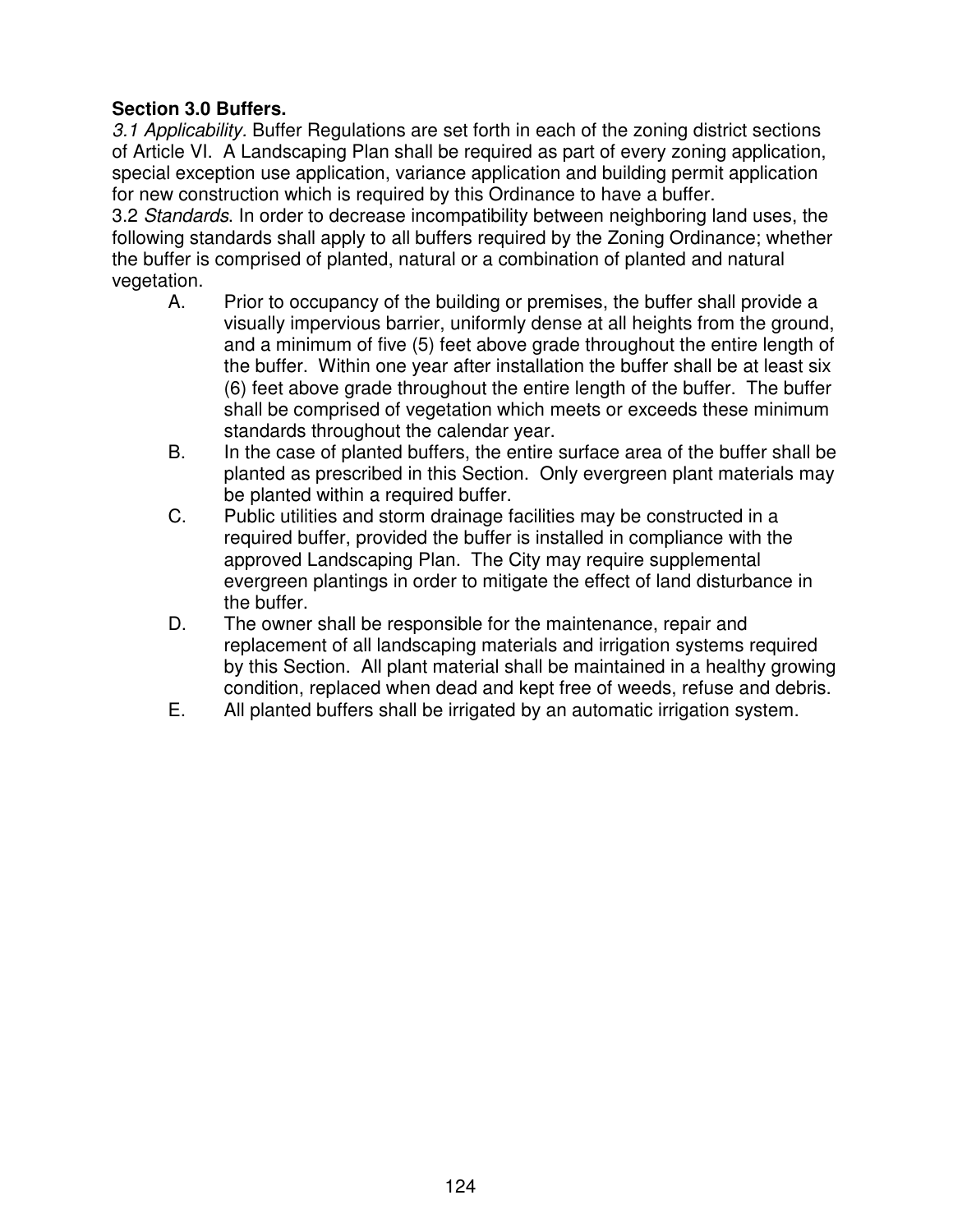**Section 3.0 Buffers.**

*3.1 Applicability.* Buffer Regulations are set forth in each of the zoning district sections of Article VI. A Landscaping Plan shall be required as part of every zoning application, special exception use application, variance application and building permit application for new construction which is required by this Ordinance to have a buffer.

3.2 *Standards*. In order to decrease incompatibility between neighboring land uses, the following standards shall apply to all buffers required by the Zoning Ordinance; whether the buffer is comprised of planted, natural or a combination of planted and natural vegetation.

A. Prior to occupancy of the building or premises, the buffer shall provide a visually impervious barrier, uniformly dense at all heights from the ground, and a minimum of five (5) feet above grade throughout the entire length of the buffer. Within one year after installation the buffer shall be at least six (6) feet above grade throughout the entire length of the buffer. The buffer shall be comprised of vegetation which meets or exceeds these minimum standards throughout the calendar year.

B. In the case of planted buffers, the entire surface area of the buffer shall be planted as prescribed in this Section. Only evergreen plant materials may be planted within a required buffer.

C. Public utilities and storm drainage facilities may be constructed in a required buffer, provided the buffer is installed in compliance with the approved Landscaping Plan. The City may require supplemental evergreen plantings in order to mitigate the effect of land disturbance in the buffer.

D. The owner shall be responsible for the maintenance, repair and replacement of all landscaping materials and irrigation systems required by this Section. All plant material shall be maintained in a healthy growing condition, replaced when dead and kept free of weeds, refuse and debris.

E. All planted buffers shall be irrigated by an automatic irrigation system.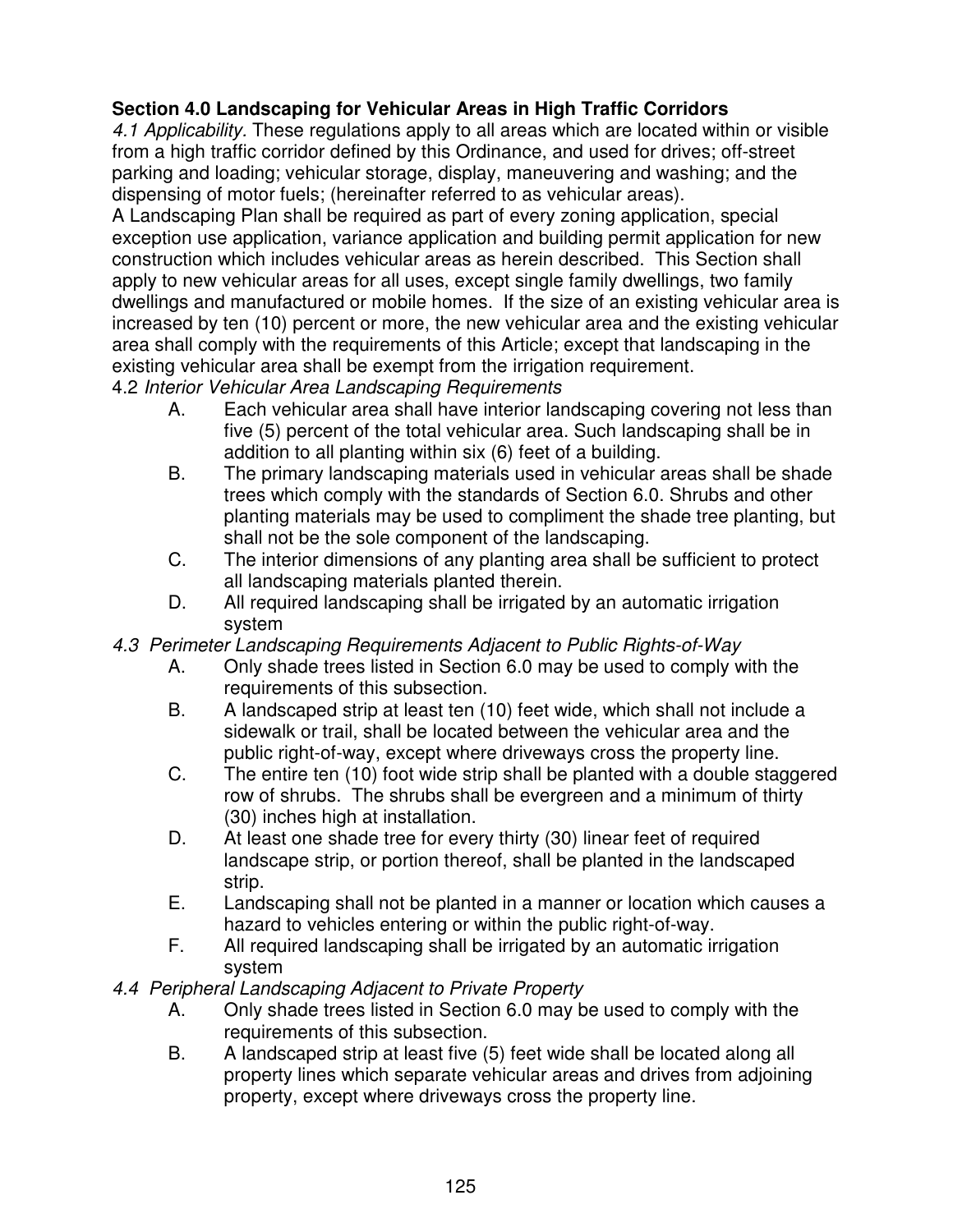## Section 4.0 Landscaping for Vehicular Areas in High Traffic Corridors

*4.1 Applicability.* These regulations apply to all areas which are located within or visible from a high traffic corridor defined by this Ordinance, and used for drives; off-street parking and loading; vehicular storage, display, maneuvering and washing; and the dispensing of motor fuels; (hereinafter referred to as vehicular areas).

A Landscaping Plan shall be required as part of every zoning application, special exception use application, variance application and building permit application for new construction which includes vehicular areas as herein described. This Section shall apply to new vehicular areas for all uses, except single family dwellings, two family dwellings and manufactured or mobile homes. If the size of an existing vehicular area is increased by ten (10) percent or more, the new vehicular area and the existing vehicular area shall comply with the requirements of this Article; except that landscaping in the existing vehicular area shall be exempt from the irrigation requirement.

4.2 *Interior Vehicular Area Landscaping Requirements*

A. Each vehicular area shall have interior landscaping covering not less than five (5) percent of the total vehicular area. Such landscaping shall be in addition to all planting within six (6) feet of a building.

B. The primary landscaping materials used in vehicular areas shall be shade trees which comply with the standards of Section 6.0. Shrubs and other planting materials may be used to compliment the shade tree planting, but shall not be the sole component of the landscaping.

C. The interior dimensions of any planting area shall be sufficient to protect all landscaping materials planted therein.

D. All required landscaping shall be irrigated by an automatic irrigation system

*4.3 Perimeter Landscaping Requirements Adjacent to Public Rights-of-Way*

A. Only shade trees listed in Section 6.0 may be used to comply with the requirements of this subsection.

B. A landscaped strip at least ten (10) feet wide, which shall not include a sidewalk or trail, shall be located between the vehicular area and the public right-of-way, except where driveways cross the property line.

C. The entire ten (10) foot wide strip shall be planted with a double staggered row of shrubs. The shrubs shall be evergreen and a minimum of thirty (30) inches high at installation.

D. At least one shade tree for every thirty (30) linear feet of required landscape strip, or portion thereof, shall be planted in the landscaped strip.

E. Landscaping shall not be planted in a manner or location which causes a hazard to vehicles entering or within the public right-of-way.

F. All required landscaping shall be irrigated by an automatic irrigation system

*4.4 Peripheral Landscaping Adjacent to Private Property*

A. Only shade trees listed in Section 6.0 may be used to comply with the requirements of this subsection.

B. A landscaped strip at least five (5) feet wide shall be located along all property lines which separate vehicular areas and drives from adjoining property, except where driveways cross the property line.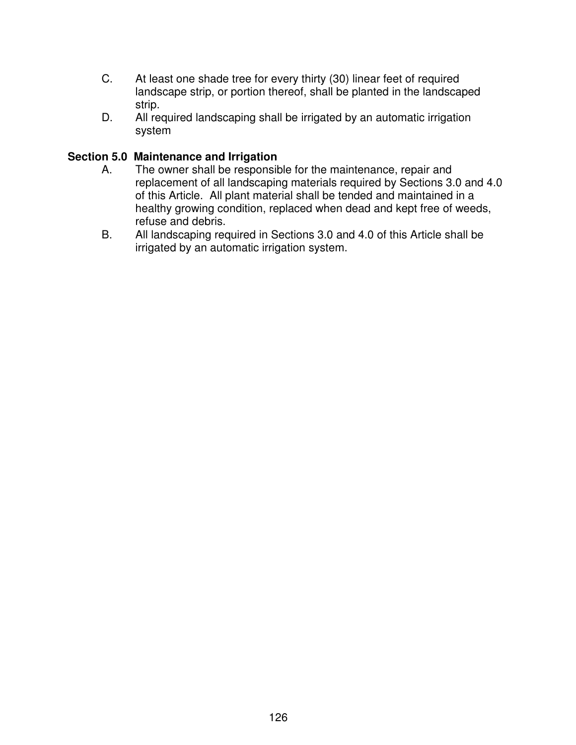C. At least one shade tree for every thirty (30) linear feet of required landscape strip, or portion thereof, shall be planted in the landscaped strip.

D. All required landscaping shall be irrigated by an automatic irrigation system

**Section 5.0 Maintenance and Irrigation**

A. The owner shall be responsible for the maintenance, repair and replacement of all landscaping materials required by Sections 3.0 and 4.0 of this Article. All plant material shall be tended and maintained in a healthy growing condition, replaced when dead and kept free of weeds, refuse and debris.

B. All landscaping required in Sections 3.0 and 4.0 of this Article shall be irrigated by an automatic irrigation system.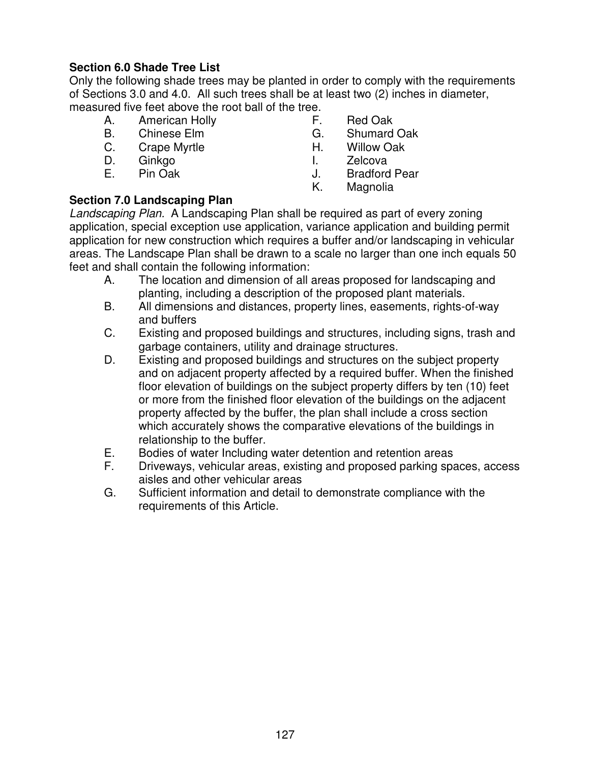**Section 6.0 Shade Tree List**

Only the following shade trees may be planted in order to comply with the requirements of Sections 3.0 and 4.0. All such trees shall be at least two (2) inches in diameter, measured five feet above the root ball of the tree.

- A. American Holly
- B. Chinese Elm
- C. Crape Myrtle
- D. Ginkgo
- E. Pin Oak
- F. Red Oak
- G. Shumard Oak
- H. Willow Oak
- I. Zelcova
- J. Bradford Pear
- K. Magnolia

**Section 7.0 Landscaping Plan**

*Landscaping Plan.* A Landscaping Plan shall be required as part of every zoning application, special exception use application, variance application and building permit application for new construction which requires a buffer and/or landscaping in vehicular areas. The Landscape Plan shall be drawn to a scale no larger than one inch equals 50 feet and shall contain the following information:

- A. The location and dimension of all areas proposed for landscaping and planting, including a description of the proposed plant materials.
- B. All dimensions and distances, property lines, easements, rights-of-way and buffers
- C. Existing and proposed buildings and structures, including signs, trash and garbage containers, utility and drainage structures.
- D. Existing and proposed buildings and structures on the subject property and on adjacent property affected by a required buffer. When the finished floor elevation of buildings on the subject property differs by ten (10) feet or more from the finished floor elevation of the buildings on the adjacent property affected by the buffer, the plan shall include a cross section which accurately shows the comparative elevations of the buildings in relationship to the buffer.
- E. Bodies of water Including water detention and retention areas
- F. Driveways, vehicular areas, existing and proposed parking spaces, access aisles and other vehicular areas
- G. Sufficient information and detail to demonstrate compliance with the requirements of this Article.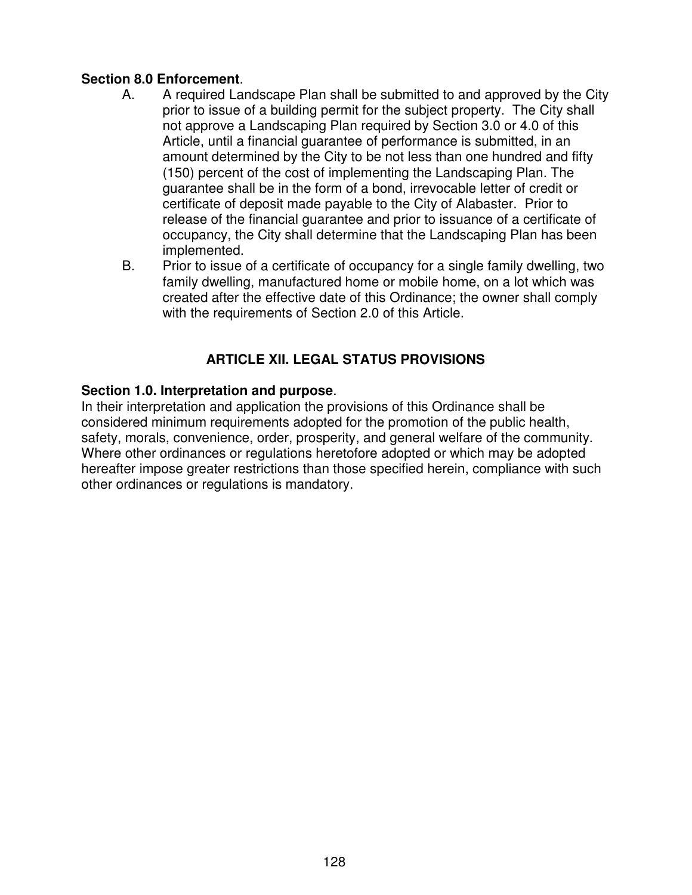**Section 8.0 Enforcement**.

A. A required Landscape Plan shall be submitted to and approved by the City prior to issue of a building permit for the subject property. The City shall not approve a Landscaping Plan required by Section 3.0 or 4.0 of this Article, until a financial guarantee of performance is submitted, in an amount determined by the City to be not less than one hundred and fifty (150) percent of the cost of implementing the Landscaping Plan. The guarantee shall be in the form of a bond, irrevocable letter of credit or certificate of deposit made payable to the City of Alabaster. Prior to release of the financial guarantee and prior to issuance of a certificate of occupancy, the City shall determine that the Landscaping Plan has been implemented.

B. Prior to issue of a certificate of occupancy for a single family dwelling, two family dwelling, manufactured home or mobile home, on a lot which was created after the effective date of this Ordinance; the owner shall comply with the requirements of Section 2.0 of this Article.

## ARTICLE XII. LEGAL STATUS PROVISIONS

**Section 1.0. Interpretation and purpose**.

In their interpretation and application the provisions of this Ordinance shall be considered minimum requirements adopted for the promotion of the public health, safety, morals, convenience, order, prosperity, and general welfare of the community. Where other ordinances or regulations heretofore adopted or which may be adopted hereafter impose greater restrictions than those specified herein, compliance with such other ordinances or regulations is mandatory.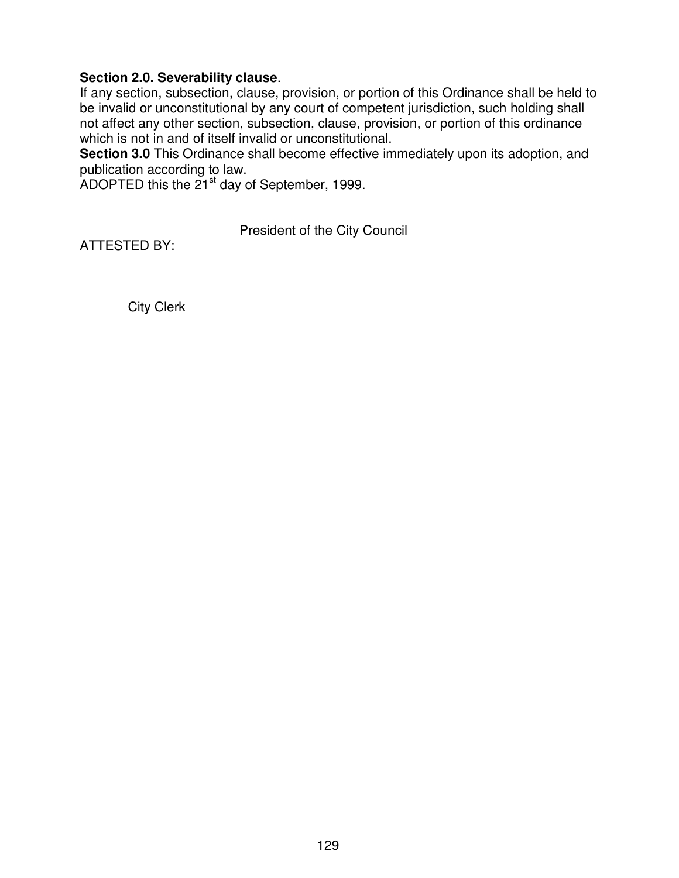**Section 2.0. Severability clause**.
If any section, subsection, clause, provision, or portion of this Ordinance shall be held to be invalid or unconstitutional by any court of competent jurisdiction, such holding shall not affect any other section, subsection, clause, provision, or portion of this ordinance which is not in and of itself invalid or unconstitutional.

**Section 3.0** This Ordinance shall become effective immediately upon its adoption, and publication according to law.

ADOPTED this the 21st day of September, 1999.

President of the City Council

ATTESTED BY:

City Clerk